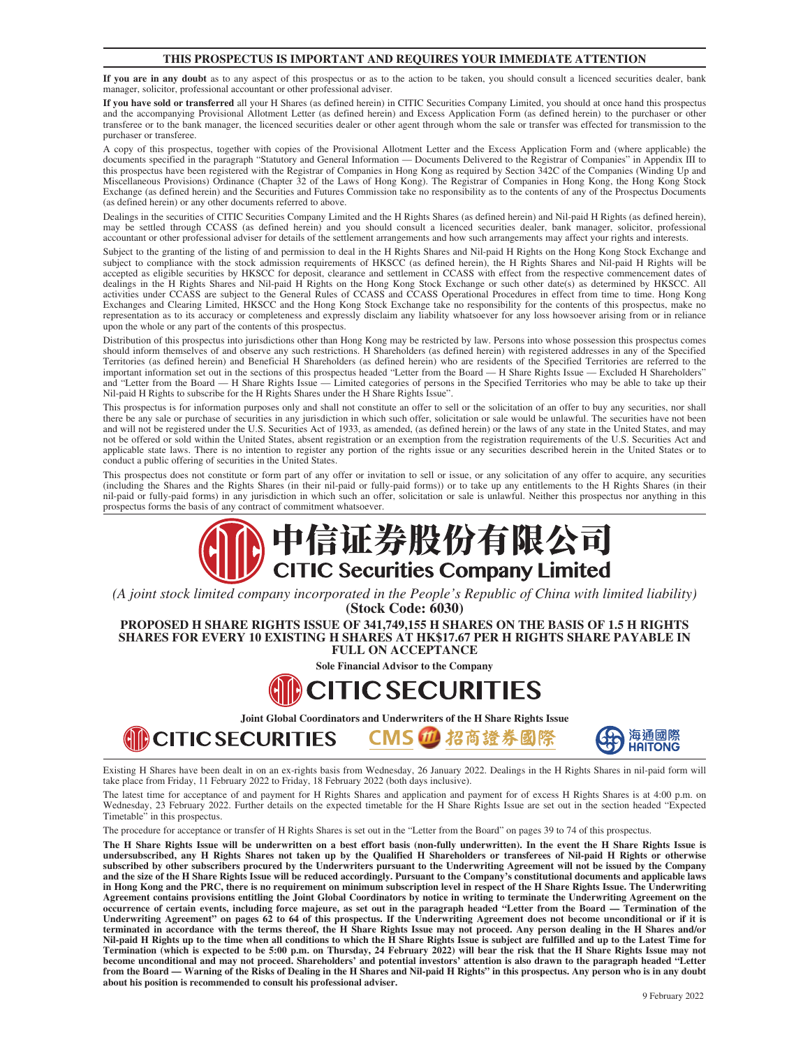**THIS PROSPECTUS IS IMPORTANT AND REQUIRES YOUR IMMEDIATE ATTENTION**

**If you are in any doubt** as to any aspect of this prospectus or as to the action to be taken, you should consult a licenced securities dealer, bank manager, solicitor, professional accountant or other professional adviser.

**If you have sold or transferred** all your H Shares (as defined herein) in CITIC Securities Company Limited, you should at once hand this prospectus and the accompanying Provisional Allotment Letter (as defined herein) and Excess Application Form (as defined herein) to the purchaser or other transferee or to the bank manager, the licenced securities dealer or other agent through whom the sale or transfer was effected for transmission to the purchaser or transferee.

A copy of this prospectus, together with copies of the Provisional Allotment Letter and the Excess Application Form and (where applicable) the documents specified in the paragraph "Statutory and General Information — Documents Delivered to the Registrar of Companies" in Appendix III to this prospectus have been registered with the Registrar of Companies in Hong Kong as required by Section 342C of the Companies (Winding Up and Miscellaneous Provisions) Ordinance (Chapter 32 of the Laws of Hong Kong). The Registrar of Companies in Hong Kong, the Hong Kong Stock Exchange (as defined herein) and the Securities and Futures Commission take no responsibility as to the contents of any of the Prospectus Documents (as defined herein) or any other documents referred to above.

Dealings in the securities of CITIC Securities Company Limited and the H Rights Shares (as defined herein) and Nil-paid H Rights (as defined herein), may be settled through CCASS (as defined herein) and you should consult a licenced securities dealer, bank manager, solicitor, professional accountant or other professional adviser for details of the settlement arrangements and how such arrangements may affect your rights and interests.

Subject to the granting of the listing of and permission to deal in the H Rights Shares and Nil-paid H Rights on the Hong Kong Stock Exchange and subject to compliance with the stock admission requirements of HKSCC (as defined herein), the H Rights Shares and Nil-paid H Rights will be accepted as eligible securities by HKSCC for deposit, clearance and settlement in CCASS with effect from the respective commencement dates of dealings in the H Rights Shares and Nil-paid H Rights on the Hong Kong Stock Exchange or such other date(s) as determined by HKSCC. All activities under CCASS are subject to the General Rules of CCASS and CCASS Operational Procedures in effect from time to time. Hong Kong Exchanges and Clearing Limited, HKSCC and the Hong Kong Stock Exchange take no responsibility for the contents of this prospectus, make no representation as to its accuracy or completeness and expressly disclaim any liability whatsoever for any loss howsoever arising from or in reliance upon the whole or any part of the contents of this prospectus.

Distribution of this prospectus into jurisdictions other than Hong Kong may be restricted by law. Persons into whose possession this prospectus comes should inform themselves of and observe any such restrictions. H Shareholders (as defined herein) with registered addresses in any of the Specified Territories (as defined herein) and Beneficial H Shareholders (as defined herein) who are residents of the Specified Territories are referred to the important information set out in the sections of this prospectus headed "Letter from the Board — H Share Rights Issue — Excluded H Shareholders" and "Letter from the Board — H Share Rights Issue — Limited categories of persons in the Specified Territories who may be able to take up their Nil-paid H Rights to subscribe for the H Rights Shares under the H Share Rights Issue".

This prospectus is for information purposes only and shall not constitute an offer to sell or the solicitation of an offer to buy any securities, nor shall there be any sale or purchase of securities in any jurisdiction in which such offer, solicitation or sale would be unlawful. The securities have not been and will not be registered under the U.S. Securities Act of 1933, as amended, (as defined herein) or the laws of any state in the United States, and may not be offered or sold within the United States, absent registration or an exemption from the registration requirements of the U.S. Securities Act and applicable state laws. There is no intention to register any portion of the rights issue or any securities described herein in the United States or to conduct a public offering of securities in the United States.

This prospectus does not constitute or form part of any offer or invitation to sell or issue, or any solicitation of any offer to acquire, any securities (including the Shares and the Rights Shares (in their nil-paid or fully-paid forms)) or to take up any entitlements to the H Rights Shares (in their nil-paid or fully-paid forms) in any jurisdiction in which such an offer, solicitation or sale is unlawful. Neither this prospectus nor anything in this prospectus forms the basis of any contract of commitment whatsoever.

# 中信证券股份有限公司
# CITIC Securities Company Limited

*(A joint stock limited company incorporated in the People's Republic of China with limited liability)*

**(Stock Code: 6030)**

## PROPOSED H SHARE RIGHTS ISSUE OF 341,749,155 H SHARES ON THE BASIS OF 1.5 H RIGHTS SHARES FOR EVERY 10 EXISTING H SHARES AT HK$17.67 PER H RIGHTS SHARE PAYABLE IN FULL ON ACCEPTANCE

**Sole Financial Advisor to the Company**

CITIC SECURITIES

**Joint Global Coordinators and Underwriters of the H Share Rights Issue**

CITIC SECURITIES &nbsp;&nbsp; CMS 招商證券國際 &nbsp;&nbsp; 海通國際 HAITONG

Existing H Shares have been dealt in on an ex-rights basis from Wednesday, 26 January 2022. Dealings in the H Rights Shares in nil-paid form will take place from Friday, 11 February 2022 to Friday, 18 February 2022 (both days inclusive).

The latest time for acceptance of and payment for H Rights Shares and application and payment for of excess H Rights Shares is at 4:00 p.m. on Wednesday, 23 February 2022. Further details on the expected timetable for the H Share Rights Issue are set out in the section headed "Expected Timetable" in this prospectus.

The procedure for acceptance or transfer of H Rights Shares is set out in the "Letter from the Board" on pages 39 to 74 of this prospectus.

**The H Share Rights Issue will be underwritten on a best effort basis (non-fully underwritten). In the event the H Share Rights Issue is undersubscribed, any H Rights Shares not taken up by the Qualified H Shareholders or transferees of Nil-paid H Rights or otherwise subscribed by other subscribers procured by the Underwriters pursuant to the Underwriting Agreement will not be issued by the Company and the size of the H Share Rights Issue will be reduced accordingly. Pursuant to the Company's constitutional documents and applicable laws in Hong Kong and the PRC, there is no requirement on minimum subscription level in respect of the H Share Rights Issue. The Underwriting Agreement contains provisions entitling the Joint Global Coordinators by notice in writing to terminate the Underwriting Agreement on the occurrence of certain events, including force majeure, as set out in the paragraph headed "Letter from the Board — Termination of the Underwriting Agreement" on pages 62 to 64 of this prospectus. If the Underwriting Agreement does not become unconditional or if it is terminated in accordance with the terms thereof, the H Share Rights Issue may not proceed. Any person dealing in the H Shares and/or Nil-paid H Rights up to the time when all conditions to which the H Share Rights Issue is subject are fulfilled and up to the Latest Time for Termination (which is expected to be 5:00 p.m. on Thursday, 24 February 2022) will bear the risk that the H Share Rights Issue may not become unconditional and may not proceed. Shareholders' and potential investors' attention is also drawn to the paragraph headed "Letter from the Board — Warning of the Risks of Dealing in the H Shares and Nil-paid H Rights" in this prospectus. Any person who is in any doubt about his position is recommended to consult his professional adviser.**

9 February 2022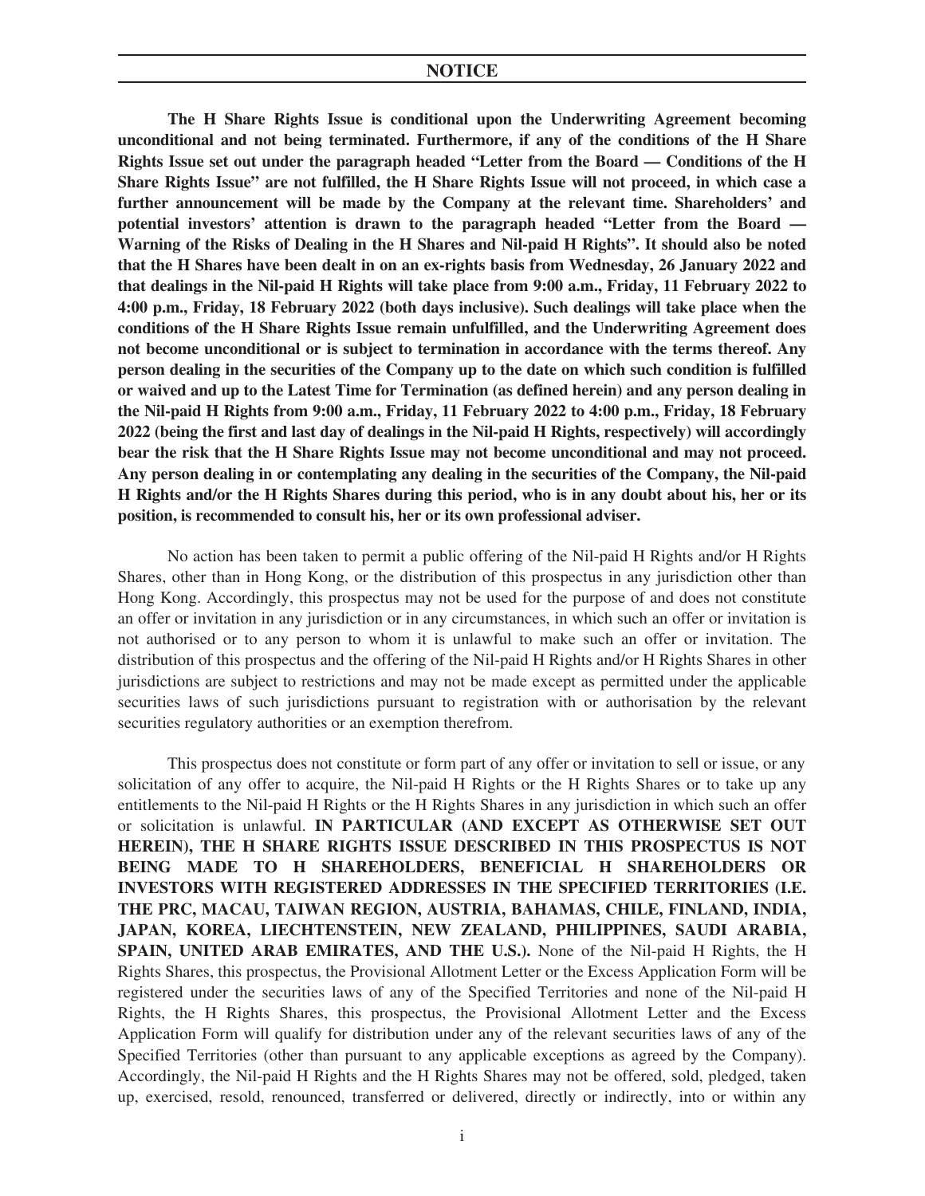# NOTICE

**The H Share Rights Issue is conditional upon the Underwriting Agreement becoming unconditional and not being terminated. Furthermore, if any of the conditions of the H Share Rights Issue set out under the paragraph headed "Letter from the Board — Conditions of the H Share Rights Issue" are not fulfilled, the H Share Rights Issue will not proceed, in which case a further announcement will be made by the Company at the relevant time. Shareholders' and potential investors' attention is drawn to the paragraph headed "Letter from the Board — Warning of the Risks of Dealing in the H Shares and Nil-paid H Rights". It should also be noted that the H Shares have been dealt in on an ex-rights basis from Wednesday, 26 January 2022 and that dealings in the Nil-paid H Rights will take place from 9:00 a.m., Friday, 11 February 2022 to 4:00 p.m., Friday, 18 February 2022 (both days inclusive). Such dealings will take place when the conditions of the H Share Rights Issue remain unfulfilled, and the Underwriting Agreement does not become unconditional or is subject to termination in accordance with the terms thereof. Any person dealing in the securities of the Company up to the date on which such condition is fulfilled or waived and up to the Latest Time for Termination (as defined herein) and any person dealing in the Nil-paid H Rights from 9:00 a.m., Friday, 11 February 2022 to 4:00 p.m., Friday, 18 February 2022 (being the first and last day of dealings in the Nil-paid H Rights, respectively) will accordingly bear the risk that the H Share Rights Issue may not become unconditional and may not proceed. Any person dealing in or contemplating any dealing in the securities of the Company, the Nil-paid H Rights and/or the H Rights Shares during this period, who is in any doubt about his, her or its position, is recommended to consult his, her or its own professional adviser.**

No action has been taken to permit a public offering of the Nil-paid H Rights and/or H Rights Shares, other than in Hong Kong, or the distribution of this prospectus in any jurisdiction other than Hong Kong. Accordingly, this prospectus may not be used for the purpose of and does not constitute an offer or invitation in any jurisdiction or in any circumstances, in which such an offer or invitation is not authorised or to any person to whom it is unlawful to make such an offer or invitation. The distribution of this prospectus and the offering of the Nil-paid H Rights and/or H Rights Shares in other jurisdictions are subject to restrictions and may not be made except as permitted under the applicable securities laws of such jurisdictions pursuant to registration with or authorisation by the relevant securities regulatory authorities or an exemption therefrom.

This prospectus does not constitute or form part of any offer or invitation to sell or issue, or any solicitation of any offer to acquire, the Nil-paid H Rights or the H Rights Shares or to take up any entitlements to the Nil-paid H Rights or the H Rights Shares in any jurisdiction in which such an offer or solicitation is unlawful. **IN PARTICULAR (AND EXCEPT AS OTHERWISE SET OUT HEREIN), THE H SHARE RIGHTS ISSUE DESCRIBED IN THIS PROSPECTUS IS NOT BEING MADE TO H SHAREHOLDERS, BENEFICIAL H SHAREHOLDERS OR INVESTORS WITH REGISTERED ADDRESSES IN THE SPECIFIED TERRITORIES (I.E. THE PRC, MACAU, TAIWAN REGION, AUSTRIA, BAHAMAS, CHILE, FINLAND, INDIA, JAPAN, KOREA, LIECHTENSTEIN, NEW ZEALAND, PHILIPPINES, SAUDI ARABIA, SPAIN, UNITED ARAB EMIRATES, AND THE U.S.).** None of the Nil-paid H Rights, the H Rights Shares, this prospectus, the Provisional Allotment Letter or the Excess Application Form will be registered under the securities laws of any of the Specified Territories and none of the Nil-paid H Rights, the H Rights Shares, this prospectus, the Provisional Allotment Letter and the Excess Application Form will qualify for distribution under any of the relevant securities laws of any of the Specified Territories (other than pursuant to any applicable exceptions as agreed by the Company). Accordingly, the Nil-paid H Rights and the H Rights Shares may not be offered, sold, pledged, taken up, exercised, resold, renounced, transferred or delivered, directly or indirectly, into or within any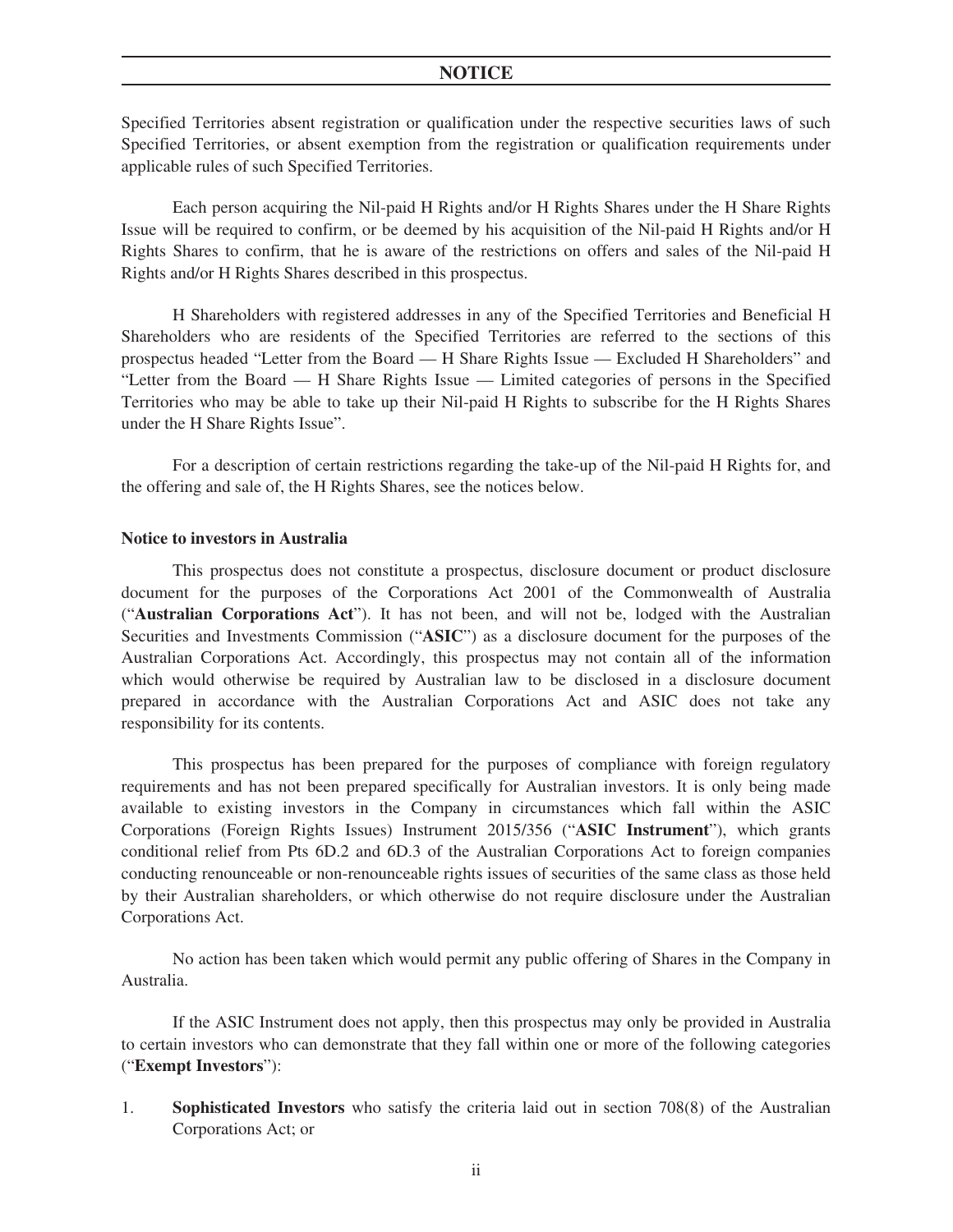Specified Territories absent registration or qualification under the respective securities laws of such Specified Territories, or absent exemption from the registration or qualification requirements under applicable rules of such Specified Territories.

Each person acquiring the Nil-paid H Rights and/or H Rights Shares under the H Share Rights Issue will be required to confirm, or be deemed by his acquisition of the Nil-paid H Rights and/or H Rights Shares to confirm, that he is aware of the restrictions on offers and sales of the Nil-paid H Rights and/or H Rights Shares described in this prospectus.

H Shareholders with registered addresses in any of the Specified Territories and Beneficial H Shareholders who are residents of the Specified Territories are referred to the sections of this prospectus headed "Letter from the Board — H Share Rights Issue — Excluded H Shareholders" and "Letter from the Board — H Share Rights Issue — Limited categories of persons in the Specified Territories who may be able to take up their Nil-paid H Rights to subscribe for the H Rights Shares under the H Share Rights Issue".

For a description of certain restrictions regarding the take-up of the Nil-paid H Rights for, and the offering and sale of, the H Rights Shares, see the notices below.

**Notice to investors in Australia**

This prospectus does not constitute a prospectus, disclosure document or product disclosure document for the purposes of the Corporations Act 2001 of the Commonwealth of Australia ("**Australian Corporations Act**"). It has not been, and will not be, lodged with the Australian Securities and Investments Commission ("**ASIC**") as a disclosure document for the purposes of the Australian Corporations Act. Accordingly, this prospectus may not contain all of the information which would otherwise be required by Australian law to be disclosed in a disclosure document prepared in accordance with the Australian Corporations Act and ASIC does not take any responsibility for its contents.

This prospectus has been prepared for the purposes of compliance with foreign regulatory requirements and has not been prepared specifically for Australian investors. It is only being made available to existing investors in the Company in circumstances which fall within the ASIC Corporations (Foreign Rights Issues) Instrument 2015/356 ("**ASIC Instrument**"), which grants conditional relief from Pts 6D.2 and 6D.3 of the Australian Corporations Act to foreign companies conducting renounceable or non-renounceable rights issues of securities of the same class as those held by their Australian shareholders, or which otherwise do not require disclosure under the Australian Corporations Act.

No action has been taken which would permit any public offering of Shares in the Company in Australia.

If the ASIC Instrument does not apply, then this prospectus may only be provided in Australia to certain investors who can demonstrate that they fall within one or more of the following categories ("**Exempt Investors**"):

1. **Sophisticated Investors** who satisfy the criteria laid out in section 708(8) of the Australian Corporations Act; or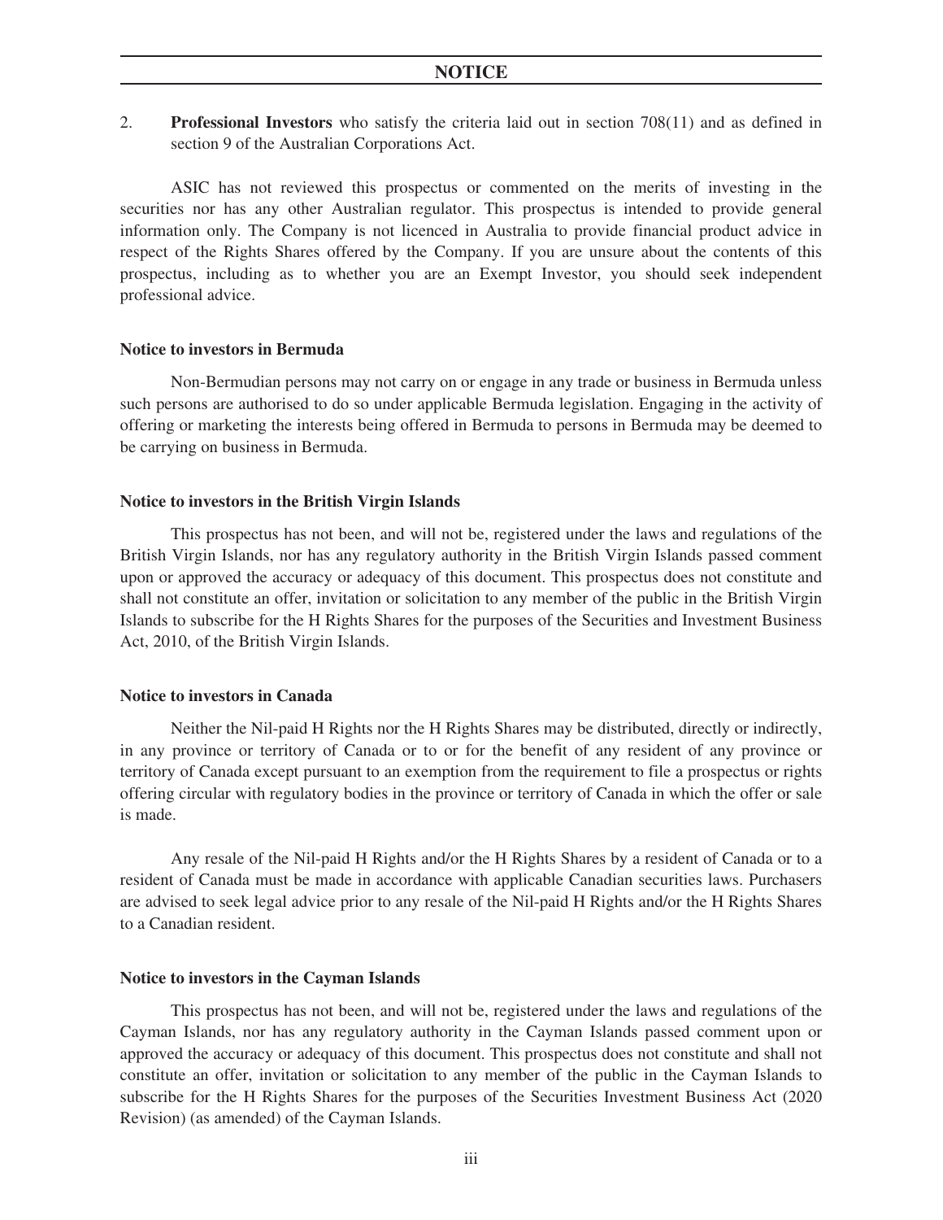2. **Professional Investors** who satisfy the criteria laid out in section 708(11) and as defined in section 9 of the Australian Corporations Act.

ASIC has not reviewed this prospectus or commented on the merits of investing in the securities nor has any other Australian regulator. This prospectus is intended to provide general information only. The Company is not licenced in Australia to provide financial product advice in respect of the Rights Shares offered by the Company. If you are unsure about the contents of this prospectus, including as to whether you are an Exempt Investor, you should seek independent professional advice.

**Notice to investors in Bermuda**

Non-Bermudian persons may not carry on or engage in any trade or business in Bermuda unless such persons are authorised to do so under applicable Bermuda legislation. Engaging in the activity of offering or marketing the interests being offered in Bermuda to persons in Bermuda may be deemed to be carrying on business in Bermuda.

**Notice to investors in the British Virgin Islands**

This prospectus has not been, and will not be, registered under the laws and regulations of the British Virgin Islands, nor has any regulatory authority in the British Virgin Islands passed comment upon or approved the accuracy or adequacy of this document. This prospectus does not constitute and shall not constitute an offer, invitation or solicitation to any member of the public in the British Virgin Islands to subscribe for the H Rights Shares for the purposes of the Securities and Investment Business Act, 2010, of the British Virgin Islands.

**Notice to investors in Canada**

Neither the Nil-paid H Rights nor the H Rights Shares may be distributed, directly or indirectly, in any province or territory of Canada or to or for the benefit of any resident of any province or territory of Canada except pursuant to an exemption from the requirement to file a prospectus or rights offering circular with regulatory bodies in the province or territory of Canada in which the offer or sale is made.

Any resale of the Nil-paid H Rights and/or the H Rights Shares by a resident of Canada or to a resident of Canada must be made in accordance with applicable Canadian securities laws. Purchasers are advised to seek legal advice prior to any resale of the Nil-paid H Rights and/or the H Rights Shares to a Canadian resident.

**Notice to investors in the Cayman Islands**

This prospectus has not been, and will not be, registered under the laws and regulations of the Cayman Islands, nor has any regulatory authority in the Cayman Islands passed comment upon or approved the accuracy or adequacy of this document. This prospectus does not constitute and shall not constitute an offer, invitation or solicitation to any member of the public in the Cayman Islands to subscribe for the H Rights Shares for the purposes of the Securities Investment Business Act (2020 Revision) (as amended) of the Cayman Islands.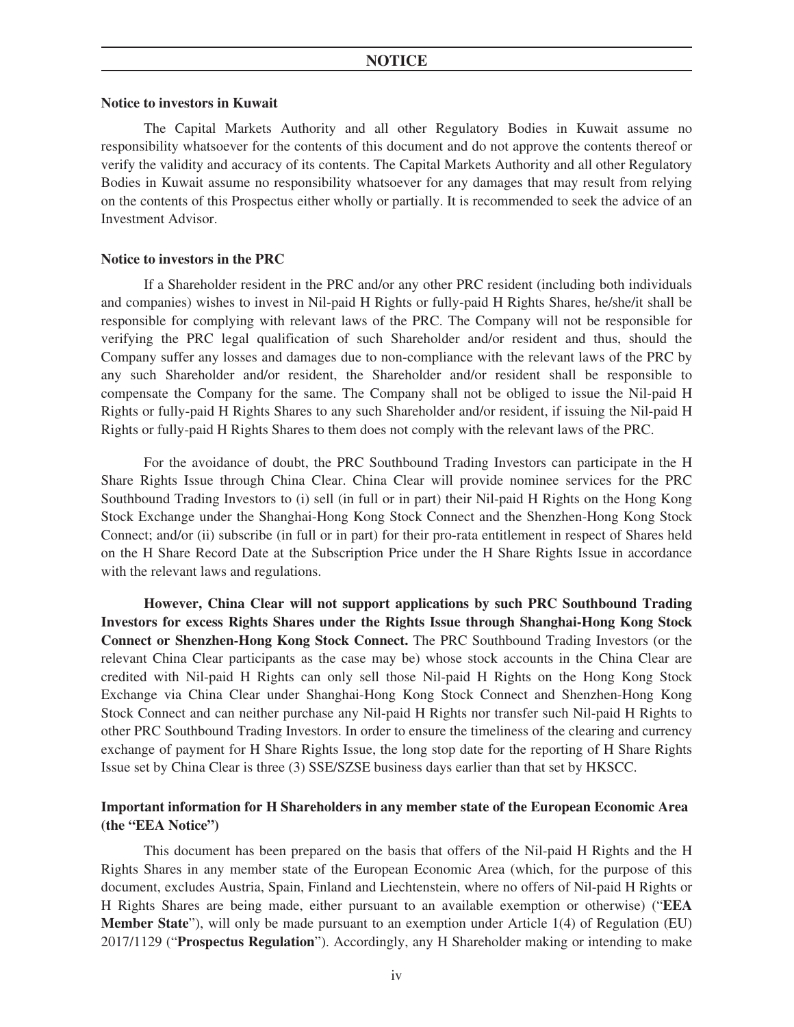## NOTICE

**Notice to investors in Kuwait**

The Capital Markets Authority and all other Regulatory Bodies in Kuwait assume no responsibility whatsoever for the contents of this document and do not approve the contents thereof or verify the validity and accuracy of its contents. The Capital Markets Authority and all other Regulatory Bodies in Kuwait assume no responsibility whatsoever for any damages that may result from relying on the contents of this Prospectus either wholly or partially. It is recommended to seek the advice of an Investment Advisor.

**Notice to investors in the PRC**

If a Shareholder resident in the PRC and/or any other PRC resident (including both individuals and companies) wishes to invest in Nil-paid H Rights or fully-paid H Rights Shares, he/she/it shall be responsible for complying with relevant laws of the PRC. The Company will not be responsible for verifying the PRC legal qualification of such Shareholder and/or resident and thus, should the Company suffer any losses and damages due to non-compliance with the relevant laws of the PRC by any such Shareholder and/or resident, the Shareholder and/or resident shall be responsible to compensate the Company for the same. The Company shall not be obliged to issue the Nil-paid H Rights or fully-paid H Rights Shares to any such Shareholder and/or resident, if issuing the Nil-paid H Rights or fully-paid H Rights Shares to them does not comply with the relevant laws of the PRC.

For the avoidance of doubt, the PRC Southbound Trading Investors can participate in the H Share Rights Issue through China Clear. China Clear will provide nominee services for the PRC Southbound Trading Investors to (i) sell (in full or in part) their Nil-paid H Rights on the Hong Kong Stock Exchange under the Shanghai-Hong Kong Stock Connect and the Shenzhen-Hong Kong Stock Connect; and/or (ii) subscribe (in full or in part) for their pro-rata entitlement in respect of Shares held on the H Share Record Date at the Subscription Price under the H Share Rights Issue in accordance with the relevant laws and regulations.

**However, China Clear will not support applications by such PRC Southbound Trading Investors for excess Rights Shares under the Rights Issue through Shanghai-Hong Kong Stock Connect or Shenzhen-Hong Kong Stock Connect.** The PRC Southbound Trading Investors (or the relevant China Clear participants as the case may be) whose stock accounts in the China Clear are credited with Nil-paid H Rights can only sell those Nil-paid H Rights on the Hong Kong Stock Exchange via China Clear under Shanghai-Hong Kong Stock Connect and Shenzhen-Hong Kong Stock Connect and can neither purchase any Nil-paid H Rights nor transfer such Nil-paid H Rights to other PRC Southbound Trading Investors. In order to ensure the timeliness of the clearing and currency exchange of payment for H Share Rights Issue, the long stop date for the reporting of H Share Rights Issue set by China Clear is three (3) SSE/SZSE business days earlier than that set by HKSCC.

**Important information for H Shareholders in any member state of the European Economic Area (the "EEA Notice")**

This document has been prepared on the basis that offers of the Nil-paid H Rights and the H Rights Shares in any member state of the European Economic Area (which, for the purpose of this document, excludes Austria, Spain, Finland and Liechtenstein, where no offers of Nil-paid H Rights or H Rights Shares are being made, either pursuant to an available exemption or otherwise) ("**EEA Member State**"), will only be made pursuant to an exemption under Article 1(4) of Regulation (EU) 2017/1129 ("**Prospectus Regulation**"). Accordingly, any H Shareholder making or intending to make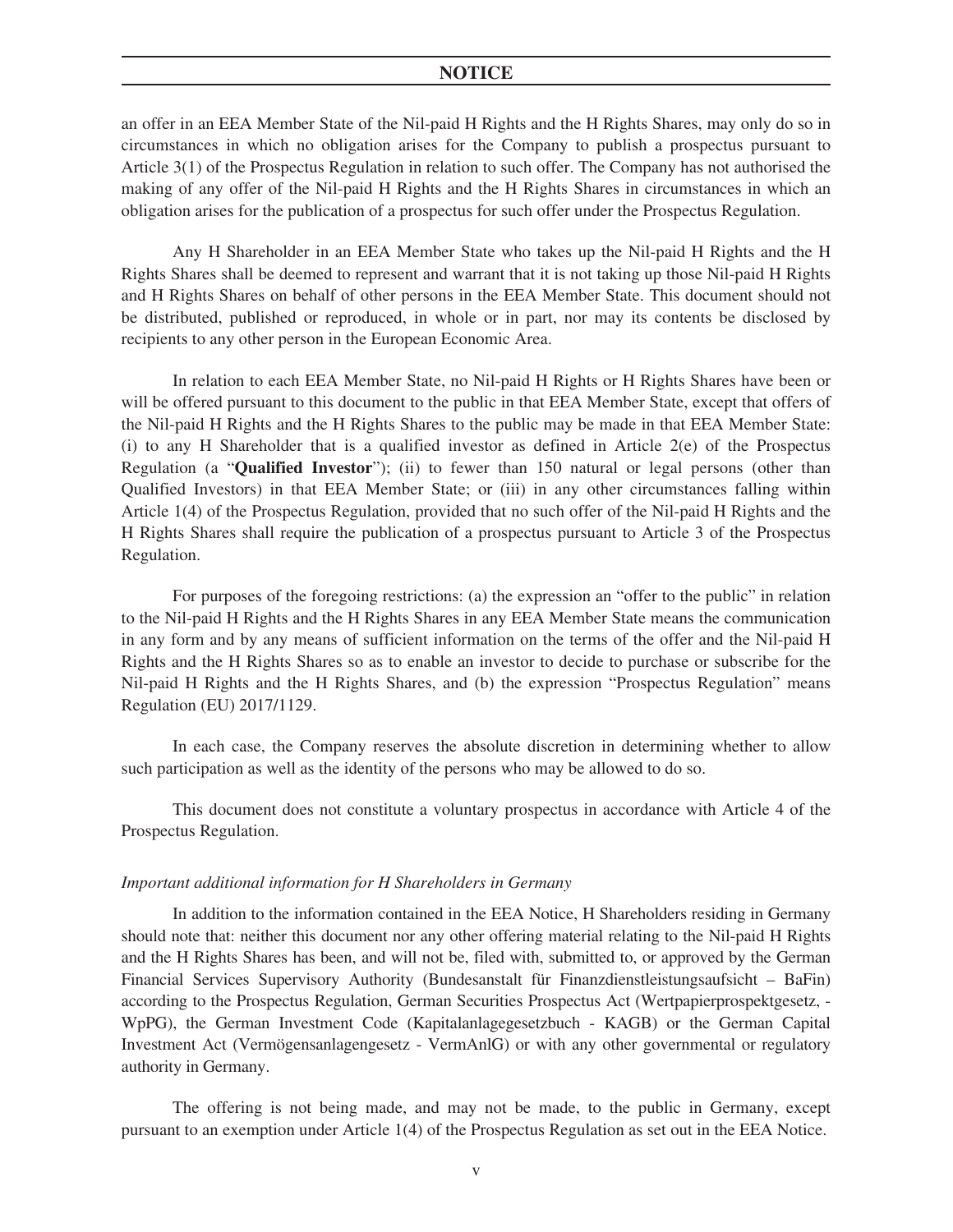an offer in an EEA Member State of the Nil-paid H Rights and the H Rights Shares, may only do so in circumstances in which no obligation arises for the Company to publish a prospectus pursuant to Article 3(1) of the Prospectus Regulation in relation to such offer. The Company has not authorised the making of any offer of the Nil-paid H Rights and the H Rights Shares in circumstances in which an obligation arises for the publication of a prospectus for such offer under the Prospectus Regulation.

Any H Shareholder in an EEA Member State who takes up the Nil-paid H Rights and the H Rights Shares shall be deemed to represent and warrant that it is not taking up those Nil-paid H Rights and H Rights Shares on behalf of other persons in the EEA Member State. This document should not be distributed, published or reproduced, in whole or in part, nor may its contents be disclosed by recipients to any other person in the European Economic Area.

In relation to each EEA Member State, no Nil-paid H Rights or H Rights Shares have been or will be offered pursuant to this document to the public in that EEA Member State, except that offers of the Nil-paid H Rights and the H Rights Shares to the public may be made in that EEA Member State: (i) to any H Shareholder that is a qualified investor as defined in Article 2(e) of the Prospectus Regulation (a "**Qualified Investor**"); (ii) to fewer than 150 natural or legal persons (other than Qualified Investors) in that EEA Member State; or (iii) in any other circumstances falling within Article 1(4) of the Prospectus Regulation, provided that no such offer of the Nil-paid H Rights and the H Rights Shares shall require the publication of a prospectus pursuant to Article 3 of the Prospectus Regulation.

For purposes of the foregoing restrictions: (a) the expression an "offer to the public" in relation to the Nil-paid H Rights and the H Rights Shares in any EEA Member State means the communication in any form and by any means of sufficient information on the terms of the offer and the Nil-paid H Rights and the H Rights Shares so as to enable an investor to decide to purchase or subscribe for the Nil-paid H Rights and the H Rights Shares, and (b) the expression "Prospectus Regulation" means Regulation (EU) 2017/1129.

In each case, the Company reserves the absolute discretion in determining whether to allow such participation as well as the identity of the persons who may be allowed to do so.

This document does not constitute a voluntary prospectus in accordance with Article 4 of the Prospectus Regulation.

*Important additional information for H Shareholders in Germany*

In addition to the information contained in the EEA Notice, H Shareholders residing in Germany should note that: neither this document nor any other offering material relating to the Nil-paid H Rights and the H Rights Shares has been, and will not be, filed with, submitted to, or approved by the German Financial Services Supervisory Authority (Bundesanstalt für Finanzdienstleistungsaufsicht – BaFin) according to the Prospectus Regulation, German Securities Prospectus Act (Wertpapierprospektgesetz, - WpPG), the German Investment Code (Kapitalanlagegesetzbuch - KAGB) or the German Capital Investment Act (Vermögensanlagengesetz - VermAnlG) or with any other governmental or regulatory authority in Germany.

The offering is not being made, and may not be made, to the public in Germany, except pursuant to an exemption under Article 1(4) of the Prospectus Regulation as set out in the EEA Notice.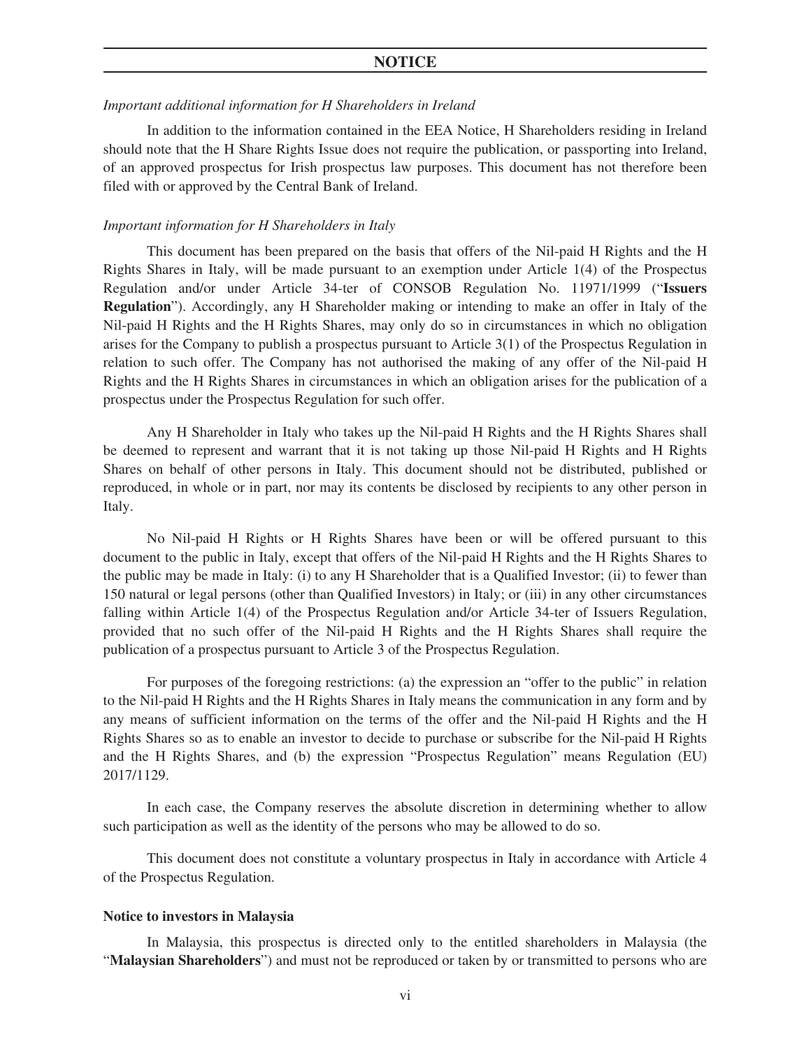*Important additional information for H Shareholders in Ireland*

In addition to the information contained in the EEA Notice, H Shareholders residing in Ireland should note that the H Share Rights Issue does not require the publication, or passporting into Ireland, of an approved prospectus for Irish prospectus law purposes. This document has not therefore been filed with or approved by the Central Bank of Ireland.

*Important information for H Shareholders in Italy*

This document has been prepared on the basis that offers of the Nil-paid H Rights and the H Rights Shares in Italy, will be made pursuant to an exemption under Article 1(4) of the Prospectus Regulation and/or under Article 34-ter of CONSOB Regulation No. 11971/1999 ("**Issuers Regulation**"). Accordingly, any H Shareholder making or intending to make an offer in Italy of the Nil-paid H Rights and the H Rights Shares, may only do so in circumstances in which no obligation arises for the Company to publish a prospectus pursuant to Article 3(1) of the Prospectus Regulation in relation to such offer. The Company has not authorised the making of any offer of the Nil-paid H Rights and the H Rights Shares in circumstances in which an obligation arises for the publication of a prospectus under the Prospectus Regulation for such offer.

Any H Shareholder in Italy who takes up the Nil-paid H Rights and the H Rights Shares shall be deemed to represent and warrant that it is not taking up those Nil-paid H Rights and H Rights Shares on behalf of other persons in Italy. This document should not be distributed, published or reproduced, in whole or in part, nor may its contents be disclosed by recipients to any other person in Italy.

No Nil-paid H Rights or H Rights Shares have been or will be offered pursuant to this document to the public in Italy, except that offers of the Nil-paid H Rights and the H Rights Shares to the public may be made in Italy: (i) to any H Shareholder that is a Qualified Investor; (ii) to fewer than 150 natural or legal persons (other than Qualified Investors) in Italy; or (iii) in any other circumstances falling within Article 1(4) of the Prospectus Regulation and/or Article 34-ter of Issuers Regulation, provided that no such offer of the Nil-paid H Rights and the H Rights Shares shall require the publication of a prospectus pursuant to Article 3 of the Prospectus Regulation.

For purposes of the foregoing restrictions: (a) the expression an "offer to the public" in relation to the Nil-paid H Rights and the H Rights Shares in Italy means the communication in any form and by any means of sufficient information on the terms of the offer and the Nil-paid H Rights and the H Rights Shares so as to enable an investor to decide to purchase or subscribe for the Nil-paid H Rights and the H Rights Shares, and (b) the expression "Prospectus Regulation" means Regulation (EU) 2017/1129.

In each case, the Company reserves the absolute discretion in determining whether to allow such participation as well as the identity of the persons who may be allowed to do so.

This document does not constitute a voluntary prospectus in Italy in accordance with Article 4 of the Prospectus Regulation.

**Notice to investors in Malaysia**

In Malaysia, this prospectus is directed only to the entitled shareholders in Malaysia (the "**Malaysian Shareholders**") and must not be reproduced or taken by or transmitted to persons who are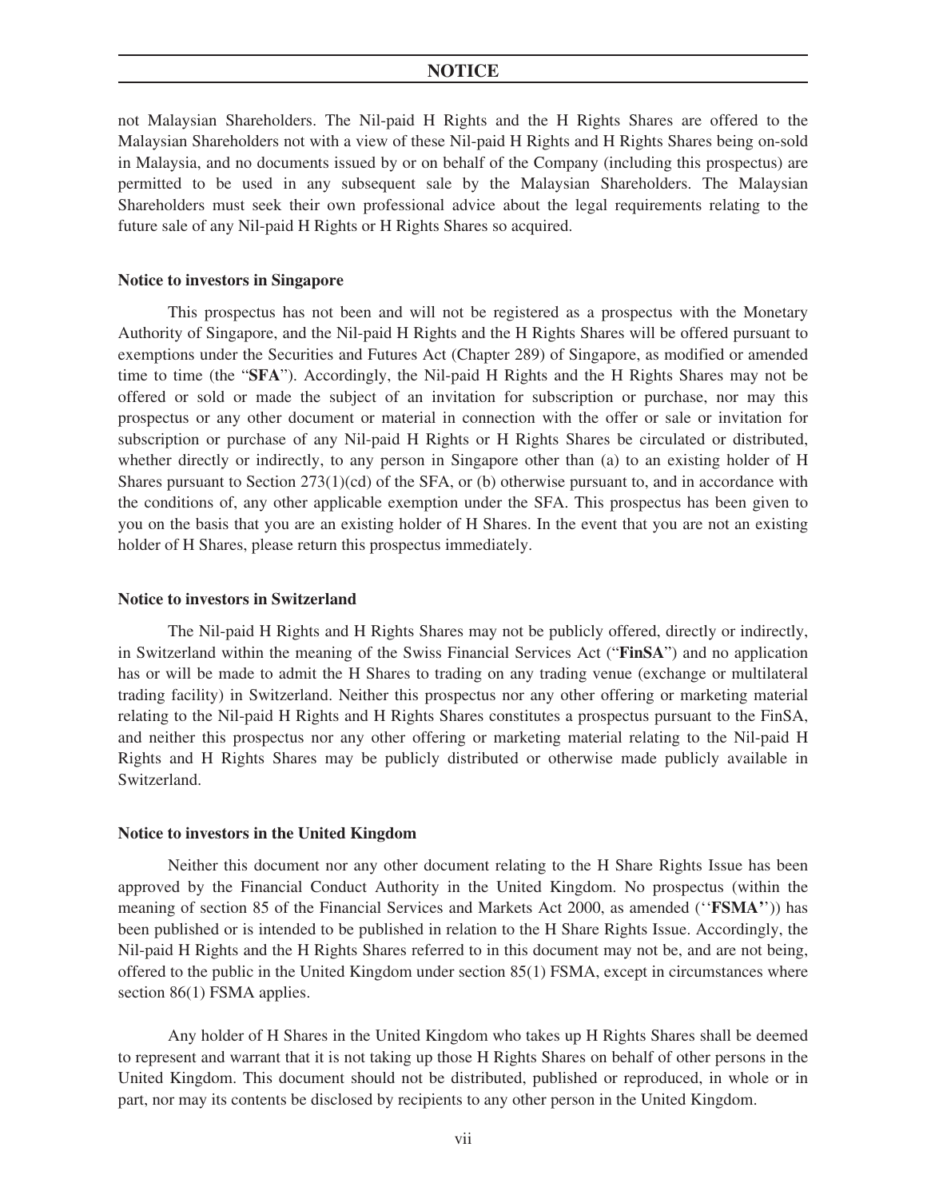not Malaysian Shareholders. The Nil-paid H Rights and the H Rights Shares are offered to the Malaysian Shareholders not with a view of these Nil-paid H Rights and H Rights Shares being on-sold in Malaysia, and no documents issued by or on behalf of the Company (including this prospectus) are permitted to be used in any subsequent sale by the Malaysian Shareholders. The Malaysian Shareholders must seek their own professional advice about the legal requirements relating to the future sale of any Nil-paid H Rights or H Rights Shares so acquired.

**Notice to investors in Singapore**

This prospectus has not been and will not be registered as a prospectus with the Monetary Authority of Singapore, and the Nil-paid H Rights and the H Rights Shares will be offered pursuant to exemptions under the Securities and Futures Act (Chapter 289) of Singapore, as modified or amended time to time (the "**SFA**"). Accordingly, the Nil-paid H Rights and the H Rights Shares may not be offered or sold or made the subject of an invitation for subscription or purchase, nor may this prospectus or any other document or material in connection with the offer or sale or invitation for subscription or purchase of any Nil-paid H Rights or H Rights Shares be circulated or distributed, whether directly or indirectly, to any person in Singapore other than (a) to an existing holder of H Shares pursuant to Section 273(1)(cd) of the SFA, or (b) otherwise pursuant to, and in accordance with the conditions of, any other applicable exemption under the SFA. This prospectus has been given to you on the basis that you are an existing holder of H Shares. In the event that you are not an existing holder of H Shares, please return this prospectus immediately.

**Notice to investors in Switzerland**

The Nil-paid H Rights and H Rights Shares may not be publicly offered, directly or indirectly, in Switzerland within the meaning of the Swiss Financial Services Act ("**FinSA**") and no application has or will be made to admit the H Shares to trading on any trading venue (exchange or multilateral trading facility) in Switzerland. Neither this prospectus nor any other offering or marketing material relating to the Nil-paid H Rights and H Rights Shares constitutes a prospectus pursuant to the FinSA, and neither this prospectus nor any other offering or marketing material relating to the Nil-paid H Rights and H Rights Shares may be publicly distributed or otherwise made publicly available in Switzerland.

**Notice to investors in the United Kingdom**

Neither this document nor any other document relating to the H Share Rights Issue has been approved by the Financial Conduct Authority in the United Kingdom. No prospectus (within the meaning of section 85 of the Financial Services and Markets Act 2000, as amended (''**FSMA**'')) has been published or is intended to be published in relation to the H Share Rights Issue. Accordingly, the Nil-paid H Rights and the H Rights Shares referred to in this document may not be, and are not being, offered to the public in the United Kingdom under section 85(1) FSMA, except in circumstances where section 86(1) FSMA applies.

Any holder of H Shares in the United Kingdom who takes up H Rights Shares shall be deemed to represent and warrant that it is not taking up those H Rights Shares on behalf of other persons in the United Kingdom. This document should not be distributed, published or reproduced, in whole or in part, nor may its contents be disclosed by recipients to any other person in the United Kingdom.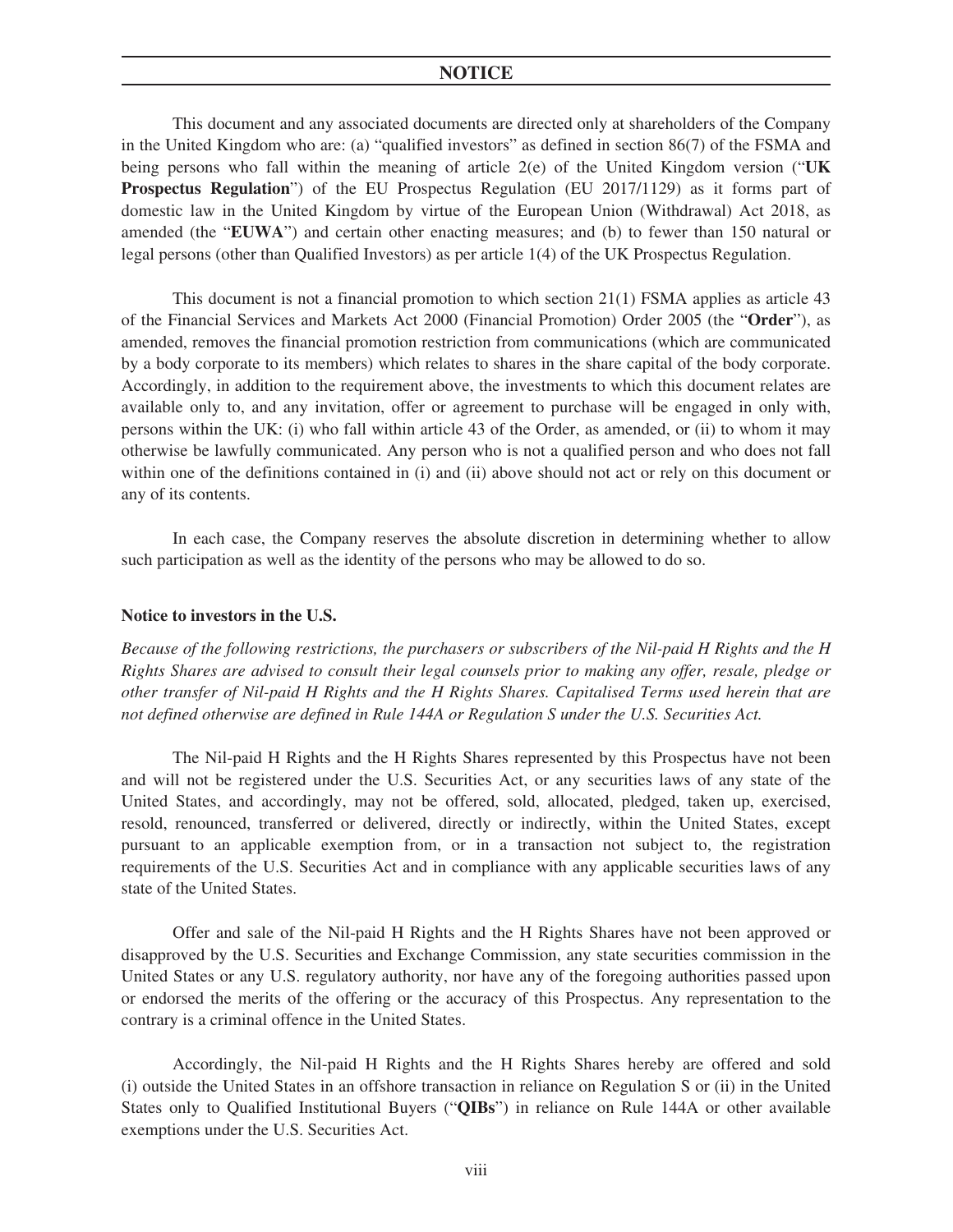# NOTICE

This document and any associated documents are directed only at shareholders of the Company in the United Kingdom who are: (a) "qualified investors" as defined in section 86(7) of the FSMA and being persons who fall within the meaning of article 2(e) of the United Kingdom version ("**UK Prospectus Regulation**") of the EU Prospectus Regulation (EU 2017/1129) as it forms part of domestic law in the United Kingdom by virtue of the European Union (Withdrawal) Act 2018, as amended (the "**EUWA**") and certain other enacting measures; and (b) to fewer than 150 natural or legal persons (other than Qualified Investors) as per article 1(4) of the UK Prospectus Regulation.

This document is not a financial promotion to which section 21(1) FSMA applies as article 43 of the Financial Services and Markets Act 2000 (Financial Promotion) Order 2005 (the "**Order**"), as amended, removes the financial promotion restriction from communications (which are communicated by a body corporate to its members) which relates to shares in the share capital of the body corporate. Accordingly, in addition to the requirement above, the investments to which this document relates are available only to, and any invitation, offer or agreement to purchase will be engaged in only with, persons within the UK: (i) who fall within article 43 of the Order, as amended, or (ii) to whom it may otherwise be lawfully communicated. Any person who is not a qualified person and who does not fall within one of the definitions contained in (i) and (ii) above should not act or rely on this document or any of its contents.

In each case, the Company reserves the absolute discretion in determining whether to allow such participation as well as the identity of the persons who may be allowed to do so.

**Notice to investors in the U.S.**

*Because of the following restrictions, the purchasers or subscribers of the Nil-paid H Rights and the H Rights Shares are advised to consult their legal counsels prior to making any offer, resale, pledge or other transfer of Nil-paid H Rights and the H Rights Shares. Capitalised Terms used herein that are not defined otherwise are defined in Rule 144A or Regulation S under the U.S. Securities Act.*

The Nil-paid H Rights and the H Rights Shares represented by this Prospectus have not been and will not be registered under the U.S. Securities Act, or any securities laws of any state of the United States, and accordingly, may not be offered, sold, allocated, pledged, taken up, exercised, resold, renounced, transferred or delivered, directly or indirectly, within the United States, except pursuant to an applicable exemption from, or in a transaction not subject to, the registration requirements of the U.S. Securities Act and in compliance with any applicable securities laws of any state of the United States.

Offer and sale of the Nil-paid H Rights and the H Rights Shares have not been approved or disapproved by the U.S. Securities and Exchange Commission, any state securities commission in the United States or any U.S. regulatory authority, nor have any of the foregoing authorities passed upon or endorsed the merits of the offering or the accuracy of this Prospectus. Any representation to the contrary is a criminal offence in the United States.

Accordingly, the Nil-paid H Rights and the H Rights Shares hereby are offered and sold (i) outside the United States in an offshore transaction in reliance on Regulation S or (ii) in the United States only to Qualified Institutional Buyers ("**QIBs**") in reliance on Rule 144A or other available exemptions under the U.S. Securities Act.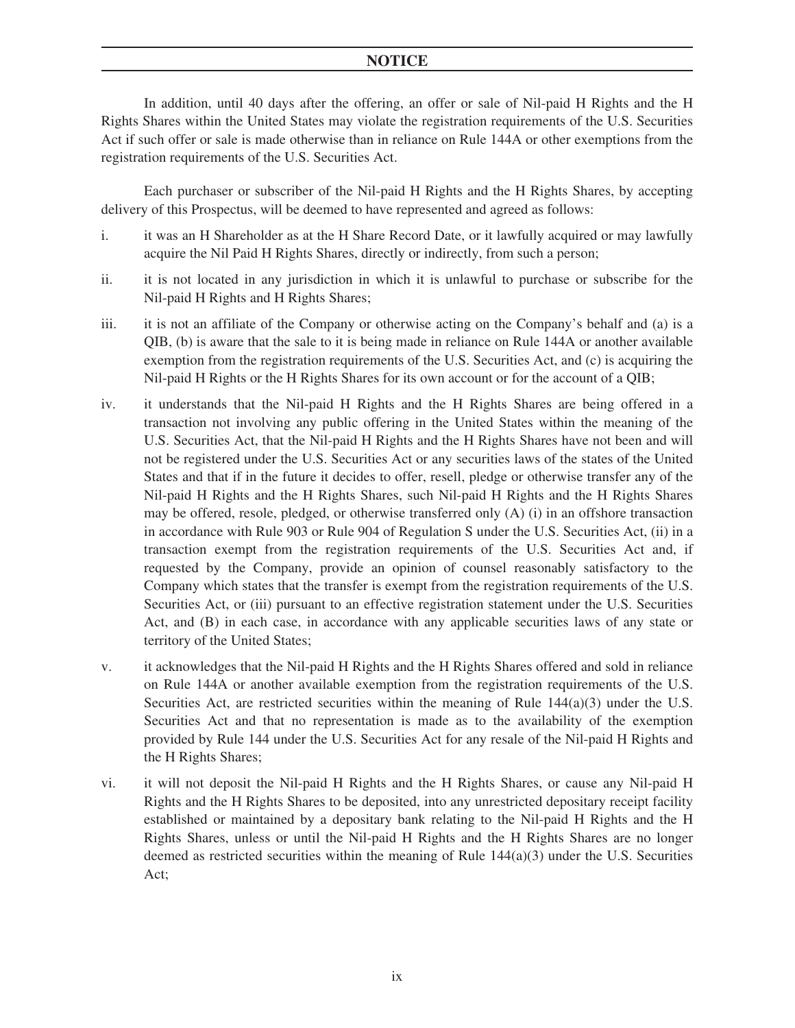# NOTICE

In addition, until 40 days after the offering, an offer or sale of Nil-paid H Rights and the H Rights Shares within the United States may violate the registration requirements of the U.S. Securities Act if such offer or sale is made otherwise than in reliance on Rule 144A or other exemptions from the registration requirements of the U.S. Securities Act.

Each purchaser or subscriber of the Nil-paid H Rights and the H Rights Shares, by accepting delivery of this Prospectus, will be deemed to have represented and agreed as follows:

i. it was an H Shareholder as at the H Share Record Date, or it lawfully acquired or may lawfully acquire the Nil Paid H Rights Shares, directly or indirectly, from such a person;

ii. it is not located in any jurisdiction in which it is unlawful to purchase or subscribe for the Nil-paid H Rights and H Rights Shares;

iii. it is not an affiliate of the Company or otherwise acting on the Company's behalf and (a) is a QIB, (b) is aware that the sale to it is being made in reliance on Rule 144A or another available exemption from the registration requirements of the U.S. Securities Act, and (c) is acquiring the Nil-paid H Rights or the H Rights Shares for its own account or for the account of a QIB;

iv. it understands that the Nil-paid H Rights and the H Rights Shares are being offered in a transaction not involving any public offering in the United States within the meaning of the U.S. Securities Act, that the Nil-paid H Rights and the H Rights Shares have not been and will not be registered under the U.S. Securities Act or any securities laws of the states of the United States and that if in the future it decides to offer, resell, pledge or otherwise transfer any of the Nil-paid H Rights and the H Rights Shares, such Nil-paid H Rights and the H Rights Shares may be offered, resole, pledged, or otherwise transferred only (A) (i) in an offshore transaction in accordance with Rule 903 or Rule 904 of Regulation S under the U.S. Securities Act, (ii) in a transaction exempt from the registration requirements of the U.S. Securities Act and, if requested by the Company, provide an opinion of counsel reasonably satisfactory to the Company which states that the transfer is exempt from the registration requirements of the U.S. Securities Act, or (iii) pursuant to an effective registration statement under the U.S. Securities Act, and (B) in each case, in accordance with any applicable securities laws of any state or territory of the United States;

v. it acknowledges that the Nil-paid H Rights and the H Rights Shares offered and sold in reliance on Rule 144A or another available exemption from the registration requirements of the U.S. Securities Act, are restricted securities within the meaning of Rule 144(a)(3) under the U.S. Securities Act and that no representation is made as to the availability of the exemption provided by Rule 144 under the U.S. Securities Act for any resale of the Nil-paid H Rights and the H Rights Shares;

vi. it will not deposit the Nil-paid H Rights and the H Rights Shares, or cause any Nil-paid H Rights and the H Rights Shares to be deposited, into any unrestricted depositary receipt facility established or maintained by a depositary bank relating to the Nil-paid H Rights and the H Rights Shares, unless or until the Nil-paid H Rights and the H Rights Shares are no longer deemed as restricted securities within the meaning of Rule 144(a)(3) under the U.S. Securities Act;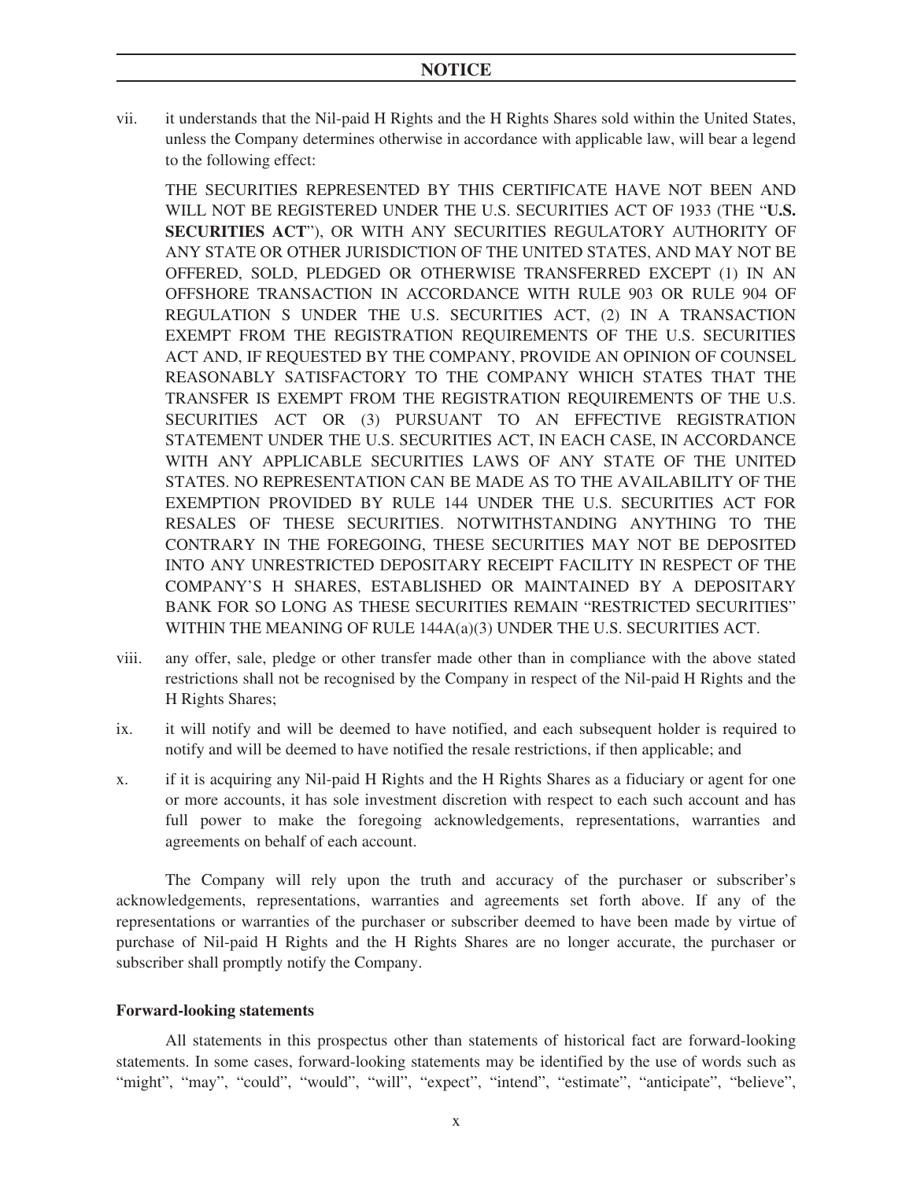vii. it understands that the Nil-paid H Rights and the H Rights Shares sold within the United States, unless the Company determines otherwise in accordance with applicable law, will bear a legend to the following effect:

THE SECURITIES REPRESENTED BY THIS CERTIFICATE HAVE NOT BEEN AND WILL NOT BE REGISTERED UNDER THE U.S. SECURITIES ACT OF 1933 (THE "**U.S. SECURITIES ACT**"), OR WITH ANY SECURITIES REGULATORY AUTHORITY OF ANY STATE OR OTHER JURISDICTION OF THE UNITED STATES, AND MAY NOT BE OFFERED, SOLD, PLEDGED OR OTHERWISE TRANSFERRED EXCEPT (1) IN AN OFFSHORE TRANSACTION IN ACCORDANCE WITH RULE 903 OR RULE 904 OF REGULATION S UNDER THE U.S. SECURITIES ACT, (2) IN A TRANSACTION EXEMPT FROM THE REGISTRATION REQUIREMENTS OF THE U.S. SECURITIES ACT AND, IF REQUESTED BY THE COMPANY, PROVIDE AN OPINION OF COUNSEL REASONABLY SATISFACTORY TO THE COMPANY WHICH STATES THAT THE TRANSFER IS EXEMPT FROM THE REGISTRATION REQUIREMENTS OF THE U.S. SECURITIES ACT OR (3) PURSUANT TO AN EFFECTIVE REGISTRATION STATEMENT UNDER THE U.S. SECURITIES ACT, IN EACH CASE, IN ACCORDANCE WITH ANY APPLICABLE SECURITIES LAWS OF ANY STATE OF THE UNITED STATES. NO REPRESENTATION CAN BE MADE AS TO THE AVAILABILITY OF THE EXEMPTION PROVIDED BY RULE 144 UNDER THE U.S. SECURITIES ACT FOR RESALES OF THESE SECURITIES. NOTWITHSTANDING ANYTHING TO THE CONTRARY IN THE FOREGOING, THESE SECURITIES MAY NOT BE DEPOSITED INTO ANY UNRESTRICTED DEPOSITARY RECEIPT FACILITY IN RESPECT OF THE COMPANY'S H SHARES, ESTABLISHED OR MAINTAINED BY A DEPOSITARY BANK FOR SO LONG AS THESE SECURITIES REMAIN "RESTRICTED SECURITIES" WITHIN THE MEANING OF RULE 144A(a)(3) UNDER THE U.S. SECURITIES ACT.

viii. any offer, sale, pledge or other transfer made other than in compliance with the above stated restrictions shall not be recognised by the Company in respect of the Nil-paid H Rights and the H Rights Shares;

ix. it will notify and will be deemed to have notified, and each subsequent holder is required to notify and will be deemed to have notified the resale restrictions, if then applicable; and

x. if it is acquiring any Nil-paid H Rights and the H Rights Shares as a fiduciary or agent for one or more accounts, it has sole investment discretion with respect to each such account and has full power to make the foregoing acknowledgements, representations, warranties and agreements on behalf of each account.

The Company will rely upon the truth and accuracy of the purchaser or subscriber's acknowledgements, representations, warranties and agreements set forth above. If any of the representations or warranties of the purchaser or subscriber deemed to have been made by virtue of purchase of Nil-paid H Rights and the H Rights Shares are no longer accurate, the purchaser or subscriber shall promptly notify the Company.

**Forward-looking statements**

All statements in this prospectus other than statements of historical fact are forward-looking statements. In some cases, forward-looking statements may be identified by the use of words such as "might", "may", "could", "would", "will", "expect", "intend", "estimate", "anticipate", "believe",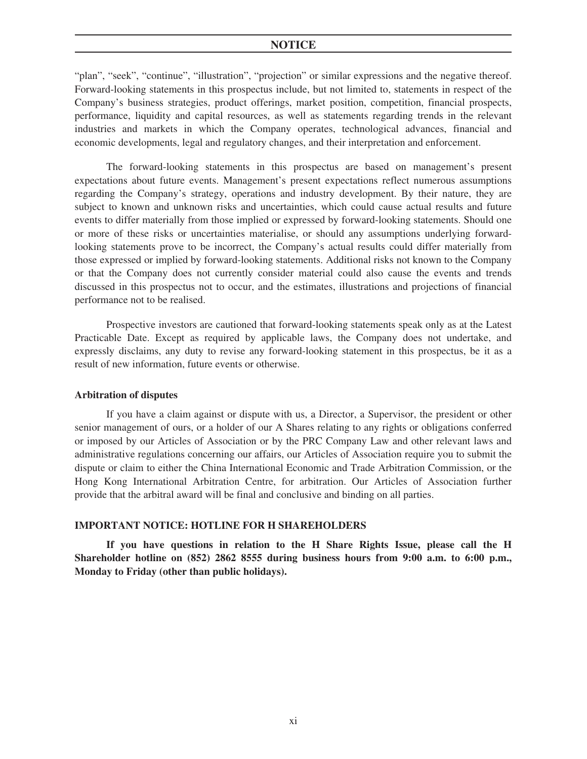"plan", "seek", "continue", "illustration", "projection" or similar expressions and the negative thereof. Forward-looking statements in this prospectus include, but not limited to, statements in respect of the Company's business strategies, product offerings, market position, competition, financial prospects, performance, liquidity and capital resources, as well as statements regarding trends in the relevant industries and markets in which the Company operates, technological advances, financial and economic developments, legal and regulatory changes, and their interpretation and enforcement.

The forward-looking statements in this prospectus are based on management's present expectations about future events. Management's present expectations reflect numerous assumptions regarding the Company's strategy, operations and industry development. By their nature, they are subject to known and unknown risks and uncertainties, which could cause actual results and future events to differ materially from those implied or expressed by forward-looking statements. Should one or more of these risks or uncertainties materialise, or should any assumptions underlying forward-looking statements prove to be incorrect, the Company's actual results could differ materially from those expressed or implied by forward-looking statements. Additional risks not known to the Company or that the Company does not currently consider material could also cause the events and trends discussed in this prospectus not to occur, and the estimates, illustrations and projections of financial performance not to be realised.

Prospective investors are cautioned that forward-looking statements speak only as at the Latest Practicable Date. Except as required by applicable laws, the Company does not undertake, and expressly disclaims, any duty to revise any forward-looking statement in this prospectus, be it as a result of new information, future events or otherwise.

**Arbitration of disputes**

If you have a claim against or dispute with us, a Director, a Supervisor, the president or other senior management of ours, or a holder of our A Shares relating to any rights or obligations conferred or imposed by our Articles of Association or by the PRC Company Law and other relevant laws and administrative regulations concerning our affairs, our Articles of Association require you to submit the dispute or claim to either the China International Economic and Trade Arbitration Commission, or the Hong Kong International Arbitration Centre, for arbitration. Our Articles of Association further provide that the arbitral award will be final and conclusive and binding on all parties.

**IMPORTANT NOTICE: HOTLINE FOR H SHAREHOLDERS**

**If you have questions in relation to the H Share Rights Issue, please call the H Shareholder hotline on (852) 2862 8555 during business hours from 9:00 a.m. to 6:00 p.m., Monday to Friday (other than public holidays).**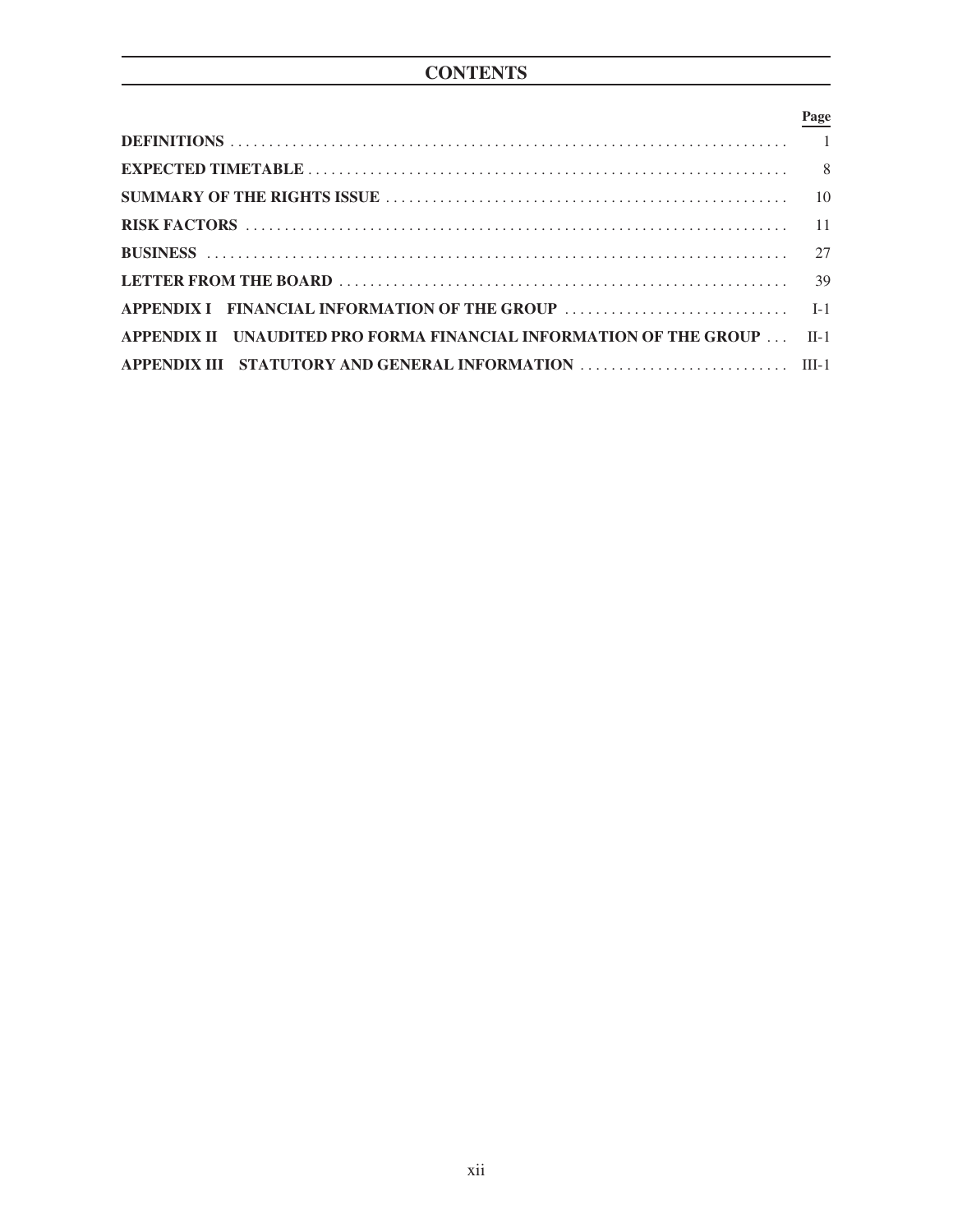# CONTENTS

| | Page |
|---|---|
| **DEFINITIONS** | 1 |
| **EXPECTED TIMETABLE** | 8 |
| **SUMMARY OF THE RIGHTS ISSUE** | 10 |
| **RISK FACTORS** | 11 |
| **BUSINESS** | 27 |
| **LETTER FROM THE BOARD** | 39 |
| **APPENDIX I FINANCIAL INFORMATION OF THE GROUP** | I-1 |
| **APPENDIX II UNAUDITED PRO FORMA FINANCIAL INFORMATION OF THE GROUP** | II-1 |
| **APPENDIX III STATUTORY AND GENERAL INFORMATION** | III-1 |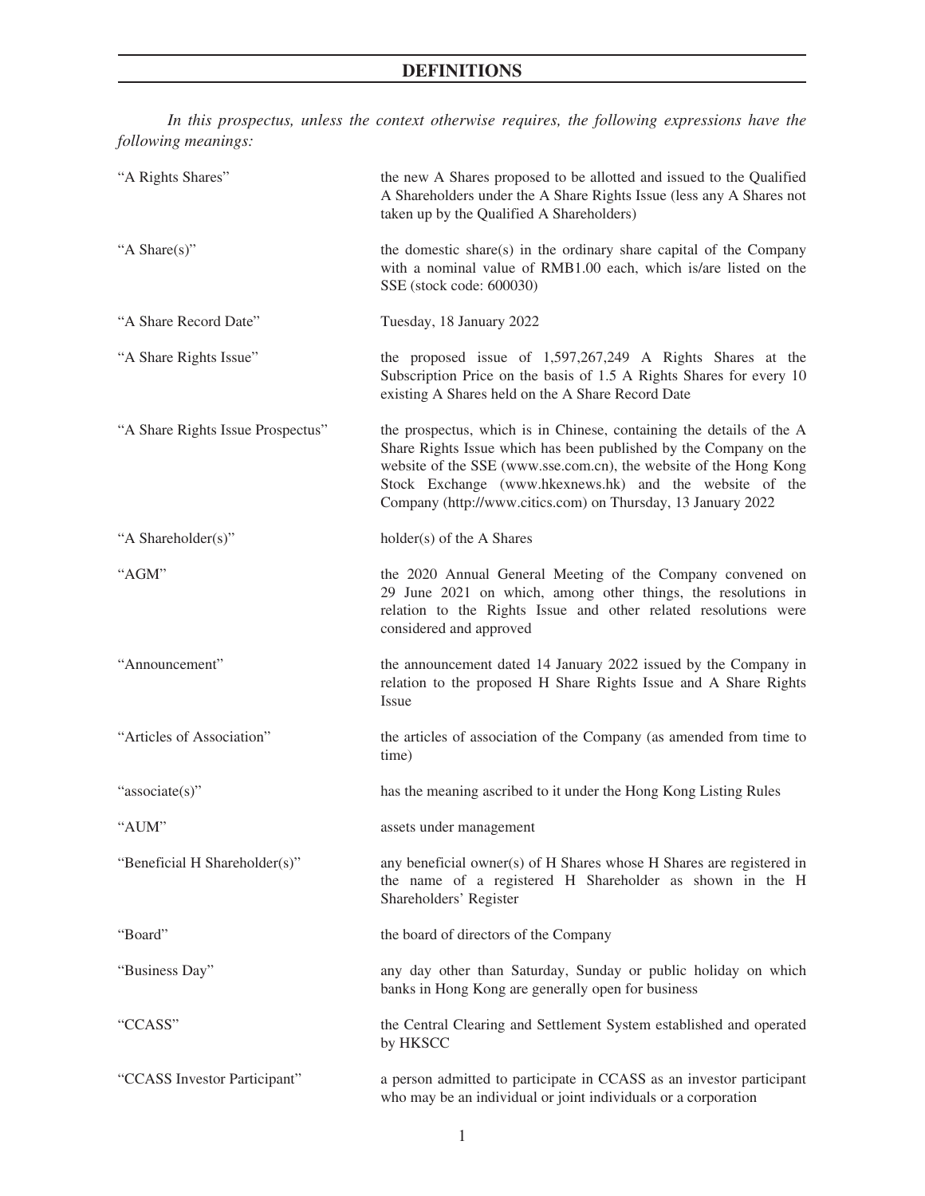# DEFINITIONS

*In this prospectus, unless the context otherwise requires, the following expressions have the following meanings:*

| | |
|---|---|
| "A Rights Shares" | the new A Shares proposed to be allotted and issued to the Qualified A Shareholders under the A Share Rights Issue (less any A Shares not taken up by the Qualified A Shareholders) |
| "A Share(s)" | the domestic share(s) in the ordinary share capital of the Company with a nominal value of RMB1.00 each, which is/are listed on the SSE (stock code: 600030) |
| "A Share Record Date" | Tuesday, 18 January 2022 |
| "A Share Rights Issue" | the proposed issue of 1,597,267,249 A Rights Shares at the Subscription Price on the basis of 1.5 A Rights Shares for every 10 existing A Shares held on the A Share Record Date |
| "A Share Rights Issue Prospectus" | the prospectus, which is in Chinese, containing the details of the A Share Rights Issue which has been published by the Company on the website of the SSE (www.sse.com.cn), the website of the Hong Kong Stock Exchange (www.hkexnews.hk) and the website of the Company (http://www.citics.com) on Thursday, 13 January 2022 |
| "A Shareholder(s)" | holder(s) of the A Shares |
| "AGM" | the 2020 Annual General Meeting of the Company convened on 29 June 2021 on which, among other things, the resolutions in relation to the Rights Issue and other related resolutions were considered and approved |
| "Announcement" | the announcement dated 14 January 2022 issued by the Company in relation to the proposed H Share Rights Issue and A Share Rights Issue |
| "Articles of Association" | the articles of association of the Company (as amended from time to time) |
| "associate(s)" | has the meaning ascribed to it under the Hong Kong Listing Rules |
| "AUM" | assets under management |
| "Beneficial H Shareholder(s)" | any beneficial owner(s) of H Shares whose H Shares are registered in the name of a registered H Shareholder as shown in the H Shareholders' Register |
| "Board" | the board of directors of the Company |
| "Business Day" | any day other than Saturday, Sunday or public holiday on which banks in Hong Kong are generally open for business |
| "CCASS" | the Central Clearing and Settlement System established and operated by HKSCC |
| "CCASS Investor Participant" | a person admitted to participate in CCASS as an investor participant who may be an individual or joint individuals or a corporation |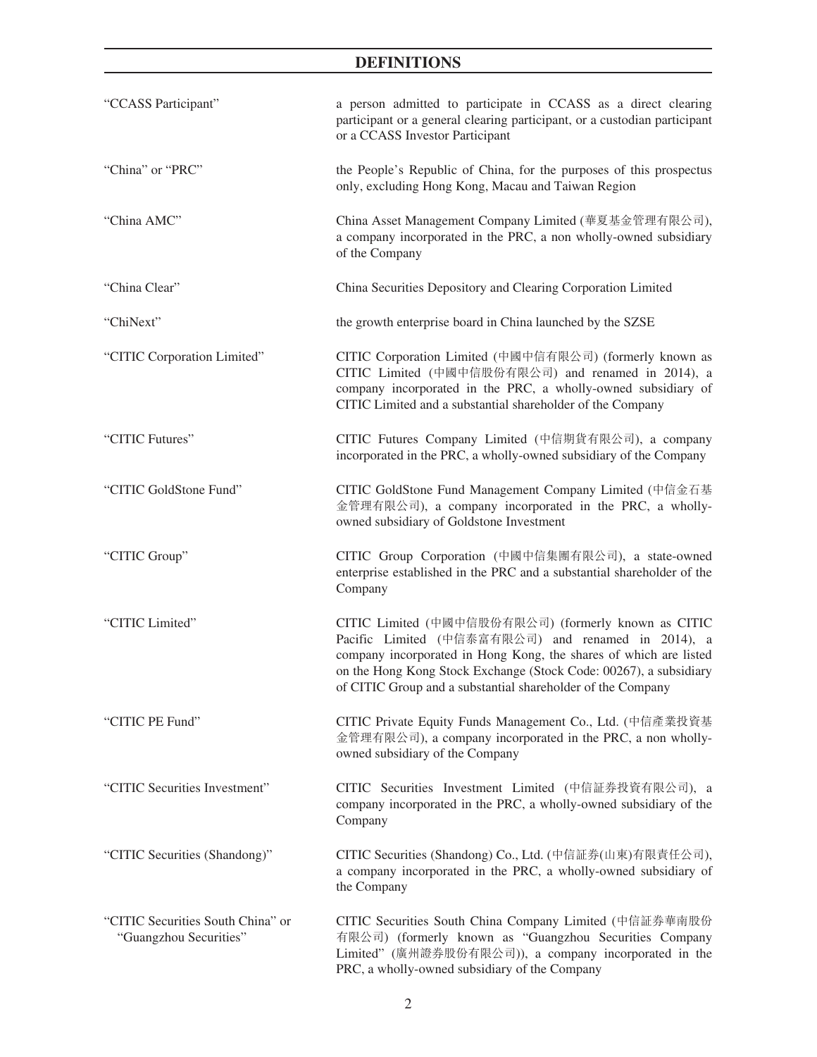## DEFINITIONS

| | |
|---|---|
| "CCASS Participant" | a person admitted to participate in CCASS as a direct clearing participant or a general clearing participant, or a custodian participant or a CCASS Investor Participant |
| "China" or "PRC" | the People's Republic of China, for the purposes of this prospectus only, excluding Hong Kong, Macau and Taiwan Region |
| "China AMC" | China Asset Management Company Limited (華夏基金管理有限公司), a company incorporated in the PRC, a non wholly-owned subsidiary of the Company |
| "China Clear" | China Securities Depository and Clearing Corporation Limited |
| "ChiNext" | the growth enterprise board in China launched by the SZSE |
| "CITIC Corporation Limited" | CITIC Corporation Limited (中國中信有限公司) (formerly known as CITIC Limited (中國中信股份有限公司) and renamed in 2014), a company incorporated in the PRC, a wholly-owned subsidiary of CITIC Limited and a substantial shareholder of the Company |
| "CITIC Futures" | CITIC Futures Company Limited (中信期貨有限公司), a company incorporated in the PRC, a wholly-owned subsidiary of the Company |
| "CITIC GoldStone Fund" | CITIC GoldStone Fund Management Company Limited (中信金石基金管理有限公司), a company incorporated in the PRC, a wholly-owned subsidiary of Goldstone Investment |
| "CITIC Group" | CITIC Group Corporation (中國中信集團有限公司), a state-owned enterprise established in the PRC and a substantial shareholder of the Company |
| "CITIC Limited" | CITIC Limited (中國中信股份有限公司) (formerly known as CITIC Pacific Limited (中信泰富有限公司) and renamed in 2014), a company incorporated in Hong Kong, the shares of which are listed on the Hong Kong Stock Exchange (Stock Code: 00267), a subsidiary of CITIC Group and a substantial shareholder of the Company |
| "CITIC PE Fund" | CITIC Private Equity Funds Management Co., Ltd. (中信產業投資基金管理有限公司), a company incorporated in the PRC, a non wholly-owned subsidiary of the Company |
| "CITIC Securities Investment" | CITIC Securities Investment Limited (中信証券投資有限公司), a company incorporated in the PRC, a wholly-owned subsidiary of the Company |
| "CITIC Securities (Shandong)" | CITIC Securities (Shandong) Co., Ltd. (中信証券(山東)有限責任公司), a company incorporated in the PRC, a wholly-owned subsidiary of the Company |
| "CITIC Securities South China" or "Guangzhou Securities" | CITIC Securities South China Company Limited (中信証券華南股份有限公司) (formerly known as "Guangzhou Securities Company Limited" (廣州證券股份有限公司)), a company incorporated in the PRC, a wholly-owned subsidiary of the Company |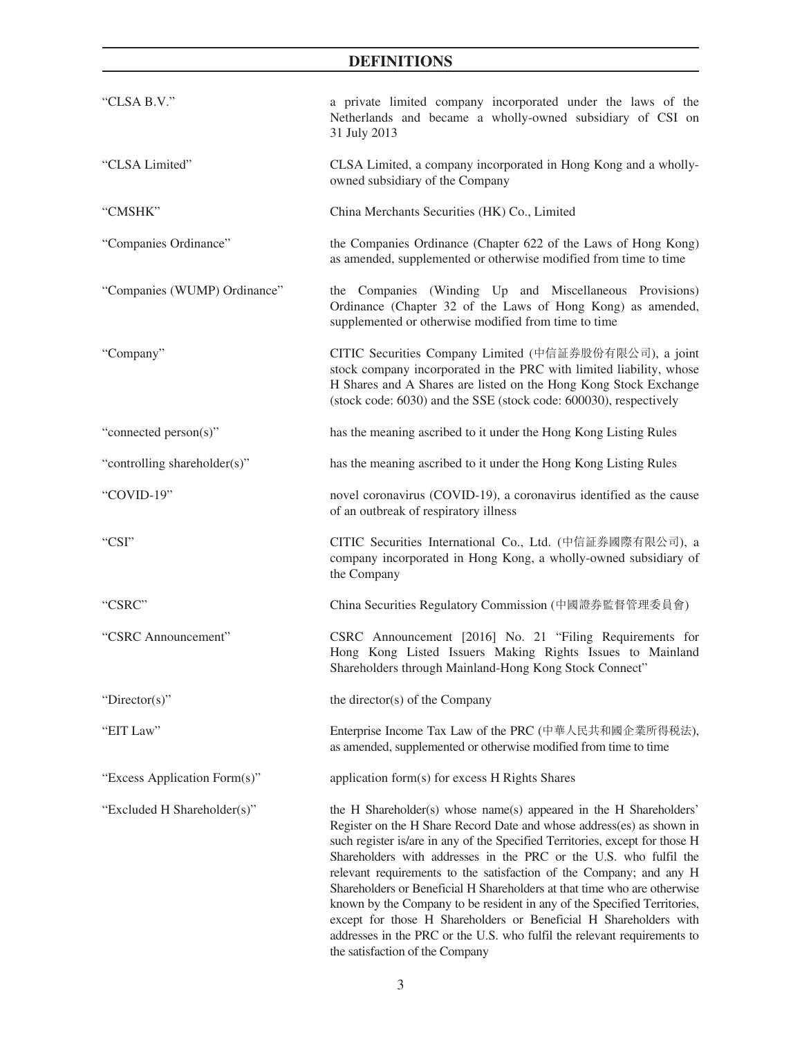# DEFINITIONS

| | |
|---|---|
| "CLSA B.V." | a private limited company incorporated under the laws of the Netherlands and became a wholly-owned subsidiary of CSI on 31 July 2013 |
| "CLSA Limited" | CLSA Limited, a company incorporated in Hong Kong and a wholly-owned subsidiary of the Company |
| "CMSHK" | China Merchants Securities (HK) Co., Limited |
| "Companies Ordinance" | the Companies Ordinance (Chapter 622 of the Laws of Hong Kong) as amended, supplemented or otherwise modified from time to time |
| "Companies (WUMP) Ordinance" | the Companies (Winding Up and Miscellaneous Provisions) Ordinance (Chapter 32 of the Laws of Hong Kong) as amended, supplemented or otherwise modified from time to time |
| "Company" | CITIC Securities Company Limited (中信証券股份有限公司), a joint stock company incorporated in the PRC with limited liability, whose H Shares and A Shares are listed on the Hong Kong Stock Exchange (stock code: 6030) and the SSE (stock code: 600030), respectively |
| "connected person(s)" | has the meaning ascribed to it under the Hong Kong Listing Rules |
| "controlling shareholder(s)" | has the meaning ascribed to it under the Hong Kong Listing Rules |
| "COVID-19" | novel coronavirus (COVID-19), a coronavirus identified as the cause of an outbreak of respiratory illness |
| "CSI" | CITIC Securities International Co., Ltd. (中信証券國際有限公司), a company incorporated in Hong Kong, a wholly-owned subsidiary of the Company |
| "CSRC" | China Securities Regulatory Commission (中國證券監督管理委員會) |
| "CSRC Announcement" | CSRC Announcement [2016] No. 21 "Filing Requirements for Hong Kong Listed Issuers Making Rights Issues to Mainland Shareholders through Mainland-Hong Kong Stock Connect" |
| "Director(s)" | the director(s) of the Company |
| "EIT Law" | Enterprise Income Tax Law of the PRC (中華人民共和國企業所得稅法), as amended, supplemented or otherwise modified from time to time |
| "Excess Application Form(s)" | application form(s) for excess H Rights Shares |
| "Excluded H Shareholder(s)" | the H Shareholder(s) whose name(s) appeared in the H Shareholders' Register on the H Share Record Date and whose address(es) as shown in such register is/are in any of the Specified Territories, except for those H Shareholders with addresses in the PRC or the U.S. who fulfil the relevant requirements to the satisfaction of the Company; and any H Shareholders or Beneficial H Shareholders at that time who are otherwise known by the Company to be resident in any of the Specified Territories, except for those H Shareholders or Beneficial H Shareholders with addresses in the PRC or the U.S. who fulfil the relevant requirements to the satisfaction of the Company |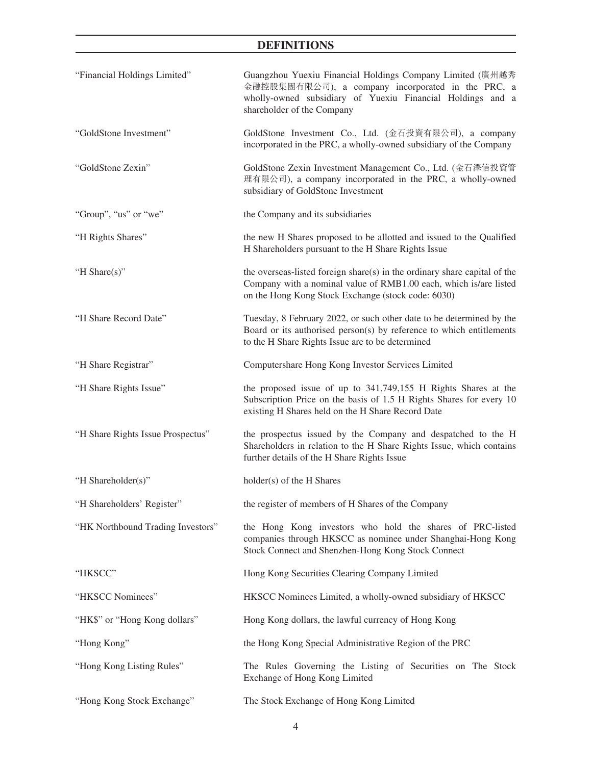## DEFINITIONS

| | |
|---|---|
| "Financial Holdings Limited" | Guangzhou Yuexiu Financial Holdings Company Limited (廣州越秀金融控股集團有限公司), a company incorporated in the PRC, a wholly-owned subsidiary of Yuexiu Financial Holdings and a shareholder of the Company |
| "GoldStone Investment" | GoldStone Investment Co., Ltd. (金石投資有限公司), a company incorporated in the PRC, a wholly-owned subsidiary of the Company |
| "GoldStone Zexin" | GoldStone Zexin Investment Management Co., Ltd. (金石澤信投資管理有限公司), a company incorporated in the PRC, a wholly-owned subsidiary of GoldStone Investment |
| "Group", "us" or "we" | the Company and its subsidiaries |
| "H Rights Shares" | the new H Shares proposed to be allotted and issued to the Qualified H Shareholders pursuant to the H Share Rights Issue |
| "H Share(s)" | the overseas-listed foreign share(s) in the ordinary share capital of the Company with a nominal value of RMB1.00 each, which is/are listed on the Hong Kong Stock Exchange (stock code: 6030) |
| "H Share Record Date" | Tuesday, 8 February 2022, or such other date to be determined by the Board or its authorised person(s) by reference to which entitlements to the H Share Rights Issue are to be determined |
| "H Share Registrar" | Computershare Hong Kong Investor Services Limited |
| "H Share Rights Issue" | the proposed issue of up to 341,749,155 H Rights Shares at the Subscription Price on the basis of 1.5 H Rights Shares for every 10 existing H Shares held on the H Share Record Date |
| "H Share Rights Issue Prospectus" | the prospectus issued by the Company and despatched to the H Shareholders in relation to the H Share Rights Issue, which contains further details of the H Share Rights Issue |
| "H Shareholder(s)" | holder(s) of the H Shares |
| "H Shareholders' Register" | the register of members of H Shares of the Company |
| "HK Northbound Trading Investors" | the Hong Kong investors who hold the shares of PRC-listed companies through HKSCC as nominee under Shanghai-Hong Kong Stock Connect and Shenzhen-Hong Kong Stock Connect |
| "HKSCC" | Hong Kong Securities Clearing Company Limited |
| "HKSCC Nominees" | HKSCC Nominees Limited, a wholly-owned subsidiary of HKSCC |
| "HK$" or "Hong Kong dollars" | Hong Kong dollars, the lawful currency of Hong Kong |
| "Hong Kong" | the Hong Kong Special Administrative Region of the PRC |
| "Hong Kong Listing Rules" | The Rules Governing the Listing of Securities on The Stock Exchange of Hong Kong Limited |
| "Hong Kong Stock Exchange" | The Stock Exchange of Hong Kong Limited |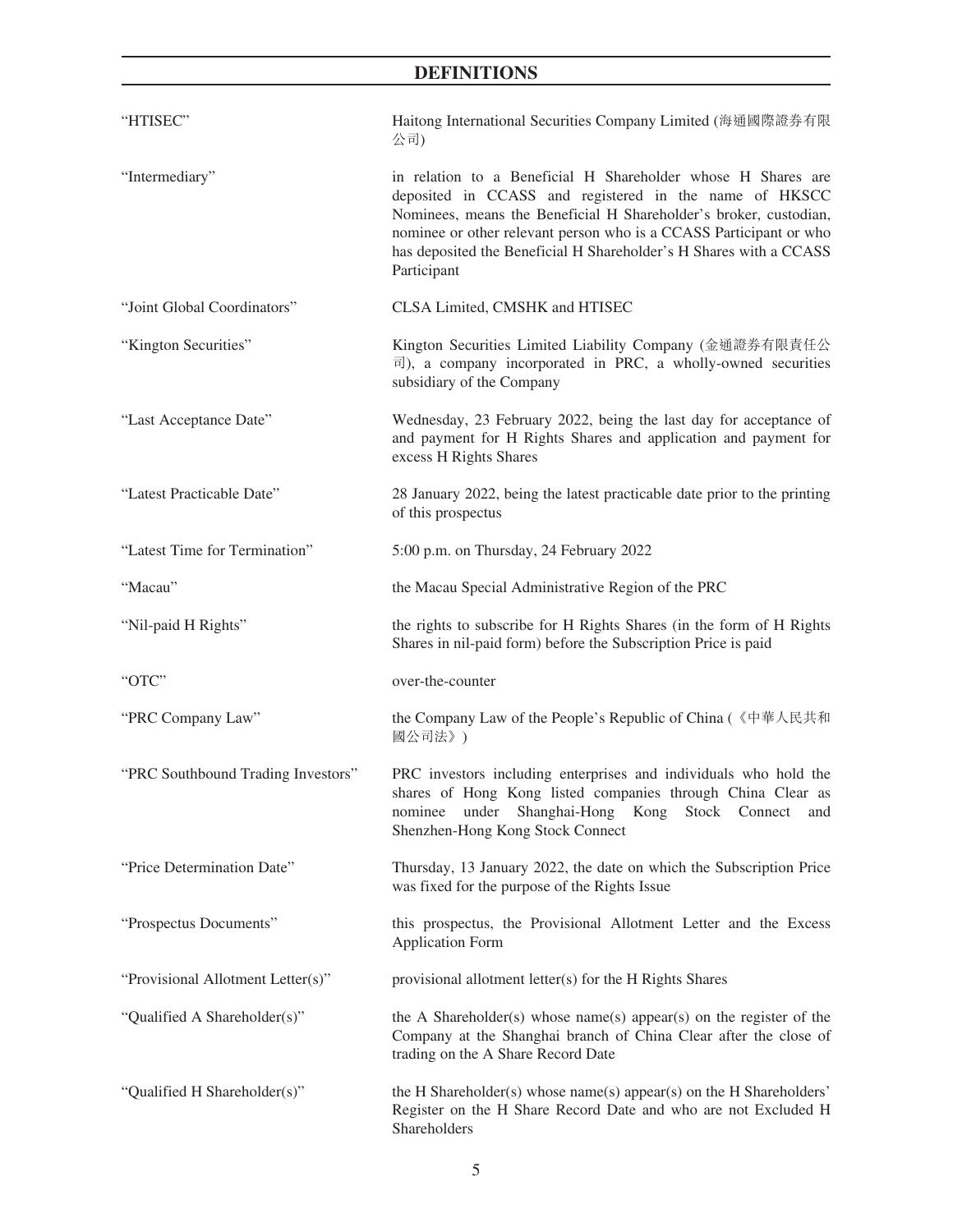## DEFINITIONS

| | |
|---|---|
| "HTISEC" | Haitong International Securities Company Limited (海通國際證券有限公司) |
| "Intermediary" | in relation to a Beneficial H Shareholder whose H Shares are deposited in CCASS and registered in the name of HKSCC Nominees, means the Beneficial H Shareholder's broker, custodian, nominee or other relevant person who is a CCASS Participant or who has deposited the Beneficial H Shareholder's H Shares with a CCASS Participant |
| "Joint Global Coordinators" | CLSA Limited, CMSHK and HTISEC |
| "Kington Securities" | Kington Securities Limited Liability Company (金通證券有限責任公司), a company incorporated in PRC, a wholly-owned securities subsidiary of the Company |
| "Last Acceptance Date" | Wednesday, 23 February 2022, being the last day for acceptance of and payment for H Rights Shares and application and payment for excess H Rights Shares |
| "Latest Practicable Date" | 28 January 2022, being the latest practicable date prior to the printing of this prospectus |
| "Latest Time for Termination" | 5:00 p.m. on Thursday, 24 February 2022 |
| "Macau" | the Macau Special Administrative Region of the PRC |
| "Nil-paid H Rights" | the rights to subscribe for H Rights Shares (in the form of H Rights Shares in nil-paid form) before the Subscription Price is paid |
| "OTC" | over-the-counter |
| "PRC Company Law" | the Company Law of the People's Republic of China (《中華人民共和國公司法》) |
| "PRC Southbound Trading Investors" | PRC investors including enterprises and individuals who hold the shares of Hong Kong listed companies through China Clear as nominee under Shanghai-Hong Kong Stock Connect and Shenzhen-Hong Kong Stock Connect |
| "Price Determination Date" | Thursday, 13 January 2022, the date on which the Subscription Price was fixed for the purpose of the Rights Issue |
| "Prospectus Documents" | this prospectus, the Provisional Allotment Letter and the Excess Application Form |
| "Provisional Allotment Letter(s)" | provisional allotment letter(s) for the H Rights Shares |
| "Qualified A Shareholder(s)" | the A Shareholder(s) whose name(s) appear(s) on the register of the Company at the Shanghai branch of China Clear after the close of trading on the A Share Record Date |
| "Qualified H Shareholder(s)" | the H Shareholder(s) whose name(s) appear(s) on the H Shareholders' Register on the H Share Record Date and who are not Excluded H Shareholders |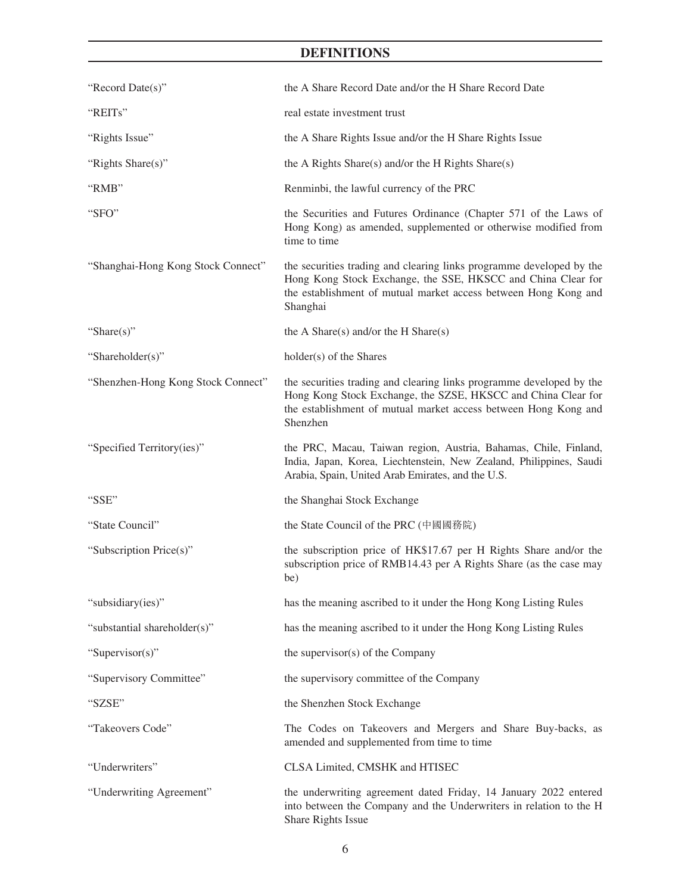# DEFINITIONS

| | |
|---|---|
| "Record Date(s)" | the A Share Record Date and/or the H Share Record Date |
| "REITs" | real estate investment trust |
| "Rights Issue" | the A Share Rights Issue and/or the H Share Rights Issue |
| "Rights Share(s)" | the A Rights Share(s) and/or the H Rights Share(s) |
| "RMB" | Renminbi, the lawful currency of the PRC |
| "SFO" | the Securities and Futures Ordinance (Chapter 571 of the Laws of Hong Kong) as amended, supplemented or otherwise modified from time to time |
| "Shanghai-Hong Kong Stock Connect" | the securities trading and clearing links programme developed by the Hong Kong Stock Exchange, the SSE, HKSCC and China Clear for the establishment of mutual market access between Hong Kong and Shanghai |
| "Share(s)" | the A Share(s) and/or the H Share(s) |
| "Shareholder(s)" | holder(s) of the Shares |
| "Shenzhen-Hong Kong Stock Connect" | the securities trading and clearing links programme developed by the Hong Kong Stock Exchange, the SZSE, HKSCC and China Clear for the establishment of mutual market access between Hong Kong and Shenzhen |
| "Specified Territory(ies)" | the PRC, Macau, Taiwan region, Austria, Bahamas, Chile, Finland, India, Japan, Korea, Liechtenstein, New Zealand, Philippines, Saudi Arabia, Spain, United Arab Emirates, and the U.S. |
| "SSE" | the Shanghai Stock Exchange |
| "State Council" | the State Council of the PRC (中國國務院) |
| "Subscription Price(s)" | the subscription price of HK$17.67 per H Rights Share and/or the subscription price of RMB14.43 per A Rights Share (as the case may be) |
| "subsidiary(ies)" | has the meaning ascribed to it under the Hong Kong Listing Rules |
| "substantial shareholder(s)" | has the meaning ascribed to it under the Hong Kong Listing Rules |
| "Supervisor(s)" | the supervisor(s) of the Company |
| "Supervisory Committee" | the supervisory committee of the Company |
| "SZSE" | the Shenzhen Stock Exchange |
| "Takeovers Code" | The Codes on Takeovers and Mergers and Share Buy-backs, as amended and supplemented from time to time |
| "Underwriters" | CLSA Limited, CMSHK and HTISEC |
| "Underwriting Agreement" | the underwriting agreement dated Friday, 14 January 2022 entered into between the Company and the Underwriters in relation to the H Share Rights Issue |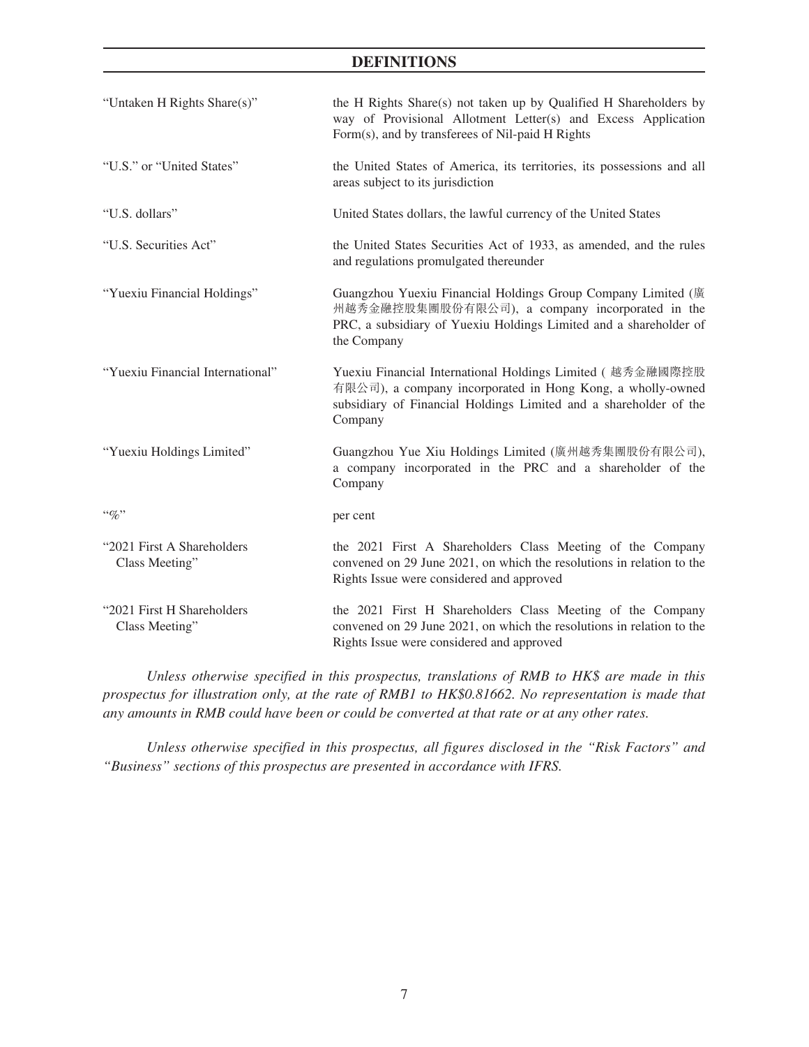## DEFINITIONS

| | |
|---|---|
| "Untaken H Rights Share(s)" | the H Rights Share(s) not taken up by Qualified H Shareholders by way of Provisional Allotment Letter(s) and Excess Application Form(s), and by transferees of Nil-paid H Rights |
| "U.S." or "United States" | the United States of America, its territories, its possessions and all areas subject to its jurisdiction |
| "U.S. dollars" | United States dollars, the lawful currency of the United States |
| "U.S. Securities Act" | the United States Securities Act of 1933, as amended, and the rules and regulations promulgated thereunder |
| "Yuexiu Financial Holdings" | Guangzhou Yuexiu Financial Holdings Group Company Limited (廣州越秀金融控股集團股份有限公司), a company incorporated in the PRC, a subsidiary of Yuexiu Holdings Limited and a shareholder of the Company |
| "Yuexiu Financial International" | Yuexiu Financial International Holdings Limited (越秀金融國際控股有限公司), a company incorporated in Hong Kong, a wholly-owned subsidiary of Financial Holdings Limited and a shareholder of the Company |
| "Yuexiu Holdings Limited" | Guangzhou Yue Xiu Holdings Limited (廣州越秀集團股份有限公司), a company incorporated in the PRC and a shareholder of the Company |
| "%" | per cent |
| "2021 First A Shareholders Class Meeting" | the 2021 First A Shareholders Class Meeting of the Company convened on 29 June 2021, on which the resolutions in relation to the Rights Issue were considered and approved |
| "2021 First H Shareholders Class Meeting" | the 2021 First H Shareholders Class Meeting of the Company convened on 29 June 2021, on which the resolutions in relation to the Rights Issue were considered and approved |

*Unless otherwise specified in this prospectus, translations of RMB to HK$ are made in this prospectus for illustration only, at the rate of RMB1 to HK$0.81662. No representation is made that any amounts in RMB could have been or could be converted at that rate or at any other rates.*

*Unless otherwise specified in this prospectus, all figures disclosed in the "Risk Factors" and "Business" sections of this prospectus are presented in accordance with IFRS.*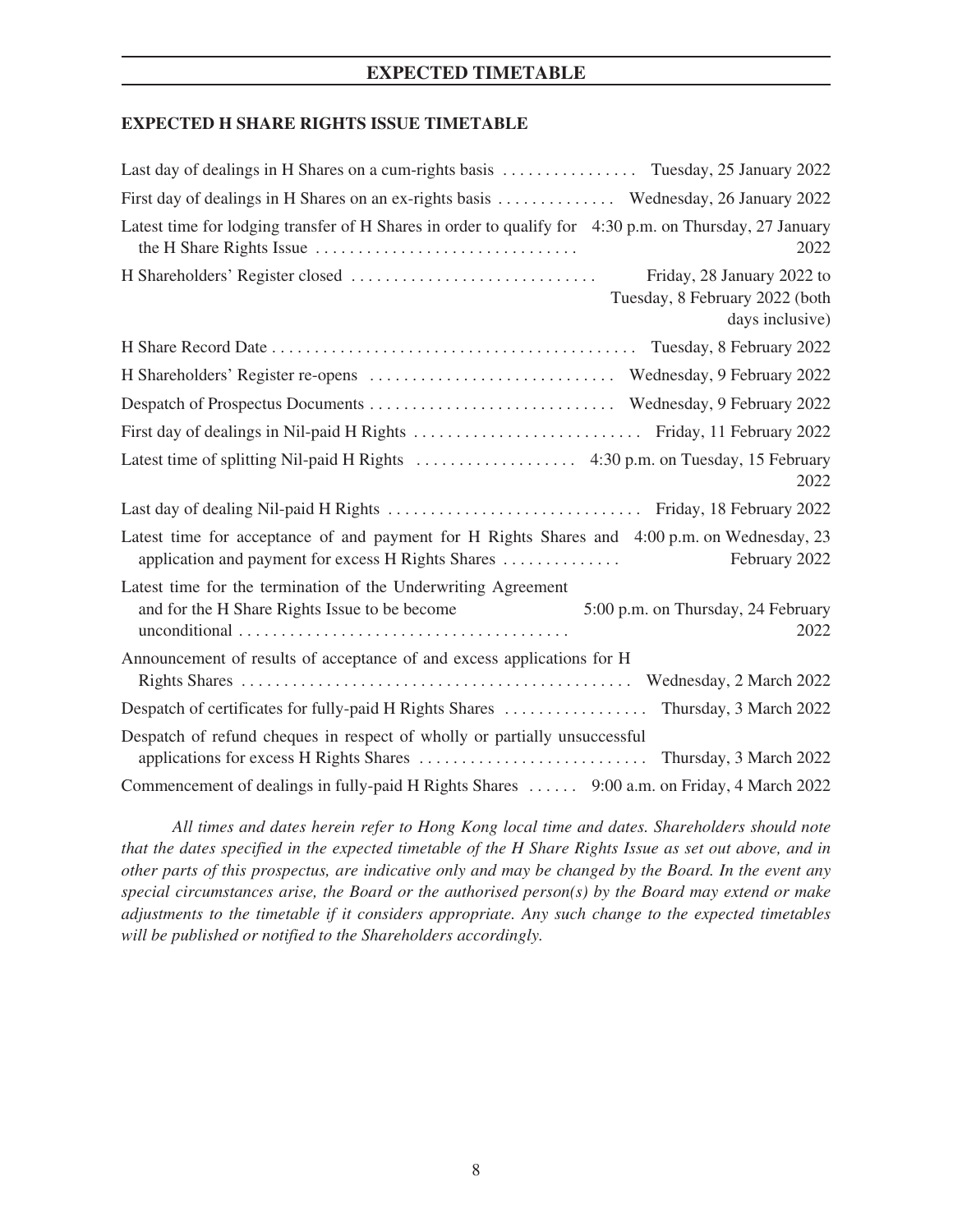## EXPECTED TIMETABLE

### EXPECTED H SHARE RIGHTS ISSUE TIMETABLE

| Event | Date |
|---|---|
| Last day of dealings in H Shares on a cum-rights basis | Tuesday, 25 January 2022 |
| First day of dealings in H Shares on an ex-rights basis | Wednesday, 26 January 2022 |
| Latest time for lodging transfer of H Shares in order to qualify for the H Share Rights Issue | 4:30 p.m. on Thursday, 27 January 2022 |
| H Shareholders' Register closed | Friday, 28 January 2022 to Tuesday, 8 February 2022 (both days inclusive) |
| H Share Record Date | Tuesday, 8 February 2022 |
| H Shareholders' Register re-opens | Wednesday, 9 February 2022 |
| Despatch of Prospectus Documents | Wednesday, 9 February 2022 |
| First day of dealings in Nil-paid H Rights | Friday, 11 February 2022 |
| Latest time of splitting Nil-paid H Rights | 4:30 p.m. on Tuesday, 15 February 2022 |
| Last day of dealing Nil-paid H Rights | Friday, 18 February 2022 |
| Latest time for acceptance of and payment for H Rights Shares and application and payment for excess H Rights Shares | 4:00 p.m. on Wednesday, 23 February 2022 |
| Latest time for the termination of the Underwriting Agreement and for the H Share Rights Issue to be become unconditional | 5:00 p.m. on Thursday, 24 February 2022 |
| Announcement of results of acceptance of and excess applications for H Rights Shares | Wednesday, 2 March 2022 |
| Despatch of certificates for fully-paid H Rights Shares | Thursday, 3 March 2022 |
| Despatch of refund cheques in respect of wholly or partially unsuccessful applications for excess H Rights Shares | Thursday, 3 March 2022 |
| Commencement of dealings in fully-paid H Rights Shares | 9:00 a.m. on Friday, 4 March 2022 |

*All times and dates herein refer to Hong Kong local time and dates. Shareholders should note that the dates specified in the expected timetable of the H Share Rights Issue as set out above, and in other parts of this prospectus, are indicative only and may be changed by the Board. In the event any special circumstances arise, the Board or the authorised person(s) by the Board may extend or make adjustments to the timetable if it considers appropriate. Any such change to the expected timetables will be published or notified to the Shareholders accordingly.*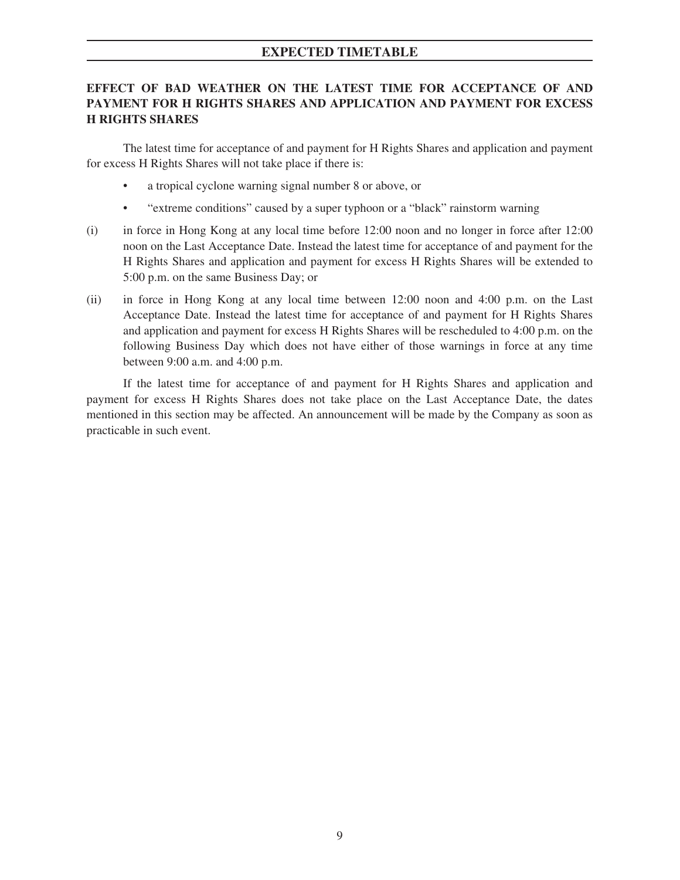## EFFECT OF BAD WEATHER ON THE LATEST TIME FOR ACCEPTANCE OF AND PAYMENT FOR H RIGHTS SHARES AND APPLICATION AND PAYMENT FOR EXCESS H RIGHTS SHARES

The latest time for acceptance of and payment for H Rights Shares and application and payment for excess H Rights Shares will not take place if there is:

- a tropical cyclone warning signal number 8 or above, or
- "extreme conditions" caused by a super typhoon or a "black" rainstorm warning

(i) in force in Hong Kong at any local time before 12:00 noon and no longer in force after 12:00 noon on the Last Acceptance Date. Instead the latest time for acceptance of and payment for the H Rights Shares and application and payment for excess H Rights Shares will be extended to 5:00 p.m. on the same Business Day; or

(ii) in force in Hong Kong at any local time between 12:00 noon and 4:00 p.m. on the Last Acceptance Date. Instead the latest time for acceptance of and payment for H Rights Shares and application and payment for excess H Rights Shares will be rescheduled to 4:00 p.m. on the following Business Day which does not have either of those warnings in force at any time between 9:00 a.m. and 4:00 p.m.

If the latest time for acceptance of and payment for H Rights Shares and application and payment for excess H Rights Shares does not take place on the Last Acceptance Date, the dates mentioned in this section may be affected. An announcement will be made by the Company as soon as practicable in such event.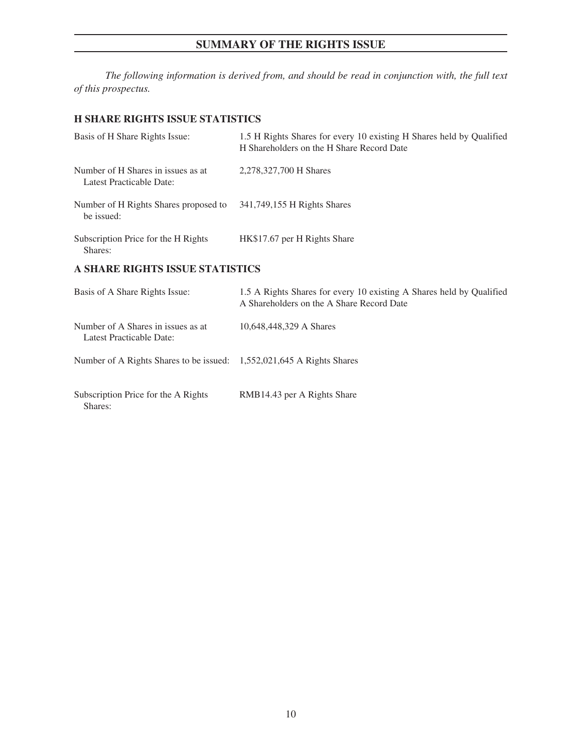## SUMMARY OF THE RIGHTS ISSUE

*The following information is derived from, and should be read in conjunction with, the full text of this prospectus.*

### H SHARE RIGHTS ISSUE STATISTICS

| | |
|---|---|
| Basis of H Share Rights Issue: | 1.5 H Rights Shares for every 10 existing H Shares held by Qualified H Shareholders on the H Share Record Date |
| Number of H Shares in issues as at Latest Practicable Date: | 2,278,327,700 H Shares |
| Number of H Rights Shares proposed to be issued: | 341,749,155 H Rights Shares |
| Subscription Price for the H Rights Shares: | HK$17.67 per H Rights Share |

### A SHARE RIGHTS ISSUE STATISTICS

| | |
|---|---|
| Basis of A Share Rights Issue: | 1.5 A Rights Shares for every 10 existing A Shares held by Qualified A Shareholders on the A Share Record Date |
| Number of A Shares in issues as at Latest Practicable Date: | 10,648,448,329 A Shares |
| Number of A Rights Shares to be issued: | 1,552,021,645 A Rights Shares |
| Subscription Price for the A Rights Shares: | RMB14.43 per A Rights Share |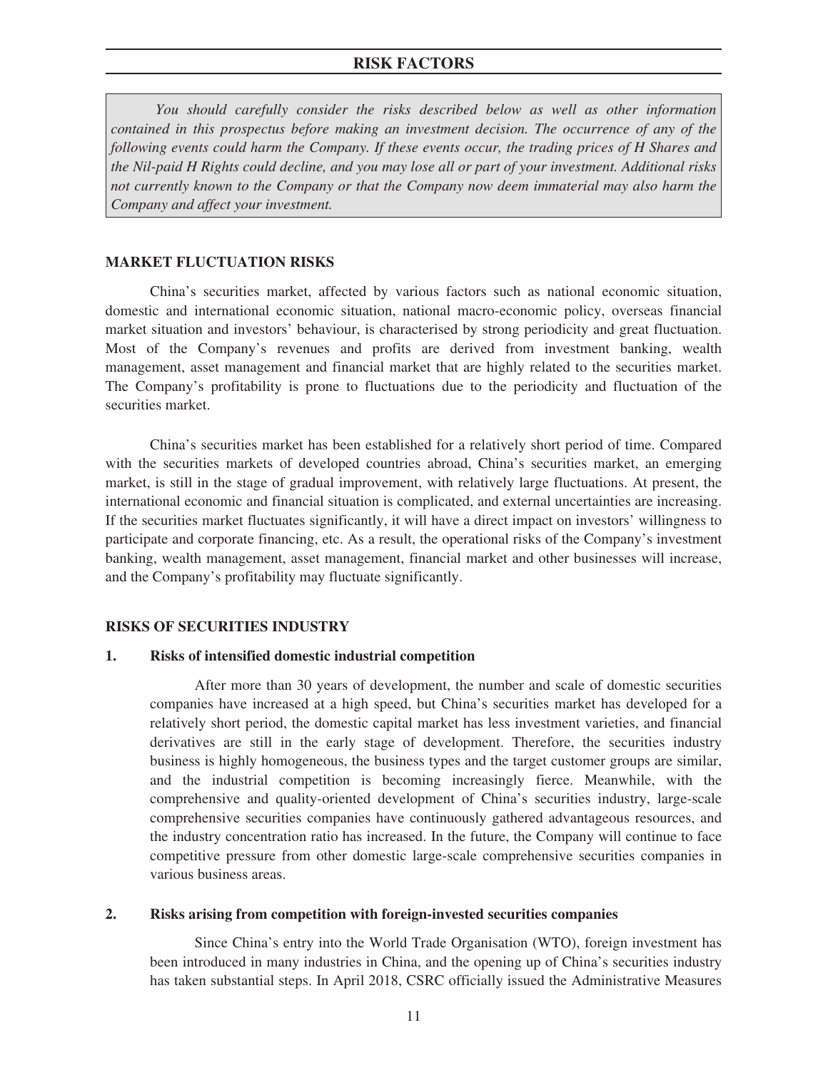# RISK FACTORS

*You should carefully consider the risks described below as well as other information contained in this prospectus before making an investment decision. The occurrence of any of the following events could harm the Company. If these events occur, the trading prices of H Shares and the Nil-paid H Rights could decline, and you may lose all or part of your investment. Additional risks not currently known to the Company or that the Company now deem immaterial may also harm the Company and affect your investment.*

## MARKET FLUCTUATION RISKS

China's securities market, affected by various factors such as national economic situation, domestic and international economic situation, national macro-economic policy, overseas financial market situation and investors' behaviour, is characterised by strong periodicity and great fluctuation. Most of the Company's revenues and profits are derived from investment banking, wealth management, asset management and financial market that are highly related to the securities market. The Company's profitability is prone to fluctuations due to the periodicity and fluctuation of the securities market.

China's securities market has been established for a relatively short period of time. Compared with the securities markets of developed countries abroad, China's securities market, an emerging market, is still in the stage of gradual improvement, with relatively large fluctuations. At present, the international economic and financial situation is complicated, and external uncertainties are increasing. If the securities market fluctuates significantly, it will have a direct impact on investors' willingness to participate and corporate financing, etc. As a result, the operational risks of the Company's investment banking, wealth management, asset management, financial market and other businesses will increase, and the Company's profitability may fluctuate significantly.

## RISKS OF SECURITIES INDUSTRY

### 1. Risks of intensified domestic industrial competition

After more than 30 years of development, the number and scale of domestic securities companies have increased at a high speed, but China's securities market has developed for a relatively short period, the domestic capital market has less investment varieties, and financial derivatives are still in the early stage of development. Therefore, the securities industry business is highly homogeneous, the business types and the target customer groups are similar, and the industrial competition is becoming increasingly fierce. Meanwhile, with the comprehensive and quality-oriented development of China's securities industry, large-scale comprehensive securities companies have continuously gathered advantageous resources, and the industry concentration ratio has increased. In the future, the Company will continue to face competitive pressure from other domestic large-scale comprehensive securities companies in various business areas.

### 2. Risks arising from competition with foreign-invested securities companies

Since China's entry into the World Trade Organisation (WTO), foreign investment has been introduced in many industries in China, and the opening up of China's securities industry has taken substantial steps. In April 2018, CSRC officially issued the Administrative Measures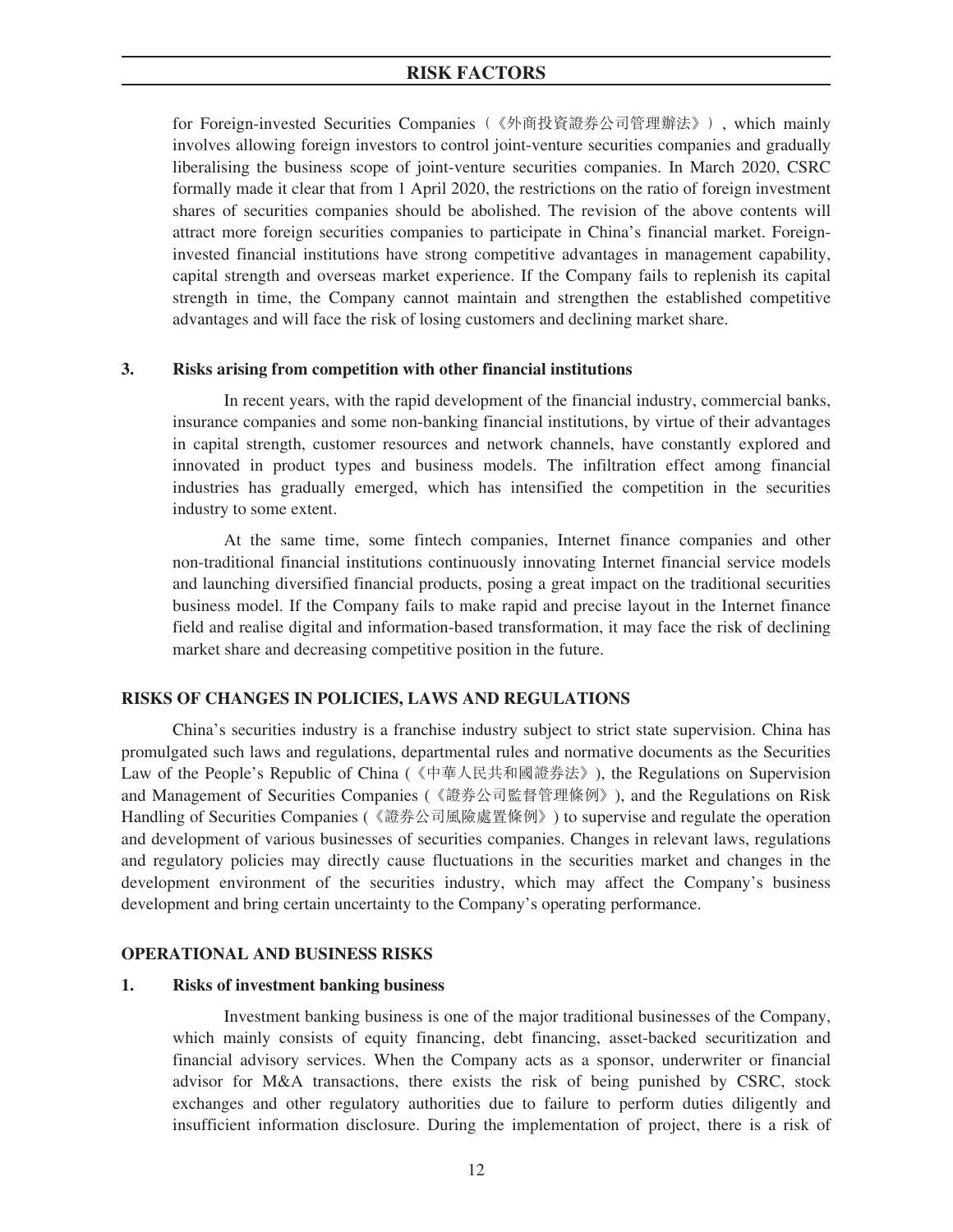for Foreign-invested Securities Companies（《外商投資證券公司管理辦法》）, which mainly involves allowing foreign investors to control joint-venture securities companies and gradually liberalising the business scope of joint-venture securities companies. In March 2020, CSRC formally made it clear that from 1 April 2020, the restrictions on the ratio of foreign investment shares of securities companies should be abolished. The revision of the above contents will attract more foreign securities companies to participate in China's financial market. Foreign-invested financial institutions have strong competitive advantages in management capability, capital strength and overseas market experience. If the Company fails to replenish its capital strength in time, the Company cannot maintain and strengthen the established competitive advantages and will face the risk of losing customers and declining market share.

### 3. Risks arising from competition with other financial institutions

In recent years, with the rapid development of the financial industry, commercial banks, insurance companies and some non-banking financial institutions, by virtue of their advantages in capital strength, customer resources and network channels, have constantly explored and innovated in product types and business models. The infiltration effect among financial industries has gradually emerged, which has intensified the competition in the securities industry to some extent.

At the same time, some fintech companies, Internet finance companies and other non-traditional financial institutions continuously innovating Internet financial service models and launching diversified financial products, posing a great impact on the traditional securities business model. If the Company fails to make rapid and precise layout in the Internet finance field and realise digital and information-based transformation, it may face the risk of declining market share and decreasing competitive position in the future.

## RISKS OF CHANGES IN POLICIES, LAWS AND REGULATIONS

China's securities industry is a franchise industry subject to strict state supervision. China has promulgated such laws and regulations, departmental rules and normative documents as the Securities Law of the People's Republic of China (《中華人民共和國證券法》), the Regulations on Supervision and Management of Securities Companies (《證券公司監督管理條例》), and the Regulations on Risk Handling of Securities Companies (《證券公司風險處置條例》) to supervise and regulate the operation and development of various businesses of securities companies. Changes in relevant laws, regulations and regulatory policies may directly cause fluctuations in the securities market and changes in the development environment of the securities industry, which may affect the Company's business development and bring certain uncertainty to the Company's operating performance.

## OPERATIONAL AND BUSINESS RISKS

### 1. Risks of investment banking business

Investment banking business is one of the major traditional businesses of the Company, which mainly consists of equity financing, debt financing, asset-backed securitization and financial advisory services. When the Company acts as a sponsor, underwriter or financial advisor for M&A transactions, there exists the risk of being punished by CSRC, stock exchanges and other regulatory authorities due to failure to perform duties diligently and insufficient information disclosure. During the implementation of project, there is a risk of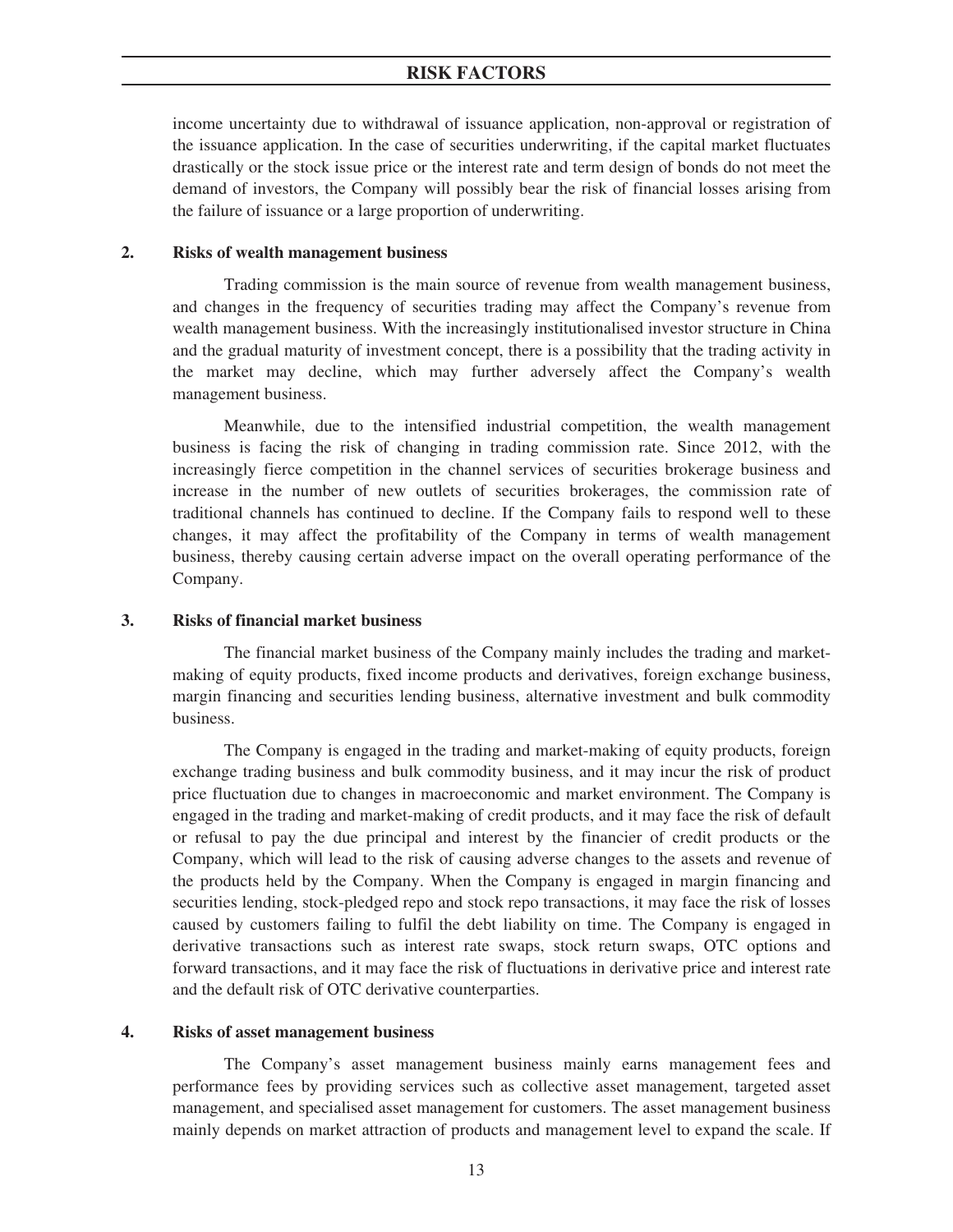income uncertainty due to withdrawal of issuance application, non-approval or registration of the issuance application. In the case of securities underwriting, if the capital market fluctuates drastically or the stock issue price or the interest rate and term design of bonds do not meet the demand of investors, the Company will possibly bear the risk of financial losses arising from the failure of issuance or a large proportion of underwriting.

**2. Risks of wealth management business**

Trading commission is the main source of revenue from wealth management business, and changes in the frequency of securities trading may affect the Company's revenue from wealth management business. With the increasingly institutionalised investor structure in China and the gradual maturity of investment concept, there is a possibility that the trading activity in the market may decline, which may further adversely affect the Company's wealth management business.

Meanwhile, due to the intensified industrial competition, the wealth management business is facing the risk of changing in trading commission rate. Since 2012, with the increasingly fierce competition in the channel services of securities brokerage business and increase in the number of new outlets of securities brokerages, the commission rate of traditional channels has continued to decline. If the Company fails to respond well to these changes, it may affect the profitability of the Company in terms of wealth management business, thereby causing certain adverse impact on the overall operating performance of the Company.

**3. Risks of financial market business**

The financial market business of the Company mainly includes the trading and market-making of equity products, fixed income products and derivatives, foreign exchange business, margin financing and securities lending business, alternative investment and bulk commodity business.

The Company is engaged in the trading and market-making of equity products, foreign exchange trading business and bulk commodity business, and it may incur the risk of product price fluctuation due to changes in macroeconomic and market environment. The Company is engaged in the trading and market-making of credit products, and it may face the risk of default or refusal to pay the due principal and interest by the financier of credit products or the Company, which will lead to the risk of causing adverse changes to the assets and revenue of the products held by the Company. When the Company is engaged in margin financing and securities lending, stock-pledged repo and stock repo transactions, it may face the risk of losses caused by customers failing to fulfil the debt liability on time. The Company is engaged in derivative transactions such as interest rate swaps, stock return swaps, OTC options and forward transactions, and it may face the risk of fluctuations in derivative price and interest rate and the default risk of OTC derivative counterparties.

**4. Risks of asset management business**

The Company's asset management business mainly earns management fees and performance fees by providing services such as collective asset management, targeted asset management, and specialised asset management for customers. The asset management business mainly depends on market attraction of products and management level to expand the scale. If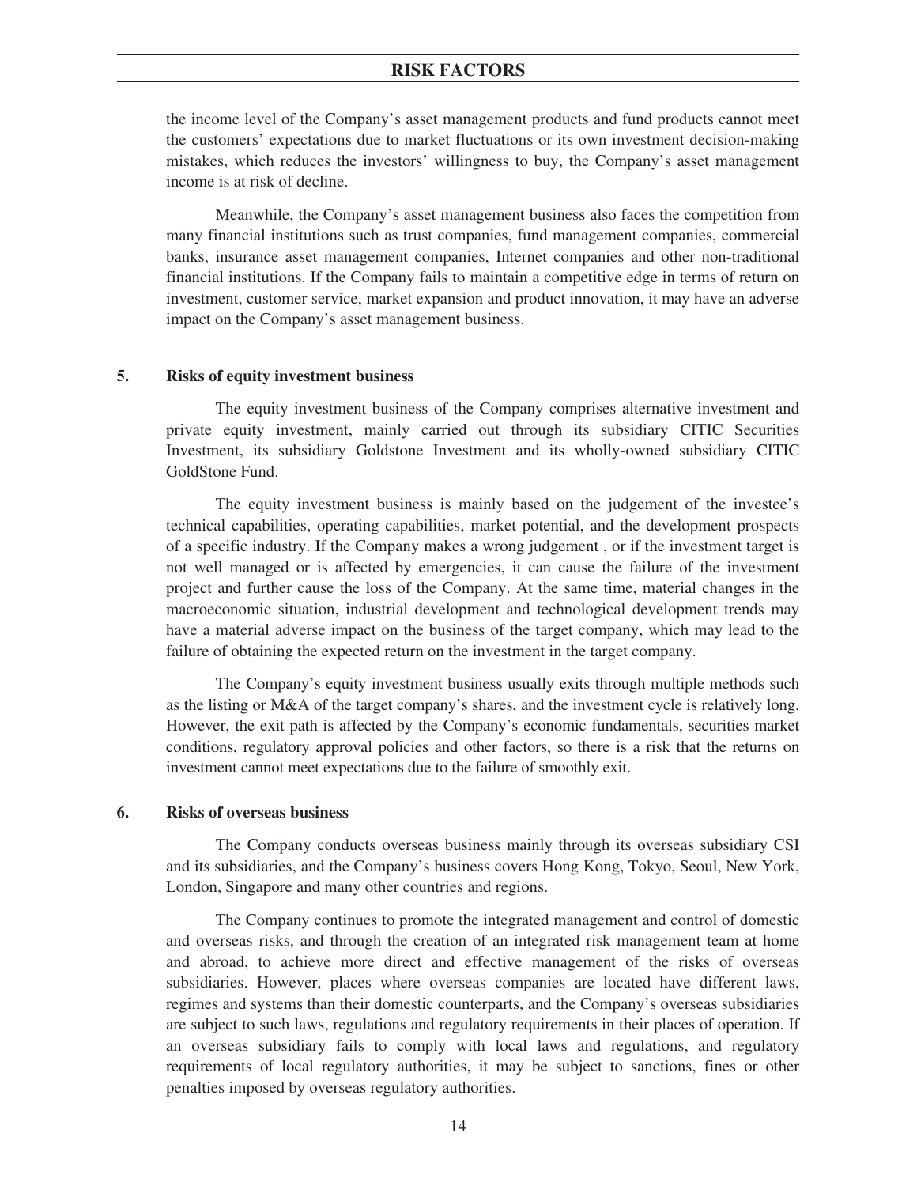the income level of the Company's asset management products and fund products cannot meet the customers' expectations due to market fluctuations or its own investment decision-making mistakes, which reduces the investors' willingness to buy, the Company's asset management income is at risk of decline.

Meanwhile, the Company's asset management business also faces the competition from many financial institutions such as trust companies, fund management companies, commercial banks, insurance asset management companies, Internet companies and other non-traditional financial institutions. If the Company fails to maintain a competitive edge in terms of return on investment, customer service, market expansion and product innovation, it may have an adverse impact on the Company's asset management business.

**5. Risks of equity investment business**

The equity investment business of the Company comprises alternative investment and private equity investment, mainly carried out through its subsidiary CITIC Securities Investment, its subsidiary Goldstone Investment and its wholly-owned subsidiary CITIC GoldStone Fund.

The equity investment business is mainly based on the judgement of the investee's technical capabilities, operating capabilities, market potential, and the development prospects of a specific industry. If the Company makes a wrong judgement , or if the investment target is not well managed or is affected by emergencies, it can cause the failure of the investment project and further cause the loss of the Company. At the same time, material changes in the macroeconomic situation, industrial development and technological development trends may have a material adverse impact on the business of the target company, which may lead to the failure of obtaining the expected return on the investment in the target company.

The Company's equity investment business usually exits through multiple methods such as the listing or M&A of the target company's shares, and the investment cycle is relatively long. However, the exit path is affected by the Company's economic fundamentals, securities market conditions, regulatory approval policies and other factors, so there is a risk that the returns on investment cannot meet expectations due to the failure of smoothly exit.

**6. Risks of overseas business**

The Company conducts overseas business mainly through its overseas subsidiary CSI and its subsidiaries, and the Company's business covers Hong Kong, Tokyo, Seoul, New York, London, Singapore and many other countries and regions.

The Company continues to promote the integrated management and control of domestic and overseas risks, and through the creation of an integrated risk management team at home and abroad, to achieve more direct and effective management of the risks of overseas subsidiaries. However, places where overseas companies are located have different laws, regimes and systems than their domestic counterparts, and the Company's overseas subsidiaries are subject to such laws, regulations and regulatory requirements in their places of operation. If an overseas subsidiary fails to comply with local laws and regulations, and regulatory requirements of local regulatory authorities, it may be subject to sanctions, fines or other penalties imposed by overseas regulatory authorities.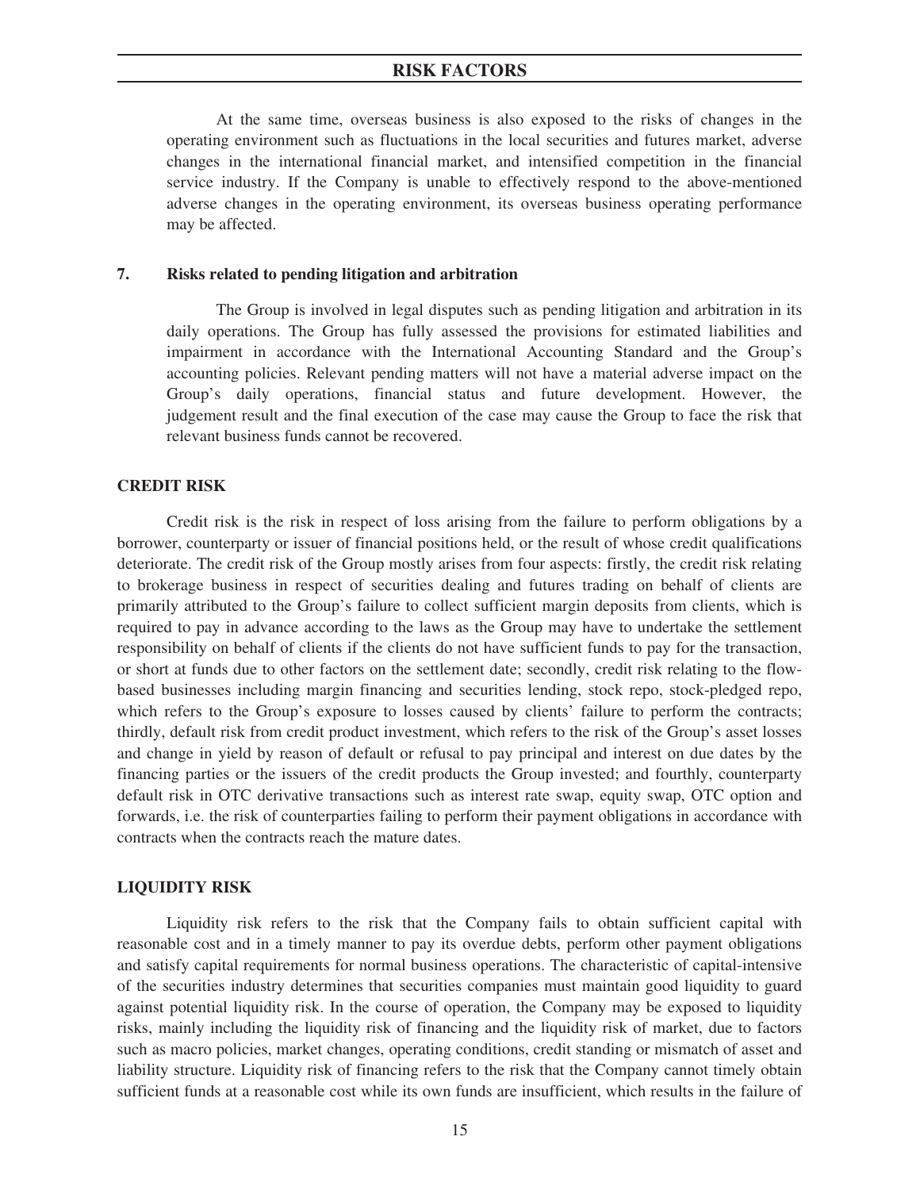At the same time, overseas business is also exposed to the risks of changes in the operating environment such as fluctuations in the local securities and futures market, adverse changes in the international financial market, and intensified competition in the financial service industry. If the Company is unable to effectively respond to the above-mentioned adverse changes in the operating environment, its overseas business operating performance may be affected.

**7. Risks related to pending litigation and arbitration**

The Group is involved in legal disputes such as pending litigation and arbitration in its daily operations. The Group has fully assessed the provisions for estimated liabilities and impairment in accordance with the International Accounting Standard and the Group's accounting policies. Relevant pending matters will not have a material adverse impact on the Group's daily operations, financial status and future development. However, the judgement result and the final execution of the case may cause the Group to face the risk that relevant business funds cannot be recovered.

## CREDIT RISK

Credit risk is the risk in respect of loss arising from the failure to perform obligations by a borrower, counterparty or issuer of financial positions held, or the result of whose credit qualifications deteriorate. The credit risk of the Group mostly arises from four aspects: firstly, the credit risk relating to brokerage business in respect of securities dealing and futures trading on behalf of clients are primarily attributed to the Group's failure to collect sufficient margin deposits from clients, which is required to pay in advance according to the laws as the Group may have to undertake the settlement responsibility on behalf of clients if the clients do not have sufficient funds to pay for the transaction, or short at funds due to other factors on the settlement date; secondly, credit risk relating to the flow-based businesses including margin financing and securities lending, stock repo, stock-pledged repo, which refers to the Group's exposure to losses caused by clients' failure to perform the contracts; thirdly, default risk from credit product investment, which refers to the risk of the Group's asset losses and change in yield by reason of default or refusal to pay principal and interest on due dates by the financing parties or the issuers of the credit products the Group invested; and fourthly, counterparty default risk in OTC derivative transactions such as interest rate swap, equity swap, OTC option and forwards, i.e. the risk of counterparties failing to perform their payment obligations in accordance with contracts when the contracts reach the mature dates.

## LIQUIDITY RISK

Liquidity risk refers to the risk that the Company fails to obtain sufficient capital with reasonable cost and in a timely manner to pay its overdue debts, perform other payment obligations and satisfy capital requirements for normal business operations. The characteristic of capital-intensive of the securities industry determines that securities companies must maintain good liquidity to guard against potential liquidity risk. In the course of operation, the Company may be exposed to liquidity risks, mainly including the liquidity risk of financing and the liquidity risk of market, due to factors such as macro policies, market changes, operating conditions, credit standing or mismatch of asset and liability structure. Liquidity risk of financing refers to the risk that the Company cannot timely obtain sufficient funds at a reasonable cost while its own funds are insufficient, which results in the failure of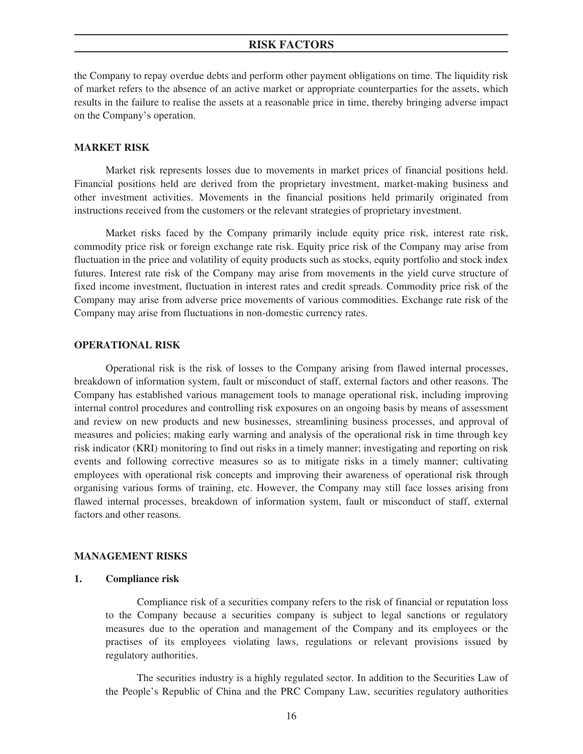the Company to repay overdue debts and perform other payment obligations on time. The liquidity risk of market refers to the absence of an active market or appropriate counterparties for the assets, which results in the failure to realise the assets at a reasonable price in time, thereby bringing adverse impact on the Company's operation.

## MARKET RISK

Market risk represents losses due to movements in market prices of financial positions held. Financial positions held are derived from the proprietary investment, market-making business and other investment activities. Movements in the financial positions held primarily originated from instructions received from the customers or the relevant strategies of proprietary investment.

Market risks faced by the Company primarily include equity price risk, interest rate risk, commodity price risk or foreign exchange rate risk. Equity price risk of the Company may arise from fluctuation in the price and volatility of equity products such as stocks, equity portfolio and stock index futures. Interest rate risk of the Company may arise from movements in the yield curve structure of fixed income investment, fluctuation in interest rates and credit spreads. Commodity price risk of the Company may arise from adverse price movements of various commodities. Exchange rate risk of the Company may arise from fluctuations in non-domestic currency rates.

## OPERATIONAL RISK

Operational risk is the risk of losses to the Company arising from flawed internal processes, breakdown of information system, fault or misconduct of staff, external factors and other reasons. The Company has established various management tools to manage operational risk, including improving internal control procedures and controlling risk exposures on an ongoing basis by means of assessment and review on new products and new businesses, streamlining business processes, and approval of measures and policies; making early warning and analysis of the operational risk in time through key risk indicator (KRI) monitoring to find out risks in a timely manner; investigating and reporting on risk events and following corrective measures so as to mitigate risks in a timely manner; cultivating employees with operational risk concepts and improving their awareness of operational risk through organising various forms of training, etc. However, the Company may still face losses arising from flawed internal processes, breakdown of information system, fault or misconduct of staff, external factors and other reasons.

## MANAGEMENT RISKS

### 1. Compliance risk

Compliance risk of a securities company refers to the risk of financial or reputation loss to the Company because a securities company is subject to legal sanctions or regulatory measures due to the operation and management of the Company and its employees or the practises of its employees violating laws, regulations or relevant provisions issued by regulatory authorities.

The securities industry is a highly regulated sector. In addition to the Securities Law of the People's Republic of China and the PRC Company Law, securities regulatory authorities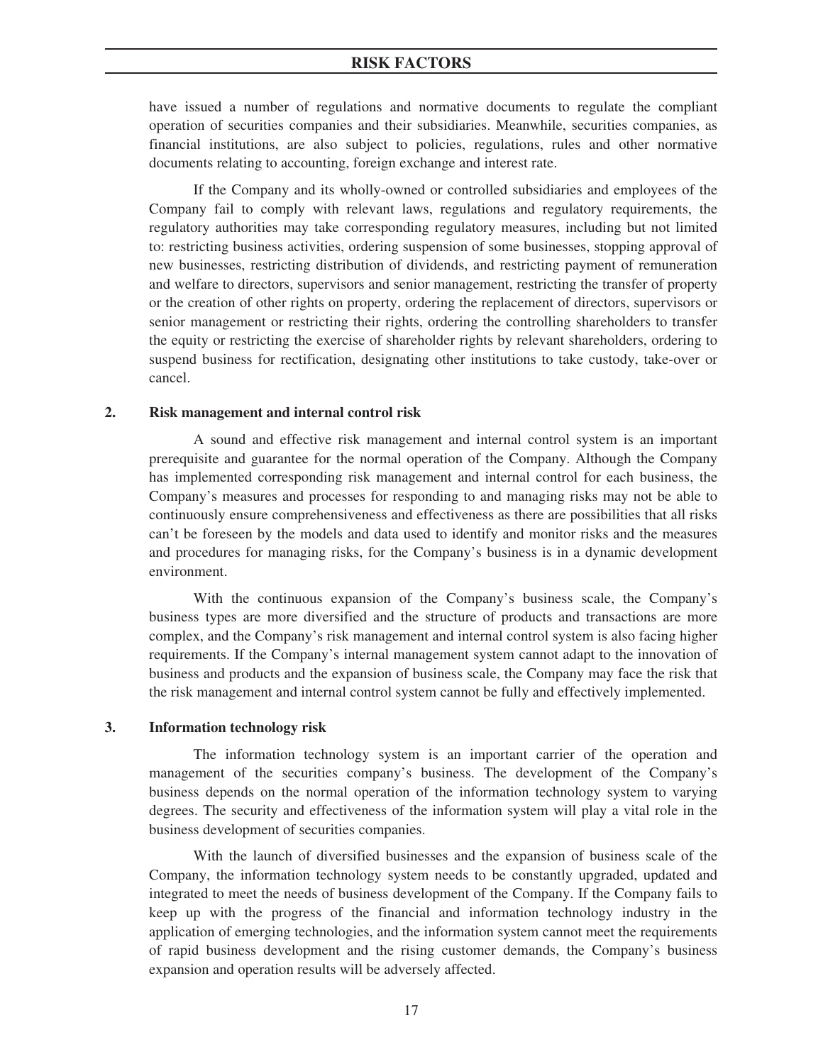have issued a number of regulations and normative documents to regulate the compliant operation of securities companies and their subsidiaries. Meanwhile, securities companies, as financial institutions, are also subject to policies, regulations, rules and other normative documents relating to accounting, foreign exchange and interest rate.

If the Company and its wholly-owned or controlled subsidiaries and employees of the Company fail to comply with relevant laws, regulations and regulatory requirements, the regulatory authorities may take corresponding regulatory measures, including but not limited to: restricting business activities, ordering suspension of some businesses, stopping approval of new businesses, restricting distribution of dividends, and restricting payment of remuneration and welfare to directors, supervisors and senior management, restricting the transfer of property or the creation of other rights on property, ordering the replacement of directors, supervisors or senior management or restricting their rights, ordering the controlling shareholders to transfer the equity or restricting the exercise of shareholder rights by relevant shareholders, ordering to suspend business for rectification, designating other institutions to take custody, take-over or cancel.

### 2. Risk management and internal control risk

A sound and effective risk management and internal control system is an important prerequisite and guarantee for the normal operation of the Company. Although the Company has implemented corresponding risk management and internal control for each business, the Company's measures and processes for responding to and managing risks may not be able to continuously ensure comprehensiveness and effectiveness as there are possibilities that all risks can't be foreseen by the models and data used to identify and monitor risks and the measures and procedures for managing risks, for the Company's business is in a dynamic development environment.

With the continuous expansion of the Company's business scale, the Company's business types are more diversified and the structure of products and transactions are more complex, and the Company's risk management and internal control system is also facing higher requirements. If the Company's internal management system cannot adapt to the innovation of business and products and the expansion of business scale, the Company may face the risk that the risk management and internal control system cannot be fully and effectively implemented.

### 3. Information technology risk

The information technology system is an important carrier of the operation and management of the securities company's business. The development of the Company's business depends on the normal operation of the information technology system to varying degrees. The security and effectiveness of the information system will play a vital role in the business development of securities companies.

With the launch of diversified businesses and the expansion of business scale of the Company, the information technology system needs to be constantly upgraded, updated and integrated to meet the needs of business development of the Company. If the Company fails to keep up with the progress of the financial and information technology industry in the application of emerging technologies, and the information system cannot meet the requirements of rapid business development and the rising customer demands, the Company's business expansion and operation results will be adversely affected.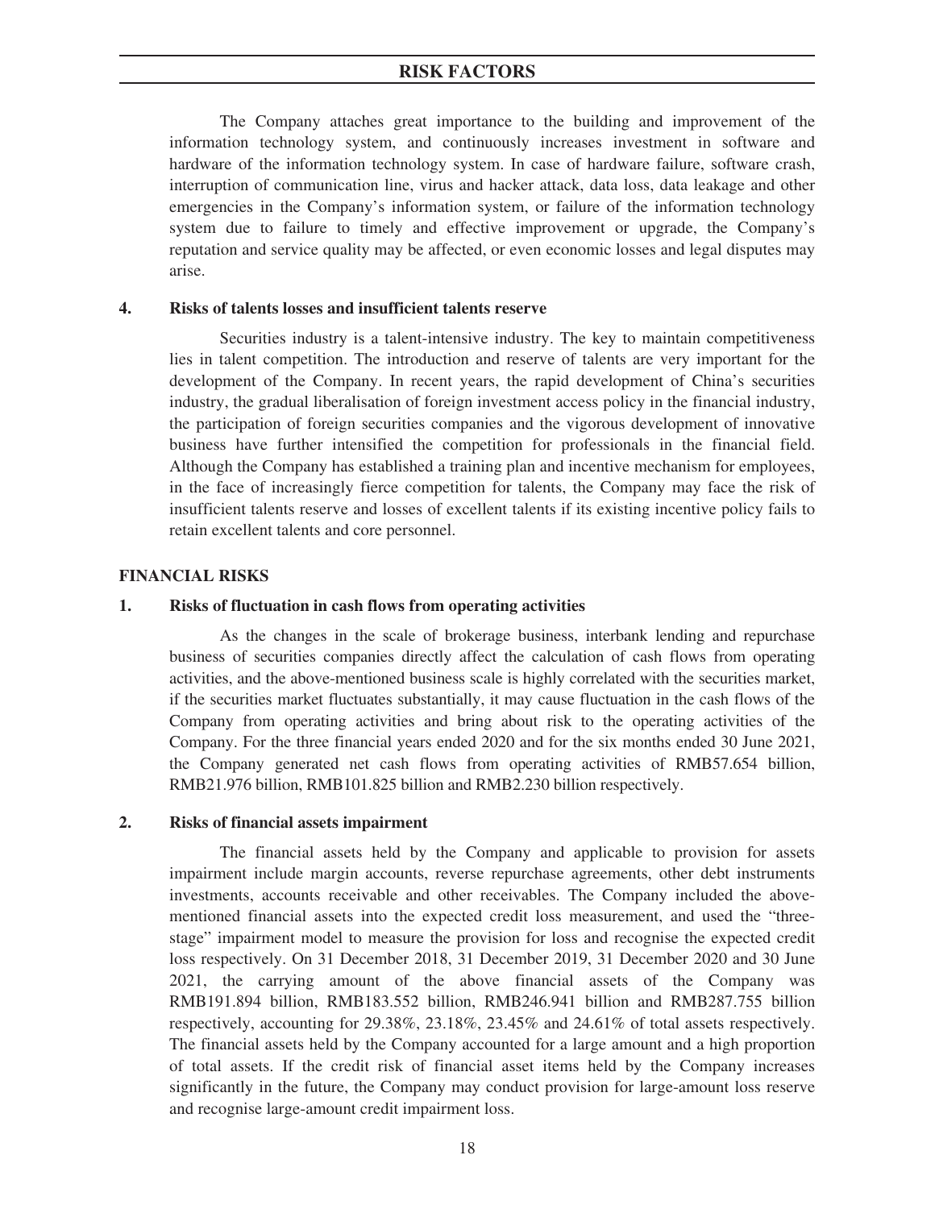The Company attaches great importance to the building and improvement of the information technology system, and continuously increases investment in software and hardware of the information technology system. In case of hardware failure, software crash, interruption of communication line, virus and hacker attack, data loss, data leakage and other emergencies in the Company's information system, or failure of the information technology system due to failure to timely and effective improvement or upgrade, the Company's reputation and service quality may be affected, or even economic losses and legal disputes may arise.

### 4. Risks of talents losses and insufficient talents reserve

Securities industry is a talent-intensive industry. The key to maintain competitiveness lies in talent competition. The introduction and reserve of talents are very important for the development of the Company. In recent years, the rapid development of China's securities industry, the gradual liberalisation of foreign investment access policy in the financial industry, the participation of foreign securities companies and the vigorous development of innovative business have further intensified the competition for professionals in the financial field. Although the Company has established a training plan and incentive mechanism for employees, in the face of increasingly fierce competition for talents, the Company may face the risk of insufficient talents reserve and losses of excellent talents if its existing incentive policy fails to retain excellent talents and core personnel.

## FINANCIAL RISKS

### 1. Risks of fluctuation in cash flows from operating activities

As the changes in the scale of brokerage business, interbank lending and repurchase business of securities companies directly affect the calculation of cash flows from operating activities, and the above-mentioned business scale is highly correlated with the securities market, if the securities market fluctuates substantially, it may cause fluctuation in the cash flows of the Company from operating activities and bring about risk to the operating activities of the Company. For the three financial years ended 2020 and for the six months ended 30 June 2021, the Company generated net cash flows from operating activities of RMB57.654 billion, RMB21.976 billion, RMB101.825 billion and RMB2.230 billion respectively.

### 2. Risks of financial assets impairment

The financial assets held by the Company and applicable to provision for assets impairment include margin accounts, reverse repurchase agreements, other debt instruments investments, accounts receivable and other receivables. The Company included the above-mentioned financial assets into the expected credit loss measurement, and used the "three-stage" impairment model to measure the provision for loss and recognise the expected credit loss respectively. On 31 December 2018, 31 December 2019, 31 December 2020 and 30 June 2021, the carrying amount of the above financial assets of the Company was RMB191.894 billion, RMB183.552 billion, RMB246.941 billion and RMB287.755 billion respectively, accounting for 29.38%, 23.18%, 23.45% and 24.61% of total assets respectively. The financial assets held by the Company accounted for a large amount and a high proportion of total assets. If the credit risk of financial asset items held by the Company increases significantly in the future, the Company may conduct provision for large-amount loss reserve and recognise large-amount credit impairment loss.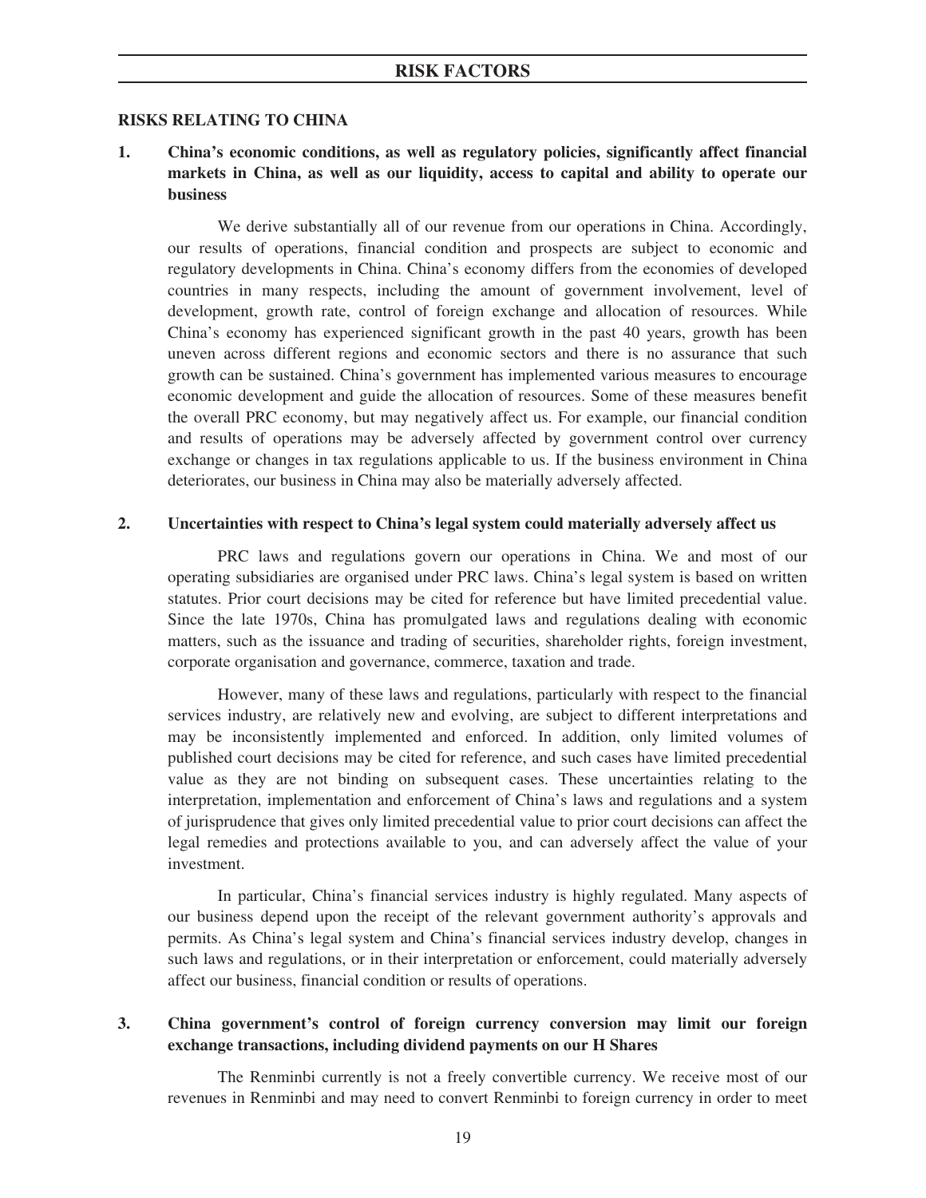## RISKS RELATING TO CHINA

### 1. China's economic conditions, as well as regulatory policies, significantly affect financial markets in China, as well as our liquidity, access to capital and ability to operate our business

We derive substantially all of our revenue from our operations in China. Accordingly, our results of operations, financial condition and prospects are subject to economic and regulatory developments in China. China's economy differs from the economies of developed countries in many respects, including the amount of government involvement, level of development, growth rate, control of foreign exchange and allocation of resources. While China's economy has experienced significant growth in the past 40 years, growth has been uneven across different regions and economic sectors and there is no assurance that such growth can be sustained. China's government has implemented various measures to encourage economic development and guide the allocation of resources. Some of these measures benefit the overall PRC economy, but may negatively affect us. For example, our financial condition and results of operations may be adversely affected by government control over currency exchange or changes in tax regulations applicable to us. If the business environment in China deteriorates, our business in China may also be materially adversely affected.

### 2. Uncertainties with respect to China's legal system could materially adversely affect us

PRC laws and regulations govern our operations in China. We and most of our operating subsidiaries are organised under PRC laws. China's legal system is based on written statutes. Prior court decisions may be cited for reference but have limited precedential value. Since the late 1970s, China has promulgated laws and regulations dealing with economic matters, such as the issuance and trading of securities, shareholder rights, foreign investment, corporate organisation and governance, commerce, taxation and trade.

However, many of these laws and regulations, particularly with respect to the financial services industry, are relatively new and evolving, are subject to different interpretations and may be inconsistently implemented and enforced. In addition, only limited volumes of published court decisions may be cited for reference, and such cases have limited precedential value as they are not binding on subsequent cases. These uncertainties relating to the interpretation, implementation and enforcement of China's laws and regulations and a system of jurisprudence that gives only limited precedential value to prior court decisions can affect the legal remedies and protections available to you, and can adversely affect the value of your investment.

In particular, China's financial services industry is highly regulated. Many aspects of our business depend upon the receipt of the relevant government authority's approvals and permits. As China's legal system and China's financial services industry develop, changes in such laws and regulations, or in their interpretation or enforcement, could materially adversely affect our business, financial condition or results of operations.

### 3. China government's control of foreign currency conversion may limit our foreign exchange transactions, including dividend payments on our H Shares

The Renminbi currently is not a freely convertible currency. We receive most of our revenues in Renminbi and may need to convert Renminbi to foreign currency in order to meet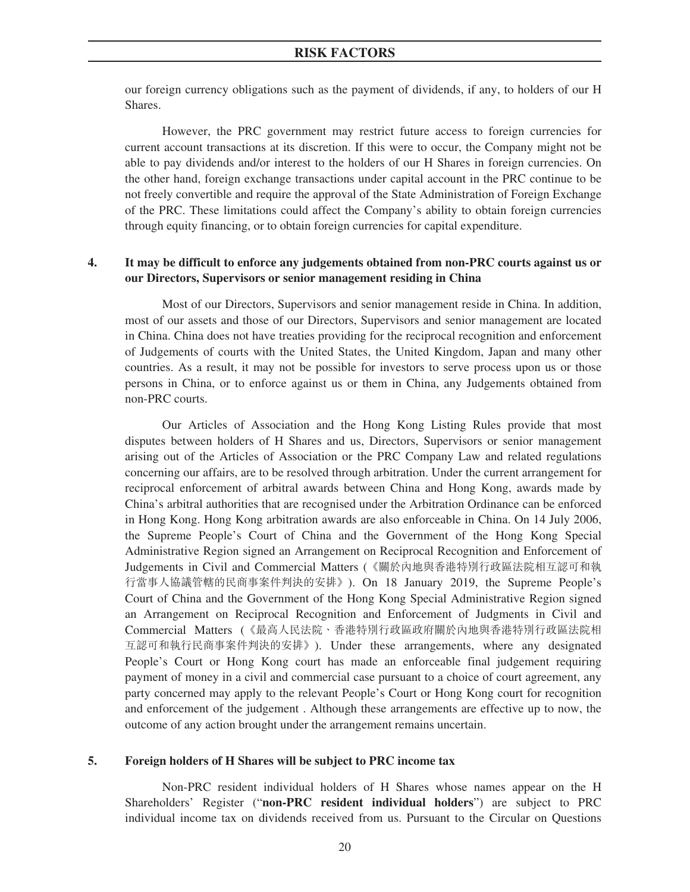our foreign currency obligations such as the payment of dividends, if any, to holders of our H Shares.

However, the PRC government may restrict future access to foreign currencies for current account transactions at its discretion. If this were to occur, the Company might not be able to pay dividends and/or interest to the holders of our H Shares in foreign currencies. On the other hand, foreign exchange transactions under capital account in the PRC continue to be not freely convertible and require the approval of the State Administration of Foreign Exchange of the PRC. These limitations could affect the Company's ability to obtain foreign currencies through equity financing, or to obtain foreign currencies for capital expenditure.

### 4. It may be difficult to enforce any judgements obtained from non-PRC courts against us or our Directors, Supervisors or senior management residing in China

Most of our Directors, Supervisors and senior management reside in China. In addition, most of our assets and those of our Directors, Supervisors and senior management are located in China. China does not have treaties providing for the reciprocal recognition and enforcement of Judgements of courts with the United States, the United Kingdom, Japan and many other countries. As a result, it may not be possible for investors to serve process upon us or those persons in China, or to enforce against us or them in China, any Judgements obtained from non-PRC courts.

Our Articles of Association and the Hong Kong Listing Rules provide that most disputes between holders of H Shares and us, Directors, Supervisors or senior management arising out of the Articles of Association or the PRC Company Law and related regulations concerning our affairs, are to be resolved through arbitration. Under the current arrangement for reciprocal enforcement of arbitral awards between China and Hong Kong, awards made by China's arbitral authorities that are recognised under the Arbitration Ordinance can be enforced in Hong Kong. Hong Kong arbitration awards are also enforceable in China. On 14 July 2006, the Supreme People's Court of China and the Government of the Hong Kong Special Administrative Region signed an Arrangement on Reciprocal Recognition and Enforcement of Judgements in Civil and Commercial Matters (《關於內地與香港特別行政區法院相互認可和執行當事人協議管轄的民商事案件判決的安排》). On 18 January 2019, the Supreme People's Court of China and the Government of the Hong Kong Special Administrative Region signed an Arrangement on Reciprocal Recognition and Enforcement of Judgments in Civil and Commercial Matters (《最高人民法院、香港特別行政區政府關於內地與香港特別行政區法院相互認可和執行民商事案件判決的安排》). Under these arrangements, where any designated People's Court or Hong Kong court has made an enforceable final judgement requiring payment of money in a civil and commercial case pursuant to a choice of court agreement, any party concerned may apply to the relevant People's Court or Hong Kong court for recognition and enforcement of the judgement . Although these arrangements are effective up to now, the outcome of any action brought under the arrangement remains uncertain.

### 5. Foreign holders of H Shares will be subject to PRC income tax

Non-PRC resident individual holders of H Shares whose names appear on the H Shareholders' Register ("**non-PRC resident individual holders**") are subject to PRC individual income tax on dividends received from us. Pursuant to the Circular on Questions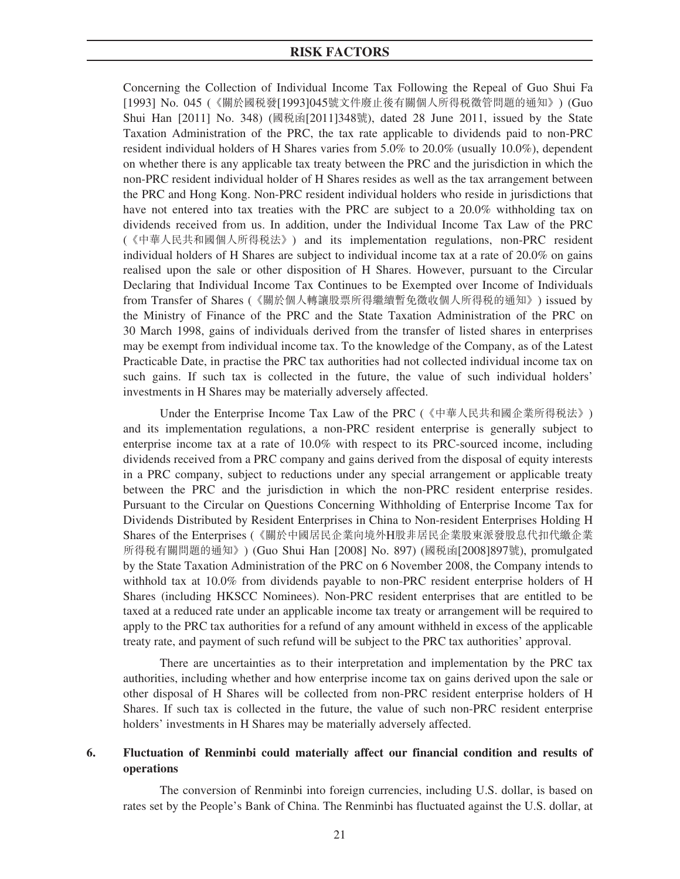Concerning the Collection of Individual Income Tax Following the Repeal of Guo Shui Fa [1993] No. 045 (《關於國税發[1993]045號文件廢止後有關個人所得税徵管問題的通知》) (Guo Shui Han [2011] No. 348) (國税函[2011]348號), dated 28 June 2011, issued by the State Taxation Administration of the PRC, the tax rate applicable to dividends paid to non-PRC resident individual holders of H Shares varies from 5.0% to 20.0% (usually 10.0%), dependent on whether there is any applicable tax treaty between the PRC and the jurisdiction in which the non-PRC resident individual holder of H Shares resides as well as the tax arrangement between the PRC and Hong Kong. Non-PRC resident individual holders who reside in jurisdictions that have not entered into tax treaties with the PRC are subject to a 20.0% withholding tax on dividends received from us. In addition, under the Individual Income Tax Law of the PRC (《中華人民共和國個人所得税法》) and its implementation regulations, non-PRC resident individual holders of H Shares are subject to individual income tax at a rate of 20.0% on gains realised upon the sale or other disposition of H Shares. However, pursuant to the Circular Declaring that Individual Income Tax Continues to be Exempted over Income of Individuals from Transfer of Shares (《關於個人轉讓股票所得繼續暫免徵收個人所得税的通知》) issued by the Ministry of Finance of the PRC and the State Taxation Administration of the PRC on 30 March 1998, gains of individuals derived from the transfer of listed shares in enterprises may be exempt from individual income tax. To the knowledge of the Company, as of the Latest Practicable Date, in practise the PRC tax authorities had not collected individual income tax on such gains. If such tax is collected in the future, the value of such individual holders' investments in H Shares may be materially adversely affected.

Under the Enterprise Income Tax Law of the PRC (《中華人民共和國企業所得税法》) and its implementation regulations, a non-PRC resident enterprise is generally subject to enterprise income tax at a rate of 10.0% with respect to its PRC-sourced income, including dividends received from a PRC company and gains derived from the disposal of equity interests in a PRC company, subject to reductions under any special arrangement or applicable treaty between the PRC and the jurisdiction in which the non-PRC resident enterprise resides. Pursuant to the Circular on Questions Concerning Withholding of Enterprise Income Tax for Dividends Distributed by Resident Enterprises in China to Non-resident Enterprises Holding H Shares of the Enterprises (《關於中國居民企業向境外H股非居民企業股東派發股息代扣代繳企業所得税有關問題的通知》) (Guo Shui Han [2008] No. 897) (國税函[2008]897號), promulgated by the State Taxation Administration of the PRC on 6 November 2008, the Company intends to withhold tax at 10.0% from dividends payable to non-PRC resident enterprise holders of H Shares (including HKSCC Nominees). Non-PRC resident enterprises that are entitled to be taxed at a reduced rate under an applicable income tax treaty or arrangement will be required to apply to the PRC tax authorities for a refund of any amount withheld in excess of the applicable treaty rate, and payment of such refund will be subject to the PRC tax authorities' approval.

There are uncertainties as to their interpretation and implementation by the PRC tax authorities, including whether and how enterprise income tax on gains derived upon the sale or other disposal of H Shares will be collected from non-PRC resident enterprise holders of H Shares. If such tax is collected in the future, the value of such non-PRC resident enterprise holders' investments in H Shares may be materially adversely affected.

### 6. Fluctuation of Renminbi could materially affect our financial condition and results of operations

The conversion of Renminbi into foreign currencies, including U.S. dollar, is based on rates set by the People's Bank of China. The Renminbi has fluctuated against the U.S. dollar, at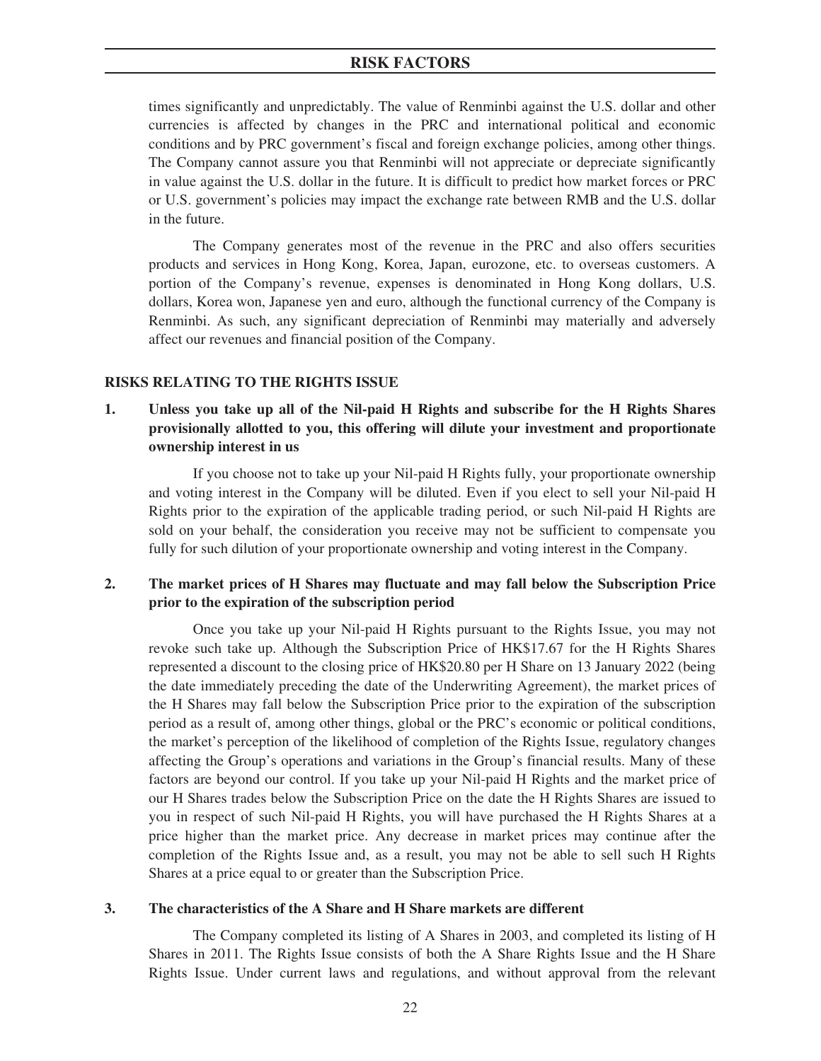times significantly and unpredictably. The value of Renminbi against the U.S. dollar and other currencies is affected by changes in the PRC and international political and economic conditions and by PRC government's fiscal and foreign exchange policies, among other things. The Company cannot assure you that Renminbi will not appreciate or depreciate significantly in value against the U.S. dollar in the future. It is difficult to predict how market forces or PRC or U.S. government's policies may impact the exchange rate between RMB and the U.S. dollar in the future.

The Company generates most of the revenue in the PRC and also offers securities products and services in Hong Kong, Korea, Japan, eurozone, etc. to overseas customers. A portion of the Company's revenue, expenses is denominated in Hong Kong dollars, U.S. dollars, Korea won, Japanese yen and euro, although the functional currency of the Company is Renminbi. As such, any significant depreciation of Renminbi may materially and adversely affect our revenues and financial position of the Company.

## RISKS RELATING TO THE RIGHTS ISSUE

### 1. Unless you take up all of the Nil-paid H Rights and subscribe for the H Rights Shares provisionally allotted to you, this offering will dilute your investment and proportionate ownership interest in us

If you choose not to take up your Nil-paid H Rights fully, your proportionate ownership and voting interest in the Company will be diluted. Even if you elect to sell your Nil-paid H Rights prior to the expiration of the applicable trading period, or such Nil-paid H Rights are sold on your behalf, the consideration you receive may not be sufficient to compensate you fully for such dilution of your proportionate ownership and voting interest in the Company.

### 2. The market prices of H Shares may fluctuate and may fall below the Subscription Price prior to the expiration of the subscription period

Once you take up your Nil-paid H Rights pursuant to the Rights Issue, you may not revoke such take up. Although the Subscription Price of HK$17.67 for the H Rights Shares represented a discount to the closing price of HK$20.80 per H Share on 13 January 2022 (being the date immediately preceding the date of the Underwriting Agreement), the market prices of the H Shares may fall below the Subscription Price prior to the expiration of the subscription period as a result of, among other things, global or the PRC's economic or political conditions, the market's perception of the likelihood of completion of the Rights Issue, regulatory changes affecting the Group's operations and variations in the Group's financial results. Many of these factors are beyond our control. If you take up your Nil-paid H Rights and the market price of our H Shares trades below the Subscription Price on the date the H Rights Shares are issued to you in respect of such Nil-paid H Rights, you will have purchased the H Rights Shares at a price higher than the market price. Any decrease in market prices may continue after the completion of the Rights Issue and, as a result, you may not be able to sell such H Rights Shares at a price equal to or greater than the Subscription Price.

### 3. The characteristics of the A Share and H Share markets are different

The Company completed its listing of A Shares in 2003, and completed its listing of H Shares in 2011. The Rights Issue consists of both the A Share Rights Issue and the H Share Rights Issue. Under current laws and regulations, and without approval from the relevant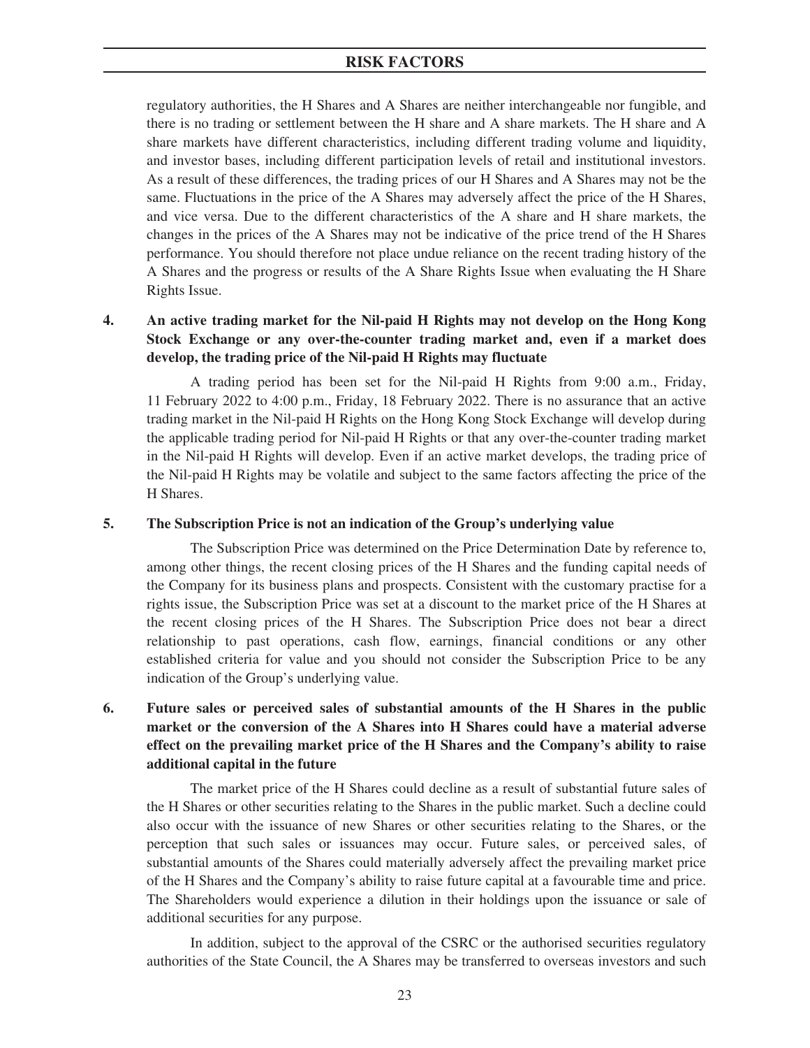regulatory authorities, the H Shares and A Shares are neither interchangeable nor fungible, and there is no trading or settlement between the H share and A share markets. The H share and A share markets have different characteristics, including different trading volume and liquidity, and investor bases, including different participation levels of retail and institutional investors. As a result of these differences, the trading prices of our H Shares and A Shares may not be the same. Fluctuations in the price of the A Shares may adversely affect the price of the H Shares, and vice versa. Due to the different characteristics of the A share and H share markets, the changes in the prices of the A Shares may not be indicative of the price trend of the H Shares performance. You should therefore not place undue reliance on the recent trading history of the A Shares and the progress or results of the A Share Rights Issue when evaluating the H Share Rights Issue.

**4. An active trading market for the Nil-paid H Rights may not develop on the Hong Kong Stock Exchange or any over-the-counter trading market and, even if a market does develop, the trading price of the Nil-paid H Rights may fluctuate**

A trading period has been set for the Nil-paid H Rights from 9:00 a.m., Friday, 11 February 2022 to 4:00 p.m., Friday, 18 February 2022. There is no assurance that an active trading market in the Nil-paid H Rights on the Hong Kong Stock Exchange will develop during the applicable trading period for Nil-paid H Rights or that any over-the-counter trading market in the Nil-paid H Rights will develop. Even if an active market develops, the trading price of the Nil-paid H Rights may be volatile and subject to the same factors affecting the price of the H Shares.

**5. The Subscription Price is not an indication of the Group's underlying value**

The Subscription Price was determined on the Price Determination Date by reference to, among other things, the recent closing prices of the H Shares and the funding capital needs of the Company for its business plans and prospects. Consistent with the customary practise for a rights issue, the Subscription Price was set at a discount to the market price of the H Shares at the recent closing prices of the H Shares. The Subscription Price does not bear a direct relationship to past operations, cash flow, earnings, financial conditions or any other established criteria for value and you should not consider the Subscription Price to be any indication of the Group's underlying value.

**6. Future sales or perceived sales of substantial amounts of the H Shares in the public market or the conversion of the A Shares into H Shares could have a material adverse effect on the prevailing market price of the H Shares and the Company's ability to raise additional capital in the future**

The market price of the H Shares could decline as a result of substantial future sales of the H Shares or other securities relating to the Shares in the public market. Such a decline could also occur with the issuance of new Shares or other securities relating to the Shares, or the perception that such sales or issuances may occur. Future sales, or perceived sales, of substantial amounts of the Shares could materially adversely affect the prevailing market price of the H Shares and the Company's ability to raise future capital at a favourable time and price. The Shareholders would experience a dilution in their holdings upon the issuance or sale of additional securities for any purpose.

In addition, subject to the approval of the CSRC or the authorised securities regulatory authorities of the State Council, the A Shares may be transferred to overseas investors and such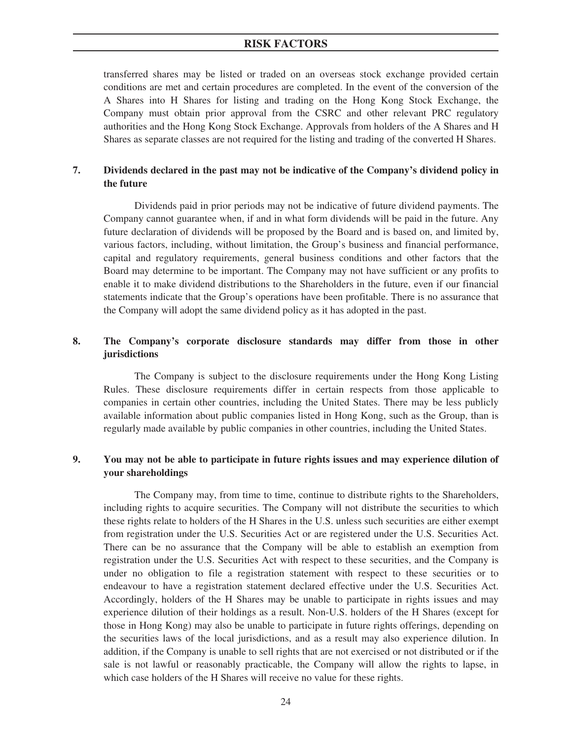transferred shares may be listed or traded on an overseas stock exchange provided certain conditions are met and certain procedures are completed. In the event of the conversion of the A Shares into H Shares for listing and trading on the Hong Kong Stock Exchange, the Company must obtain prior approval from the CSRC and other relevant PRC regulatory authorities and the Hong Kong Stock Exchange. Approvals from holders of the A Shares and H Shares as separate classes are not required for the listing and trading of the converted H Shares.

### 7. Dividends declared in the past may not be indicative of the Company's dividend policy in the future

Dividends paid in prior periods may not be indicative of future dividend payments. The Company cannot guarantee when, if and in what form dividends will be paid in the future. Any future declaration of dividends will be proposed by the Board and is based on, and limited by, various factors, including, without limitation, the Group's business and financial performance, capital and regulatory requirements, general business conditions and other factors that the Board may determine to be important. The Company may not have sufficient or any profits to enable it to make dividend distributions to the Shareholders in the future, even if our financial statements indicate that the Group's operations have been profitable. There is no assurance that the Company will adopt the same dividend policy as it has adopted in the past.

### 8. The Company's corporate disclosure standards may differ from those in other jurisdictions

The Company is subject to the disclosure requirements under the Hong Kong Listing Rules. These disclosure requirements differ in certain respects from those applicable to companies in certain other countries, including the United States. There may be less publicly available information about public companies listed in Hong Kong, such as the Group, than is regularly made available by public companies in other countries, including the United States.

### 9. You may not be able to participate in future rights issues and may experience dilution of your shareholdings

The Company may, from time to time, continue to distribute rights to the Shareholders, including rights to acquire securities. The Company will not distribute the securities to which these rights relate to holders of the H Shares in the U.S. unless such securities are either exempt from registration under the U.S. Securities Act or are registered under the U.S. Securities Act. There can be no assurance that the Company will be able to establish an exemption from registration under the U.S. Securities Act with respect to these securities, and the Company is under no obligation to file a registration statement with respect to these securities or to endeavour to have a registration statement declared effective under the U.S. Securities Act. Accordingly, holders of the H Shares may be unable to participate in rights issues and may experience dilution of their holdings as a result. Non-U.S. holders of the H Shares (except for those in Hong Kong) may also be unable to participate in future rights offerings, depending on the securities laws of the local jurisdictions, and as a result may also experience dilution. In addition, if the Company is unable to sell rights that are not exercised or not distributed or if the sale is not lawful or reasonably practicable, the Company will allow the rights to lapse, in which case holders of the H Shares will receive no value for these rights.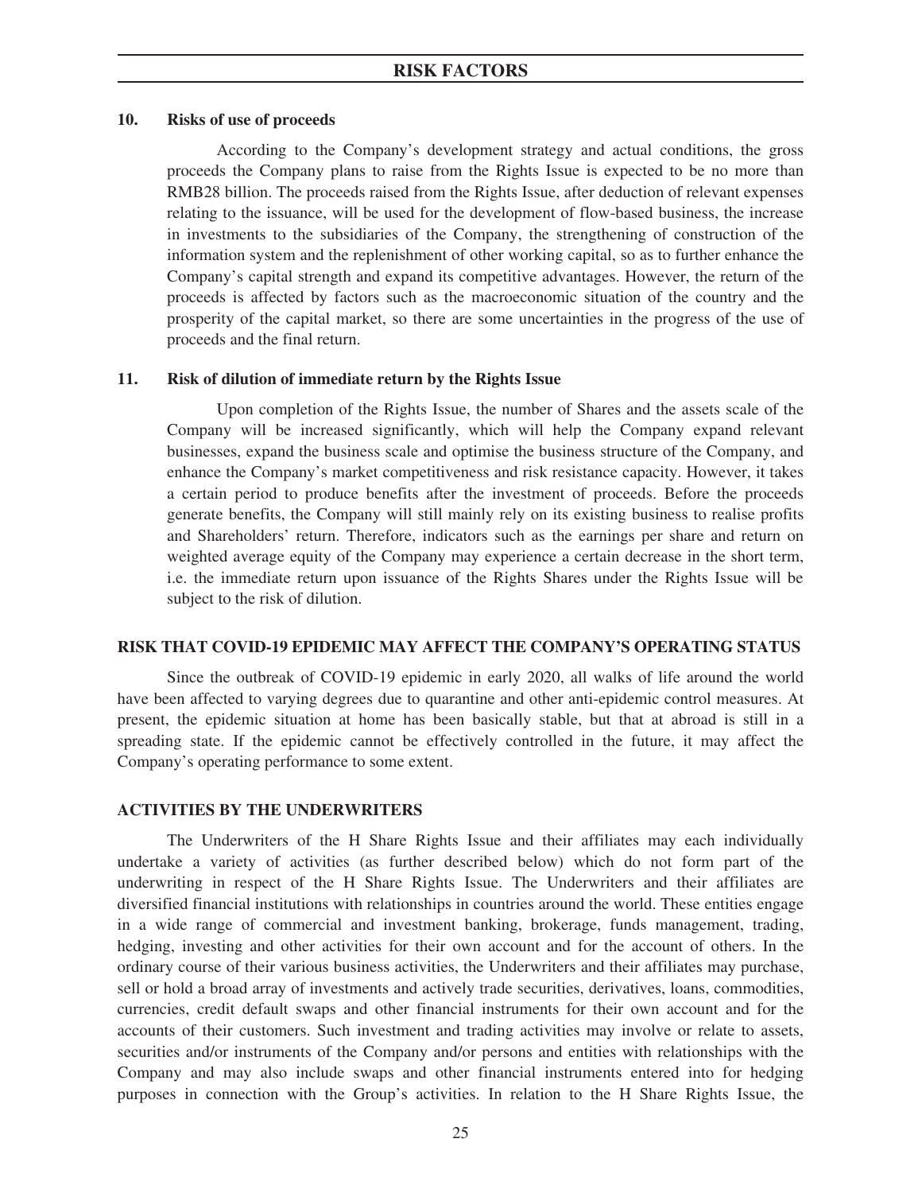### 10. Risks of use of proceeds

According to the Company's development strategy and actual conditions, the gross proceeds the Company plans to raise from the Rights Issue is expected to be no more than RMB28 billion. The proceeds raised from the Rights Issue, after deduction of relevant expenses relating to the issuance, will be used for the development of flow-based business, the increase in investments to the subsidiaries of the Company, the strengthening of construction of the information system and the replenishment of other working capital, so as to further enhance the Company's capital strength and expand its competitive advantages. However, the return of the proceeds is affected by factors such as the macroeconomic situation of the country and the prosperity of the capital market, so there are some uncertainties in the progress of the use of proceeds and the final return.

### 11. Risk of dilution of immediate return by the Rights Issue

Upon completion of the Rights Issue, the number of Shares and the assets scale of the Company will be increased significantly, which will help the Company expand relevant businesses, expand the business scale and optimise the business structure of the Company, and enhance the Company's market competitiveness and risk resistance capacity. However, it takes a certain period to produce benefits after the investment of proceeds. Before the proceeds generate benefits, the Company will still mainly rely on its existing business to realise profits and Shareholders' return. Therefore, indicators such as the earnings per share and return on weighted average equity of the Company may experience a certain decrease in the short term, i.e. the immediate return upon issuance of the Rights Shares under the Rights Issue will be subject to the risk of dilution.

## RISK THAT COVID-19 EPIDEMIC MAY AFFECT THE COMPANY'S OPERATING STATUS

Since the outbreak of COVID-19 epidemic in early 2020, all walks of life around the world have been affected to varying degrees due to quarantine and other anti-epidemic control measures. At present, the epidemic situation at home has been basically stable, but that at abroad is still in a spreading state. If the epidemic cannot be effectively controlled in the future, it may affect the Company's operating performance to some extent.

## ACTIVITIES BY THE UNDERWRITERS

The Underwriters of the H Share Rights Issue and their affiliates may each individually undertake a variety of activities (as further described below) which do not form part of the underwriting in respect of the H Share Rights Issue. The Underwriters and their affiliates are diversified financial institutions with relationships in countries around the world. These entities engage in a wide range of commercial and investment banking, brokerage, funds management, trading, hedging, investing and other activities for their own account and for the account of others. In the ordinary course of their various business activities, the Underwriters and their affiliates may purchase, sell or hold a broad array of investments and actively trade securities, derivatives, loans, commodities, currencies, credit default swaps and other financial instruments for their own account and for the accounts of their customers. Such investment and trading activities may involve or relate to assets, securities and/or instruments of the Company and/or persons and entities with relationships with the Company and may also include swaps and other financial instruments entered into for hedging purposes in connection with the Group's activities. In relation to the H Share Rights Issue, the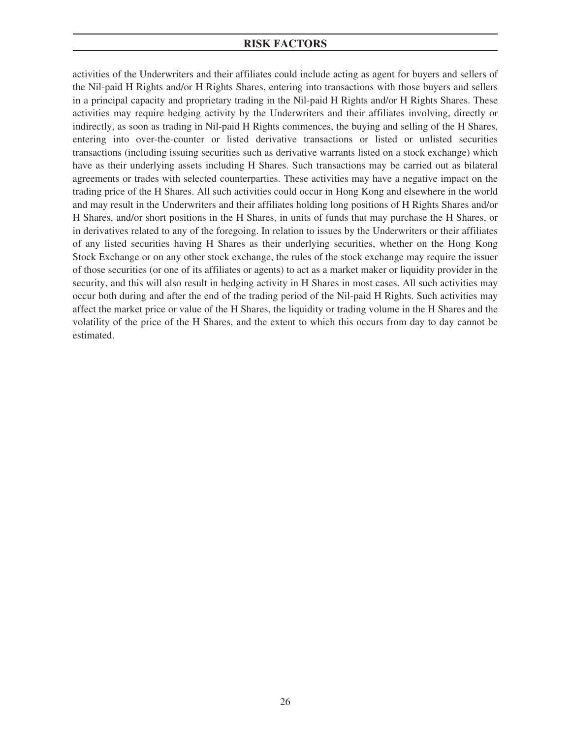activities of the Underwriters and their affiliates could include acting as agent for buyers and sellers of the Nil-paid H Rights and/or H Rights Shares, entering into transactions with those buyers and sellers in a principal capacity and proprietary trading in the Nil-paid H Rights and/or H Rights Shares. These activities may require hedging activity by the Underwriters and their affiliates involving, directly or indirectly, as soon as trading in Nil-paid H Rights commences, the buying and selling of the H Shares, entering into over-the-counter or listed derivative transactions or listed or unlisted securities transactions (including issuing securities such as derivative warrants listed on a stock exchange) which have as their underlying assets including H Shares. Such transactions may be carried out as bilateral agreements or trades with selected counterparties. These activities may have a negative impact on the trading price of the H Shares. All such activities could occur in Hong Kong and elsewhere in the world and may result in the Underwriters and their affiliates holding long positions of H Rights Shares and/or H Shares, and/or short positions in the H Shares, in units of funds that may purchase the H Shares, or in derivatives related to any of the foregoing. In relation to issues by the Underwriters or their affiliates of any listed securities having H Shares as their underlying securities, whether on the Hong Kong Stock Exchange or on any other stock exchange, the rules of the stock exchange may require the issuer of those securities (or one of its affiliates or agents) to act as a market maker or liquidity provider in the security, and this will also result in hedging activity in H Shares in most cases. All such activities may occur both during and after the end of the trading period of the Nil-paid H Rights. Such activities may affect the market price or value of the H Shares, the liquidity or trading volume in the H Shares and the volatility of the price of the H Shares, and the extent to which this occurs from day to day cannot be estimated.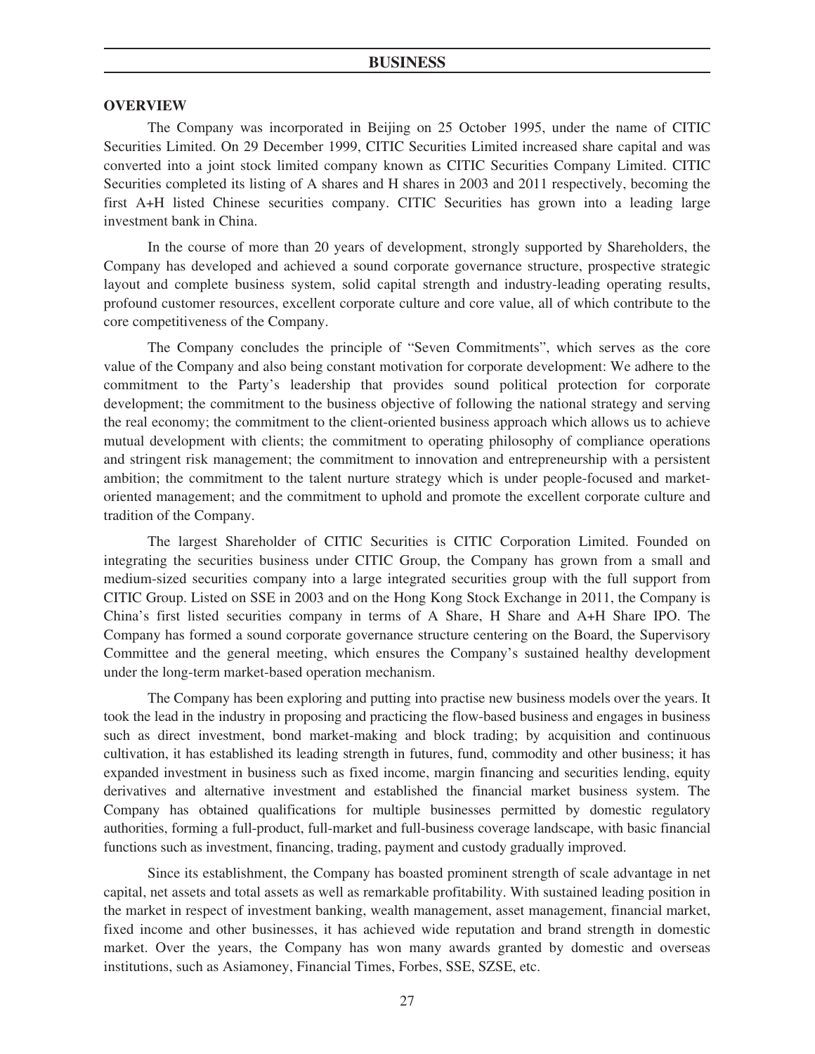## BUSINESS

### OVERVIEW

The Company was incorporated in Beijing on 25 October 1995, under the name of CITIC Securities Limited. On 29 December 1999, CITIC Securities Limited increased share capital and was converted into a joint stock limited company known as CITIC Securities Company Limited. CITIC Securities completed its listing of A shares and H shares in 2003 and 2011 respectively, becoming the first A+H listed Chinese securities company. CITIC Securities has grown into a leading large investment bank in China.

In the course of more than 20 years of development, strongly supported by Shareholders, the Company has developed and achieved a sound corporate governance structure, prospective strategic layout and complete business system, solid capital strength and industry-leading operating results, profound customer resources, excellent corporate culture and core value, all of which contribute to the core competitiveness of the Company.

The Company concludes the principle of "Seven Commitments", which serves as the core value of the Company and also being constant motivation for corporate development: We adhere to the commitment to the Party's leadership that provides sound political protection for corporate development; the commitment to the business objective of following the national strategy and serving the real economy; the commitment to the client-oriented business approach which allows us to achieve mutual development with clients; the commitment to operating philosophy of compliance operations and stringent risk management; the commitment to innovation and entrepreneurship with a persistent ambition; the commitment to the talent nurture strategy which is under people-focused and market-oriented management; and the commitment to uphold and promote the excellent corporate culture and tradition of the Company.

The largest Shareholder of CITIC Securities is CITIC Corporation Limited. Founded on integrating the securities business under CITIC Group, the Company has grown from a small and medium-sized securities company into a large integrated securities group with the full support from CITIC Group. Listed on SSE in 2003 and on the Hong Kong Stock Exchange in 2011, the Company is China's first listed securities company in terms of A Share, H Share and A+H Share IPO. The Company has formed a sound corporate governance structure centering on the Board, the Supervisory Committee and the general meeting, which ensures the Company's sustained healthy development under the long-term market-based operation mechanism.

The Company has been exploring and putting into practise new business models over the years. It took the lead in the industry in proposing and practicing the flow-based business and engages in business such as direct investment, bond market-making and block trading; by acquisition and continuous cultivation, it has established its leading strength in futures, fund, commodity and other business; it has expanded investment in business such as fixed income, margin financing and securities lending, equity derivatives and alternative investment and established the financial market business system. The Company has obtained qualifications for multiple businesses permitted by domestic regulatory authorities, forming a full-product, full-market and full-business coverage landscape, with basic financial functions such as investment, financing, trading, payment and custody gradually improved.

Since its establishment, the Company has boasted prominent strength of scale advantage in net capital, net assets and total assets as well as remarkable profitability. With sustained leading position in the market in respect of investment banking, wealth management, asset management, financial market, fixed income and other businesses, it has achieved wide reputation and brand strength in domestic market. Over the years, the Company has won many awards granted by domestic and overseas institutions, such as Asiamoney, Financial Times, Forbes, SSE, SZSE, etc.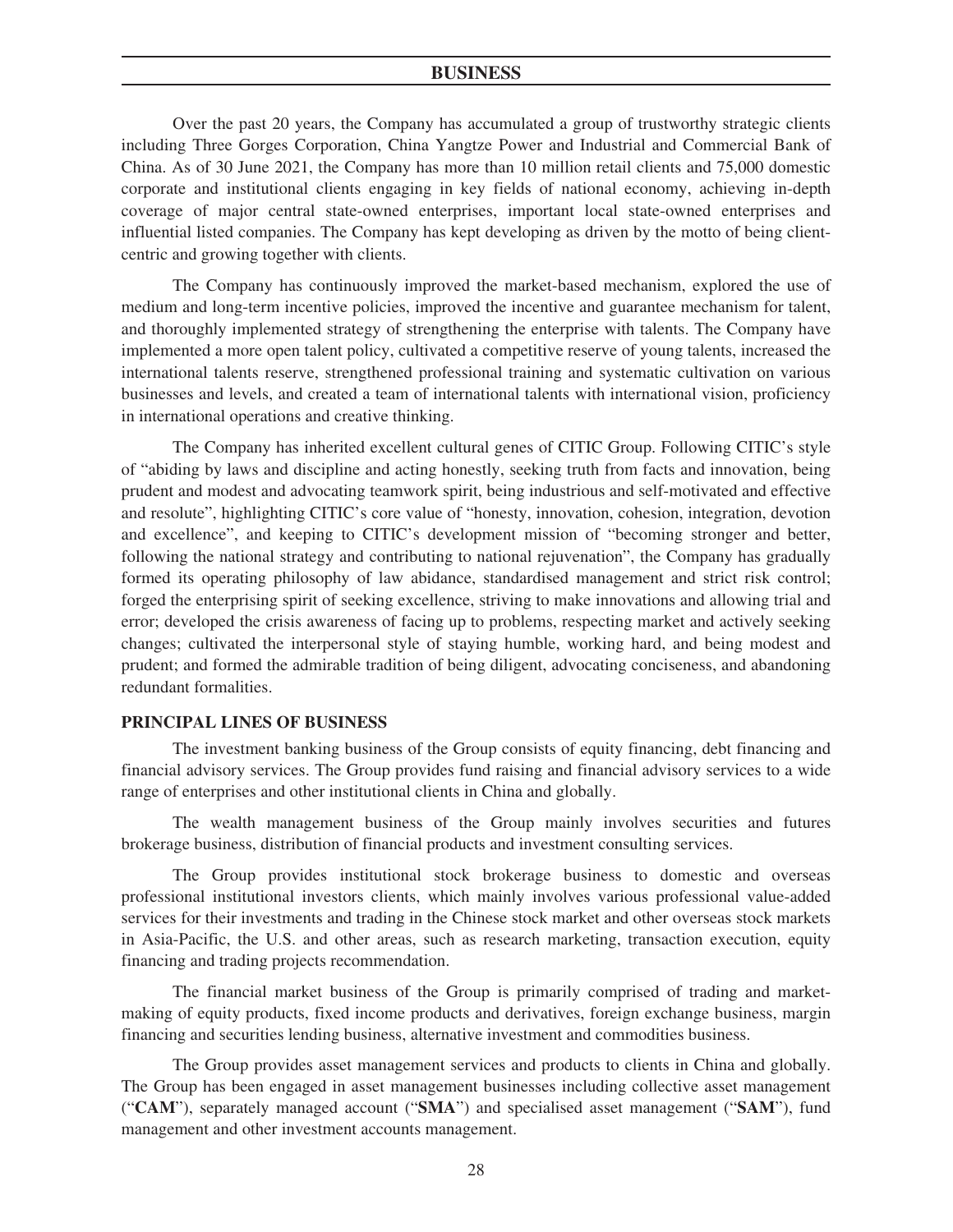Over the past 20 years, the Company has accumulated a group of trustworthy strategic clients including Three Gorges Corporation, China Yangtze Power and Industrial and Commercial Bank of China. As of 30 June 2021, the Company has more than 10 million retail clients and 75,000 domestic corporate and institutional clients engaging in key fields of national economy, achieving in-depth coverage of major central state-owned enterprises, important local state-owned enterprises and influential listed companies. The Company has kept developing as driven by the motto of being client-centric and growing together with clients.

The Company has continuously improved the market-based mechanism, explored the use of medium and long-term incentive policies, improved the incentive and guarantee mechanism for talent, and thoroughly implemented strategy of strengthening the enterprise with talents. The Company have implemented a more open talent policy, cultivated a competitive reserve of young talents, increased the international talents reserve, strengthened professional training and systematic cultivation on various businesses and levels, and created a team of international talents with international vision, proficiency in international operations and creative thinking.

The Company has inherited excellent cultural genes of CITIC Group. Following CITIC's style of "abiding by laws and discipline and acting honestly, seeking truth from facts and innovation, being prudent and modest and advocating teamwork spirit, being industrious and self-motivated and effective and resolute", highlighting CITIC's core value of "honesty, innovation, cohesion, integration, devotion and excellence", and keeping to CITIC's development mission of "becoming stronger and better, following the national strategy and contributing to national rejuvenation", the Company has gradually formed its operating philosophy of law abidance, standardised management and strict risk control; forged the enterprising spirit of seeking excellence, striving to make innovations and allowing trial and error; developed the crisis awareness of facing up to problems, respecting market and actively seeking changes; cultivated the interpersonal style of staying humble, working hard, and being modest and prudent; and formed the admirable tradition of being diligent, advocating conciseness, and abandoning redundant formalities.

## PRINCIPAL LINES OF BUSINESS

The investment banking business of the Group consists of equity financing, debt financing and financial advisory services. The Group provides fund raising and financial advisory services to a wide range of enterprises and other institutional clients in China and globally.

The wealth management business of the Group mainly involves securities and futures brokerage business, distribution of financial products and investment consulting services.

The Group provides institutional stock brokerage business to domestic and overseas professional institutional investors clients, which mainly involves various professional value-added services for their investments and trading in the Chinese stock market and other overseas stock markets in Asia-Pacific, the U.S. and other areas, such as research marketing, transaction execution, equity financing and trading projects recommendation.

The financial market business of the Group is primarily comprised of trading and market-making of equity products, fixed income products and derivatives, foreign exchange business, margin financing and securities lending business, alternative investment and commodities business.

The Group provides asset management services and products to clients in China and globally. The Group has been engaged in asset management businesses including collective asset management ("**CAM**"), separately managed account ("**SMA**") and specialised asset management ("**SAM**"), fund management and other investment accounts management.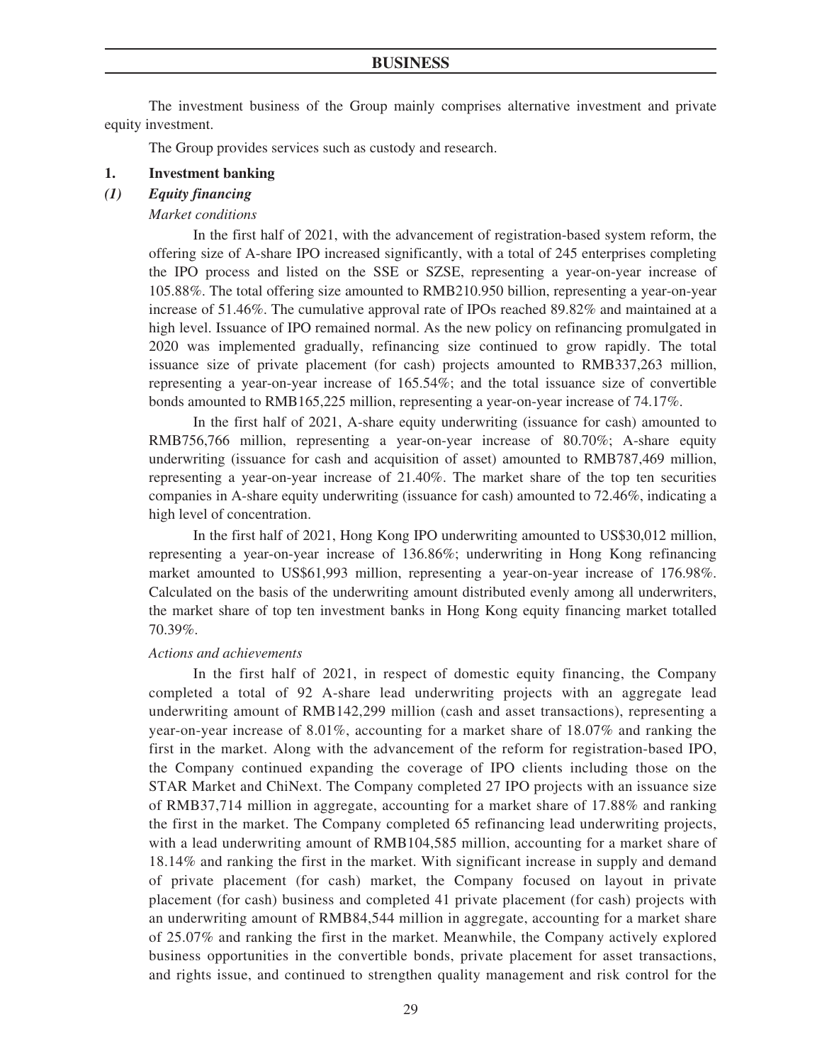The investment business of the Group mainly comprises alternative investment and private equity investment.

The Group provides services such as custody and research.

## 1. Investment banking

### *(1) Equity financing*

*Market conditions*

In the first half of 2021, with the advancement of registration-based system reform, the offering size of A-share IPO increased significantly, with a total of 245 enterprises completing the IPO process and listed on the SSE or SZSE, representing a year-on-year increase of 105.88%. The total offering size amounted to RMB210.950 billion, representing a year-on-year increase of 51.46%. The cumulative approval rate of IPOs reached 89.82% and maintained at a high level. Issuance of IPO remained normal. As the new policy on refinancing promulgated in 2020 was implemented gradually, refinancing size continued to grow rapidly. The total issuance size of private placement (for cash) projects amounted to RMB337,263 million, representing a year-on-year increase of 165.54%; and the total issuance size of convertible bonds amounted to RMB165,225 million, representing a year-on-year increase of 74.17%.

In the first half of 2021, A-share equity underwriting (issuance for cash) amounted to RMB756,766 million, representing a year-on-year increase of 80.70%; A-share equity underwriting (issuance for cash and acquisition of asset) amounted to RMB787,469 million, representing a year-on-year increase of 21.40%. The market share of the top ten securities companies in A-share equity underwriting (issuance for cash) amounted to 72.46%, indicating a high level of concentration.

In the first half of 2021, Hong Kong IPO underwriting amounted to US$30,012 million, representing a year-on-year increase of 136.86%; underwriting in Hong Kong refinancing market amounted to US$61,993 million, representing a year-on-year increase of 176.98%. Calculated on the basis of the underwriting amount distributed evenly among all underwriters, the market share of top ten investment banks in Hong Kong equity financing market totalled 70.39%.

*Actions and achievements*

In the first half of 2021, in respect of domestic equity financing, the Company completed a total of 92 A-share lead underwriting projects with an aggregate lead underwriting amount of RMB142,299 million (cash and asset transactions), representing a year-on-year increase of 8.01%, accounting for a market share of 18.07% and ranking the first in the market. Along with the advancement of the reform for registration-based IPO, the Company continued expanding the coverage of IPO clients including those on the STAR Market and ChiNext. The Company completed 27 IPO projects with an issuance size of RMB37,714 million in aggregate, accounting for a market share of 17.88% and ranking the first in the market. The Company completed 65 refinancing lead underwriting projects, with a lead underwriting amount of RMB104,585 million, accounting for a market share of 18.14% and ranking the first in the market. With significant increase in supply and demand of private placement (for cash) market, the Company focused on layout in private placement (for cash) business and completed 41 private placement (for cash) projects with an underwriting amount of RMB84,544 million in aggregate, accounting for a market share of 25.07% and ranking the first in the market. Meanwhile, the Company actively explored business opportunities in the convertible bonds, private placement for asset transactions, and rights issue, and continued to strengthen quality management and risk control for the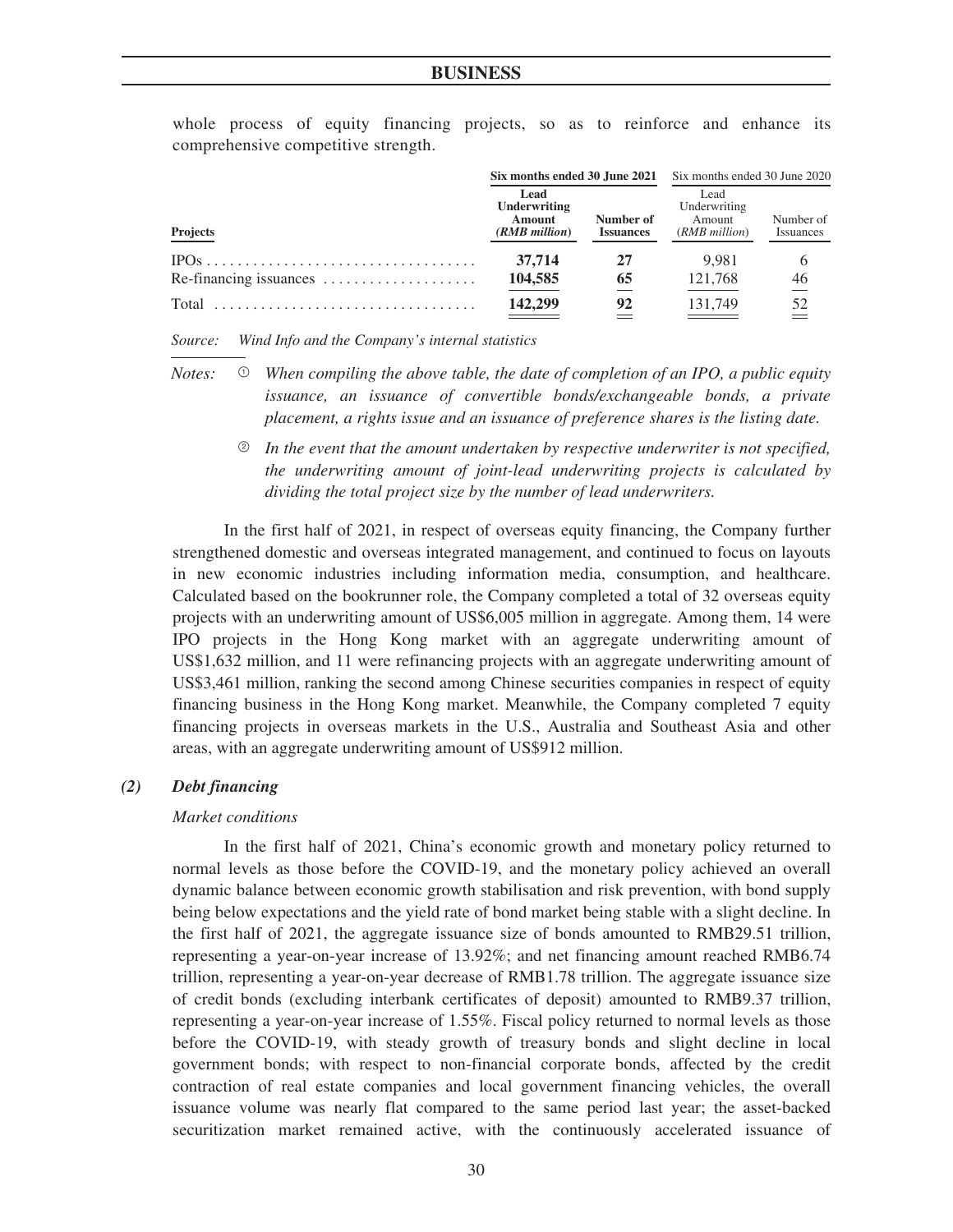whole process of equity financing projects, so as to reinforce and enhance its comprehensive competitive strength.

| Projects | **Six months ended 30 June 2021** | | Six months ended 30 June 2020 | |
|---|---|---|---|---|
| | **Lead Underwriting Amount (RMB million)** | **Number of Issuances** | Lead Underwriting Amount (RMB million) | Number of Issuances |
| IPOs | **37,714** | **27** | 9,981 | 6 |
| Re-financing issuances | **104,585** | **65** | 121,768 | 46 |
| Total | **142,299** | **92** | 131,749 | 52 |

*Source: Wind Info and the Company's internal statistics*

*Notes:* ① *When compiling the above table, the date of completion of an IPO, a public equity issuance, an issuance of convertible bonds/exchangeable bonds, a private placement, a rights issue and an issuance of preference shares is the listing date.*

② *In the event that the amount undertaken by respective underwriter is not specified, the underwriting amount of joint-lead underwriting projects is calculated by dividing the total project size by the number of lead underwriters.*

In the first half of 2021, in respect of overseas equity financing, the Company further strengthened domestic and overseas integrated management, and continued to focus on layouts in new economic industries including information media, consumption, and healthcare. Calculated based on the bookrunner role, the Company completed a total of 32 overseas equity projects with an underwriting amount of US$6,005 million in aggregate. Among them, 14 were IPO projects in the Hong Kong market with an aggregate underwriting amount of US$1,632 million, and 11 were refinancing projects with an aggregate underwriting amount of US$3,461 million, ranking the second among Chinese securities companies in respect of equity financing business in the Hong Kong market. Meanwhile, the Company completed 7 equity financing projects in overseas markets in the U.S., Australia and Southeast Asia and other areas, with an aggregate underwriting amount of US$912 million.

### *(2) Debt financing*

*Market conditions*

In the first half of 2021, China's economic growth and monetary policy returned to normal levels as those before the COVID-19, and the monetary policy achieved an overall dynamic balance between economic growth stabilisation and risk prevention, with bond supply being below expectations and the yield rate of bond market being stable with a slight decline. In the first half of 2021, the aggregate issuance size of bonds amounted to RMB29.51 trillion, representing a year-on-year increase of 13.92%; and net financing amount reached RMB6.74 trillion, representing a year-on-year decrease of RMB1.78 trillion. The aggregate issuance size of credit bonds (excluding interbank certificates of deposit) amounted to RMB9.37 trillion, representing a year-on-year increase of 1.55%. Fiscal policy returned to normal levels as those before the COVID-19, with steady growth of treasury bonds and slight decline in local government bonds; with respect to non-financial corporate bonds, affected by the credit contraction of real estate companies and local government financing vehicles, the overall issuance volume was nearly flat compared to the same period last year; the asset-backed securitization market remained active, with the continuously accelerated issuance of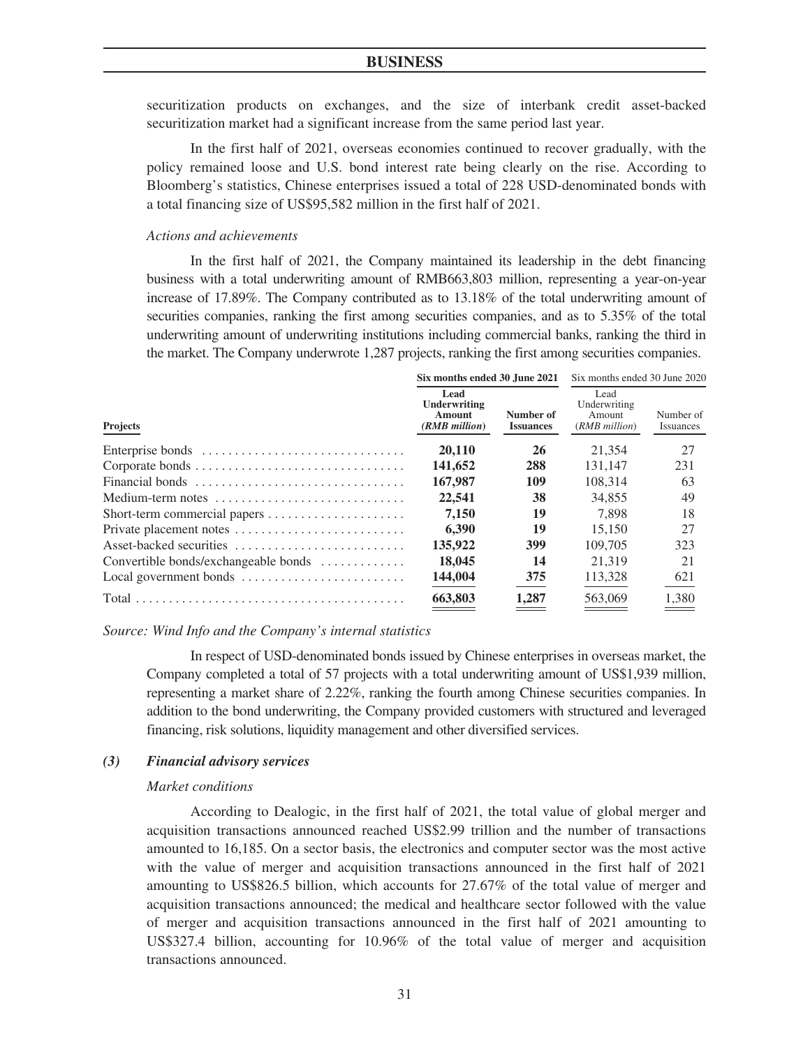securitization products on exchanges, and the size of interbank credit asset-backed securitization market had a significant increase from the same period last year.

In the first half of 2021, overseas economies continued to recover gradually, with the policy remained loose and U.S. bond interest rate being clearly on the rise. According to Bloomberg's statistics, Chinese enterprises issued a total of 228 USD-denominated bonds with a total financing size of US$95,582 million in the first half of 2021.

*Actions and achievements*

In the first half of 2021, the Company maintained its leadership in the debt financing business with a total underwriting amount of RMB663,803 million, representing a year-on-year increase of 17.89%. The Company contributed as to 13.18% of the total underwriting amount of securities companies, ranking the first among securities companies, and as to 5.35% of the total underwriting amount of underwriting institutions including commercial banks, ranking the third in the market. The Company underwrote 1,287 projects, ranking the first among securities companies.

| Projects | Six months ended 30 June 2021 | | Six months ended 30 June 2020 | |
|---|---|---|---|---|
| | **Lead Underwriting Amount (RMB million)** | **Number of Issuances** | Lead Underwriting Amount (RMB million) | Number of Issuances |
| Enterprise bonds | **20,110** | **26** | 21,354 | 27 |
| Corporate bonds | **141,652** | **288** | 131,147 | 231 |
| Financial bonds | **167,987** | **109** | 108,314 | 63 |
| Medium-term notes | **22,541** | **38** | 34,855 | 49 |
| Short-term commercial papers | **7,150** | **19** | 7,898 | 18 |
| Private placement notes | **6,390** | **19** | 15,150 | 27 |
| Asset-backed securities | **135,922** | **399** | 109,705 | 323 |
| Convertible bonds/exchangeable bonds | **18,045** | **14** | 21,319 | 21 |
| Local government bonds | **144,004** | **375** | 113,328 | 621 |
| Total | **663,803** | **1,287** | 563,069 | 1,380 |

*Source: Wind Info and the Company's internal statistics*

In respect of USD-denominated bonds issued by Chinese enterprises in overseas market, the Company completed a total of 57 projects with a total underwriting amount of US$1,939 million, representing a market share of 2.22%, ranking the fourth among Chinese securities companies. In addition to the bond underwriting, the Company provided customers with structured and leveraged financing, risk solutions, liquidity management and other diversified services.

### *(3) Financial advisory services*

*Market conditions*

According to Dealogic, in the first half of 2021, the total value of global merger and acquisition transactions announced reached US$2.99 trillion and the number of transactions amounted to 16,185. On a sector basis, the electronics and computer sector was the most active with the value of merger and acquisition transactions announced in the first half of 2021 amounting to US$826.5 billion, which accounts for 27.67% of the total value of merger and acquisition transactions announced; the medical and healthcare sector followed with the value of merger and acquisition transactions announced in the first half of 2021 amounting to US$327.4 billion, accounting for 10.96% of the total value of merger and acquisition transactions announced.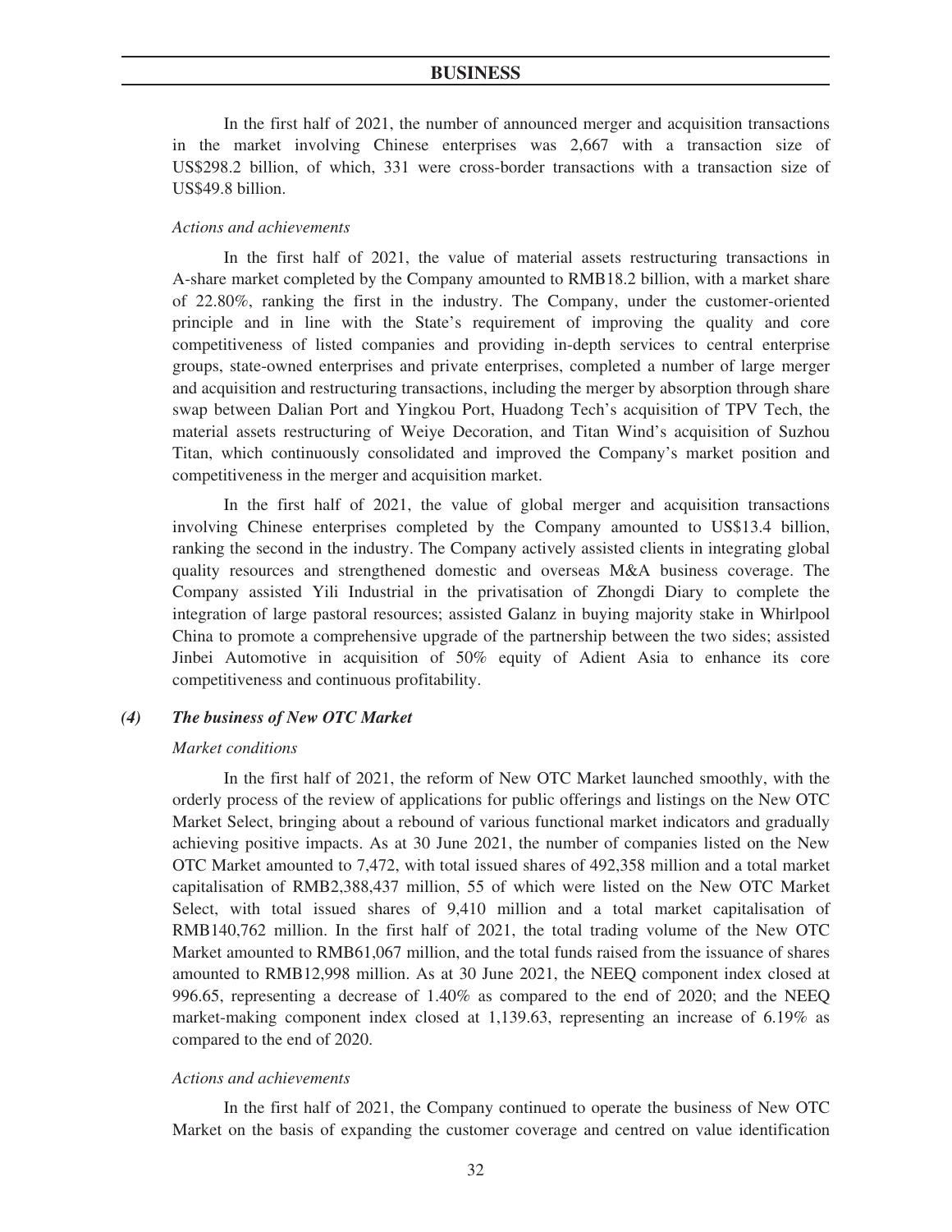In the first half of 2021, the number of announced merger and acquisition transactions in the market involving Chinese enterprises was 2,667 with a transaction size of US$298.2 billion, of which, 331 were cross-border transactions with a transaction size of US$49.8 billion.

*Actions and achievements*

In the first half of 2021, the value of material assets restructuring transactions in A-share market completed by the Company amounted to RMB18.2 billion, with a market share of 22.80%, ranking the first in the industry. The Company, under the customer-oriented principle and in line with the State's requirement of improving the quality and core competitiveness of listed companies and providing in-depth services to central enterprise groups, state-owned enterprises and private enterprises, completed a number of large merger and acquisition and restructuring transactions, including the merger by absorption through share swap between Dalian Port and Yingkou Port, Huadong Tech's acquisition of TPV Tech, the material assets restructuring of Weiye Decoration, and Titan Wind's acquisition of Suzhou Titan, which continuously consolidated and improved the Company's market position and competitiveness in the merger and acquisition market.

In the first half of 2021, the value of global merger and acquisition transactions involving Chinese enterprises completed by the Company amounted to US$13.4 billion, ranking the second in the industry. The Company actively assisted clients in integrating global quality resources and strengthened domestic and overseas M&A business coverage. The Company assisted Yili Industrial in the privatisation of Zhongdi Diary to complete the integration of large pastoral resources; assisted Galanz in buying majority stake in Whirlpool China to promote a comprehensive upgrade of the partnership between the two sides; assisted Jinbei Automotive in acquisition of 50% equity of Adient Asia to enhance its core competitiveness and continuous profitability.

***(4) The business of New OTC Market***

*Market conditions*

In the first half of 2021, the reform of New OTC Market launched smoothly, with the orderly process of the review of applications for public offerings and listings on the New OTC Market Select, bringing about a rebound of various functional market indicators and gradually achieving positive impacts. As at 30 June 2021, the number of companies listed on the New OTC Market amounted to 7,472, with total issued shares of 492,358 million and a total market capitalisation of RMB2,388,437 million, 55 of which were listed on the New OTC Market Select, with total issued shares of 9,410 million and a total market capitalisation of RMB140,762 million. In the first half of 2021, the total trading volume of the New OTC Market amounted to RMB61,067 million, and the total funds raised from the issuance of shares amounted to RMB12,998 million. As at 30 June 2021, the NEEQ component index closed at 996.65, representing a decrease of 1.40% as compared to the end of 2020; and the NEEQ market-making component index closed at 1,139.63, representing an increase of 6.19% as compared to the end of 2020.

*Actions and achievements*

In the first half of 2021, the Company continued to operate the business of New OTC Market on the basis of expanding the customer coverage and centred on value identification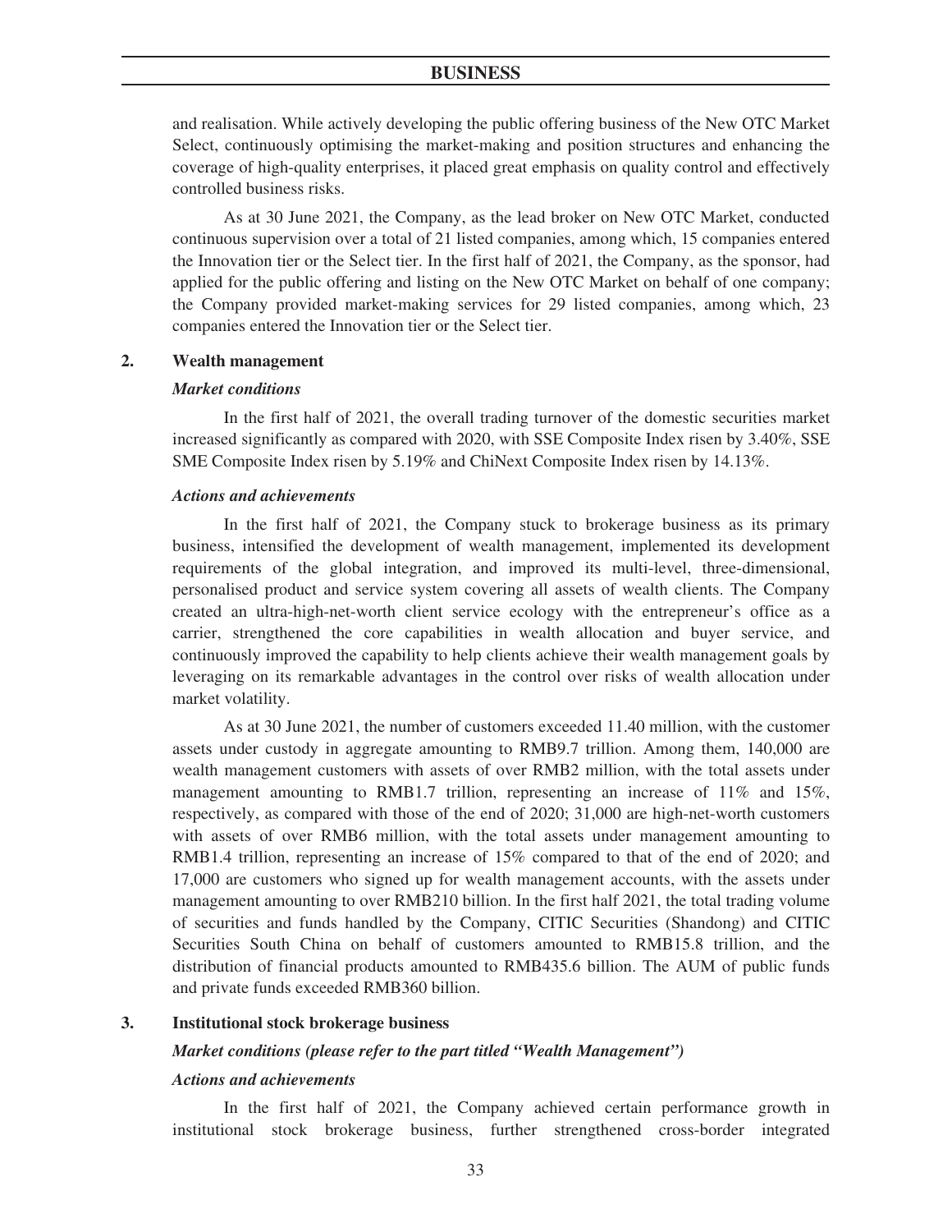and realisation. While actively developing the public offering business of the New OTC Market Select, continuously optimising the market-making and position structures and enhancing the coverage of high-quality enterprises, it placed great emphasis on quality control and effectively controlled business risks.

As at 30 June 2021, the Company, as the lead broker on New OTC Market, conducted continuous supervision over a total of 21 listed companies, among which, 15 companies entered the Innovation tier or the Select tier. In the first half of 2021, the Company, as the sponsor, had applied for the public offering and listing on the New OTC Market on behalf of one company; the Company provided market-making services for 29 listed companies, among which, 23 companies entered the Innovation tier or the Select tier.

## 2. Wealth management

***Market conditions***

In the first half of 2021, the overall trading turnover of the domestic securities market increased significantly as compared with 2020, with SSE Composite Index risen by 3.40%, SSE SME Composite Index risen by 5.19% and ChiNext Composite Index risen by 14.13%.

***Actions and achievements***

In the first half of 2021, the Company stuck to brokerage business as its primary business, intensified the development of wealth management, implemented its development requirements of the global integration, and improved its multi-level, three-dimensional, personalised product and service system covering all assets of wealth clients. The Company created an ultra-high-net-worth client service ecology with the entrepreneur's office as a carrier, strengthened the core capabilities in wealth allocation and buyer service, and continuously improved the capability to help clients achieve their wealth management goals by leveraging on its remarkable advantages in the control over risks of wealth allocation under market volatility.

As at 30 June 2021, the number of customers exceeded 11.40 million, with the customer assets under custody in aggregate amounting to RMB9.7 trillion. Among them, 140,000 are wealth management customers with assets of over RMB2 million, with the total assets under management amounting to RMB1.7 trillion, representing an increase of 11% and 15%, respectively, as compared with those of the end of 2020; 31,000 are high-net-worth customers with assets of over RMB6 million, with the total assets under management amounting to RMB1.4 trillion, representing an increase of 15% compared to that of the end of 2020; and 17,000 are customers who signed up for wealth management accounts, with the assets under management amounting to over RMB210 billion. In the first half 2021, the total trading volume of securities and funds handled by the Company, CITIC Securities (Shandong) and CITIC Securities South China on behalf of customers amounted to RMB15.8 trillion, and the distribution of financial products amounted to RMB435.6 billion. The AUM of public funds and private funds exceeded RMB360 billion.

## 3. Institutional stock brokerage business

***Market conditions (please refer to the part titled "Wealth Management")***

***Actions and achievements***

In the first half of 2021, the Company achieved certain performance growth in institutional stock brokerage business, further strengthened cross-border integrated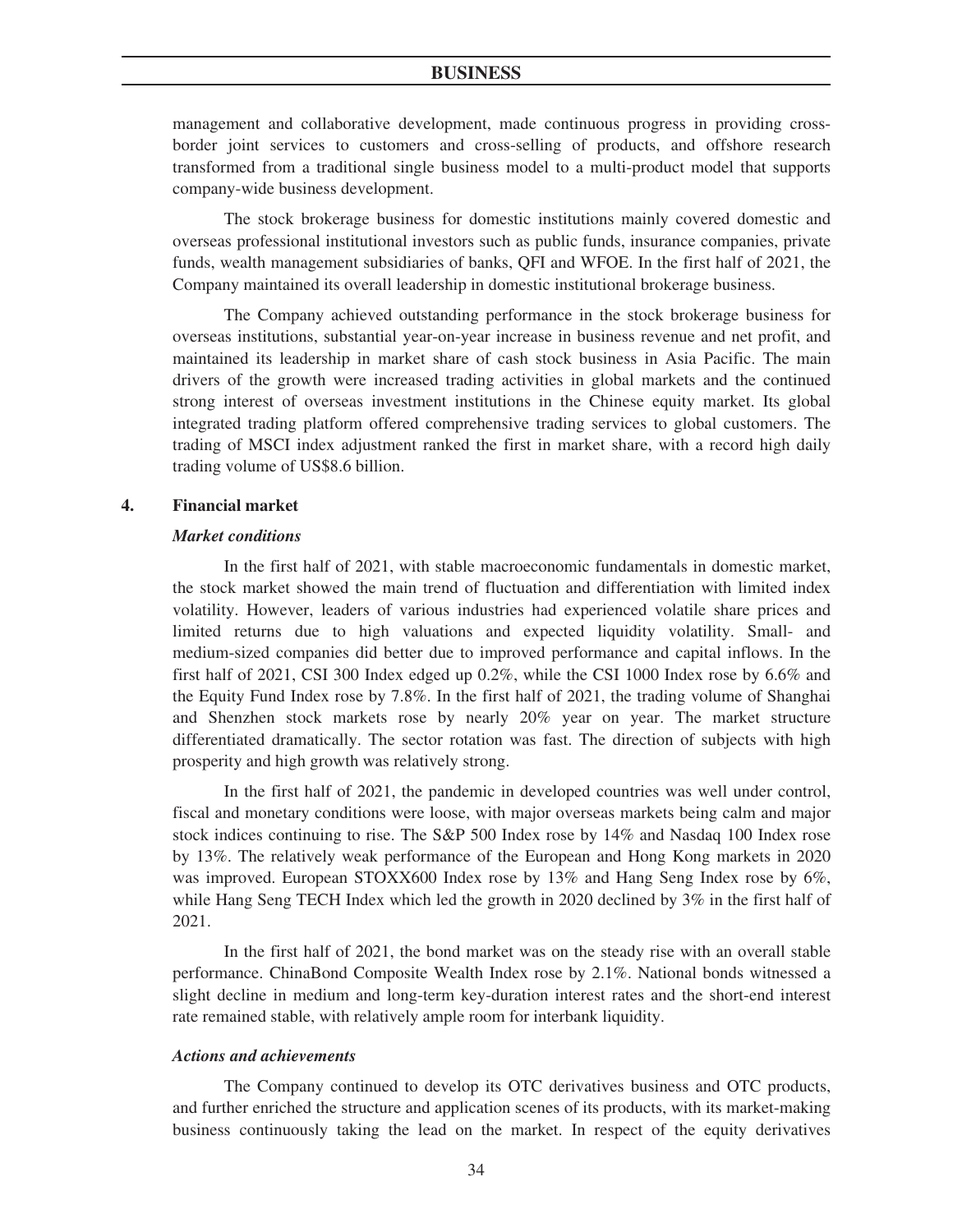management and collaborative development, made continuous progress in providing cross-border joint services to customers and cross-selling of products, and offshore research transformed from a traditional single business model to a multi-product model that supports company-wide business development.

The stock brokerage business for domestic institutions mainly covered domestic and overseas professional institutional investors such as public funds, insurance companies, private funds, wealth management subsidiaries of banks, QFI and WFOE. In the first half of 2021, the Company maintained its overall leadership in domestic institutional brokerage business.

The Company achieved outstanding performance in the stock brokerage business for overseas institutions, substantial year-on-year increase in business revenue and net profit, and maintained its leadership in market share of cash stock business in Asia Pacific. The main drivers of the growth were increased trading activities in global markets and the continued strong interest of overseas investment institutions in the Chinese equity market. Its global integrated trading platform offered comprehensive trading services to global customers. The trading of MSCI index adjustment ranked the first in market share, with a record high daily trading volume of US$8.6 billion.

## 4. Financial market

***Market conditions***

In the first half of 2021, with stable macroeconomic fundamentals in domestic market, the stock market showed the main trend of fluctuation and differentiation with limited index volatility. However, leaders of various industries had experienced volatile share prices and limited returns due to high valuations and expected liquidity volatility. Small- and medium-sized companies did better due to improved performance and capital inflows. In the first half of 2021, CSI 300 Index edged up 0.2%, while the CSI 1000 Index rose by 6.6% and the Equity Fund Index rose by 7.8%. In the first half of 2021, the trading volume of Shanghai and Shenzhen stock markets rose by nearly 20% year on year. The market structure differentiated dramatically. The sector rotation was fast. The direction of subjects with high prosperity and high growth was relatively strong.

In the first half of 2021, the pandemic in developed countries was well under control, fiscal and monetary conditions were loose, with major overseas markets being calm and major stock indices continuing to rise. The S&P 500 Index rose by 14% and Nasdaq 100 Index rose by 13%. The relatively weak performance of the European and Hong Kong markets in 2020 was improved. European STOXX600 Index rose by 13% and Hang Seng Index rose by 6%, while Hang Seng TECH Index which led the growth in 2020 declined by 3% in the first half of 2021.

In the first half of 2021, the bond market was on the steady rise with an overall stable performance. ChinaBond Composite Wealth Index rose by 2.1%. National bonds witnessed a slight decline in medium and long-term key-duration interest rates and the short-end interest rate remained stable, with relatively ample room for interbank liquidity.

***Actions and achievements***

The Company continued to develop its OTC derivatives business and OTC products, and further enriched the structure and application scenes of its products, with its market-making business continuously taking the lead on the market. In respect of the equity derivatives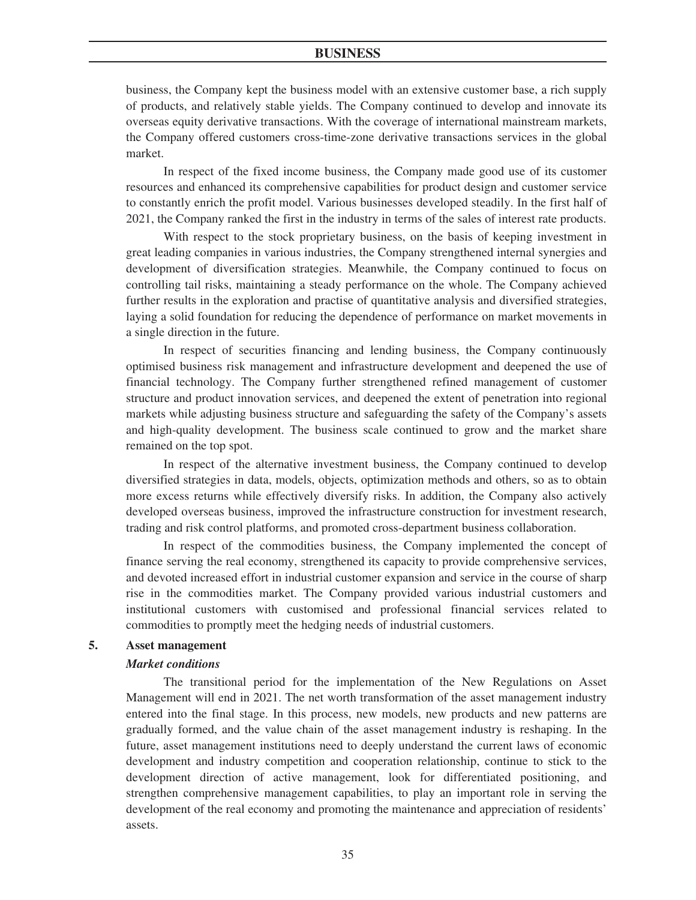business, the Company kept the business model with an extensive customer base, a rich supply of products, and relatively stable yields. The Company continued to develop and innovate its overseas equity derivative transactions. With the coverage of international mainstream markets, the Company offered customers cross-time-zone derivative transactions services in the global market.

In respect of the fixed income business, the Company made good use of its customer resources and enhanced its comprehensive capabilities for product design and customer service to constantly enrich the profit model. Various businesses developed steadily. In the first half of 2021, the Company ranked the first in the industry in terms of the sales of interest rate products.

With respect to the stock proprietary business, on the basis of keeping investment in great leading companies in various industries, the Company strengthened internal synergies and development of diversification strategies. Meanwhile, the Company continued to focus on controlling tail risks, maintaining a steady performance on the whole. The Company achieved further results in the exploration and practise of quantitative analysis and diversified strategies, laying a solid foundation for reducing the dependence of performance on market movements in a single direction in the future.

In respect of securities financing and lending business, the Company continuously optimised business risk management and infrastructure development and deepened the use of financial technology. The Company further strengthened refined management of customer structure and product innovation services, and deepened the extent of penetration into regional markets while adjusting business structure and safeguarding the safety of the Company's assets and high-quality development. The business scale continued to grow and the market share remained on the top spot.

In respect of the alternative investment business, the Company continued to develop diversified strategies in data, models, objects, optimization methods and others, so as to obtain more excess returns while effectively diversify risks. In addition, the Company also actively developed overseas business, improved the infrastructure construction for investment research, trading and risk control platforms, and promoted cross-department business collaboration.

In respect of the commodities business, the Company implemented the concept of finance serving the real economy, strengthened its capacity to provide comprehensive services, and devoted increased effort in industrial customer expansion and service in the course of sharp rise in the commodities market. The Company provided various industrial customers and institutional customers with customised and professional financial services related to commodities to promptly meet the hedging needs of industrial customers.

## 5. Asset management

### *Market conditions*

The transitional period for the implementation of the New Regulations on Asset Management will end in 2021. The net worth transformation of the asset management industry entered into the final stage. In this process, new models, new products and new patterns are gradually formed, and the value chain of the asset management industry is reshaping. In the future, asset management institutions need to deeply understand the current laws of economic development and industry competition and cooperation relationship, continue to stick to the development direction of active management, look for differentiated positioning, and strengthen comprehensive management capabilities, to play an important role in serving the development of the real economy and promoting the maintenance and appreciation of residents' assets.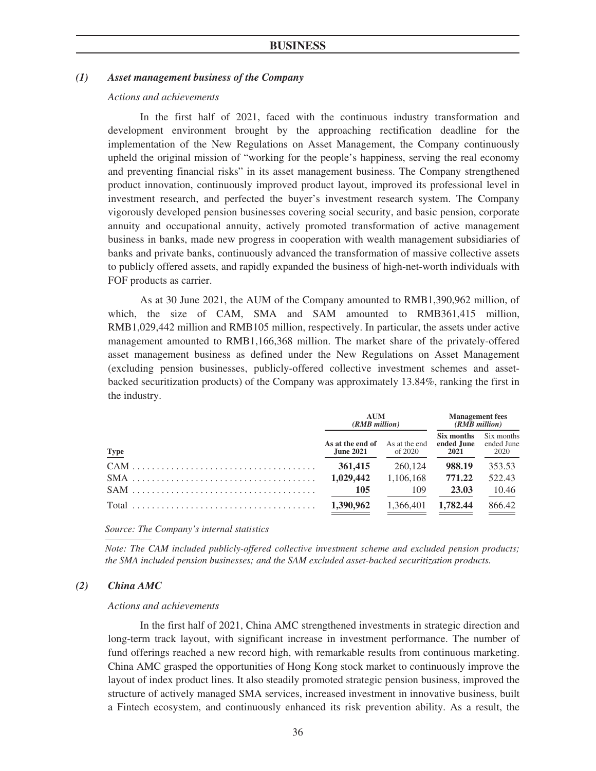### *(1) Asset management business of the Company*

*Actions and achievements*

In the first half of 2021, faced with the continuous industry transformation and development environment brought by the approaching rectification deadline for the implementation of the New Regulations on Asset Management, the Company continuously upheld the original mission of "working for the people's happiness, serving the real economy and preventing financial risks" in its asset management business. The Company strengthened product innovation, continuously improved product layout, improved its professional level in investment research, and perfected the buyer's investment research system. The Company vigorously developed pension businesses covering social security, and basic pension, corporate annuity and occupational annuity, actively promoted transformation of active management business in banks, made new progress in cooperation with wealth management subsidiaries of banks and private banks, continuously advanced the transformation of massive collective assets to publicly offered assets, and rapidly expanded the business of high-net-worth individuals with FOF products as carrier.

As at 30 June 2021, the AUM of the Company amounted to RMB1,390,962 million, of which, the size of CAM, SMA and SAM amounted to RMB361,415 million, RMB1,029,442 million and RMB105 million, respectively. In particular, the assets under active management amounted to RMB1,166,368 million. The market share of the privately-offered asset management business as defined under the New Regulations on Asset Management (excluding pension businesses, publicly-offered collective investment schemes and asset-backed securitization products) of the Company was approximately 13.84%, ranking the first in the industry.

| | ***AUM*** *(RMB million)* | | ***Management fees*** *(RMB million)* | |
|---|---|---|---|---|
| **Type** | **As at the end of June 2021** | As at the end of 2020 | **Six months ended June 2021** | Six months ended June 2020 |
| CAM | **361,415** | 260,124 | **988.19** | 353.53 |
| SMA | **1,029,442** | 1,106,168 | **771.22** | 522.43 |
| SAM | **105** | 109 | **23.03** | 10.46 |
| Total | **1,390,962** | 1,366,401 | **1,782.44** | 866.42 |

*Source: The Company's internal statistics*

*Note: The CAM included publicly-offered collective investment scheme and excluded pension products; the SMA included pension businesses; and the SAM excluded asset-backed securitization products.*

### *(2) China AMC*

*Actions and achievements*

In the first half of 2021, China AMC strengthened investments in strategic direction and long-term track layout, with significant increase in investment performance. The number of fund offerings reached a new record high, with remarkable results from continuous marketing. China AMC grasped the opportunities of Hong Kong stock market to continuously improve the layout of index product lines. It also steadily promoted strategic pension business, improved the structure of actively managed SMA services, increased investment in innovative business, built a Fintech ecosystem, and continuously enhanced its risk prevention ability. As a result, the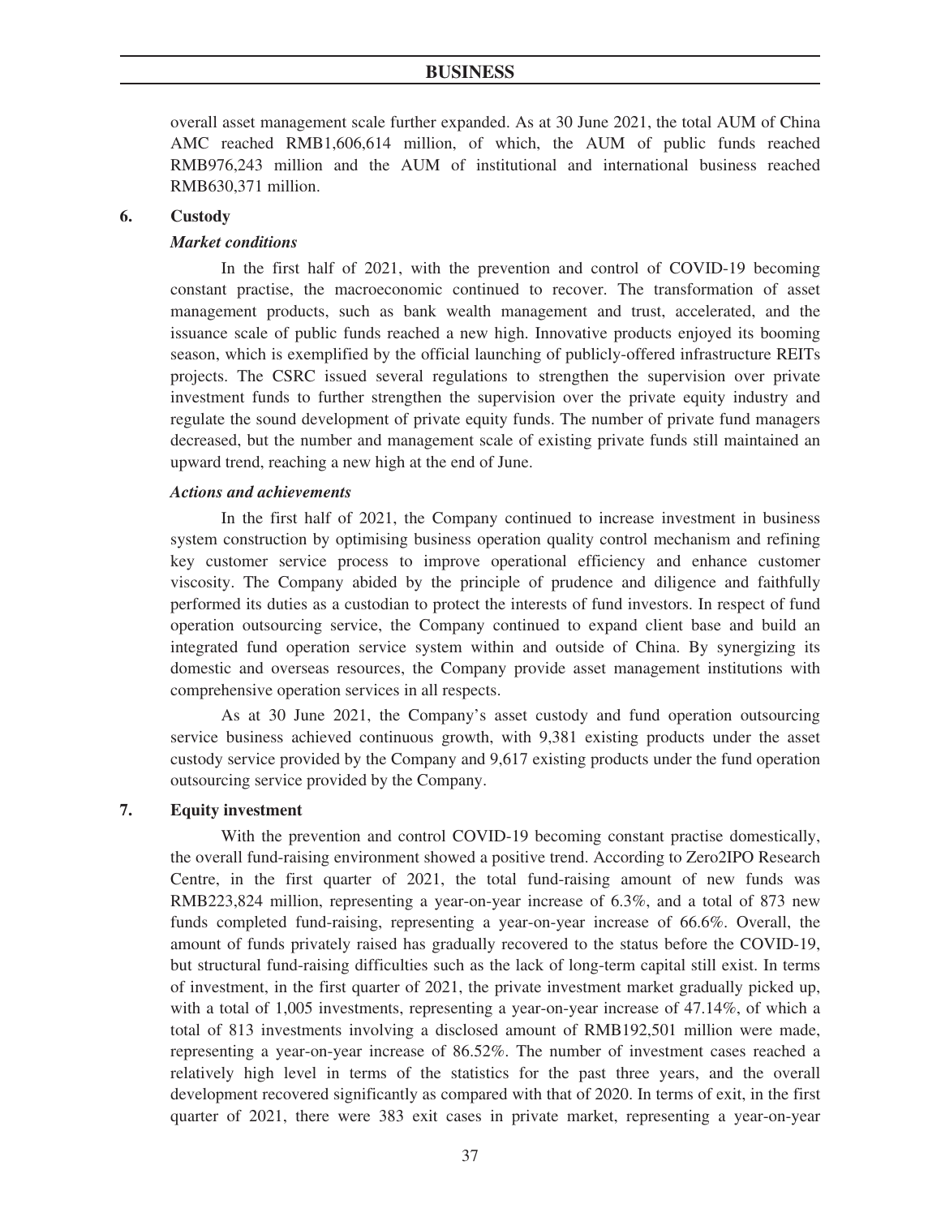overall asset management scale further expanded. As at 30 June 2021, the total AUM of China AMC reached RMB1,606,614 million, of which, the AUM of public funds reached RMB976,243 million and the AUM of institutional and international business reached RMB630,371 million.

## 6. Custody

### *Market conditions*

In the first half of 2021, with the prevention and control of COVID-19 becoming constant practise, the macroeconomic continued to recover. The transformation of asset management products, such as bank wealth management and trust, accelerated, and the issuance scale of public funds reached a new high. Innovative products enjoyed its booming season, which is exemplified by the official launching of publicly-offered infrastructure REITs projects. The CSRC issued several regulations to strengthen the supervision over private investment funds to further strengthen the supervision over the private equity industry and regulate the sound development of private equity funds. The number of private fund managers decreased, but the number and management scale of existing private funds still maintained an upward trend, reaching a new high at the end of June.

### *Actions and achievements*

In the first half of 2021, the Company continued to increase investment in business system construction by optimising business operation quality control mechanism and refining key customer service process to improve operational efficiency and enhance customer viscosity. The Company abided by the principle of prudence and diligence and faithfully performed its duties as a custodian to protect the interests of fund investors. In respect of fund operation outsourcing service, the Company continued to expand client base and build an integrated fund operation service system within and outside of China. By synergizing its domestic and overseas resources, the Company provide asset management institutions with comprehensive operation services in all respects.

As at 30 June 2021, the Company's asset custody and fund operation outsourcing service business achieved continuous growth, with 9,381 existing products under the asset custody service provided by the Company and 9,617 existing products under the fund operation outsourcing service provided by the Company.

## 7. Equity investment

With the prevention and control COVID-19 becoming constant practise domestically, the overall fund-raising environment showed a positive trend. According to Zero2IPO Research Centre, in the first quarter of 2021, the total fund-raising amount of new funds was RMB223,824 million, representing a year-on-year increase of 6.3%, and a total of 873 new funds completed fund-raising, representing a year-on-year increase of 66.6%. Overall, the amount of funds privately raised has gradually recovered to the status before the COVID-19, but structural fund-raising difficulties such as the lack of long-term capital still exist. In terms of investment, in the first quarter of 2021, the private investment market gradually picked up, with a total of 1,005 investments, representing a year-on-year increase of 47.14%, of which a total of 813 investments involving a disclosed amount of RMB192,501 million were made, representing a year-on-year increase of 86.52%. The number of investment cases reached a relatively high level in terms of the statistics for the past three years, and the overall development recovered significantly as compared with that of 2020. In terms of exit, in the first quarter of 2021, there were 383 exit cases in private market, representing a year-on-year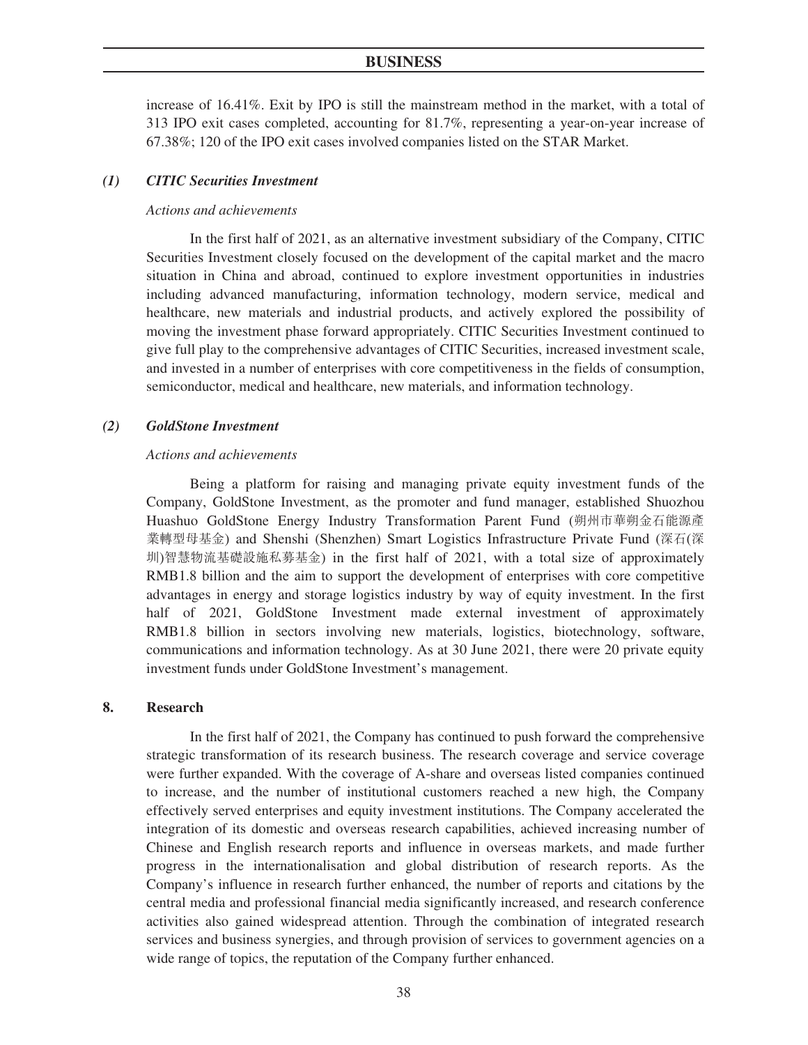increase of 16.41%. Exit by IPO is still the mainstream method in the market, with a total of 313 IPO exit cases completed, accounting for 81.7%, representing a year-on-year increase of 67.38%; 120 of the IPO exit cases involved companies listed on the STAR Market.

### *(1) CITIC Securities Investment*

*Actions and achievements*

In the first half of 2021, as an alternative investment subsidiary of the Company, CITIC Securities Investment closely focused on the development of the capital market and the macro situation in China and abroad, continued to explore investment opportunities in industries including advanced manufacturing, information technology, modern service, medical and healthcare, new materials and industrial products, and actively explored the possibility of moving the investment phase forward appropriately. CITIC Securities Investment continued to give full play to the comprehensive advantages of CITIC Securities, increased investment scale, and invested in a number of enterprises with core competitiveness in the fields of consumption, semiconductor, medical and healthcare, new materials, and information technology.

### *(2) GoldStone Investment*

*Actions and achievements*

Being a platform for raising and managing private equity investment funds of the Company, GoldStone Investment, as the promoter and fund manager, established Shuozhou Huashuo GoldStone Energy Industry Transformation Parent Fund (朔州市華朔金石能源產業轉型母基金) and Shenshi (Shenzhen) Smart Logistics Infrastructure Private Fund (深石(深圳)智慧物流基礎設施私募基金) in the first half of 2021, with a total size of approximately RMB1.8 billion and the aim to support the development of enterprises with core competitive advantages in energy and storage logistics industry by way of equity investment. In the first half of 2021, GoldStone Investment made external investment of approximately RMB1.8 billion in sectors involving new materials, logistics, biotechnology, software, communications and information technology. As at 30 June 2021, there were 20 private equity investment funds under GoldStone Investment's management.

## 8. Research

In the first half of 2021, the Company has continued to push forward the comprehensive strategic transformation of its research business. The research coverage and service coverage were further expanded. With the coverage of A-share and overseas listed companies continued to increase, and the number of institutional customers reached a new high, the Company effectively served enterprises and equity investment institutions. The Company accelerated the integration of its domestic and overseas research capabilities, achieved increasing number of Chinese and English research reports and influence in overseas markets, and made further progress in the internationalisation and global distribution of research reports. As the Company's influence in research further enhanced, the number of reports and citations by the central media and professional financial media significantly increased, and research conference activities also gained widespread attention. Through the combination of integrated research services and business synergies, and through provision of services to government agencies on a wide range of topics, the reputation of the Company further enhanced.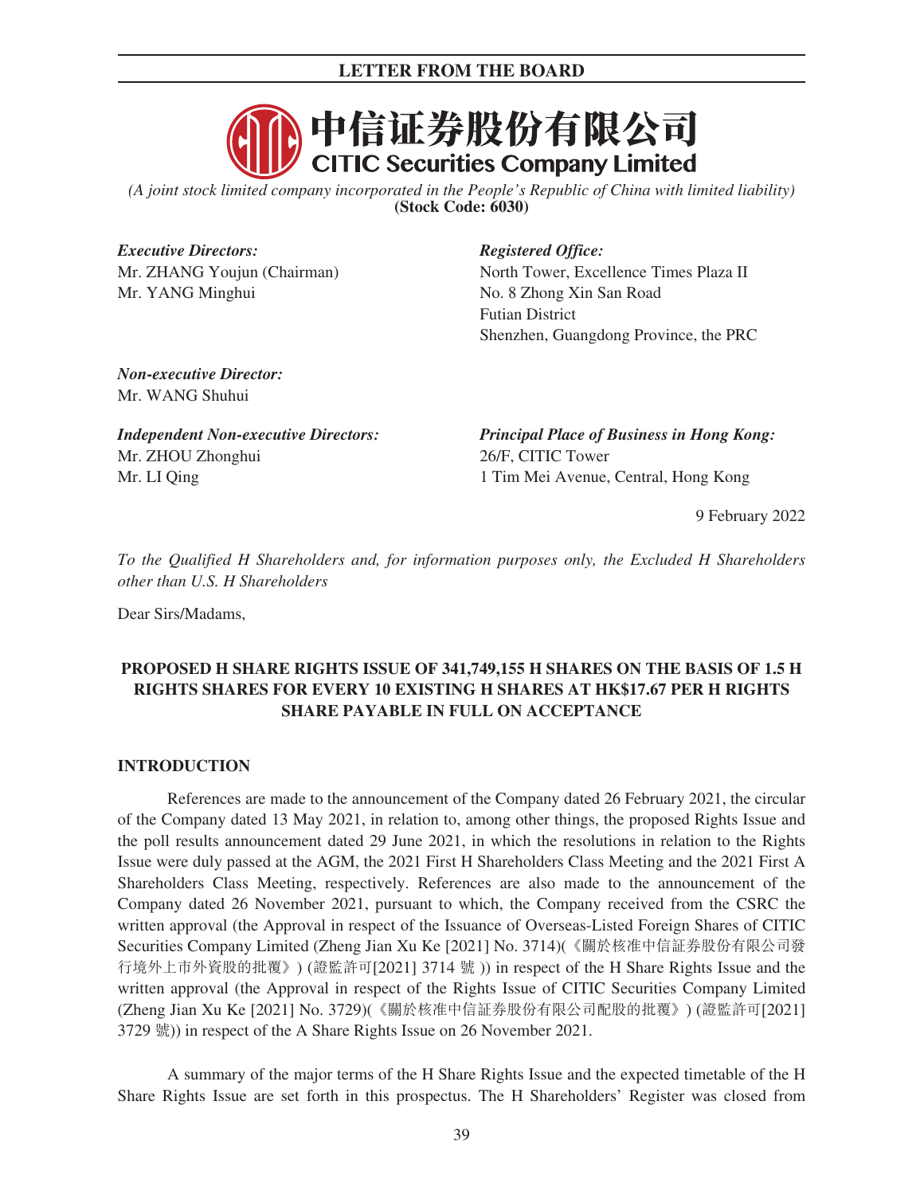**中信证券股份有限公司**
**CITIC Securities Company Limited**

*(A joint stock limited company incorporated in the People's Republic of China with limited liability)*
**(Stock Code: 6030)**

*Executive Directors:*
Mr. ZHANG Youjun (Chairman)
Mr. YANG Minghui

*Non-executive Director:*
Mr. WANG Shuhui

*Independent Non-executive Directors:*
Mr. ZHOU Zhonghui
Mr. LI Qing

*Registered Office:*
North Tower, Excellence Times Plaza II
No. 8 Zhong Xin San Road
Futian District
Shenzhen, Guangdong Province, the PRC

*Principal Place of Business in Hong Kong:*
26/F, CITIC Tower
1 Tim Mei Avenue, Central, Hong Kong

9 February 2022

*To the Qualified H Shareholders and, for information purposes only, the Excluded H Shareholders other than U.S. H Shareholders*

Dear Sirs/Madams,

**PROPOSED H SHARE RIGHTS ISSUE OF 341,749,155 H SHARES ON THE BASIS OF 1.5 H RIGHTS SHARES FOR EVERY 10 EXISTING H SHARES AT HK$17.67 PER H RIGHTS SHARE PAYABLE IN FULL ON ACCEPTANCE**

## INTRODUCTION

References are made to the announcement of the Company dated 26 February 2021, the circular of the Company dated 13 May 2021, in relation to, among other things, the proposed Rights Issue and the poll results announcement dated 29 June 2021, in which the resolutions in relation to the Rights Issue were duly passed at the AGM, the 2021 First H Shareholders Class Meeting and the 2021 First A Shareholders Class Meeting, respectively. References are also made to the announcement of the Company dated 26 November 2021, pursuant to which, the Company received from the CSRC the written approval (the Approval in respect of the Issuance of Overseas-Listed Foreign Shares of CITIC Securities Company Limited (Zheng Jian Xu Ke [2021] No. 3714)(《關於核准中信証券股份有限公司發行境外上市外資股的批覆》) (證監許可[2021] 3714 號)) in respect of the H Share Rights Issue and the written approval (the Approval in respect of the Rights Issue of CITIC Securities Company Limited (Zheng Jian Xu Ke [2021] No. 3729)(《關於核准中信証券股份有限公司配股的批覆》) (證監許可[2021] 3729 號)) in respect of the A Share Rights Issue on 26 November 2021.

A summary of the major terms of the H Share Rights Issue and the expected timetable of the H Share Rights Issue are set forth in this prospectus. The H Shareholders' Register was closed from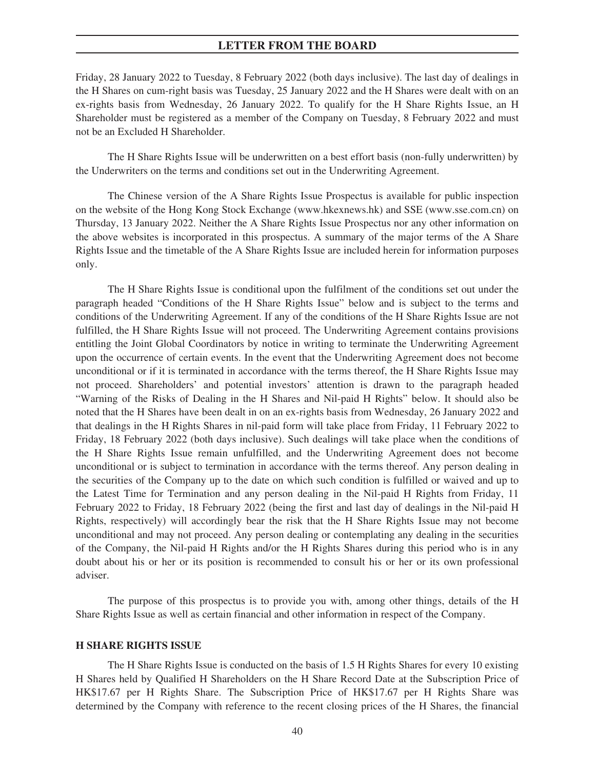Friday, 28 January 2022 to Tuesday, 8 February 2022 (both days inclusive). The last day of dealings in the H Shares on cum-right basis was Tuesday, 25 January 2022 and the H Shares were dealt with on an ex-rights basis from Wednesday, 26 January 2022. To qualify for the H Share Rights Issue, an H Shareholder must be registered as a member of the Company on Tuesday, 8 February 2022 and must not be an Excluded H Shareholder.

The H Share Rights Issue will be underwritten on a best effort basis (non-fully underwritten) by the Underwriters on the terms and conditions set out in the Underwriting Agreement.

The Chinese version of the A Share Rights Issue Prospectus is available for public inspection on the website of the Hong Kong Stock Exchange (www.hkexnews.hk) and SSE (www.sse.com.cn) on Thursday, 13 January 2022. Neither the A Share Rights Issue Prospectus nor any other information on the above websites is incorporated in this prospectus. A summary of the major terms of the A Share Rights Issue and the timetable of the A Share Rights Issue are included herein for information purposes only.

The H Share Rights Issue is conditional upon the fulfilment of the conditions set out under the paragraph headed "Conditions of the H Share Rights Issue" below and is subject to the terms and conditions of the Underwriting Agreement. If any of the conditions of the H Share Rights Issue are not fulfilled, the H Share Rights Issue will not proceed. The Underwriting Agreement contains provisions entitling the Joint Global Coordinators by notice in writing to terminate the Underwriting Agreement upon the occurrence of certain events. In the event that the Underwriting Agreement does not become unconditional or if it is terminated in accordance with the terms thereof, the H Share Rights Issue may not proceed. Shareholders' and potential investors' attention is drawn to the paragraph headed "Warning of the Risks of Dealing in the H Shares and Nil-paid H Rights" below. It should also be noted that the H Shares have been dealt in on an ex-rights basis from Wednesday, 26 January 2022 and that dealings in the H Rights Shares in nil-paid form will take place from Friday, 11 February 2022 to Friday, 18 February 2022 (both days inclusive). Such dealings will take place when the conditions of the H Share Rights Issue remain unfulfilled, and the Underwriting Agreement does not become unconditional or is subject to termination in accordance with the terms thereof. Any person dealing in the securities of the Company up to the date on which such condition is fulfilled or waived and up to the Latest Time for Termination and any person dealing in the Nil-paid H Rights from Friday, 11 February 2022 to Friday, 18 February 2022 (being the first and last day of dealings in the Nil-paid H Rights, respectively) will accordingly bear the risk that the H Share Rights Issue may not become unconditional and may not proceed. Any person dealing or contemplating any dealing in the securities of the Company, the Nil-paid H Rights and/or the H Rights Shares during this period who is in any doubt about his or her or its position is recommended to consult his or her or its own professional adviser.

The purpose of this prospectus is to provide you with, among other things, details of the H Share Rights Issue as well as certain financial and other information in respect of the Company.

## H SHARE RIGHTS ISSUE

The H Share Rights Issue is conducted on the basis of 1.5 H Rights Shares for every 10 existing H Shares held by Qualified H Shareholders on the H Share Record Date at the Subscription Price of HK$17.67 per H Rights Share. The Subscription Price of HK$17.67 per H Rights Share was determined by the Company with reference to the recent closing prices of the H Shares, the financial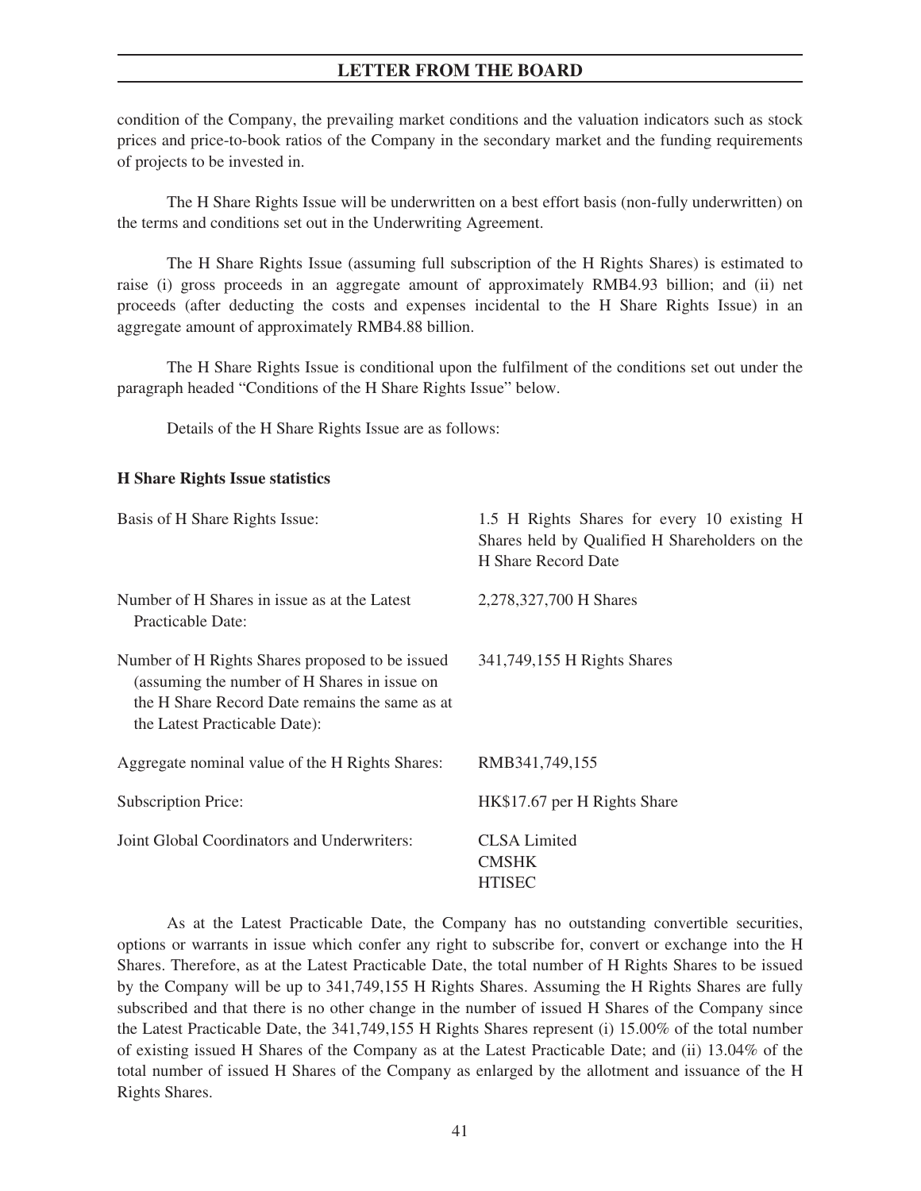condition of the Company, the prevailing market conditions and the valuation indicators such as stock prices and price-to-book ratios of the Company in the secondary market and the funding requirements of projects to be invested in.

The H Share Rights Issue will be underwritten on a best effort basis (non-fully underwritten) on the terms and conditions set out in the Underwriting Agreement.

The H Share Rights Issue (assuming full subscription of the H Rights Shares) is estimated to raise (i) gross proceeds in an aggregate amount of approximately RMB4.93 billion; and (ii) net proceeds (after deducting the costs and expenses incidental to the H Share Rights Issue) in an aggregate amount of approximately RMB4.88 billion.

The H Share Rights Issue is conditional upon the fulfilment of the conditions set out under the paragraph headed "Conditions of the H Share Rights Issue" below.

Details of the H Share Rights Issue are as follows:

**H Share Rights Issue statistics**

| | |
|---|---|
| Basis of H Share Rights Issue: | 1.5 H Rights Shares for every 10 existing H Shares held by Qualified H Shareholders on the H Share Record Date |
| Number of H Shares in issue as at the Latest Practicable Date: | 2,278,327,700 H Shares |
| Number of H Rights Shares proposed to be issued (assuming the number of H Shares in issue on the H Share Record Date remains the same as at the Latest Practicable Date): | 341,749,155 H Rights Shares |
| Aggregate nominal value of the H Rights Shares: | RMB341,749,155 |
| Subscription Price: | HK$17.67 per H Rights Share |
| Joint Global Coordinators and Underwriters: | CLSA Limited<br>CMSHK<br>HTISEC |

As at the Latest Practicable Date, the Company has no outstanding convertible securities, options or warrants in issue which confer any right to subscribe for, convert or exchange into the H Shares. Therefore, as at the Latest Practicable Date, the total number of H Rights Shares to be issued by the Company will be up to 341,749,155 H Rights Shares. Assuming the H Rights Shares are fully subscribed and that there is no other change in the number of issued H Shares of the Company since the Latest Practicable Date, the 341,749,155 H Rights Shares represent (i) 15.00% of the total number of existing issued H Shares of the Company as at the Latest Practicable Date; and (ii) 13.04% of the total number of issued H Shares of the Company as enlarged by the allotment and issuance of the H Rights Shares.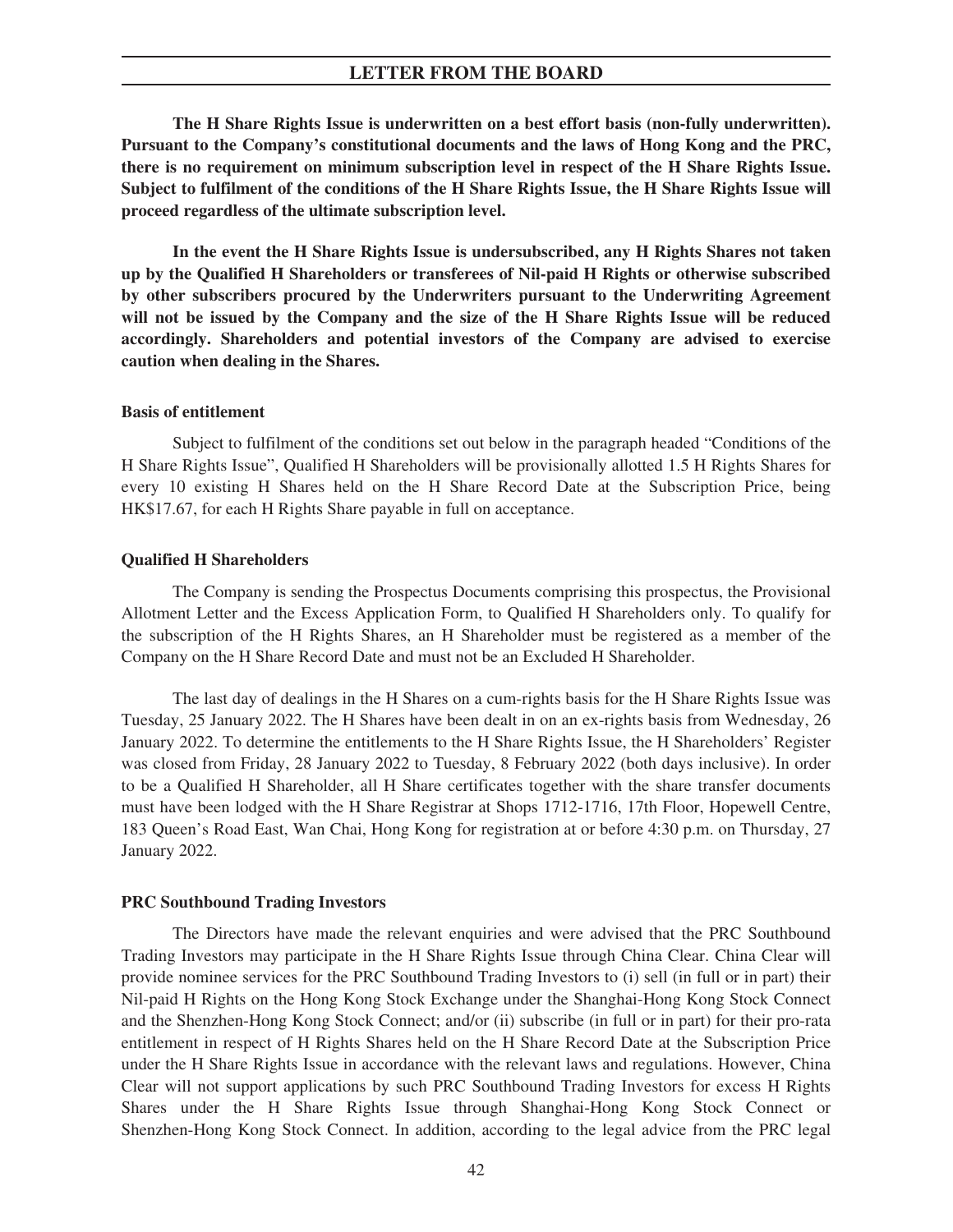**The H Share Rights Issue is underwritten on a best effort basis (non-fully underwritten). Pursuant to the Company's constitutional documents and the laws of Hong Kong and the PRC, there is no requirement on minimum subscription level in respect of the H Share Rights Issue. Subject to fulfilment of the conditions of the H Share Rights Issue, the H Share Rights Issue will proceed regardless of the ultimate subscription level.**

**In the event the H Share Rights Issue is undersubscribed, any H Rights Shares not taken up by the Qualified H Shareholders or transferees of Nil-paid H Rights or otherwise subscribed by other subscribers procured by the Underwriters pursuant to the Underwriting Agreement will not be issued by the Company and the size of the H Share Rights Issue will be reduced accordingly. Shareholders and potential investors of the Company are advised to exercise caution when dealing in the Shares.**

**Basis of entitlement**

Subject to fulfilment of the conditions set out below in the paragraph headed "Conditions of the H Share Rights Issue", Qualified H Shareholders will be provisionally allotted 1.5 H Rights Shares for every 10 existing H Shares held on the H Share Record Date at the Subscription Price, being HK$17.67, for each H Rights Share payable in full on acceptance.

**Qualified H Shareholders**

The Company is sending the Prospectus Documents comprising this prospectus, the Provisional Allotment Letter and the Excess Application Form, to Qualified H Shareholders only. To qualify for the subscription of the H Rights Shares, an H Shareholder must be registered as a member of the Company on the H Share Record Date and must not be an Excluded H Shareholder.

The last day of dealings in the H Shares on a cum-rights basis for the H Share Rights Issue was Tuesday, 25 January 2022. The H Shares have been dealt in on an ex-rights basis from Wednesday, 26 January 2022. To determine the entitlements to the H Share Rights Issue, the H Shareholders' Register was closed from Friday, 28 January 2022 to Tuesday, 8 February 2022 (both days inclusive). In order to be a Qualified H Shareholder, all H Share certificates together with the share transfer documents must have been lodged with the H Share Registrar at Shops 1712-1716, 17th Floor, Hopewell Centre, 183 Queen's Road East, Wan Chai, Hong Kong for registration at or before 4:30 p.m. on Thursday, 27 January 2022.

**PRC Southbound Trading Investors**

The Directors have made the relevant enquiries and were advised that the PRC Southbound Trading Investors may participate in the H Share Rights Issue through China Clear. China Clear will provide nominee services for the PRC Southbound Trading Investors to (i) sell (in full or in part) their Nil-paid H Rights on the Hong Kong Stock Exchange under the Shanghai-Hong Kong Stock Connect and the Shenzhen-Hong Kong Stock Connect; and/or (ii) subscribe (in full or in part) for their pro-rata entitlement in respect of H Rights Shares held on the H Share Record Date at the Subscription Price under the H Share Rights Issue in accordance with the relevant laws and regulations. However, China Clear will not support applications by such PRC Southbound Trading Investors for excess H Rights Shares under the H Share Rights Issue through Shanghai-Hong Kong Stock Connect or Shenzhen-Hong Kong Stock Connect. In addition, according to the legal advice from the PRC legal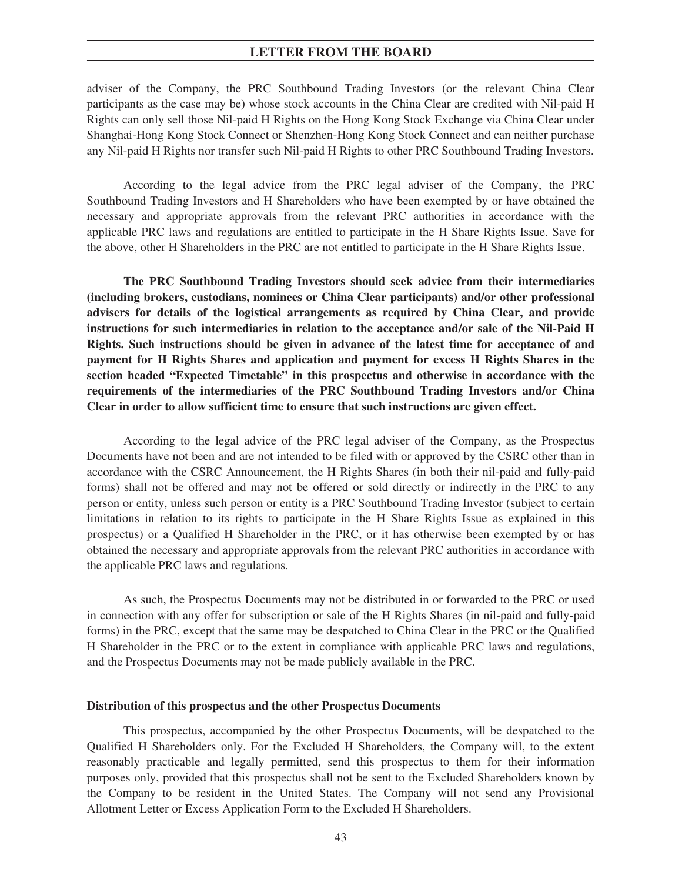adviser of the Company, the PRC Southbound Trading Investors (or the relevant China Clear participants as the case may be) whose stock accounts in the China Clear are credited with Nil-paid H Rights can only sell those Nil-paid H Rights on the Hong Kong Stock Exchange via China Clear under Shanghai-Hong Kong Stock Connect or Shenzhen-Hong Kong Stock Connect and can neither purchase any Nil-paid H Rights nor transfer such Nil-paid H Rights to other PRC Southbound Trading Investors.

According to the legal advice from the PRC legal adviser of the Company, the PRC Southbound Trading Investors and H Shareholders who have been exempted by or have obtained the necessary and appropriate approvals from the relevant PRC authorities in accordance with the applicable PRC laws and regulations are entitled to participate in the H Share Rights Issue. Save for the above, other H Shareholders in the PRC are not entitled to participate in the H Share Rights Issue.

**The PRC Southbound Trading Investors should seek advice from their intermediaries (including brokers, custodians, nominees or China Clear participants) and/or other professional advisers for details of the logistical arrangements as required by China Clear, and provide instructions for such intermediaries in relation to the acceptance and/or sale of the Nil-Paid H Rights. Such instructions should be given in advance of the latest time for acceptance of and payment for H Rights Shares and application and payment for excess H Rights Shares in the section headed "Expected Timetable" in this prospectus and otherwise in accordance with the requirements of the intermediaries of the PRC Southbound Trading Investors and/or China Clear in order to allow sufficient time to ensure that such instructions are given effect.**

According to the legal advice of the PRC legal adviser of the Company, as the Prospectus Documents have not been and are not intended to be filed with or approved by the CSRC other than in accordance with the CSRC Announcement, the H Rights Shares (in both their nil-paid and fully-paid forms) shall not be offered and may not be offered or sold directly or indirectly in the PRC to any person or entity, unless such person or entity is a PRC Southbound Trading Investor (subject to certain limitations in relation to its rights to participate in the H Share Rights Issue as explained in this prospectus) or a Qualified H Shareholder in the PRC, or it has otherwise been exempted by or has obtained the necessary and appropriate approvals from the relevant PRC authorities in accordance with the applicable PRC laws and regulations.

As such, the Prospectus Documents may not be distributed in or forwarded to the PRC or used in connection with any offer for subscription or sale of the H Rights Shares (in nil-paid and fully-paid forms) in the PRC, except that the same may be despatched to China Clear in the PRC or the Qualified H Shareholder in the PRC or to the extent in compliance with applicable PRC laws and regulations, and the Prospectus Documents may not be made publicly available in the PRC.

**Distribution of this prospectus and the other Prospectus Documents**

This prospectus, accompanied by the other Prospectus Documents, will be despatched to the Qualified H Shareholders only. For the Excluded H Shareholders, the Company will, to the extent reasonably practicable and legally permitted, send this prospectus to them for their information purposes only, provided that this prospectus shall not be sent to the Excluded Shareholders known by the Company to be resident in the United States. The Company will not send any Provisional Allotment Letter or Excess Application Form to the Excluded H Shareholders.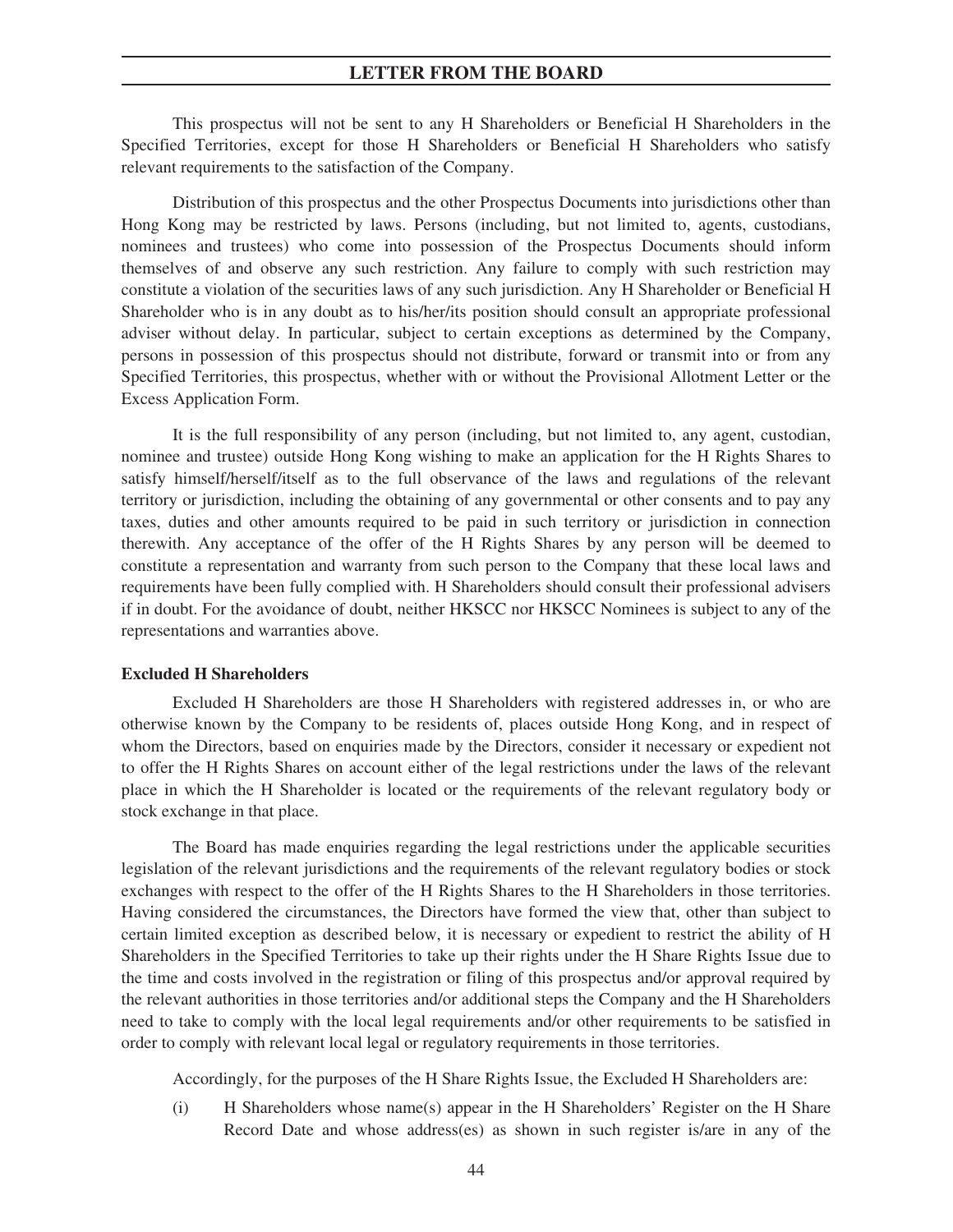This prospectus will not be sent to any H Shareholders or Beneficial H Shareholders in the Specified Territories, except for those H Shareholders or Beneficial H Shareholders who satisfy relevant requirements to the satisfaction of the Company.

Distribution of this prospectus and the other Prospectus Documents into jurisdictions other than Hong Kong may be restricted by laws. Persons (including, but not limited to, agents, custodians, nominees and trustees) who come into possession of the Prospectus Documents should inform themselves of and observe any such restriction. Any failure to comply with such restriction may constitute a violation of the securities laws of any such jurisdiction. Any H Shareholder or Beneficial H Shareholder who is in any doubt as to his/her/its position should consult an appropriate professional adviser without delay. In particular, subject to certain exceptions as determined by the Company, persons in possession of this prospectus should not distribute, forward or transmit into or from any Specified Territories, this prospectus, whether with or without the Provisional Allotment Letter or the Excess Application Form.

It is the full responsibility of any person (including, but not limited to, any agent, custodian, nominee and trustee) outside Hong Kong wishing to make an application for the H Rights Shares to satisfy himself/herself/itself as to the full observance of the laws and regulations of the relevant territory or jurisdiction, including the obtaining of any governmental or other consents and to pay any taxes, duties and other amounts required to be paid in such territory or jurisdiction in connection therewith. Any acceptance of the offer of the H Rights Shares by any person will be deemed to constitute a representation and warranty from such person to the Company that these local laws and requirements have been fully complied with. H Shareholders should consult their professional advisers if in doubt. For the avoidance of doubt, neither HKSCC nor HKSCC Nominees is subject to any of the representations and warranties above.

**Excluded H Shareholders**

Excluded H Shareholders are those H Shareholders with registered addresses in, or who are otherwise known by the Company to be residents of, places outside Hong Kong, and in respect of whom the Directors, based on enquiries made by the Directors, consider it necessary or expedient not to offer the H Rights Shares on account either of the legal restrictions under the laws of the relevant place in which the H Shareholder is located or the requirements of the relevant regulatory body or stock exchange in that place.

The Board has made enquiries regarding the legal restrictions under the applicable securities legislation of the relevant jurisdictions and the requirements of the relevant regulatory bodies or stock exchanges with respect to the offer of the H Rights Shares to the H Shareholders in those territories. Having considered the circumstances, the Directors have formed the view that, other than subject to certain limited exception as described below, it is necessary or expedient to restrict the ability of H Shareholders in the Specified Territories to take up their rights under the H Share Rights Issue due to the time and costs involved in the registration or filing of this prospectus and/or approval required by the relevant authorities in those territories and/or additional steps the Company and the H Shareholders need to take to comply with the local legal requirements and/or other requirements to be satisfied in order to comply with relevant local legal or regulatory requirements in those territories.

Accordingly, for the purposes of the H Share Rights Issue, the Excluded H Shareholders are:

(i) H Shareholders whose name(s) appear in the H Shareholders' Register on the H Share Record Date and whose address(es) as shown in such register is/are in any of the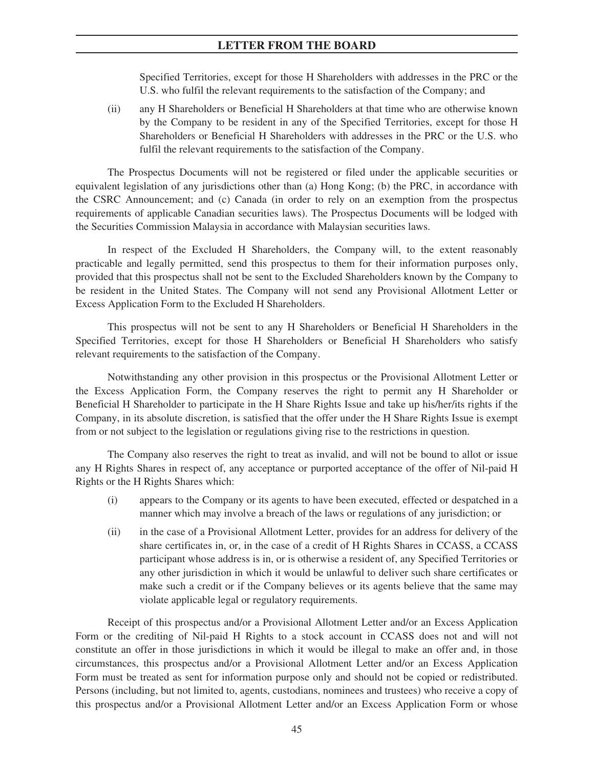Specified Territories, except for those H Shareholders with addresses in the PRC or the U.S. who fulfil the relevant requirements to the satisfaction of the Company; and

(ii) any H Shareholders or Beneficial H Shareholders at that time who are otherwise known by the Company to be resident in any of the Specified Territories, except for those H Shareholders or Beneficial H Shareholders with addresses in the PRC or the U.S. who fulfil the relevant requirements to the satisfaction of the Company.

The Prospectus Documents will not be registered or filed under the applicable securities or equivalent legislation of any jurisdictions other than (a) Hong Kong; (b) the PRC, in accordance with the CSRC Announcement; and (c) Canada (in order to rely on an exemption from the prospectus requirements of applicable Canadian securities laws). The Prospectus Documents will be lodged with the Securities Commission Malaysia in accordance with Malaysian securities laws.

In respect of the Excluded H Shareholders, the Company will, to the extent reasonably practicable and legally permitted, send this prospectus to them for their information purposes only, provided that this prospectus shall not be sent to the Excluded Shareholders known by the Company to be resident in the United States. The Company will not send any Provisional Allotment Letter or Excess Application Form to the Excluded H Shareholders.

This prospectus will not be sent to any H Shareholders or Beneficial H Shareholders in the Specified Territories, except for those H Shareholders or Beneficial H Shareholders who satisfy relevant requirements to the satisfaction of the Company.

Notwithstanding any other provision in this prospectus or the Provisional Allotment Letter or the Excess Application Form, the Company reserves the right to permit any H Shareholder or Beneficial H Shareholder to participate in the H Share Rights Issue and take up his/her/its rights if the Company, in its absolute discretion, is satisfied that the offer under the H Share Rights Issue is exempt from or not subject to the legislation or regulations giving rise to the restrictions in question.

The Company also reserves the right to treat as invalid, and will not be bound to allot or issue any H Rights Shares in respect of, any acceptance or purported acceptance of the offer of Nil-paid H Rights or the H Rights Shares which:

(i) appears to the Company or its agents to have been executed, effected or despatched in a manner which may involve a breach of the laws or regulations of any jurisdiction; or

(ii) in the case of a Provisional Allotment Letter, provides for an address for delivery of the share certificates in, or, in the case of a credit of H Rights Shares in CCASS, a CCASS participant whose address is in, or is otherwise a resident of, any Specified Territories or any other jurisdiction in which it would be unlawful to deliver such share certificates or make such a credit or if the Company believes or its agents believe that the same may violate applicable legal or regulatory requirements.

Receipt of this prospectus and/or a Provisional Allotment Letter and/or an Excess Application Form or the crediting of Nil-paid H Rights to a stock account in CCASS does not and will not constitute an offer in those jurisdictions in which it would be illegal to make an offer and, in those circumstances, this prospectus and/or a Provisional Allotment Letter and/or an Excess Application Form must be treated as sent for information purpose only and should not be copied or redistributed. Persons (including, but not limited to, agents, custodians, nominees and trustees) who receive a copy of this prospectus and/or a Provisional Allotment Letter and/or an Excess Application Form or whose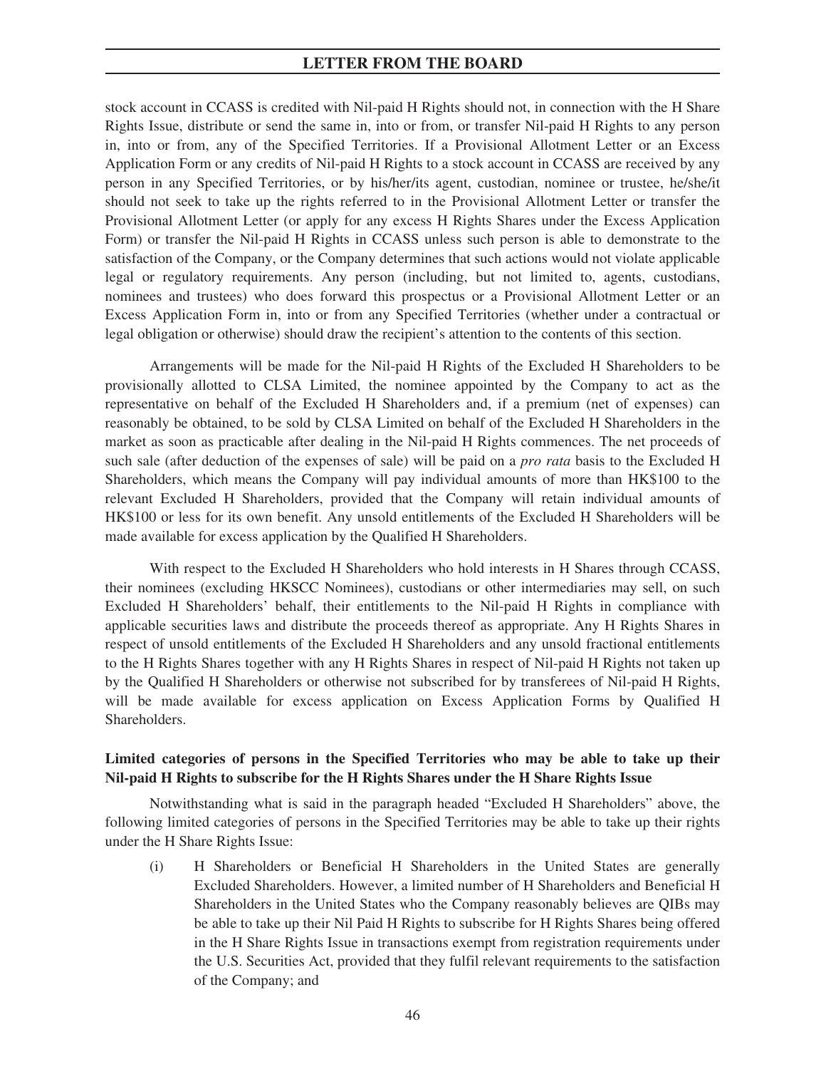stock account in CCASS is credited with Nil-paid H Rights should not, in connection with the H Share Rights Issue, distribute or send the same in, into or from, or transfer Nil-paid H Rights to any person in, into or from, any of the Specified Territories. If a Provisional Allotment Letter or an Excess Application Form or any credits of Nil-paid H Rights to a stock account in CCASS are received by any person in any Specified Territories, or by his/her/its agent, custodian, nominee or trustee, he/she/it should not seek to take up the rights referred to in the Provisional Allotment Letter or transfer the Provisional Allotment Letter (or apply for any excess H Rights Shares under the Excess Application Form) or transfer the Nil-paid H Rights in CCASS unless such person is able to demonstrate to the satisfaction of the Company, or the Company determines that such actions would not violate applicable legal or regulatory requirements. Any person (including, but not limited to, agents, custodians, nominees and trustees) who does forward this prospectus or a Provisional Allotment Letter or an Excess Application Form in, into or from any Specified Territories (whether under a contractual or legal obligation or otherwise) should draw the recipient's attention to the contents of this section.

Arrangements will be made for the Nil-paid H Rights of the Excluded H Shareholders to be provisionally allotted to CLSA Limited, the nominee appointed by the Company to act as the representative on behalf of the Excluded H Shareholders and, if a premium (net of expenses) can reasonably be obtained, to be sold by CLSA Limited on behalf of the Excluded H Shareholders in the market as soon as practicable after dealing in the Nil-paid H Rights commences. The net proceeds of such sale (after deduction of the expenses of sale) will be paid on a *pro rata* basis to the Excluded H Shareholders, which means the Company will pay individual amounts of more than HK$100 to the relevant Excluded H Shareholders, provided that the Company will retain individual amounts of HK$100 or less for its own benefit. Any unsold entitlements of the Excluded H Shareholders will be made available for excess application by the Qualified H Shareholders.

With respect to the Excluded H Shareholders who hold interests in H Shares through CCASS, their nominees (excluding HKSCC Nominees), custodians or other intermediaries may sell, on such Excluded H Shareholders' behalf, their entitlements to the Nil-paid H Rights in compliance with applicable securities laws and distribute the proceeds thereof as appropriate. Any H Rights Shares in respect of unsold entitlements of the Excluded H Shareholders and any unsold fractional entitlements to the H Rights Shares together with any H Rights Shares in respect of Nil-paid H Rights not taken up by the Qualified H Shareholders or otherwise not subscribed for by transferees of Nil-paid H Rights, will be made available for excess application on Excess Application Forms by Qualified H Shareholders.

**Limited categories of persons in the Specified Territories who may be able to take up their Nil-paid H Rights to subscribe for the H Rights Shares under the H Share Rights Issue**

Notwithstanding what is said in the paragraph headed "Excluded H Shareholders" above, the following limited categories of persons in the Specified Territories may be able to take up their rights under the H Share Rights Issue:

(i) H Shareholders or Beneficial H Shareholders in the United States are generally Excluded Shareholders. However, a limited number of H Shareholders and Beneficial H Shareholders in the United States who the Company reasonably believes are QIBs may be able to take up their Nil Paid H Rights to subscribe for H Rights Shares being offered in the H Share Rights Issue in transactions exempt from registration requirements under the U.S. Securities Act, provided that they fulfil relevant requirements to the satisfaction of the Company; and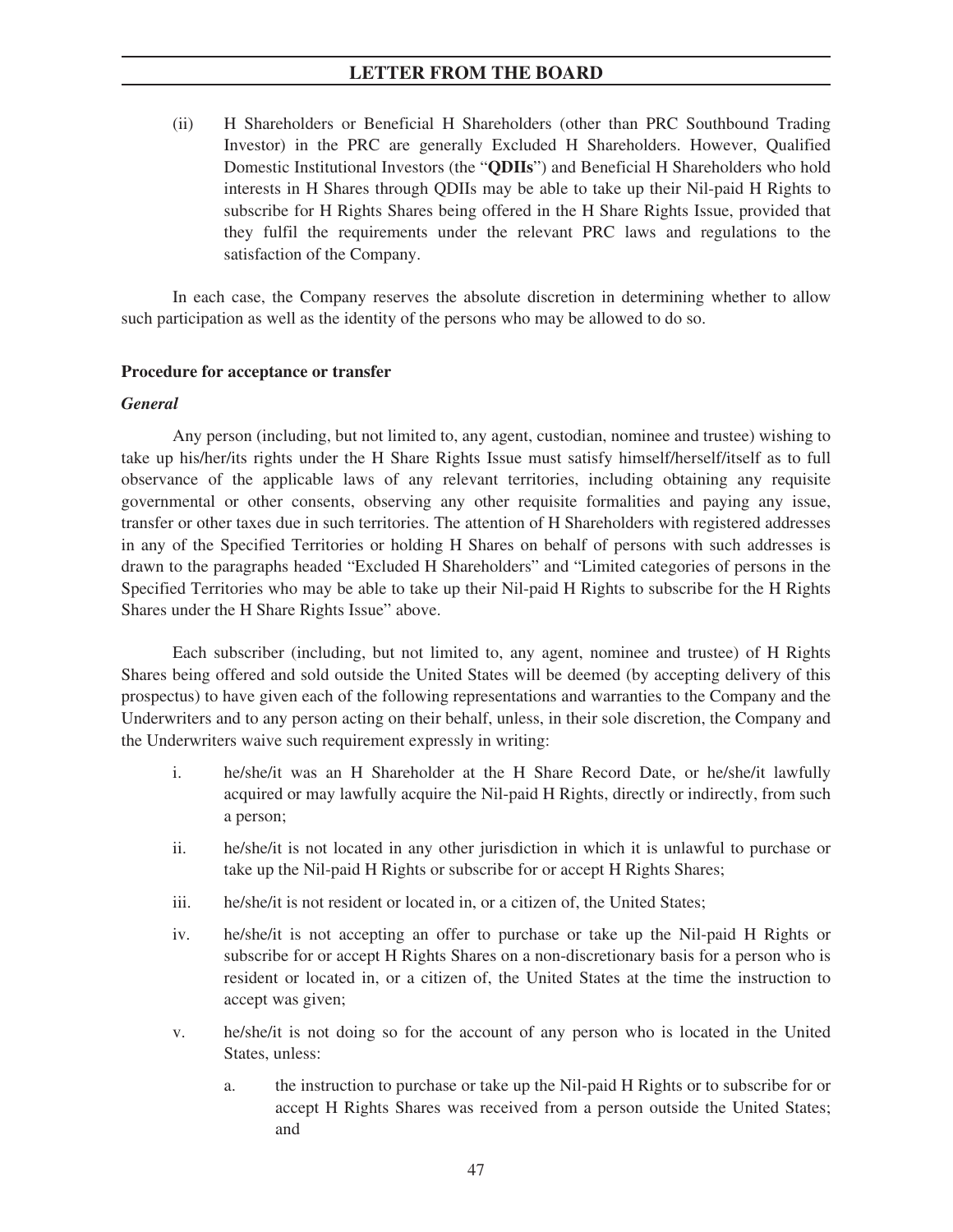(ii) H Shareholders or Beneficial H Shareholders (other than PRC Southbound Trading Investor) in the PRC are generally Excluded H Shareholders. However, Qualified Domestic Institutional Investors (the "**QDIIs**") and Beneficial H Shareholders who hold interests in H Shares through QDIIs may be able to take up their Nil-paid H Rights to subscribe for H Rights Shares being offered in the H Share Rights Issue, provided that they fulfil the requirements under the relevant PRC laws and regulations to the satisfaction of the Company.

In each case, the Company reserves the absolute discretion in determining whether to allow such participation as well as the identity of the persons who may be allowed to do so.

**Procedure for acceptance or transfer**

***General***

Any person (including, but not limited to, any agent, custodian, nominee and trustee) wishing to take up his/her/its rights under the H Share Rights Issue must satisfy himself/herself/itself as to full observance of the applicable laws of any relevant territories, including obtaining any requisite governmental or other consents, observing any other requisite formalities and paying any issue, transfer or other taxes due in such territories. The attention of H Shareholders with registered addresses in any of the Specified Territories or holding H Shares on behalf of persons with such addresses is drawn to the paragraphs headed "Excluded H Shareholders" and "Limited categories of persons in the Specified Territories who may be able to take up their Nil-paid H Rights to subscribe for the H Rights Shares under the H Share Rights Issue" above.

Each subscriber (including, but not limited to, any agent, nominee and trustee) of H Rights Shares being offered and sold outside the United States will be deemed (by accepting delivery of this prospectus) to have given each of the following representations and warranties to the Company and the Underwriters and to any person acting on their behalf, unless, in their sole discretion, the Company and the Underwriters waive such requirement expressly in writing:

i. he/she/it was an H Shareholder at the H Share Record Date, or he/she/it lawfully acquired or may lawfully acquire the Nil-paid H Rights, directly or indirectly, from such a person;

ii. he/she/it is not located in any other jurisdiction in which it is unlawful to purchase or take up the Nil-paid H Rights or subscribe for or accept H Rights Shares;

iii. he/she/it is not resident or located in, or a citizen of, the United States;

iv. he/she/it is not accepting an offer to purchase or take up the Nil-paid H Rights or subscribe for or accept H Rights Shares on a non-discretionary basis for a person who is resident or located in, or a citizen of, the United States at the time the instruction to accept was given;

v. he/she/it is not doing so for the account of any person who is located in the United States, unless:

   a. the instruction to purchase or take up the Nil-paid H Rights or to subscribe for or accept H Rights Shares was received from a person outside the United States; and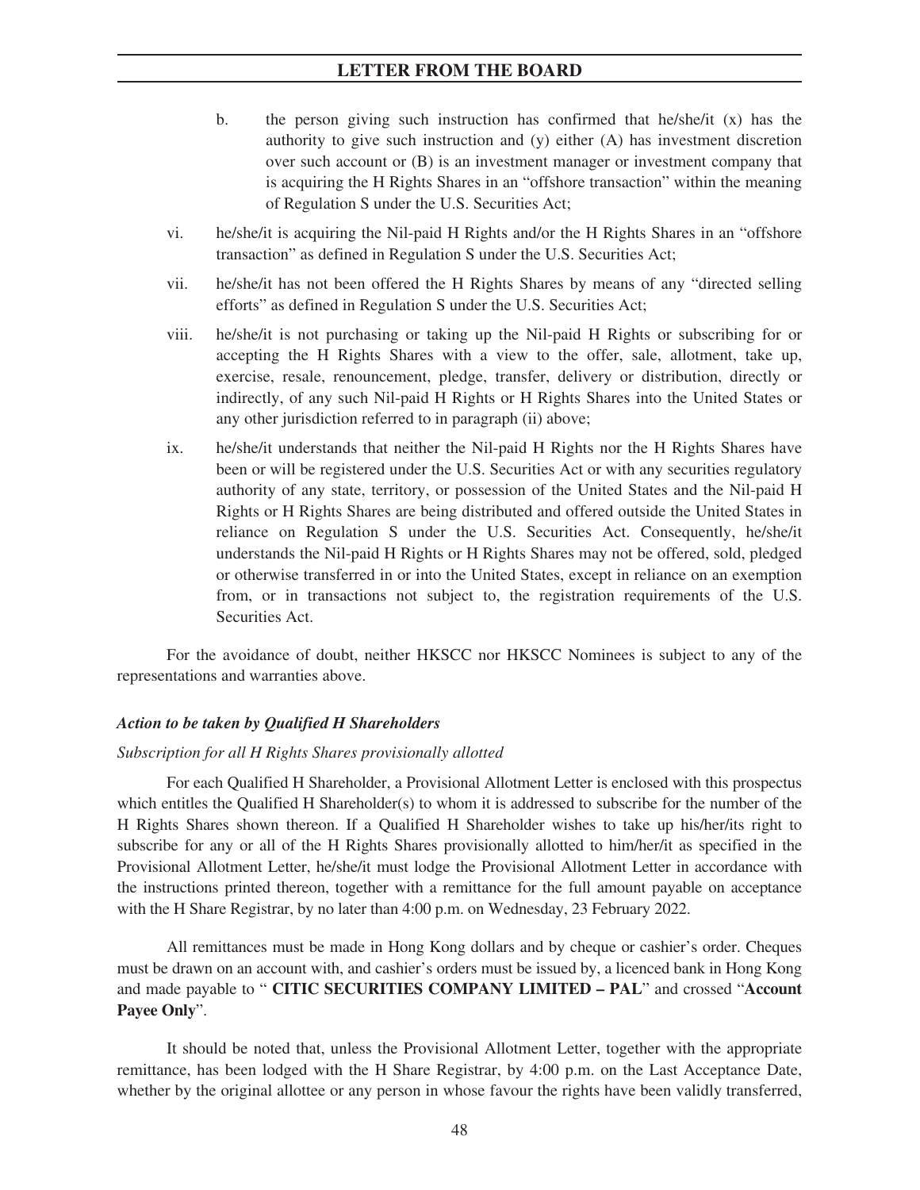b. the person giving such instruction has confirmed that he/she/it (x) has the authority to give such instruction and (y) either (A) has investment discretion over such account or (B) is an investment manager or investment company that is acquiring the H Rights Shares in an "offshore transaction" within the meaning of Regulation S under the U.S. Securities Act;

vi. he/she/it is acquiring the Nil-paid H Rights and/or the H Rights Shares in an "offshore transaction" as defined in Regulation S under the U.S. Securities Act;

vii. he/she/it has not been offered the H Rights Shares by means of any "directed selling efforts" as defined in Regulation S under the U.S. Securities Act;

viii. he/she/it is not purchasing or taking up the Nil-paid H Rights or subscribing for or accepting the H Rights Shares with a view to the offer, sale, allotment, take up, exercise, resale, renouncement, pledge, transfer, delivery or distribution, directly or indirectly, of any such Nil-paid H Rights or H Rights Shares into the United States or any other jurisdiction referred to in paragraph (ii) above;

ix. he/she/it understands that neither the Nil-paid H Rights nor the H Rights Shares have been or will be registered under the U.S. Securities Act or with any securities regulatory authority of any state, territory, or possession of the United States and the Nil-paid H Rights or H Rights Shares are being distributed and offered outside the United States in reliance on Regulation S under the U.S. Securities Act. Consequently, he/she/it understands the Nil-paid H Rights or H Rights Shares may not be offered, sold, pledged or otherwise transferred in or into the United States, except in reliance on an exemption from, or in transactions not subject to, the registration requirements of the U.S. Securities Act.

For the avoidance of doubt, neither HKSCC nor HKSCC Nominees is subject to any of the representations and warranties above.

***Action to be taken by Qualified H Shareholders***

*Subscription for all H Rights Shares provisionally allotted*

For each Qualified H Shareholder, a Provisional Allotment Letter is enclosed with this prospectus which entitles the Qualified H Shareholder(s) to whom it is addressed to subscribe for the number of the H Rights Shares shown thereon. If a Qualified H Shareholder wishes to take up his/her/its right to subscribe for any or all of the H Rights Shares provisionally allotted to him/her/it as specified in the Provisional Allotment Letter, he/she/it must lodge the Provisional Allotment Letter in accordance with the instructions printed thereon, together with a remittance for the full amount payable on acceptance with the H Share Registrar, by no later than 4:00 p.m. on Wednesday, 23 February 2022.

All remittances must be made in Hong Kong dollars and by cheque or cashier's order. Cheques must be drawn on an account with, and cashier's orders must be issued by, a licenced bank in Hong Kong and made payable to " **CITIC SECURITIES COMPANY LIMITED – PAL**" and crossed "**Account Payee Only**".

It should be noted that, unless the Provisional Allotment Letter, together with the appropriate remittance, has been lodged with the H Share Registrar, by 4:00 p.m. on the Last Acceptance Date, whether by the original allottee or any person in whose favour the rights have been validly transferred,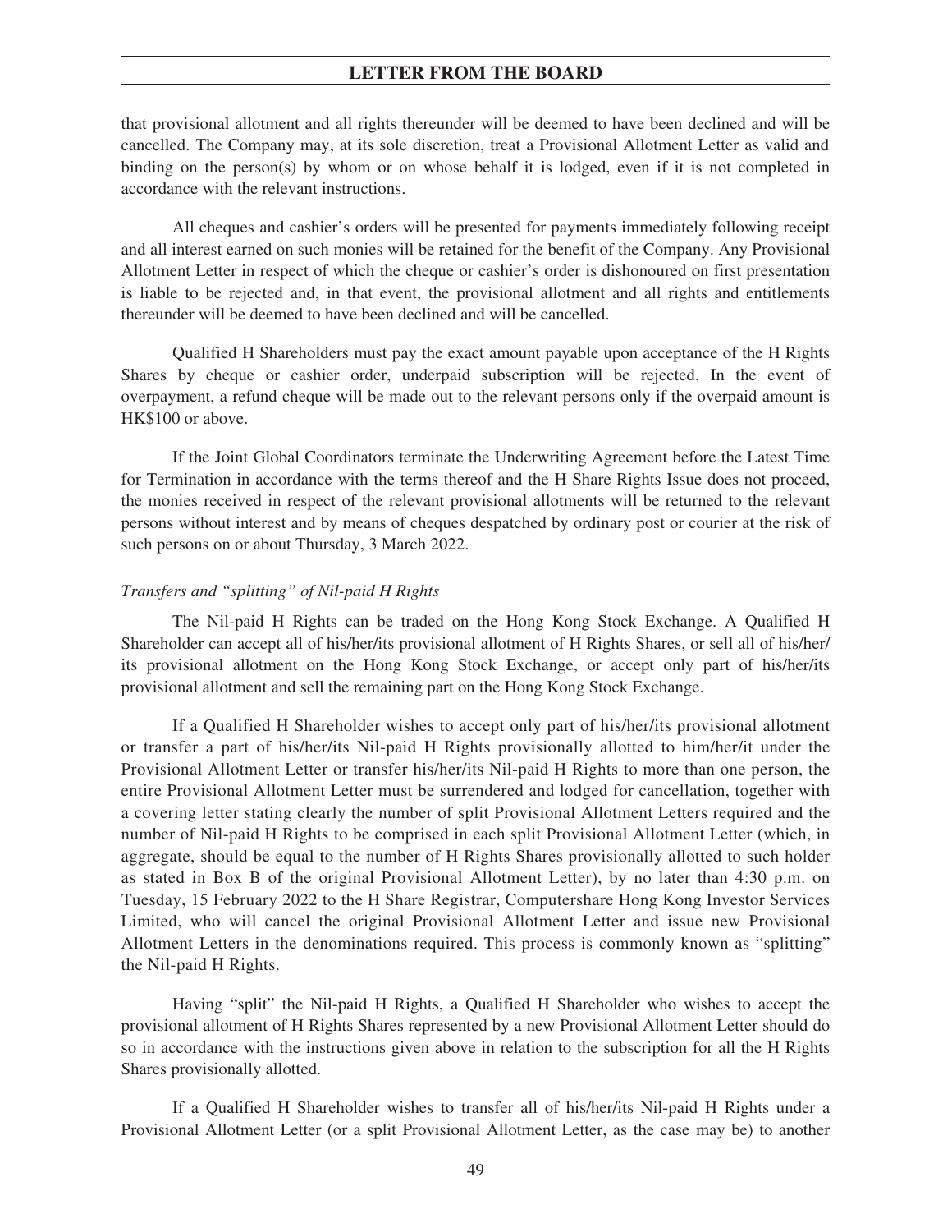that provisional allotment and all rights thereunder will be deemed to have been declined and will be cancelled. The Company may, at its sole discretion, treat a Provisional Allotment Letter as valid and binding on the person(s) by whom or on whose behalf it is lodged, even if it is not completed in accordance with the relevant instructions.

All cheques and cashier's orders will be presented for payments immediately following receipt and all interest earned on such monies will be retained for the benefit of the Company. Any Provisional Allotment Letter in respect of which the cheque or cashier's order is dishonoured on first presentation is liable to be rejected and, in that event, the provisional allotment and all rights and entitlements thereunder will be deemed to have been declined and will be cancelled.

Qualified H Shareholders must pay the exact amount payable upon acceptance of the H Rights Shares by cheque or cashier order, underpaid subscription will be rejected. In the event of overpayment, a refund cheque will be made out to the relevant persons only if the overpaid amount is HK$100 or above.

If the Joint Global Coordinators terminate the Underwriting Agreement before the Latest Time for Termination in accordance with the terms thereof and the H Share Rights Issue does not proceed, the monies received in respect of the relevant provisional allotments will be returned to the relevant persons without interest and by means of cheques despatched by ordinary post or courier at the risk of such persons on or about Thursday, 3 March 2022.

*Transfers and "splitting" of Nil-paid H Rights*

The Nil-paid H Rights can be traded on the Hong Kong Stock Exchange. A Qualified H Shareholder can accept all of his/her/its provisional allotment of H Rights Shares, or sell all of his/her/its provisional allotment on the Hong Kong Stock Exchange, or accept only part of his/her/its provisional allotment and sell the remaining part on the Hong Kong Stock Exchange.

If a Qualified H Shareholder wishes to accept only part of his/her/its provisional allotment or transfer a part of his/her/its Nil-paid H Rights provisionally allotted to him/her/it under the Provisional Allotment Letter or transfer his/her/its Nil-paid H Rights to more than one person, the entire Provisional Allotment Letter must be surrendered and lodged for cancellation, together with a covering letter stating clearly the number of split Provisional Allotment Letters required and the number of Nil-paid H Rights to be comprised in each split Provisional Allotment Letter (which, in aggregate, should be equal to the number of H Rights Shares provisionally allotted to such holder as stated in Box B of the original Provisional Allotment Letter), by no later than 4:30 p.m. on Tuesday, 15 February 2022 to the H Share Registrar, Computershare Hong Kong Investor Services Limited, who will cancel the original Provisional Allotment Letter and issue new Provisional Allotment Letters in the denominations required. This process is commonly known as "splitting" the Nil-paid H Rights.

Having "split" the Nil-paid H Rights, a Qualified H Shareholder who wishes to accept the provisional allotment of H Rights Shares represented by a new Provisional Allotment Letter should do so in accordance with the instructions given above in relation to the subscription for all the H Rights Shares provisionally allotted.

If a Qualified H Shareholder wishes to transfer all of his/her/its Nil-paid H Rights under a Provisional Allotment Letter (or a split Provisional Allotment Letter, as the case may be) to another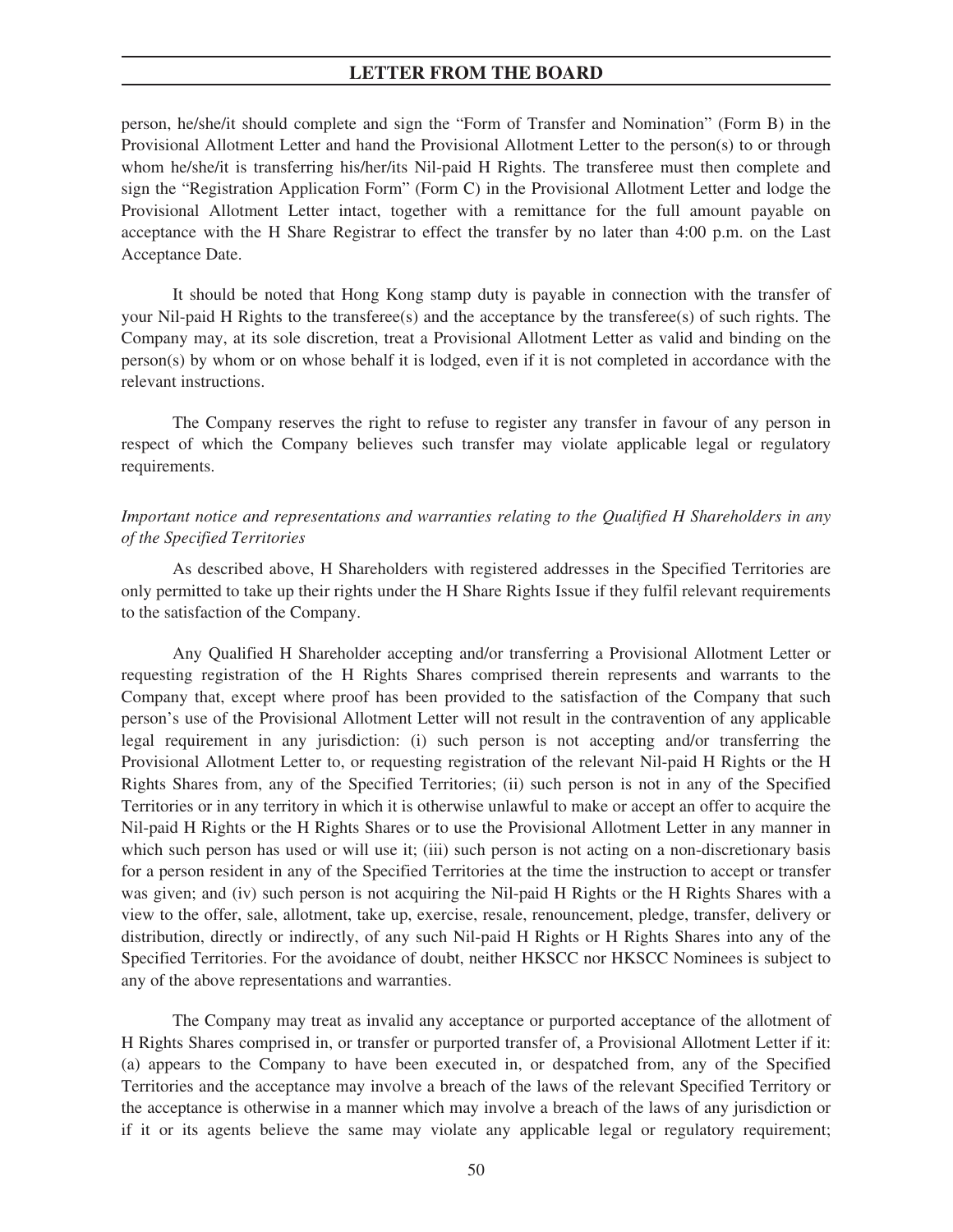person, he/she/it should complete and sign the "Form of Transfer and Nomination" (Form B) in the Provisional Allotment Letter and hand the Provisional Allotment Letter to the person(s) to or through whom he/she/it is transferring his/her/its Nil-paid H Rights. The transferee must then complete and sign the "Registration Application Form" (Form C) in the Provisional Allotment Letter and lodge the Provisional Allotment Letter intact, together with a remittance for the full amount payable on acceptance with the H Share Registrar to effect the transfer by no later than 4:00 p.m. on the Last Acceptance Date.

It should be noted that Hong Kong stamp duty is payable in connection with the transfer of your Nil-paid H Rights to the transferee(s) and the acceptance by the transferee(s) of such rights. The Company may, at its sole discretion, treat a Provisional Allotment Letter as valid and binding on the person(s) by whom or on whose behalf it is lodged, even if it is not completed in accordance with the relevant instructions.

The Company reserves the right to refuse to register any transfer in favour of any person in respect of which the Company believes such transfer may violate applicable legal or regulatory requirements.

*Important notice and representations and warranties relating to the Qualified H Shareholders in any of the Specified Territories*

As described above, H Shareholders with registered addresses in the Specified Territories are only permitted to take up their rights under the H Share Rights Issue if they fulfil relevant requirements to the satisfaction of the Company.

Any Qualified H Shareholder accepting and/or transferring a Provisional Allotment Letter or requesting registration of the H Rights Shares comprised therein represents and warrants to the Company that, except where proof has been provided to the satisfaction of the Company that such person's use of the Provisional Allotment Letter will not result in the contravention of any applicable legal requirement in any jurisdiction: (i) such person is not accepting and/or transferring the Provisional Allotment Letter to, or requesting registration of the relevant Nil-paid H Rights or the H Rights Shares from, any of the Specified Territories; (ii) such person is not in any of the Specified Territories or in any territory in which it is otherwise unlawful to make or accept an offer to acquire the Nil-paid H Rights or the H Rights Shares or to use the Provisional Allotment Letter in any manner in which such person has used or will use it; (iii) such person is not acting on a non-discretionary basis for a person resident in any of the Specified Territories at the time the instruction to accept or transfer was given; and (iv) such person is not acquiring the Nil-paid H Rights or the H Rights Shares with a view to the offer, sale, allotment, take up, exercise, resale, renouncement, pledge, transfer, delivery or distribution, directly or indirectly, of any such Nil-paid H Rights or H Rights Shares into any of the Specified Territories. For the avoidance of doubt, neither HKSCC nor HKSCC Nominees is subject to any of the above representations and warranties.

The Company may treat as invalid any acceptance or purported acceptance of the allotment of H Rights Shares comprised in, or transfer or purported transfer of, a Provisional Allotment Letter if it: (a) appears to the Company to have been executed in, or despatched from, any of the Specified Territories and the acceptance may involve a breach of the laws of the relevant Specified Territory or the acceptance is otherwise in a manner which may involve a breach of the laws of any jurisdiction or if it or its agents believe the same may violate any applicable legal or regulatory requirement;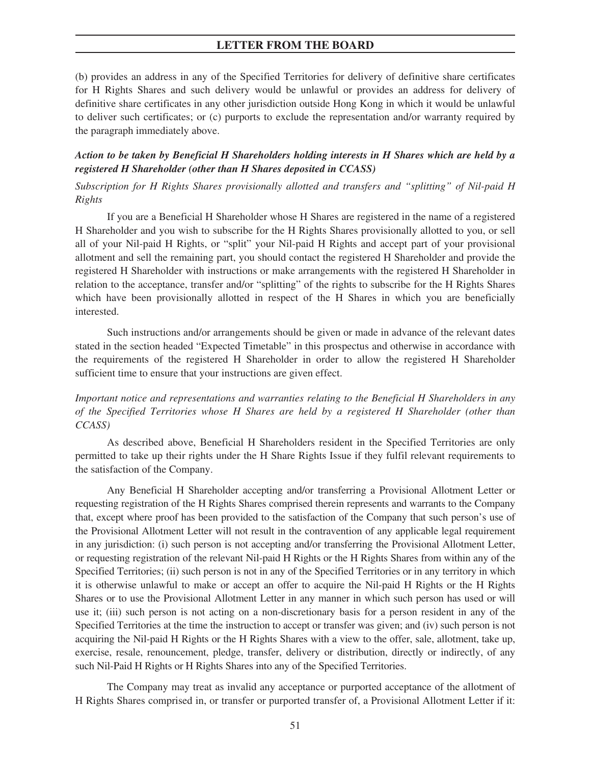(b) provides an address in any of the Specified Territories for delivery of definitive share certificates for H Rights Shares and such delivery would be unlawful or provides an address for delivery of definitive share certificates in any other jurisdiction outside Hong Kong in which it would be unlawful to deliver such certificates; or (c) purports to exclude the representation and/or warranty required by the paragraph immediately above.

***Action to be taken by Beneficial H Shareholders holding interests in H Shares which are held by a registered H Shareholder (other than H Shares deposited in CCASS)***

*Subscription for H Rights Shares provisionally allotted and transfers and "splitting" of Nil-paid H Rights*

If you are a Beneficial H Shareholder whose H Shares are registered in the name of a registered H Shareholder and you wish to subscribe for the H Rights Shares provisionally allotted to you, or sell all of your Nil-paid H Rights, or "split" your Nil-paid H Rights and accept part of your provisional allotment and sell the remaining part, you should contact the registered H Shareholder and provide the registered H Shareholder with instructions or make arrangements with the registered H Shareholder in relation to the acceptance, transfer and/or "splitting" of the rights to subscribe for the H Rights Shares which have been provisionally allotted in respect of the H Shares in which you are beneficially interested.

Such instructions and/or arrangements should be given or made in advance of the relevant dates stated in the section headed "Expected Timetable" in this prospectus and otherwise in accordance with the requirements of the registered H Shareholder in order to allow the registered H Shareholder sufficient time to ensure that your instructions are given effect.

*Important notice and representations and warranties relating to the Beneficial H Shareholders in any of the Specified Territories whose H Shares are held by a registered H Shareholder (other than CCASS)*

As described above, Beneficial H Shareholders resident in the Specified Territories are only permitted to take up their rights under the H Share Rights Issue if they fulfil relevant requirements to the satisfaction of the Company.

Any Beneficial H Shareholder accepting and/or transferring a Provisional Allotment Letter or requesting registration of the H Rights Shares comprised therein represents and warrants to the Company that, except where proof has been provided to the satisfaction of the Company that such person's use of the Provisional Allotment Letter will not result in the contravention of any applicable legal requirement in any jurisdiction: (i) such person is not accepting and/or transferring the Provisional Allotment Letter, or requesting registration of the relevant Nil-paid H Rights or the H Rights Shares from within any of the Specified Territories; (ii) such person is not in any of the Specified Territories or in any territory in which it is otherwise unlawful to make or accept an offer to acquire the Nil-paid H Rights or the H Rights Shares or to use the Provisional Allotment Letter in any manner in which such person has used or will use it; (iii) such person is not acting on a non-discretionary basis for a person resident in any of the Specified Territories at the time the instruction to accept or transfer was given; and (iv) such person is not acquiring the Nil-paid H Rights or the H Rights Shares with a view to the offer, sale, allotment, take up, exercise, resale, renouncement, pledge, transfer, delivery or distribution, directly or indirectly, of any such Nil-Paid H Rights or H Rights Shares into any of the Specified Territories.

The Company may treat as invalid any acceptance or purported acceptance of the allotment of H Rights Shares comprised in, or transfer or purported transfer of, a Provisional Allotment Letter if it: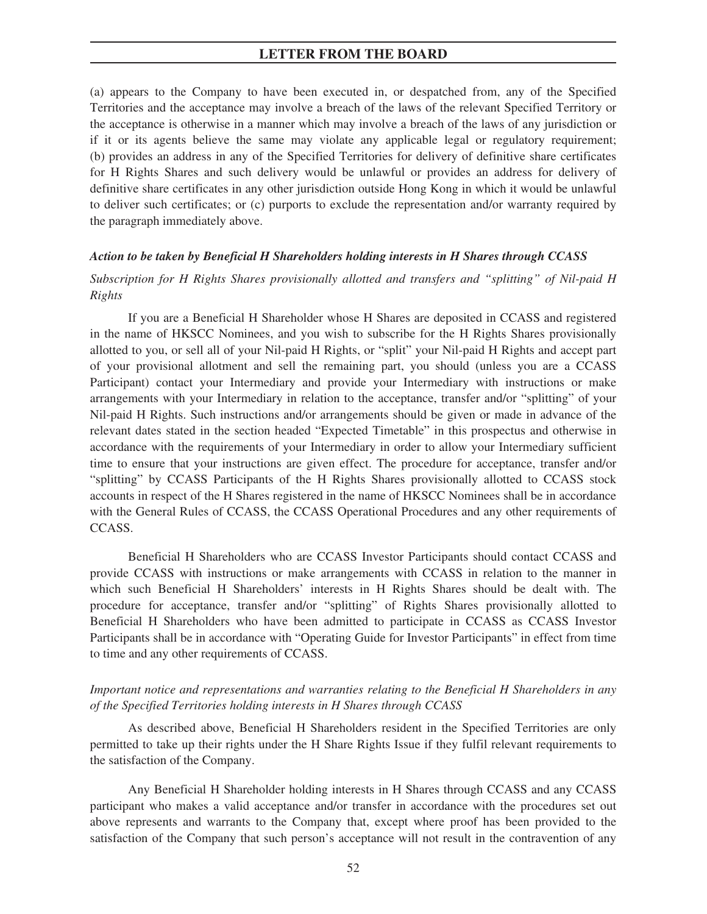(a) appears to the Company to have been executed in, or despatched from, any of the Specified Territories and the acceptance may involve a breach of the laws of the relevant Specified Territory or the acceptance is otherwise in a manner which may involve a breach of the laws of any jurisdiction or if it or its agents believe the same may violate any applicable legal or regulatory requirement; (b) provides an address in any of the Specified Territories for delivery of definitive share certificates for H Rights Shares and such delivery would be unlawful or provides an address for delivery of definitive share certificates in any other jurisdiction outside Hong Kong in which it would be unlawful to deliver such certificates; or (c) purports to exclude the representation and/or warranty required by the paragraph immediately above.

***Action to be taken by Beneficial H Shareholders holding interests in H Shares through CCASS***

*Subscription for H Rights Shares provisionally allotted and transfers and "splitting" of Nil-paid H Rights*

If you are a Beneficial H Shareholder whose H Shares are deposited in CCASS and registered in the name of HKSCC Nominees, and you wish to subscribe for the H Rights Shares provisionally allotted to you, or sell all of your Nil-paid H Rights, or "split" your Nil-paid H Rights and accept part of your provisional allotment and sell the remaining part, you should (unless you are a CCASS Participant) contact your Intermediary and provide your Intermediary with instructions or make arrangements with your Intermediary in relation to the acceptance, transfer and/or "splitting" of your Nil-paid H Rights. Such instructions and/or arrangements should be given or made in advance of the relevant dates stated in the section headed "Expected Timetable" in this prospectus and otherwise in accordance with the requirements of your Intermediary in order to allow your Intermediary sufficient time to ensure that your instructions are given effect. The procedure for acceptance, transfer and/or "splitting" by CCASS Participants of the H Rights Shares provisionally allotted to CCASS stock accounts in respect of the H Shares registered in the name of HKSCC Nominees shall be in accordance with the General Rules of CCASS, the CCASS Operational Procedures and any other requirements of CCASS.

Beneficial H Shareholders who are CCASS Investor Participants should contact CCASS and provide CCASS with instructions or make arrangements with CCASS in relation to the manner in which such Beneficial H Shareholders' interests in H Rights Shares should be dealt with. The procedure for acceptance, transfer and/or "splitting" of Rights Shares provisionally allotted to Beneficial H Shareholders who have been admitted to participate in CCASS as CCASS Investor Participants shall be in accordance with "Operating Guide for Investor Participants" in effect from time to time and any other requirements of CCASS.

*Important notice and representations and warranties relating to the Beneficial H Shareholders in any of the Specified Territories holding interests in H Shares through CCASS*

As described above, Beneficial H Shareholders resident in the Specified Territories are only permitted to take up their rights under the H Share Rights Issue if they fulfil relevant requirements to the satisfaction of the Company.

Any Beneficial H Shareholder holding interests in H Shares through CCASS and any CCASS participant who makes a valid acceptance and/or transfer in accordance with the procedures set out above represents and warrants to the Company that, except where proof has been provided to the satisfaction of the Company that such person's acceptance will not result in the contravention of any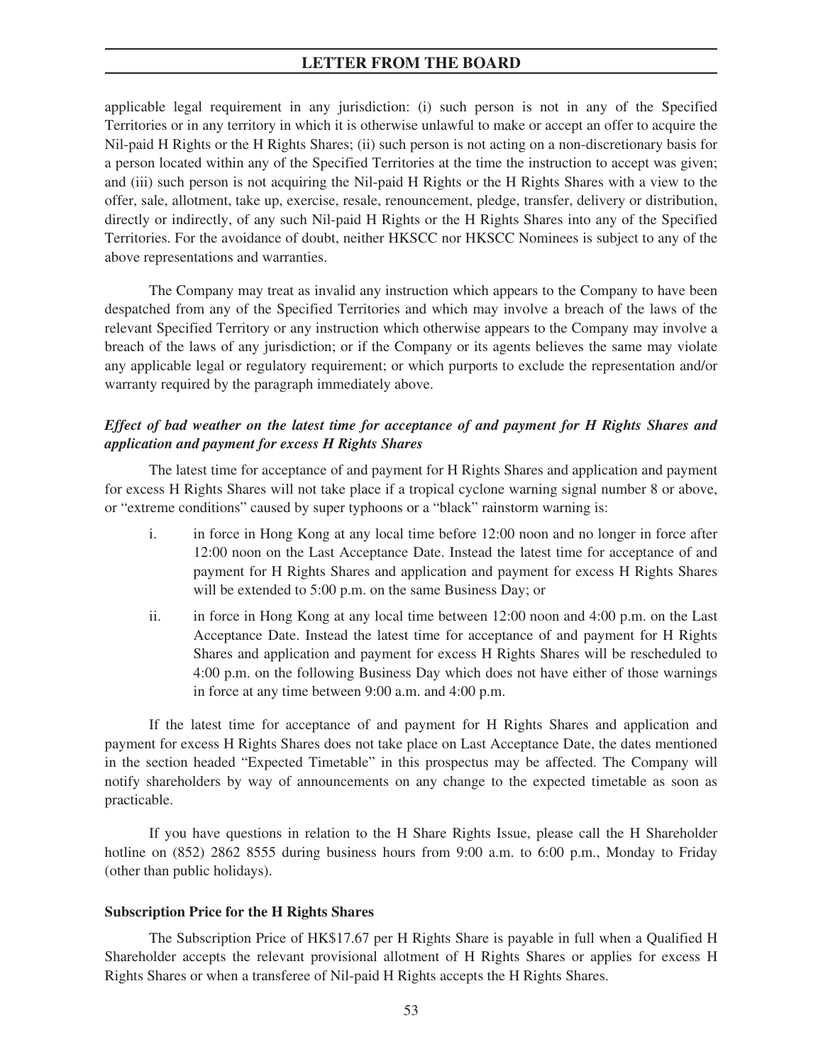applicable legal requirement in any jurisdiction: (i) such person is not in any of the Specified Territories or in any territory in which it is otherwise unlawful to make or accept an offer to acquire the Nil-paid H Rights or the H Rights Shares; (ii) such person is not acting on a non-discretionary basis for a person located within any of the Specified Territories at the time the instruction to accept was given; and (iii) such person is not acquiring the Nil-paid H Rights or the H Rights Shares with a view to the offer, sale, allotment, take up, exercise, resale, renouncement, pledge, transfer, delivery or distribution, directly or indirectly, of any such Nil-paid H Rights or the H Rights Shares into any of the Specified Territories. For the avoidance of doubt, neither HKSCC nor HKSCC Nominees is subject to any of the above representations and warranties.

The Company may treat as invalid any instruction which appears to the Company to have been despatched from any of the Specified Territories and which may involve a breach of the laws of the relevant Specified Territory or any instruction which otherwise appears to the Company may involve a breach of the laws of any jurisdiction; or if the Company or its agents believes the same may violate any applicable legal or regulatory requirement; or which purports to exclude the representation and/or warranty required by the paragraph immediately above.

***Effect of bad weather on the latest time for acceptance of and payment for H Rights Shares and application and payment for excess H Rights Shares***

The latest time for acceptance of and payment for H Rights Shares and application and payment for excess H Rights Shares will not take place if a tropical cyclone warning signal number 8 or above, or "extreme conditions" caused by super typhoons or a "black" rainstorm warning is:

i. in force in Hong Kong at any local time before 12:00 noon and no longer in force after 12:00 noon on the Last Acceptance Date. Instead the latest time for acceptance of and payment for H Rights Shares and application and payment for excess H Rights Shares will be extended to 5:00 p.m. on the same Business Day; or

ii. in force in Hong Kong at any local time between 12:00 noon and 4:00 p.m. on the Last Acceptance Date. Instead the latest time for acceptance of and payment for H Rights Shares and application and payment for excess H Rights Shares will be rescheduled to 4:00 p.m. on the following Business Day which does not have either of those warnings in force at any time between 9:00 a.m. and 4:00 p.m.

If the latest time for acceptance of and payment for H Rights Shares and application and payment for excess H Rights Shares does not take place on Last Acceptance Date, the dates mentioned in the section headed "Expected Timetable" in this prospectus may be affected. The Company will notify shareholders by way of announcements on any change to the expected timetable as soon as practicable.

If you have questions in relation to the H Share Rights Issue, please call the H Shareholder hotline on (852) 2862 8555 during business hours from 9:00 a.m. to 6:00 p.m., Monday to Friday (other than public holidays).

**Subscription Price for the H Rights Shares**

The Subscription Price of HK$17.67 per H Rights Share is payable in full when a Qualified H Shareholder accepts the relevant provisional allotment of H Rights Shares or applies for excess H Rights Shares or when a transferee of Nil-paid H Rights accepts the H Rights Shares.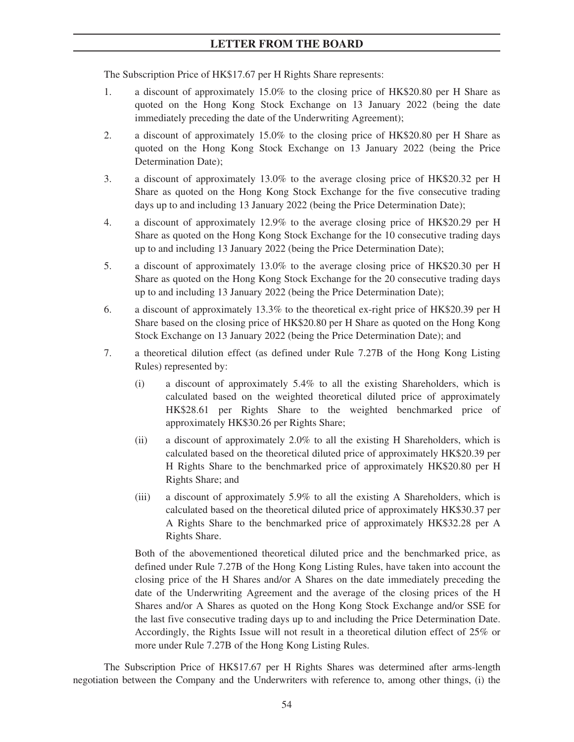The Subscription Price of HK$17.67 per H Rights Share represents:

1. a discount of approximately 15.0% to the closing price of HK$20.80 per H Share as quoted on the Hong Kong Stock Exchange on 13 January 2022 (being the date immediately preceding the date of the Underwriting Agreement);
2. a discount of approximately 15.0% to the closing price of HK$20.80 per H Share as quoted on the Hong Kong Stock Exchange on 13 January 2022 (being the Price Determination Date);
3. a discount of approximately 13.0% to the average closing price of HK$20.32 per H Share as quoted on the Hong Kong Stock Exchange for the five consecutive trading days up to and including 13 January 2022 (being the Price Determination Date);
4. a discount of approximately 12.9% to the average closing price of HK$20.29 per H Share as quoted on the Hong Kong Stock Exchange for the 10 consecutive trading days up to and including 13 January 2022 (being the Price Determination Date);
5. a discount of approximately 13.0% to the average closing price of HK$20.30 per H Share as quoted on the Hong Kong Stock Exchange for the 20 consecutive trading days up to and including 13 January 2022 (being the Price Determination Date);
6. a discount of approximately 13.3% to the theoretical ex-right price of HK$20.39 per H Share based on the closing price of HK$20.80 per H Share as quoted on the Hong Kong Stock Exchange on 13 January 2022 (being the Price Determination Date); and
7. a theoretical dilution effect (as defined under Rule 7.27B of the Hong Kong Listing Rules) represented by:
   (i) a discount of approximately 5.4% to all the existing Shareholders, which is calculated based on the weighted theoretical diluted price of approximately HK$28.61 per Rights Share to the weighted benchmarked price of approximately HK$30.26 per Rights Share;
   (ii) a discount of approximately 2.0% to all the existing H Shareholders, which is calculated based on the theoretical diluted price of approximately HK$20.39 per H Rights Share to the benchmarked price of approximately HK$20.80 per H Rights Share; and
   (iii) a discount of approximately 5.9% to all the existing A Shareholders, which is calculated based on the theoretical diluted price of approximately HK$30.37 per A Rights Share to the benchmarked price of approximately HK$32.28 per A Rights Share.

   Both of the abovementioned theoretical diluted price and the benchmarked price, as defined under Rule 7.27B of the Hong Kong Listing Rules, have taken into account the closing price of the H Shares and/or A Shares on the date immediately preceding the date of the Underwriting Agreement and the average of the closing prices of the H Shares and/or A Shares as quoted on the Hong Kong Stock Exchange and/or SSE for the last five consecutive trading days up to and including the Price Determination Date. Accordingly, the Rights Issue will not result in a theoretical dilution effect of 25% or more under Rule 7.27B of the Hong Kong Listing Rules.

The Subscription Price of HK$17.67 per H Rights Shares was determined after arms-length negotiation between the Company and the Underwriters with reference to, among other things, (i) the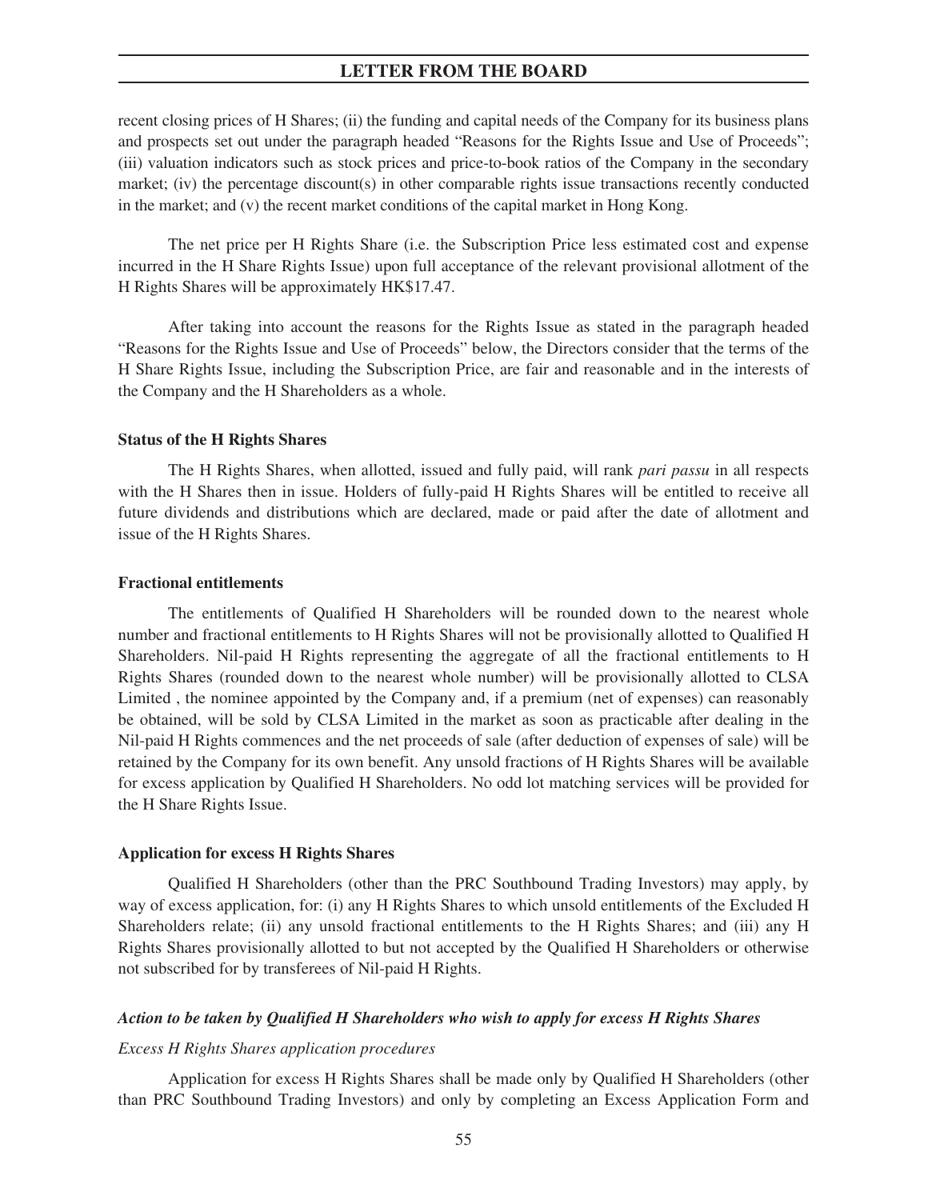recent closing prices of H Shares; (ii) the funding and capital needs of the Company for its business plans and prospects set out under the paragraph headed "Reasons for the Rights Issue and Use of Proceeds"; (iii) valuation indicators such as stock prices and price-to-book ratios of the Company in the secondary market; (iv) the percentage discount(s) in other comparable rights issue transactions recently conducted in the market; and (v) the recent market conditions of the capital market in Hong Kong.

The net price per H Rights Share (i.e. the Subscription Price less estimated cost and expense incurred in the H Share Rights Issue) upon full acceptance of the relevant provisional allotment of the H Rights Shares will be approximately HK$17.47.

After taking into account the reasons for the Rights Issue as stated in the paragraph headed "Reasons for the Rights Issue and Use of Proceeds" below, the Directors consider that the terms of the H Share Rights Issue, including the Subscription Price, are fair and reasonable and in the interests of the Company and the H Shareholders as a whole.

**Status of the H Rights Shares**

The H Rights Shares, when allotted, issued and fully paid, will rank *pari passu* in all respects with the H Shares then in issue. Holders of fully-paid H Rights Shares will be entitled to receive all future dividends and distributions which are declared, made or paid after the date of allotment and issue of the H Rights Shares.

**Fractional entitlements**

The entitlements of Qualified H Shareholders will be rounded down to the nearest whole number and fractional entitlements to H Rights Shares will not be provisionally allotted to Qualified H Shareholders. Nil-paid H Rights representing the aggregate of all the fractional entitlements to H Rights Shares (rounded down to the nearest whole number) will be provisionally allotted to CLSA Limited , the nominee appointed by the Company and, if a premium (net of expenses) can reasonably be obtained, will be sold by CLSA Limited in the market as soon as practicable after dealing in the Nil-paid H Rights commences and the net proceeds of sale (after deduction of expenses of sale) will be retained by the Company for its own benefit. Any unsold fractions of H Rights Shares will be available for excess application by Qualified H Shareholders. No odd lot matching services will be provided for the H Share Rights Issue.

**Application for excess H Rights Shares**

Qualified H Shareholders (other than the PRC Southbound Trading Investors) may apply, by way of excess application, for: (i) any H Rights Shares to which unsold entitlements of the Excluded H Shareholders relate; (ii) any unsold fractional entitlements to the H Rights Shares; and (iii) any H Rights Shares provisionally allotted to but not accepted by the Qualified H Shareholders or otherwise not subscribed for by transferees of Nil-paid H Rights.

***Action to be taken by Qualified H Shareholders who wish to apply for excess H Rights Shares***

*Excess H Rights Shares application procedures*

Application for excess H Rights Shares shall be made only by Qualified H Shareholders (other than PRC Southbound Trading Investors) and only by completing an Excess Application Form and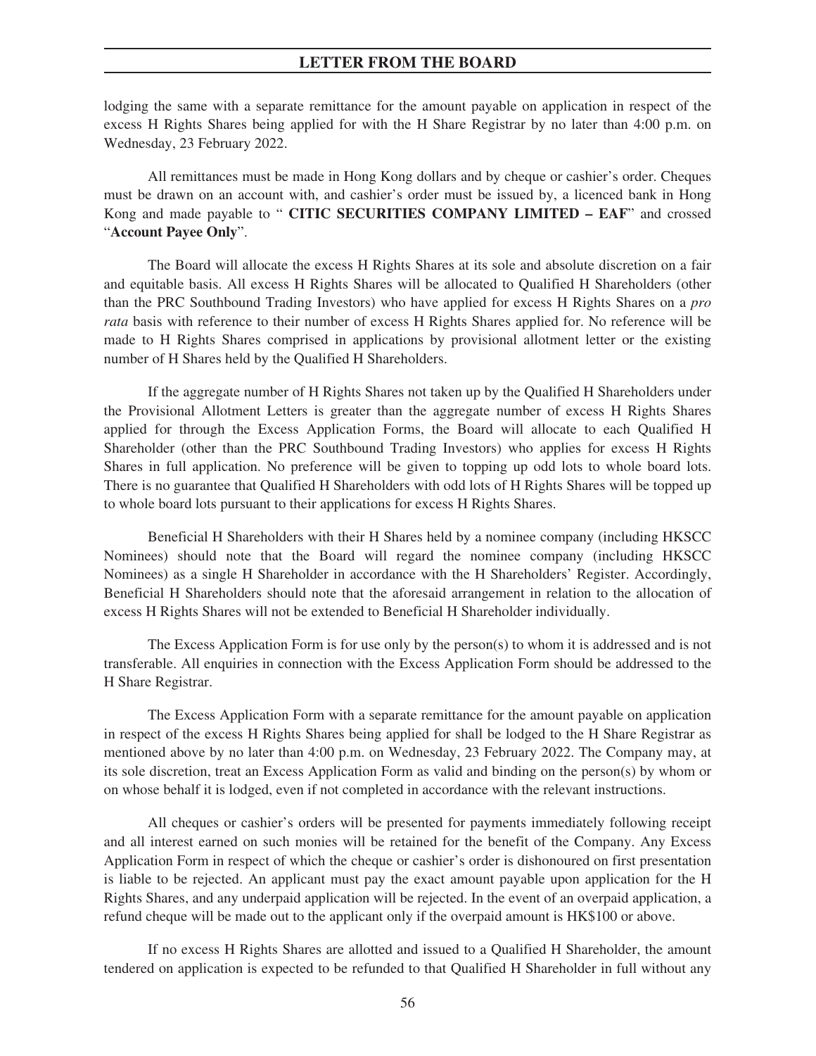lodging the same with a separate remittance for the amount payable on application in respect of the excess H Rights Shares being applied for with the H Share Registrar by no later than 4:00 p.m. on Wednesday, 23 February 2022.

All remittances must be made in Hong Kong dollars and by cheque or cashier's order. Cheques must be drawn on an account with, and cashier's order must be issued by, a licenced bank in Hong Kong and made payable to " **CITIC SECURITIES COMPANY LIMITED – EAF**" and crossed "**Account Payee Only**".

The Board will allocate the excess H Rights Shares at its sole and absolute discretion on a fair and equitable basis. All excess H Rights Shares will be allocated to Qualified H Shareholders (other than the PRC Southbound Trading Investors) who have applied for excess H Rights Shares on a *pro rata* basis with reference to their number of excess H Rights Shares applied for. No reference will be made to H Rights Shares comprised in applications by provisional allotment letter or the existing number of H Shares held by the Qualified H Shareholders.

If the aggregate number of H Rights Shares not taken up by the Qualified H Shareholders under the Provisional Allotment Letters is greater than the aggregate number of excess H Rights Shares applied for through the Excess Application Forms, the Board will allocate to each Qualified H Shareholder (other than the PRC Southbound Trading Investors) who applies for excess H Rights Shares in full application. No preference will be given to topping up odd lots to whole board lots. There is no guarantee that Qualified H Shareholders with odd lots of H Rights Shares will be topped up to whole board lots pursuant to their applications for excess H Rights Shares.

Beneficial H Shareholders with their H Shares held by a nominee company (including HKSCC Nominees) should note that the Board will regard the nominee company (including HKSCC Nominees) as a single H Shareholder in accordance with the H Shareholders' Register. Accordingly, Beneficial H Shareholders should note that the aforesaid arrangement in relation to the allocation of excess H Rights Shares will not be extended to Beneficial H Shareholder individually.

The Excess Application Form is for use only by the person(s) to whom it is addressed and is not transferable. All enquiries in connection with the Excess Application Form should be addressed to the H Share Registrar.

The Excess Application Form with a separate remittance for the amount payable on application in respect of the excess H Rights Shares being applied for shall be lodged to the H Share Registrar as mentioned above by no later than 4:00 p.m. on Wednesday, 23 February 2022. The Company may, at its sole discretion, treat an Excess Application Form as valid and binding on the person(s) by whom or on whose behalf it is lodged, even if not completed in accordance with the relevant instructions.

All cheques or cashier's orders will be presented for payments immediately following receipt and all interest earned on such monies will be retained for the benefit of the Company. Any Excess Application Form in respect of which the cheque or cashier's order is dishonoured on first presentation is liable to be rejected. An applicant must pay the exact amount payable upon application for the H Rights Shares, and any underpaid application will be rejected. In the event of an overpaid application, a refund cheque will be made out to the applicant only if the overpaid amount is HK$100 or above.

If no excess H Rights Shares are allotted and issued to a Qualified H Shareholder, the amount tendered on application is expected to be refunded to that Qualified H Shareholder in full without any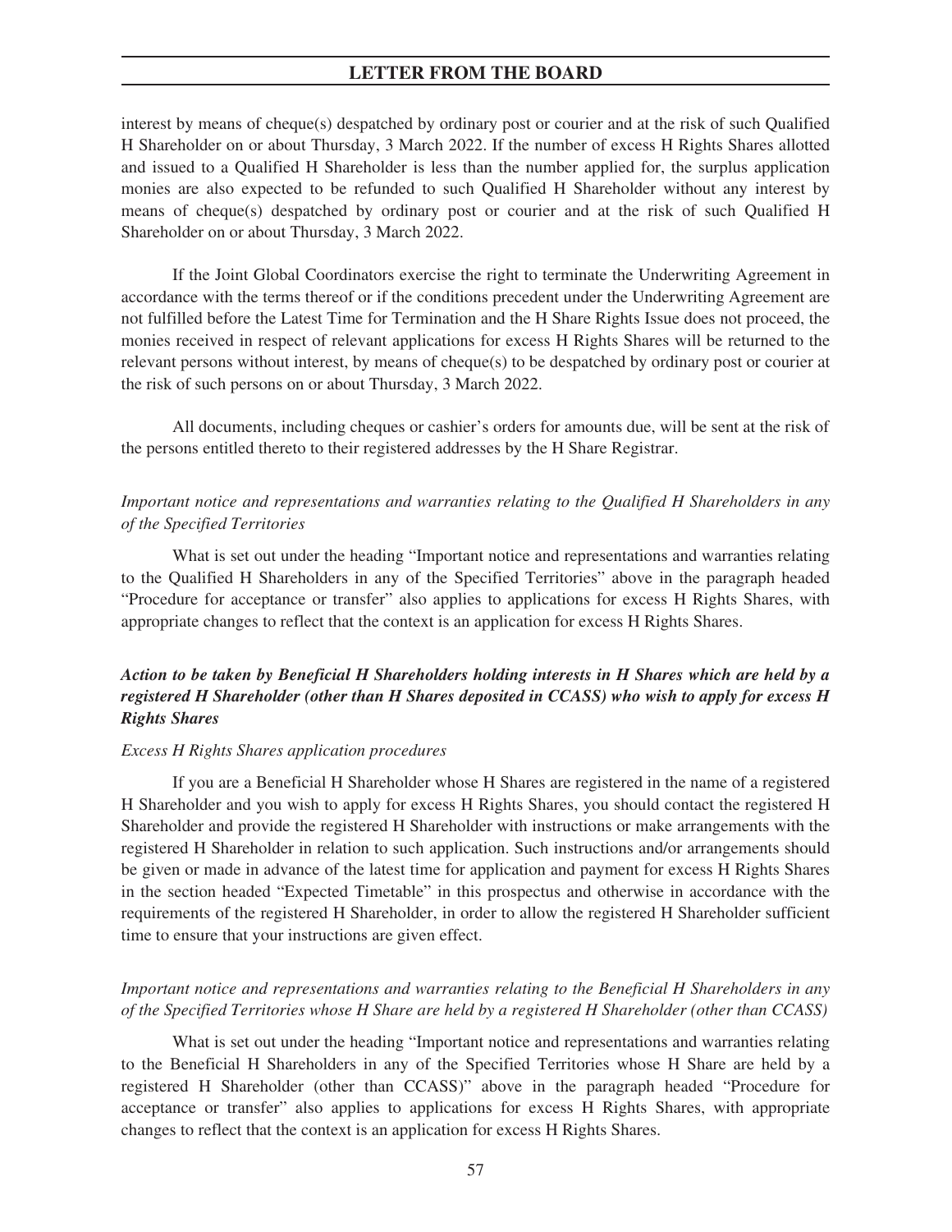interest by means of cheque(s) despatched by ordinary post or courier and at the risk of such Qualified H Shareholder on or about Thursday, 3 March 2022. If the number of excess H Rights Shares allotted and issued to a Qualified H Shareholder is less than the number applied for, the surplus application monies are also expected to be refunded to such Qualified H Shareholder without any interest by means of cheque(s) despatched by ordinary post or courier and at the risk of such Qualified H Shareholder on or about Thursday, 3 March 2022.

If the Joint Global Coordinators exercise the right to terminate the Underwriting Agreement in accordance with the terms thereof or if the conditions precedent under the Underwriting Agreement are not fulfilled before the Latest Time for Termination and the H Share Rights Issue does not proceed, the monies received in respect of relevant applications for excess H Rights Shares will be returned to the relevant persons without interest, by means of cheque(s) to be despatched by ordinary post or courier at the risk of such persons on or about Thursday, 3 March 2022.

All documents, including cheques or cashier's orders for amounts due, will be sent at the risk of the persons entitled thereto to their registered addresses by the H Share Registrar.

*Important notice and representations and warranties relating to the Qualified H Shareholders in any of the Specified Territories*

What is set out under the heading "Important notice and representations and warranties relating to the Qualified H Shareholders in any of the Specified Territories" above in the paragraph headed "Procedure for acceptance or transfer" also applies to applications for excess H Rights Shares, with appropriate changes to reflect that the context is an application for excess H Rights Shares.

***Action to be taken by Beneficial H Shareholders holding interests in H Shares which are held by a registered H Shareholder (other than H Shares deposited in CCASS) who wish to apply for excess H Rights Shares***

*Excess H Rights Shares application procedures*

If you are a Beneficial H Shareholder whose H Shares are registered in the name of a registered H Shareholder and you wish to apply for excess H Rights Shares, you should contact the registered H Shareholder and provide the registered H Shareholder with instructions or make arrangements with the registered H Shareholder in relation to such application. Such instructions and/or arrangements should be given or made in advance of the latest time for application and payment for excess H Rights Shares in the section headed "Expected Timetable" in this prospectus and otherwise in accordance with the requirements of the registered H Shareholder, in order to allow the registered H Shareholder sufficient time to ensure that your instructions are given effect.

*Important notice and representations and warranties relating to the Beneficial H Shareholders in any of the Specified Territories whose H Share are held by a registered H Shareholder (other than CCASS)*

What is set out under the heading "Important notice and representations and warranties relating to the Beneficial H Shareholders in any of the Specified Territories whose H Share are held by a registered H Shareholder (other than CCASS)" above in the paragraph headed "Procedure for acceptance or transfer" also applies to applications for excess H Rights Shares, with appropriate changes to reflect that the context is an application for excess H Rights Shares.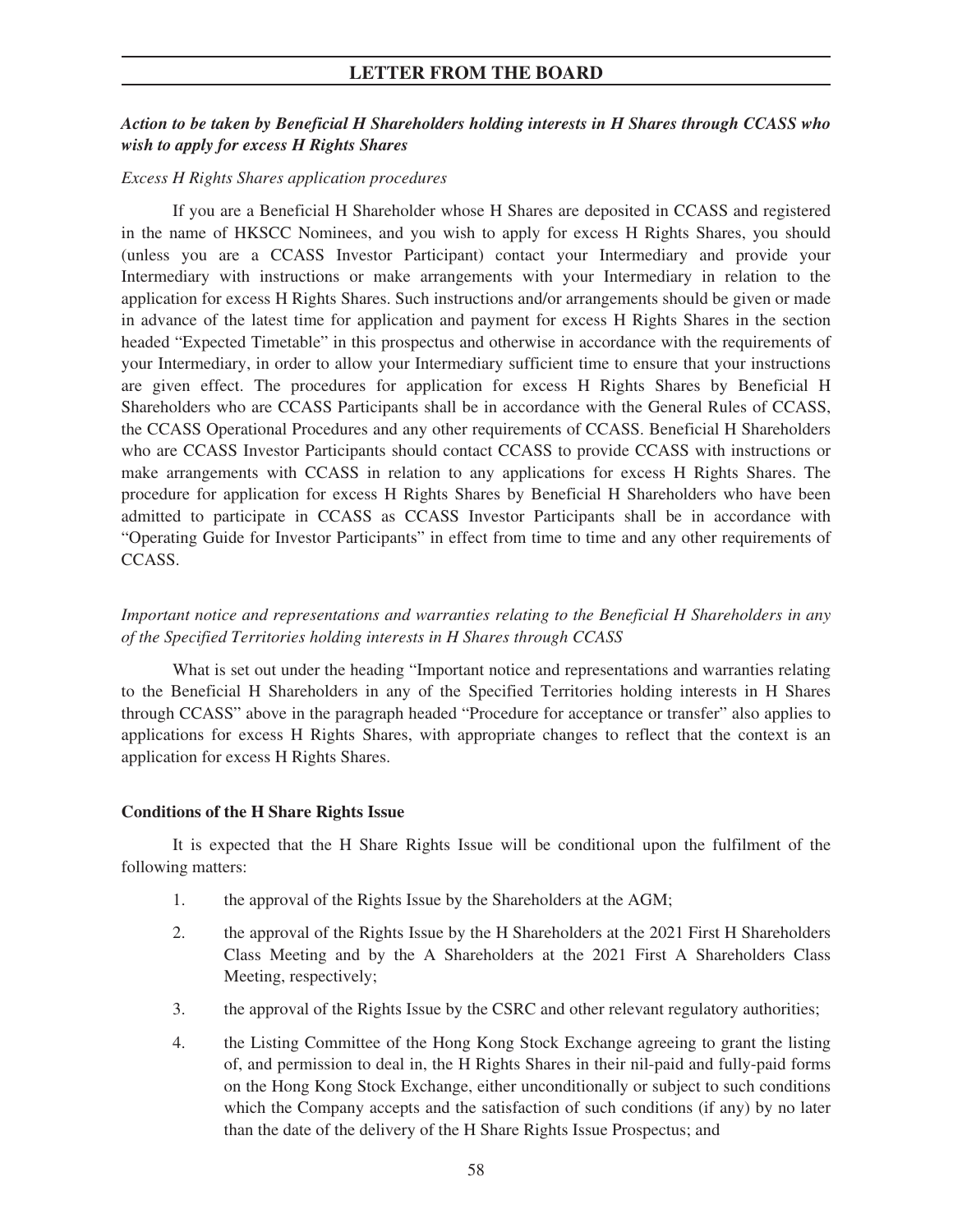*Action to be taken by Beneficial H Shareholders holding interests in H Shares through CCASS who wish to apply for excess H Rights Shares*

*Excess H Rights Shares application procedures*

If you are a Beneficial H Shareholder whose H Shares are deposited in CCASS and registered in the name of HKSCC Nominees, and you wish to apply for excess H Rights Shares, you should (unless you are a CCASS Investor Participant) contact your Intermediary and provide your Intermediary with instructions or make arrangements with your Intermediary in relation to the application for excess H Rights Shares. Such instructions and/or arrangements should be given or made in advance of the latest time for application and payment for excess H Rights Shares in the section headed "Expected Timetable" in this prospectus and otherwise in accordance with the requirements of your Intermediary, in order to allow your Intermediary sufficient time to ensure that your instructions are given effect. The procedures for application for excess H Rights Shares by Beneficial H Shareholders who are CCASS Participants shall be in accordance with the General Rules of CCASS, the CCASS Operational Procedures and any other requirements of CCASS. Beneficial H Shareholders who are CCASS Investor Participants should contact CCASS to provide CCASS with instructions or make arrangements with CCASS in relation to any applications for excess H Rights Shares. The procedure for application for excess H Rights Shares by Beneficial H Shareholders who have been admitted to participate in CCASS as CCASS Investor Participants shall be in accordance with "Operating Guide for Investor Participants" in effect from time to time and any other requirements of CCASS.

*Important notice and representations and warranties relating to the Beneficial H Shareholders in any of the Specified Territories holding interests in H Shares through CCASS*

What is set out under the heading "Important notice and representations and warranties relating to the Beneficial H Shareholders in any of the Specified Territories holding interests in H Shares through CCASS" above in the paragraph headed "Procedure for acceptance or transfer" also applies to applications for excess H Rights Shares, with appropriate changes to reflect that the context is an application for excess H Rights Shares.

**Conditions of the H Share Rights Issue**

It is expected that the H Share Rights Issue will be conditional upon the fulfilment of the following matters:

1. the approval of the Rights Issue by the Shareholders at the AGM;
2. the approval of the Rights Issue by the H Shareholders at the 2021 First H Shareholders Class Meeting and by the A Shareholders at the 2021 First A Shareholders Class Meeting, respectively;
3. the approval of the Rights Issue by the CSRC and other relevant regulatory authorities;
4. the Listing Committee of the Hong Kong Stock Exchange agreeing to grant the listing of, and permission to deal in, the H Rights Shares in their nil-paid and fully-paid forms on the Hong Kong Stock Exchange, either unconditionally or subject to such conditions which the Company accepts and the satisfaction of such conditions (if any) by no later than the date of the delivery of the H Share Rights Issue Prospectus; and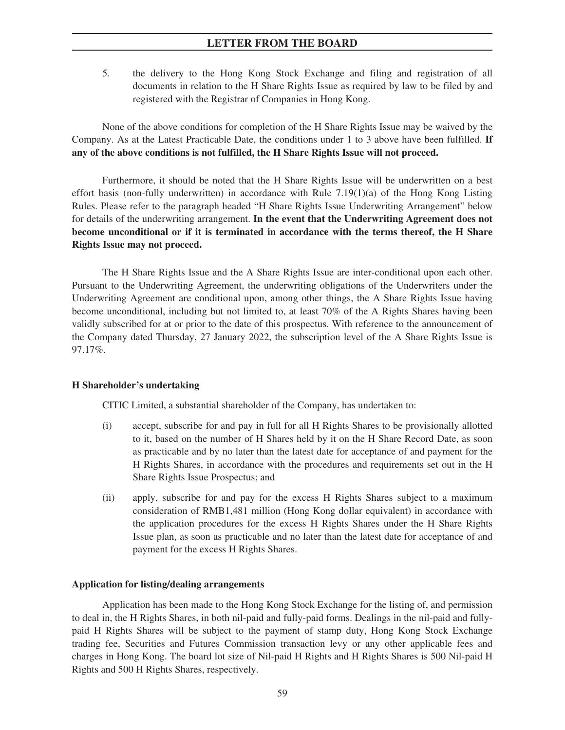5. the delivery to the Hong Kong Stock Exchange and filing and registration of all documents in relation to the H Share Rights Issue as required by law to be filed by and registered with the Registrar of Companies in Hong Kong.

None of the above conditions for completion of the H Share Rights Issue may be waived by the Company. As at the Latest Practicable Date, the conditions under 1 to 3 above have been fulfilled. **If any of the above conditions is not fulfilled, the H Share Rights Issue will not proceed.**

Furthermore, it should be noted that the H Share Rights Issue will be underwritten on a best effort basis (non-fully underwritten) in accordance with Rule 7.19(1)(a) of the Hong Kong Listing Rules. Please refer to the paragraph headed "H Share Rights Issue Underwriting Arrangement" below for details of the underwriting arrangement. **In the event that the Underwriting Agreement does not become unconditional or if it is terminated in accordance with the terms thereof, the H Share Rights Issue may not proceed.**

The H Share Rights Issue and the A Share Rights Issue are inter-conditional upon each other. Pursuant to the Underwriting Agreement, the underwriting obligations of the Underwriters under the Underwriting Agreement are conditional upon, among other things, the A Share Rights Issue having become unconditional, including but not limited to, at least 70% of the A Rights Shares having been validly subscribed for at or prior to the date of this prospectus. With reference to the announcement of the Company dated Thursday, 27 January 2022, the subscription level of the A Share Rights Issue is 97.17%.

**H Shareholder's undertaking**

CITIC Limited, a substantial shareholder of the Company, has undertaken to:

(i) accept, subscribe for and pay in full for all H Rights Shares to be provisionally allotted to it, based on the number of H Shares held by it on the H Share Record Date, as soon as practicable and by no later than the latest date for acceptance of and payment for the H Rights Shares, in accordance with the procedures and requirements set out in the H Share Rights Issue Prospectus; and

(ii) apply, subscribe for and pay for the excess H Rights Shares subject to a maximum consideration of RMB1,481 million (Hong Kong dollar equivalent) in accordance with the application procedures for the excess H Rights Shares under the H Share Rights Issue plan, as soon as practicable and no later than the latest date for acceptance of and payment for the excess H Rights Shares.

**Application for listing/dealing arrangements**

Application has been made to the Hong Kong Stock Exchange for the listing of, and permission to deal in, the H Rights Shares, in both nil-paid and fully-paid forms. Dealings in the nil-paid and fully-paid H Rights Shares will be subject to the payment of stamp duty, Hong Kong Stock Exchange trading fee, Securities and Futures Commission transaction levy or any other applicable fees and charges in Hong Kong. The board lot size of Nil-paid H Rights and H Rights Shares is 500 Nil-paid H Rights and 500 H Rights Shares, respectively.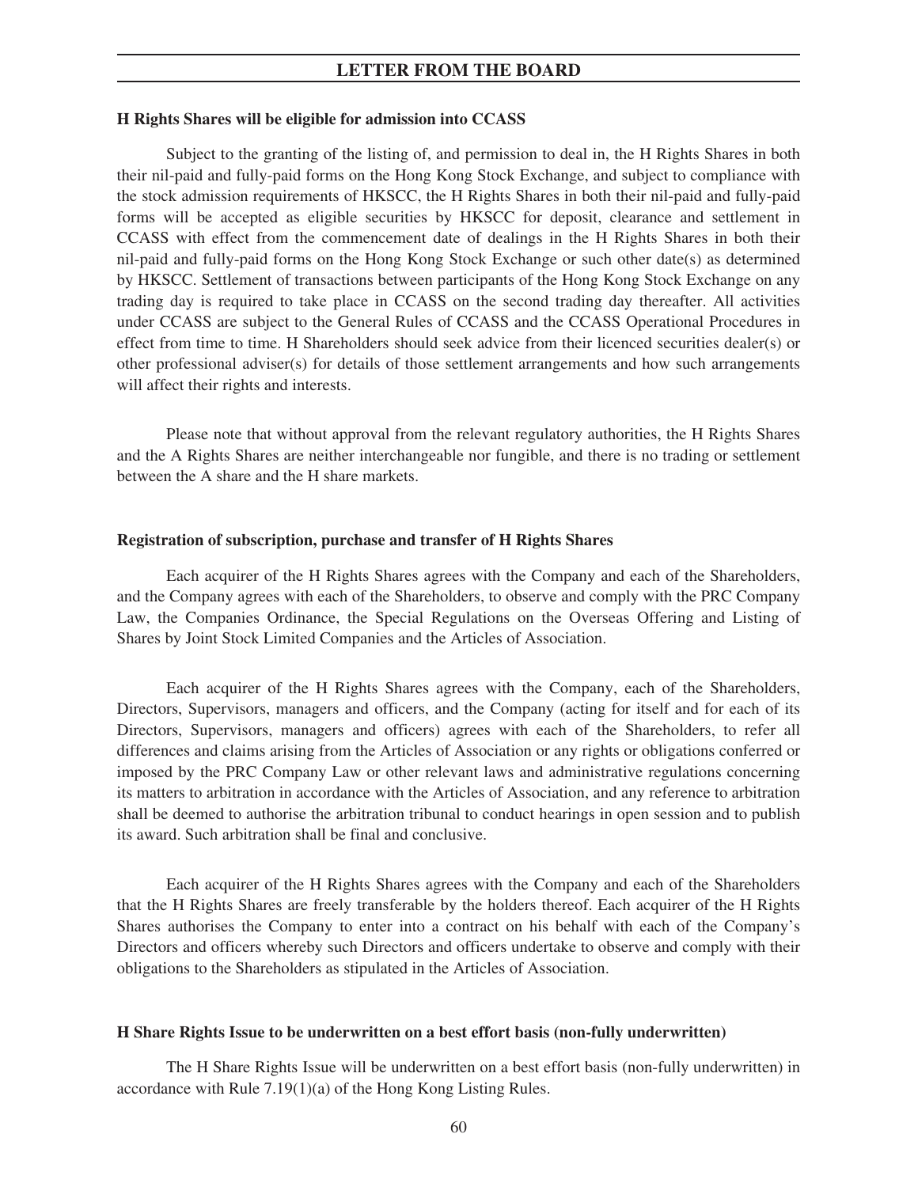**H Rights Shares will be eligible for admission into CCASS**

Subject to the granting of the listing of, and permission to deal in, the H Rights Shares in both their nil-paid and fully-paid forms on the Hong Kong Stock Exchange, and subject to compliance with the stock admission requirements of HKSCC, the H Rights Shares in both their nil-paid and fully-paid forms will be accepted as eligible securities by HKSCC for deposit, clearance and settlement in CCASS with effect from the commencement date of dealings in the H Rights Shares in both their nil-paid and fully-paid forms on the Hong Kong Stock Exchange or such other date(s) as determined by HKSCC. Settlement of transactions between participants of the Hong Kong Stock Exchange on any trading day is required to take place in CCASS on the second trading day thereafter. All activities under CCASS are subject to the General Rules of CCASS and the CCASS Operational Procedures in effect from time to time. H Shareholders should seek advice from their licenced securities dealer(s) or other professional adviser(s) for details of those settlement arrangements and how such arrangements will affect their rights and interests.

Please note that without approval from the relevant regulatory authorities, the H Rights Shares and the A Rights Shares are neither interchangeable nor fungible, and there is no trading or settlement between the A share and the H share markets.

**Registration of subscription, purchase and transfer of H Rights Shares**

Each acquirer of the H Rights Shares agrees with the Company and each of the Shareholders, and the Company agrees with each of the Shareholders, to observe and comply with the PRC Company Law, the Companies Ordinance, the Special Regulations on the Overseas Offering and Listing of Shares by Joint Stock Limited Companies and the Articles of Association.

Each acquirer of the H Rights Shares agrees with the Company, each of the Shareholders, Directors, Supervisors, managers and officers, and the Company (acting for itself and for each of its Directors, Supervisors, managers and officers) agrees with each of the Shareholders, to refer all differences and claims arising from the Articles of Association or any rights or obligations conferred or imposed by the PRC Company Law or other relevant laws and administrative regulations concerning its matters to arbitration in accordance with the Articles of Association, and any reference to arbitration shall be deemed to authorise the arbitration tribunal to conduct hearings in open session and to publish its award. Such arbitration shall be final and conclusive.

Each acquirer of the H Rights Shares agrees with the Company and each of the Shareholders that the H Rights Shares are freely transferable by the holders thereof. Each acquirer of the H Rights Shares authorises the Company to enter into a contract on his behalf with each of the Company's Directors and officers whereby such Directors and officers undertake to observe and comply with their obligations to the Shareholders as stipulated in the Articles of Association.

**H Share Rights Issue to be underwritten on a best effort basis (non-fully underwritten)**

The H Share Rights Issue will be underwritten on a best effort basis (non-fully underwritten) in accordance with Rule 7.19(1)(a) of the Hong Kong Listing Rules.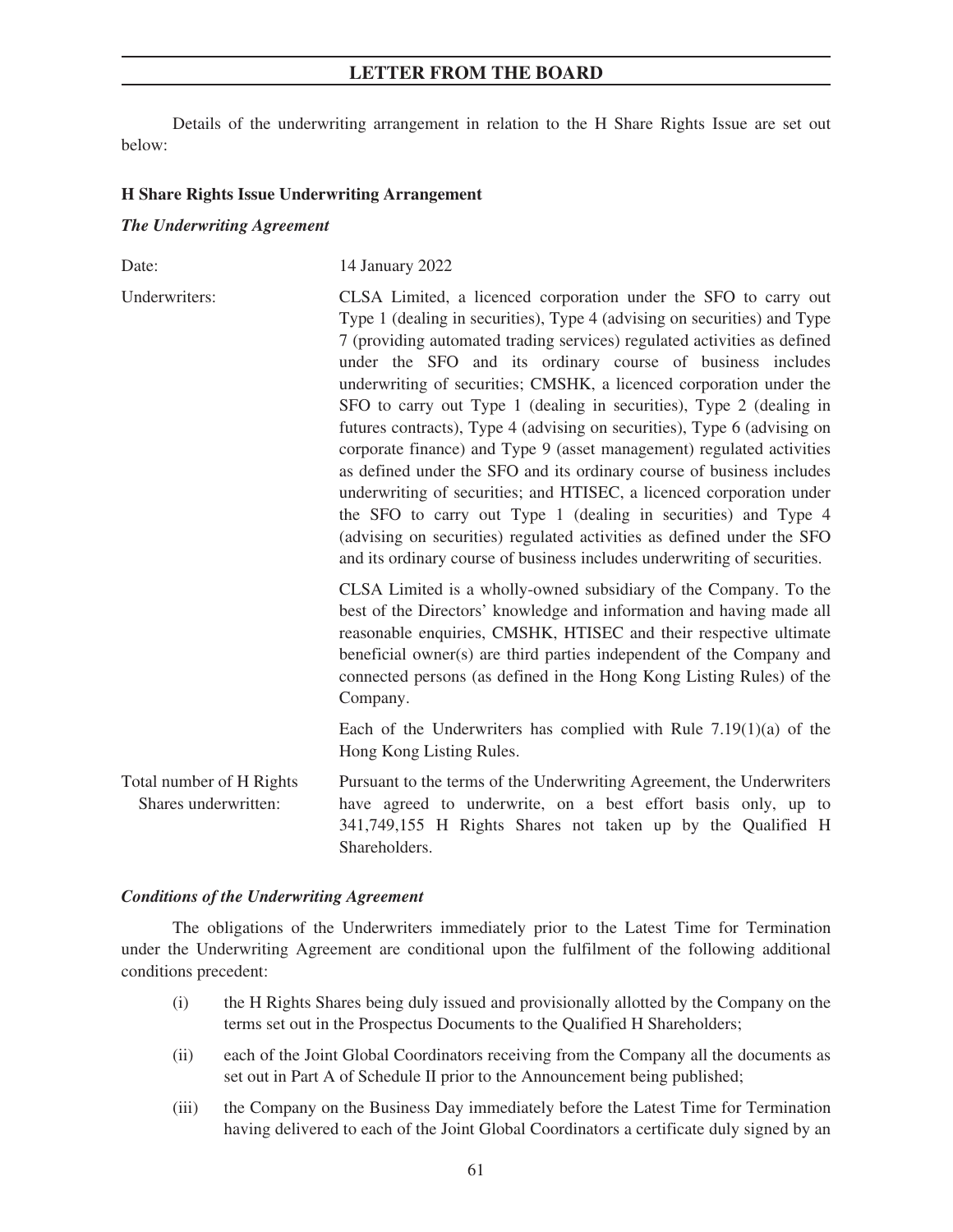Details of the underwriting arrangement in relation to the H Share Rights Issue are set out below:

**H Share Rights Issue Underwriting Arrangement**

***The Underwriting Agreement***

| | |
|---|---|
| Date: | 14 January 2022 |
| Underwriters: | CLSA Limited, a licenced corporation under the SFO to carry out Type 1 (dealing in securities), Type 4 (advising on securities) and Type 7 (providing automated trading services) regulated activities as defined under the SFO and its ordinary course of business includes underwriting of securities; CMSHK, a licenced corporation under the SFO to carry out Type 1 (dealing in securities), Type 2 (dealing in futures contracts), Type 4 (advising on securities), Type 6 (advising on corporate finance) and Type 9 (asset management) regulated activities as defined under the SFO and its ordinary course of business includes underwriting of securities; and HTISEC, a licenced corporation under the SFO to carry out Type 1 (dealing in securities) and Type 4 (advising on securities) regulated activities as defined under the SFO and its ordinary course of business includes underwriting of securities. |
| | CLSA Limited is a wholly-owned subsidiary of the Company. To the best of the Directors' knowledge and information and having made all reasonable enquiries, CMSHK, HTISEC and their respective ultimate beneficial owner(s) are third parties independent of the Company and connected persons (as defined in the Hong Kong Listing Rules) of the Company. |
| | Each of the Underwriters has complied with Rule 7.19(1)(a) of the Hong Kong Listing Rules. |
| Total number of H Rights Shares underwritten: | Pursuant to the terms of the Underwriting Agreement, the Underwriters have agreed to underwrite, on a best effort basis only, up to 341,749,155 H Rights Shares not taken up by the Qualified H Shareholders. |

***Conditions of the Underwriting Agreement***

The obligations of the Underwriters immediately prior to the Latest Time for Termination under the Underwriting Agreement are conditional upon the fulfilment of the following additional conditions precedent:

(i) the H Rights Shares being duly issued and provisionally allotted by the Company on the terms set out in the Prospectus Documents to the Qualified H Shareholders;

(ii) each of the Joint Global Coordinators receiving from the Company all the documents as set out in Part A of Schedule II prior to the Announcement being published;

(iii) the Company on the Business Day immediately before the Latest Time for Termination having delivered to each of the Joint Global Coordinators a certificate duly signed by an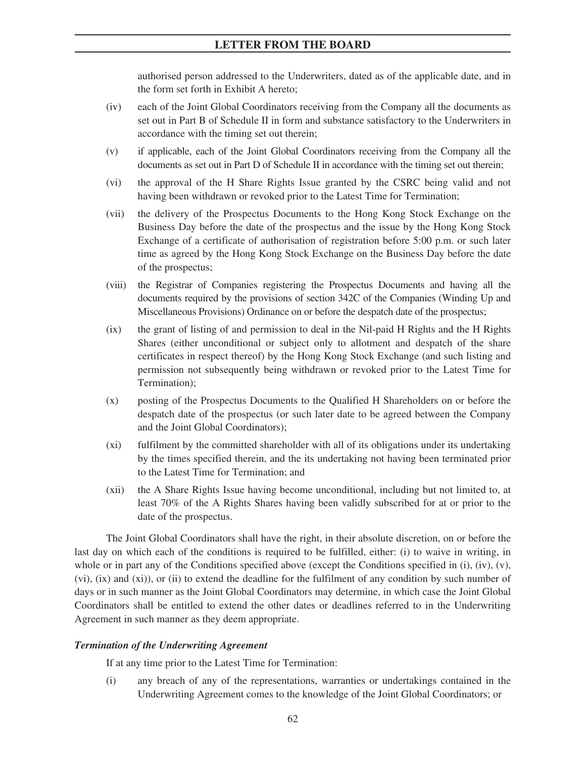authorised person addressed to the Underwriters, dated as of the applicable date, and in the form set forth in Exhibit A hereto;

(iv) each of the Joint Global Coordinators receiving from the Company all the documents as set out in Part B of Schedule II in form and substance satisfactory to the Underwriters in accordance with the timing set out therein;

(v) if applicable, each of the Joint Global Coordinators receiving from the Company all the documents as set out in Part D of Schedule II in accordance with the timing set out therein;

(vi) the approval of the H Share Rights Issue granted by the CSRC being valid and not having been withdrawn or revoked prior to the Latest Time for Termination;

(vii) the delivery of the Prospectus Documents to the Hong Kong Stock Exchange on the Business Day before the date of the prospectus and the issue by the Hong Kong Stock Exchange of a certificate of authorisation of registration before 5:00 p.m. or such later time as agreed by the Hong Kong Stock Exchange on the Business Day before the date of the prospectus;

(viii) the Registrar of Companies registering the Prospectus Documents and having all the documents required by the provisions of section 342C of the Companies (Winding Up and Miscellaneous Provisions) Ordinance on or before the despatch date of the prospectus;

(ix) the grant of listing of and permission to deal in the Nil-paid H Rights and the H Rights Shares (either unconditional or subject only to allotment and despatch of the share certificates in respect thereof) by the Hong Kong Stock Exchange (and such listing and permission not subsequently being withdrawn or revoked prior to the Latest Time for Termination);

(x) posting of the Prospectus Documents to the Qualified H Shareholders on or before the despatch date of the prospectus (or such later date to be agreed between the Company and the Joint Global Coordinators);

(xi) fulfilment by the committed shareholder with all of its obligations under its undertaking by the times specified therein, and the its undertaking not having been terminated prior to the Latest Time for Termination; and

(xii) the A Share Rights Issue having become unconditional, including but not limited to, at least 70% of the A Rights Shares having been validly subscribed for at or prior to the date of the prospectus.

The Joint Global Coordinators shall have the right, in their absolute discretion, on or before the last day on which each of the conditions is required to be fulfilled, either: (i) to waive in writing, in whole or in part any of the Conditions specified above (except the Conditions specified in (i), (iv), (v), (vi), (ix) and (xi)), or (ii) to extend the deadline for the fulfilment of any condition by such number of days or in such manner as the Joint Global Coordinators may determine, in which case the Joint Global Coordinators shall be entitled to extend the other dates or deadlines referred to in the Underwriting Agreement in such manner as they deem appropriate.

***Termination of the Underwriting Agreement***

If at any time prior to the Latest Time for Termination:

(i) any breach of any of the representations, warranties or undertakings contained in the Underwriting Agreement comes to the knowledge of the Joint Global Coordinators; or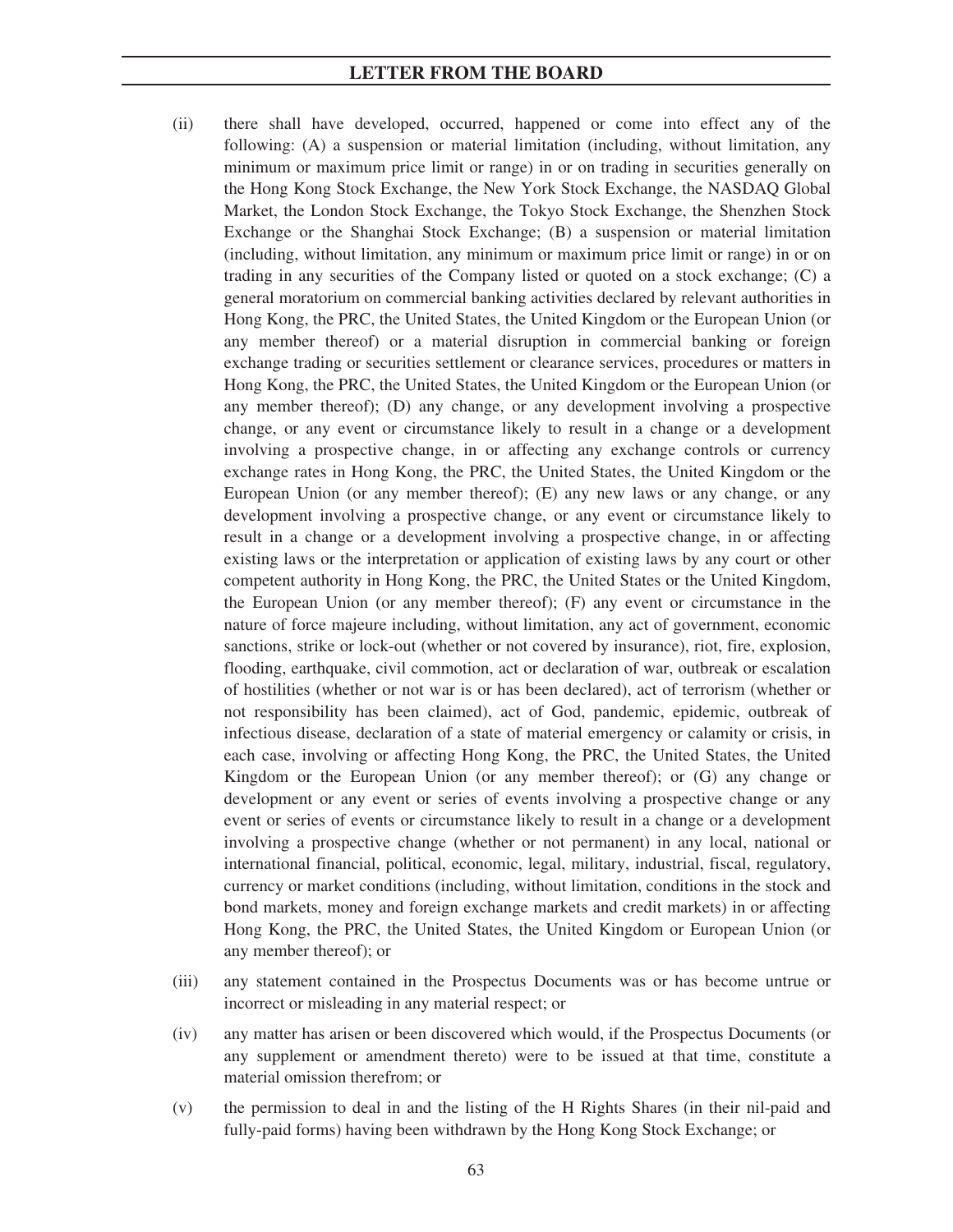(ii) there shall have developed, occurred, happened or come into effect any of the following: (A) a suspension or material limitation (including, without limitation, any minimum or maximum price limit or range) in or on trading in securities generally on the Hong Kong Stock Exchange, the New York Stock Exchange, the NASDAQ Global Market, the London Stock Exchange, the Tokyo Stock Exchange, the Shenzhen Stock Exchange or the Shanghai Stock Exchange; (B) a suspension or material limitation (including, without limitation, any minimum or maximum price limit or range) in or on trading in any securities of the Company listed or quoted on a stock exchange; (C) a general moratorium on commercial banking activities declared by relevant authorities in Hong Kong, the PRC, the United States, the United Kingdom or the European Union (or any member thereof) or a material disruption in commercial banking or foreign exchange trading or securities settlement or clearance services, procedures or matters in Hong Kong, the PRC, the United States, the United Kingdom or the European Union (or any member thereof); (D) any change, or any development involving a prospective change, or any event or circumstance likely to result in a change or a development involving a prospective change, in or affecting any exchange controls or currency exchange rates in Hong Kong, the PRC, the United States, the United Kingdom or the European Union (or any member thereof); (E) any new laws or any change, or any development involving a prospective change, or any event or circumstance likely to result in a change or a development involving a prospective change, in or affecting existing laws or the interpretation or application of existing laws by any court or other competent authority in Hong Kong, the PRC, the United States or the United Kingdom, the European Union (or any member thereof); (F) any event or circumstance in the nature of force majeure including, without limitation, any act of government, economic sanctions, strike or lock-out (whether or not covered by insurance), riot, fire, explosion, flooding, earthquake, civil commotion, act or declaration of war, outbreak or escalation of hostilities (whether or not war is or has been declared), act of terrorism (whether or not responsibility has been claimed), act of God, pandemic, epidemic, outbreak of infectious disease, declaration of a state of material emergency or calamity or crisis, in each case, involving or affecting Hong Kong, the PRC, the United States, the United Kingdom or the European Union (or any member thereof); or (G) any change or development or any event or series of events involving a prospective change or any event or series of events or circumstance likely to result in a change or a development involving a prospective change (whether or not permanent) in any local, national or international financial, political, economic, legal, military, industrial, fiscal, regulatory, currency or market conditions (including, without limitation, conditions in the stock and bond markets, money and foreign exchange markets and credit markets) in or affecting Hong Kong, the PRC, the United States, the United Kingdom or European Union (or any member thereof); or

(iii) any statement contained in the Prospectus Documents was or has become untrue or incorrect or misleading in any material respect; or

(iv) any matter has arisen or been discovered which would, if the Prospectus Documents (or any supplement or amendment thereto) were to be issued at that time, constitute a material omission therefrom; or

(v) the permission to deal in and the listing of the H Rights Shares (in their nil-paid and fully-paid forms) having been withdrawn by the Hong Kong Stock Exchange; or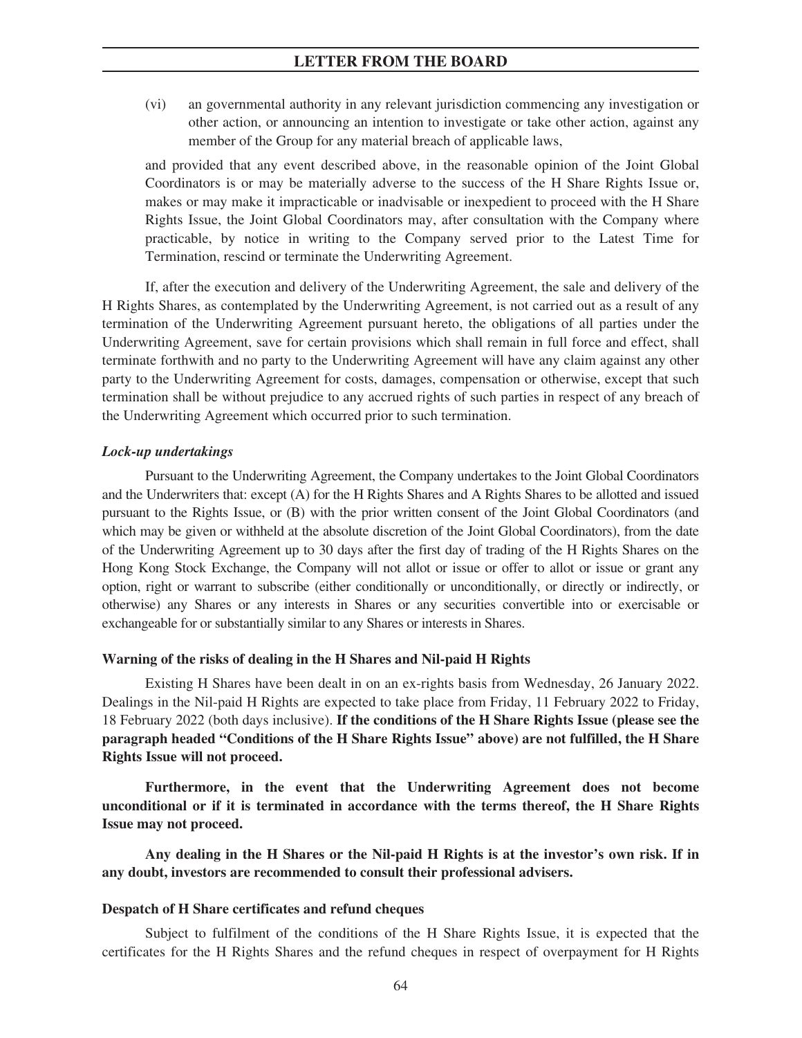(vi) an governmental authority in any relevant jurisdiction commencing any investigation or other action, or announcing an intention to investigate or take other action, against any member of the Group for any material breach of applicable laws,

and provided that any event described above, in the reasonable opinion of the Joint Global Coordinators is or may be materially adverse to the success of the H Share Rights Issue or, makes or may make it impracticable or inadvisable or inexpedient to proceed with the H Share Rights Issue, the Joint Global Coordinators may, after consultation with the Company where practicable, by notice in writing to the Company served prior to the Latest Time for Termination, rescind or terminate the Underwriting Agreement.

If, after the execution and delivery of the Underwriting Agreement, the sale and delivery of the H Rights Shares, as contemplated by the Underwriting Agreement, is not carried out as a result of any termination of the Underwriting Agreement pursuant hereto, the obligations of all parties under the Underwriting Agreement, save for certain provisions which shall remain in full force and effect, shall terminate forthwith and no party to the Underwriting Agreement will have any claim against any other party to the Underwriting Agreement for costs, damages, compensation or otherwise, except that such termination shall be without prejudice to any accrued rights of such parties in respect of any breach of the Underwriting Agreement which occurred prior to such termination.

***Lock-up undertakings***

Pursuant to the Underwriting Agreement, the Company undertakes to the Joint Global Coordinators and the Underwriters that: except (A) for the H Rights Shares and A Rights Shares to be allotted and issued pursuant to the Rights Issue, or (B) with the prior written consent of the Joint Global Coordinators (and which may be given or withheld at the absolute discretion of the Joint Global Coordinators), from the date of the Underwriting Agreement up to 30 days after the first day of trading of the H Rights Shares on the Hong Kong Stock Exchange, the Company will not allot or issue or offer to allot or issue or grant any option, right or warrant to subscribe (either conditionally or unconditionally, or directly or indirectly, or otherwise) any Shares or any interests in Shares or any securities convertible into or exercisable or exchangeable for or substantially similar to any Shares or interests in Shares.

**Warning of the risks of dealing in the H Shares and Nil-paid H Rights**

Existing H Shares have been dealt in on an ex-rights basis from Wednesday, 26 January 2022. Dealings in the Nil-paid H Rights are expected to take place from Friday, 11 February 2022 to Friday, 18 February 2022 (both days inclusive). **If the conditions of the H Share Rights Issue (please see the paragraph headed "Conditions of the H Share Rights Issue" above) are not fulfilled, the H Share Rights Issue will not proceed.**

**Furthermore, in the event that the Underwriting Agreement does not become unconditional or if it is terminated in accordance with the terms thereof, the H Share Rights Issue may not proceed.**

**Any dealing in the H Shares or the Nil-paid H Rights is at the investor's own risk. If in any doubt, investors are recommended to consult their professional advisers.**

**Despatch of H Share certificates and refund cheques**

Subject to fulfilment of the conditions of the H Share Rights Issue, it is expected that the certificates for the H Rights Shares and the refund cheques in respect of overpayment for H Rights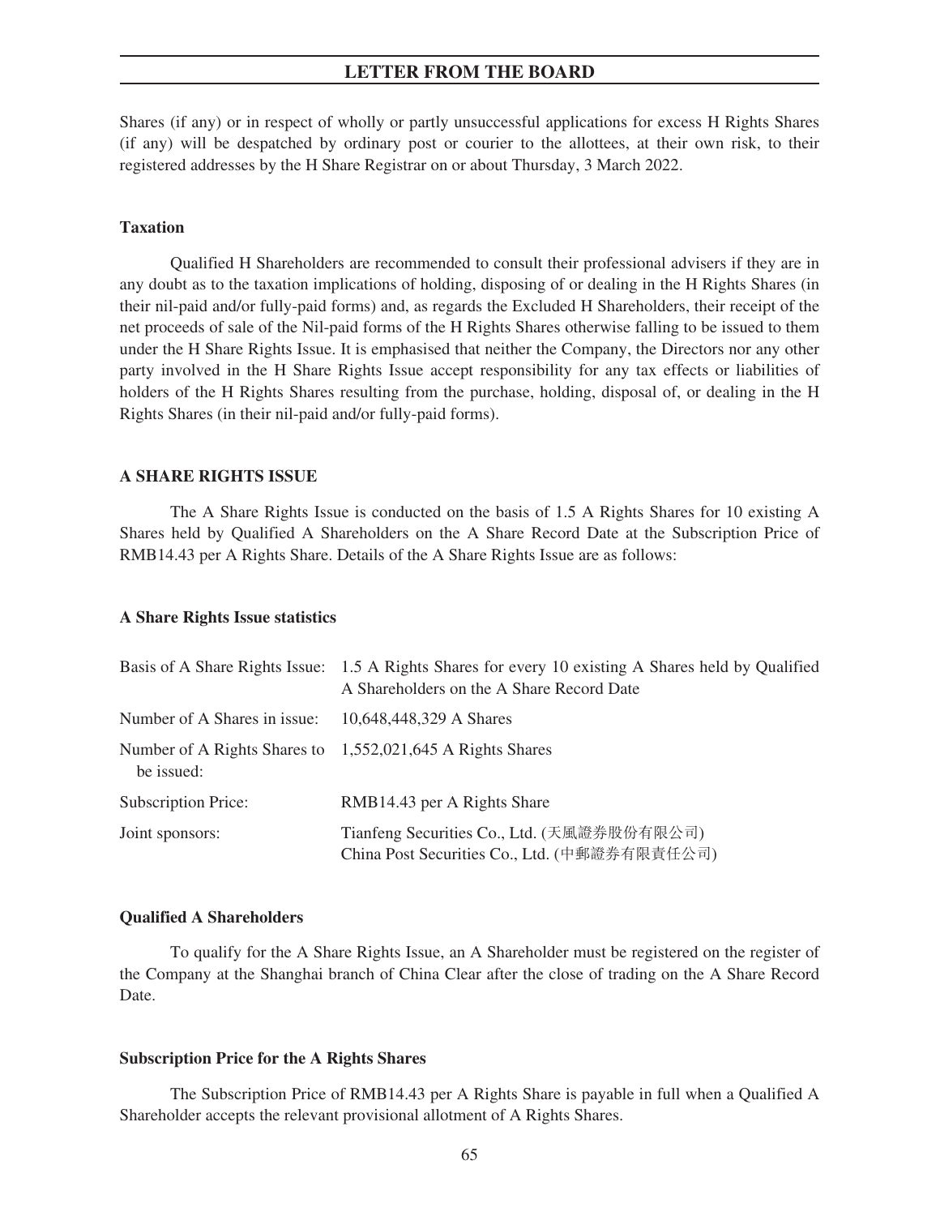Shares (if any) or in respect of wholly or partly unsuccessful applications for excess H Rights Shares (if any) will be despatched by ordinary post or courier to the allottees, at their own risk, to their registered addresses by the H Share Registrar on or about Thursday, 3 March 2022.

**Taxation**

Qualified H Shareholders are recommended to consult their professional advisers if they are in any doubt as to the taxation implications of holding, disposing of or dealing in the H Rights Shares (in their nil-paid and/or fully-paid forms) and, as regards the Excluded H Shareholders, their receipt of the net proceeds of sale of the Nil-paid forms of the H Rights Shares otherwise falling to be issued to them under the H Share Rights Issue. It is emphasised that neither the Company, the Directors nor any other party involved in the H Share Rights Issue accept responsibility for any tax effects or liabilities of holders of the H Rights Shares resulting from the purchase, holding, disposal of, or dealing in the H Rights Shares (in their nil-paid and/or fully-paid forms).

## A SHARE RIGHTS ISSUE

The A Share Rights Issue is conducted on the basis of 1.5 A Rights Shares for 10 existing A Shares held by Qualified A Shareholders on the A Share Record Date at the Subscription Price of RMB14.43 per A Rights Share. Details of the A Share Rights Issue are as follows:

**A Share Rights Issue statistics**

| | |
|---|---|
| Basis of A Share Rights Issue: | 1.5 A Rights Shares for every 10 existing A Shares held by Qualified A Shareholders on the A Share Record Date |
| Number of A Shares in issue: | 10,648,448,329 A Shares |
| Number of A Rights Shares to be issued: | 1,552,021,645 A Rights Shares |
| Subscription Price: | RMB14.43 per A Rights Share |
| Joint sponsors: | Tianfeng Securities Co., Ltd. (天風證券股份有限公司)<br>China Post Securities Co., Ltd. (中郵證券有限責任公司) |

**Qualified A Shareholders**

To qualify for the A Share Rights Issue, an A Shareholder must be registered on the register of the Company at the Shanghai branch of China Clear after the close of trading on the A Share Record Date.

**Subscription Price for the A Rights Shares**

The Subscription Price of RMB14.43 per A Rights Share is payable in full when a Qualified A Shareholder accepts the relevant provisional allotment of A Rights Shares.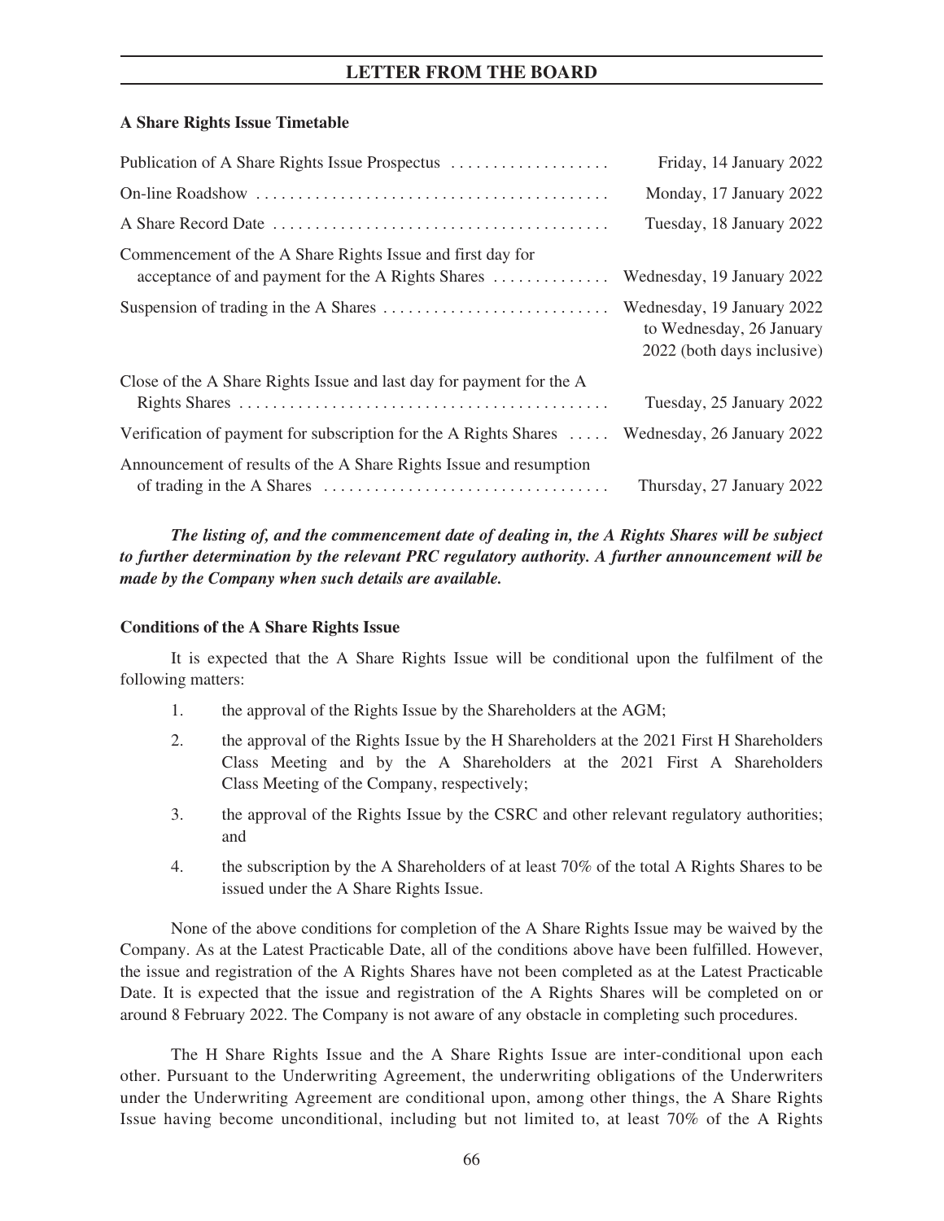### A Share Rights Issue Timetable

| | |
|---|---|
| Publication of A Share Rights Issue Prospectus | Friday, 14 January 2022 |
| On-line Roadshow | Monday, 17 January 2022 |
| A Share Record Date | Tuesday, 18 January 2022 |
| Commencement of the A Share Rights Issue and first day for acceptance of and payment for the A Rights Shares | Wednesday, 19 January 2022 |
| Suspension of trading in the A Shares | Wednesday, 19 January 2022 to Wednesday, 26 January 2022 (both days inclusive) |
| Close of the A Share Rights Issue and last day for payment for the A Rights Shares | Tuesday, 25 January 2022 |
| Verification of payment for subscription for the A Rights Shares | Wednesday, 26 January 2022 |
| Announcement of results of the A Share Rights Issue and resumption of trading in the A Shares | Thursday, 27 January 2022 |

***The listing of, and the commencement date of dealing in, the A Rights Shares will be subject to further determination by the relevant PRC regulatory authority. A further announcement will be made by the Company when such details are available.***

### Conditions of the A Share Rights Issue

It is expected that the A Share Rights Issue will be conditional upon the fulfilment of the following matters:

1. the approval of the Rights Issue by the Shareholders at the AGM;
2. the approval of the Rights Issue by the H Shareholders at the 2021 First H Shareholders Class Meeting and by the A Shareholders at the 2021 First A Shareholders Class Meeting of the Company, respectively;
3. the approval of the Rights Issue by the CSRC and other relevant regulatory authorities; and
4. the subscription by the A Shareholders of at least 70% of the total A Rights Shares to be issued under the A Share Rights Issue.

None of the above conditions for completion of the A Share Rights Issue may be waived by the Company. As at the Latest Practicable Date, all of the conditions above have been fulfilled. However, the issue and registration of the A Rights Shares have not been completed as at the Latest Practicable Date. It is expected that the issue and registration of the A Rights Shares will be completed on or around 8 February 2022. The Company is not aware of any obstacle in completing such procedures.

The H Share Rights Issue and the A Share Rights Issue are inter-conditional upon each other. Pursuant to the Underwriting Agreement, the underwriting obligations of the Underwriters under the Underwriting Agreement are conditional upon, among other things, the A Share Rights Issue having become unconditional, including but not limited to, at least 70% of the A Rights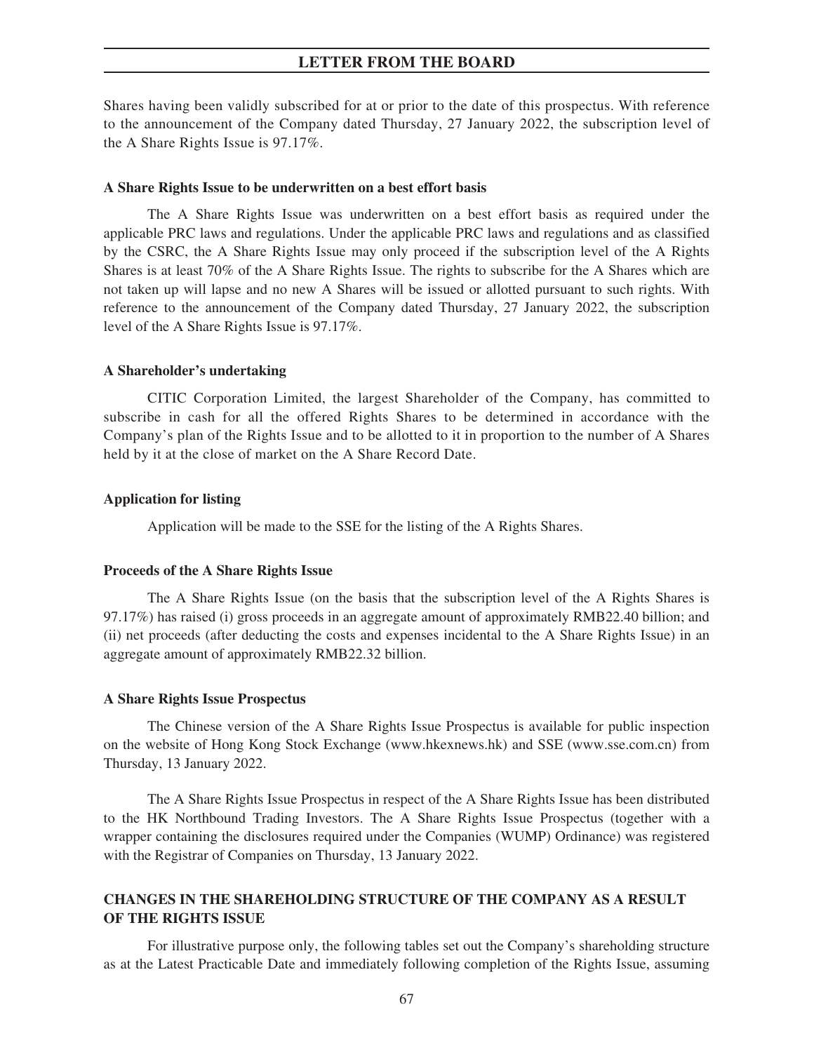Shares having been validly subscribed for at or prior to the date of this prospectus. With reference to the announcement of the Company dated Thursday, 27 January 2022, the subscription level of the A Share Rights Issue is 97.17%.

**A Share Rights Issue to be underwritten on a best effort basis**

The A Share Rights Issue was underwritten on a best effort basis as required under the applicable PRC laws and regulations. Under the applicable PRC laws and regulations and as classified by the CSRC, the A Share Rights Issue may only proceed if the subscription level of the A Rights Shares is at least 70% of the A Share Rights Issue. The rights to subscribe for the A Shares which are not taken up will lapse and no new A Shares will be issued or allotted pursuant to such rights. With reference to the announcement of the Company dated Thursday, 27 January 2022, the subscription level of the A Share Rights Issue is 97.17%.

**A Shareholder's undertaking**

CITIC Corporation Limited, the largest Shareholder of the Company, has committed to subscribe in cash for all the offered Rights Shares to be determined in accordance with the Company's plan of the Rights Issue and to be allotted to it in proportion to the number of A Shares held by it at the close of market on the A Share Record Date.

**Application for listing**

Application will be made to the SSE for the listing of the A Rights Shares.

**Proceeds of the A Share Rights Issue**

The A Share Rights Issue (on the basis that the subscription level of the A Rights Shares is 97.17%) has raised (i) gross proceeds in an aggregate amount of approximately RMB22.40 billion; and (ii) net proceeds (after deducting the costs and expenses incidental to the A Share Rights Issue) in an aggregate amount of approximately RMB22.32 billion.

**A Share Rights Issue Prospectus**

The Chinese version of the A Share Rights Issue Prospectus is available for public inspection on the website of Hong Kong Stock Exchange (www.hkexnews.hk) and SSE (www.sse.com.cn) from Thursday, 13 January 2022.

The A Share Rights Issue Prospectus in respect of the A Share Rights Issue has been distributed to the HK Northbound Trading Investors. The A Share Rights Issue Prospectus (together with a wrapper containing the disclosures required under the Companies (WUMP) Ordinance) was registered with the Registrar of Companies on Thursday, 13 January 2022.

## CHANGES IN THE SHAREHOLDING STRUCTURE OF THE COMPANY AS A RESULT OF THE RIGHTS ISSUE

For illustrative purpose only, the following tables set out the Company's shareholding structure as at the Latest Practicable Date and immediately following completion of the Rights Issue, assuming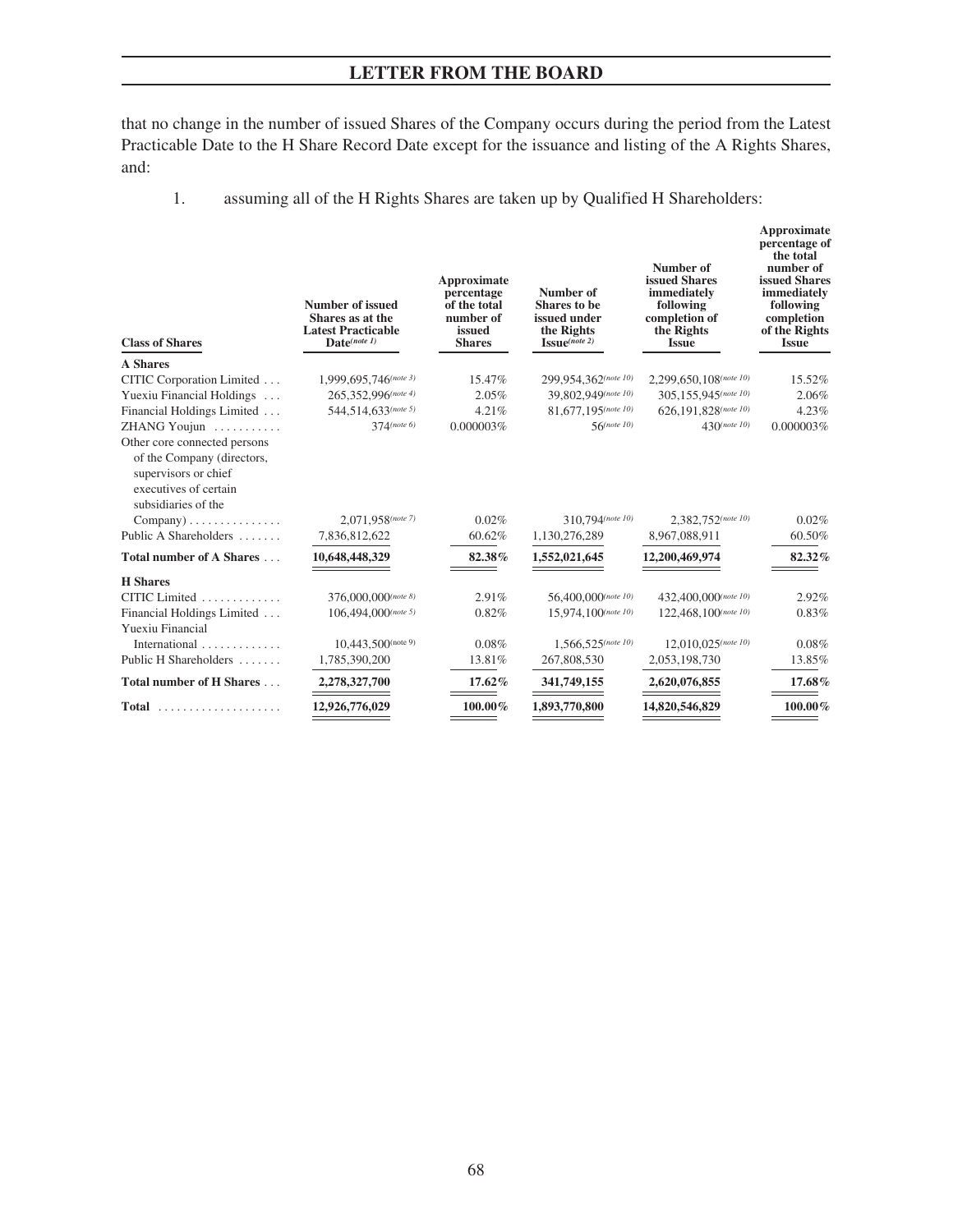that no change in the number of issued Shares of the Company occurs during the period from the Latest Practicable Date to the H Share Record Date except for the issuance and listing of the A Rights Shares, and:

1. assuming all of the H Rights Shares are taken up by Qualified H Shareholders:

| Class of Shares | Number of issued Shares as at the Latest Practicable Date (note 1) | Approximate percentage of the total number of issued Shares | Number of Shares to be issued under the Rights Issue (note 2) | Number of issued Shares immediately following completion of the Rights Issue | Approximate percentage of the total number of issued Shares immediately following completion of the Rights Issue |
|---|---|---|---|---|---|
| **A Shares** | | | | | |
| CITIC Corporation Limited | 1,999,695,746 (note 3) | 15.47% | 299,954,362 (note 10) | 2,299,650,108 (note 10) | 15.52% |
| Yuexiu Financial Holdings | 265,352,996 (note 4) | 2.05% | 39,802,949 (note 10) | 305,155,945 (note 10) | 2.06% |
| Financial Holdings Limited | 544,514,633 (note 5) | 4.21% | 81,677,195 (note 10) | 626,191,828 (note 10) | 4.23% |
| ZHANG Youjun | 374 (note 6) | 0.000003% | 56 (note 10) | 430 (note 10) | 0.000003% |
| Other core connected persons of the Company (directors, supervisors or chief executives of certain subsidiaries of the Company) | 2,071,958 (note 7) | 0.02% | 310,794 (note 10) | 2,382,752 (note 10) | 0.02% |
| Public A Shareholders | 7,836,812,622 | 60.62% | 1,130,276,289 | 8,967,088,911 | 60.50% |
| **Total number of A Shares** | **10,648,448,329** | **82.38%** | **1,552,021,645** | **12,200,469,974** | **82.32%** |
| **H Shares** | | | | | |
| CITIC Limited | 376,000,000 (note 8) | 2.91% | 56,400,000 (note 10) | 432,400,000 (note 10) | 2.92% |
| Financial Holdings Limited | 106,494,000 (note 5) | 0.82% | 15,974,100 (note 10) | 122,468,100 (note 10) | 0.83% |
| Yuexiu Financial International | 10,443,500 (note 9) | 0.08% | 1,566,525 (note 10) | 12,010,025 (note 10) | 0.08% |
| Public H Shareholders | 1,785,390,200 | 13.81% | 267,808,530 | 2,053,198,730 | 13.85% |
| **Total number of H Shares** | **2,278,327,700** | **17.62%** | **341,749,155** | **2,620,076,855** | **17.68%** |
| **Total** | **12,926,776,029** | **100.00%** | **1,893,770,800** | **14,820,546,829** | **100.00%** |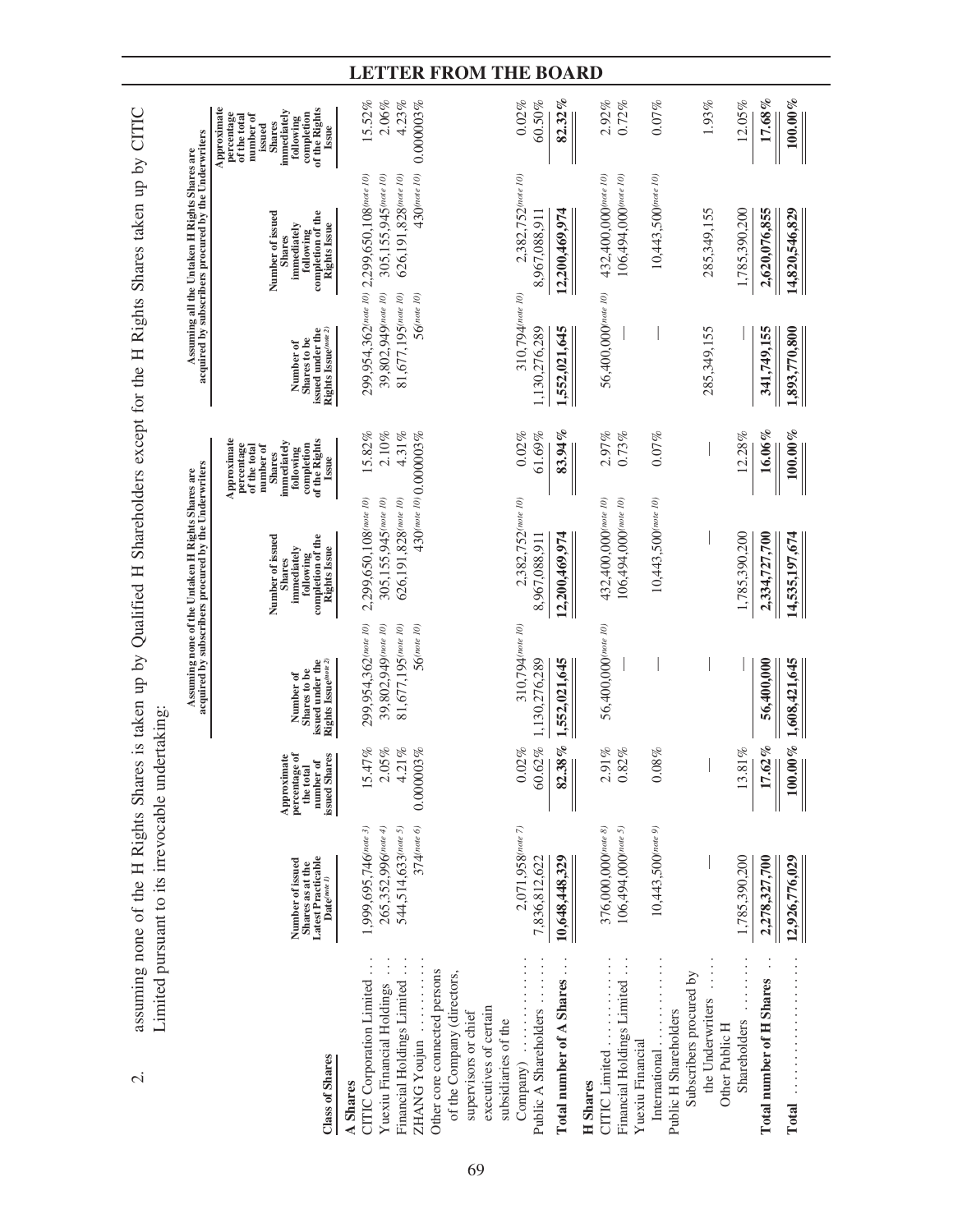2. assuming none of the H Rights Shares is taken up by Qualified H Shareholders except for the H Rights Shares taken up by CITIC Limited pursuant to its irrevocable undertaking:

| Class of Shares | Number of issued Shares as at the Latest Practicable Date(note 1) | Approximate percentage of the total number of issued Shares | Assuming none of the Untaken H Rights Shares are acquired by subscribers procured by the Underwriters: Number of Shares to be issued under the Rights Issue(note 2) | Number of issued Shares immediately following completion of the Rights Issue | Approximate percentage of the total number of Shares immediately following completion of the Rights Issue | Assuming all the Untaken H Rights Shares are acquired by subscribers procured by the Underwriters: Number of Shares to be issued under the Rights Issue(note 2) | Number of issued Shares immediately following completion of the Rights Issue | Approximate percentage of the total number of issued Shares immediately following completion of the Rights Issue |
|---|---|---|---|---|---|---|---|---|
| **A Shares** | | | | | | | | |
| CITIC Corporation Limited | 1,999,695,746(note 3) | 15.47% | 299,954,362(note 10) | 2,299,650,108(note 10) | 15.82% | 299,954,362(note 10) | 2,299,650,108(note 10) | 15.52% |
| Yuexiu Financial Holdings | 265,352,996(note 4) | 2.05% | 39,802,949(note 10) | 305,155,945(note 10) | 2.10% | 39,802,949(note 10) | 305,155,945(note 10) | 2.06% |
| Financial Holdings Limited | 544,514,633(note 5) | 4.21% | 81,677,195(note 10) | 626,191,828(note 10) | 4.31% | 81,677,195(note 10) | 626,191,828(note 10) | 4.23% |
| ZHANG Youjun | 374(note 6) | 0.000003% | 56(note 10) | 430(note 10) | 0.000003% | 56(note 10) | 430(note 10) | 0.000003% |
| Other core connected persons of the Company (directors, supervisors or chief executives of certain subsidiaries of the Company) | 2,071,958(note 7) | 0.02% | 310,794(note 10) | 2,382,752(note 10) | 0.02% | 310,794(note 10) | 2,382,752(note 10) | 0.02% |
| Public A Shareholders | 7,836,812,622 | 60.62% | 1,130,276,289 | 8,967,088,911 | 61.69% | 1,130,276,289 | 8,967,088,911 | 60.50% |
| **Total number of A Shares** | **10,648,448,329** | **82.38%** | **1,552,021,645** | **12,200,469,974** | **83.94%** | **1,552,021,645** | **12,200,469,974** | **82.32%** |
| **H Shares** | | | | | | | | |
| CITIC Limited | 376,000,000(note 8) | 2.91% | 56,400,000(note 10) | 432,400,000(note 10) | 2.97% | 56,400,000(note 10) | 432,400,000(note 10) | 2.92% |
| Financial Holdings Limited | 106,494,000(note 5) | 0.82% | — | 106,494,000(note 10) | 0.73% | — | 106,494,000(note 10) | 0.72% |
| Yuexiu Financial International | 10,443,500(note 9) | 0.08% | — | 10,443,500(note 10) | 0.07% | — | 10,443,500(note 10) | 0.07% |
| Public H Shareholders | | | | | | | | |
| Subscribers procured by the Underwriters | — | — | — | — | — | 285,349,155 | 285,349,155 | 1.93% |
| Other Public H Shareholders | 1,785,390,200 | 13.81% | — | 1,785,390,200 | 12.28% | — | 1,785,390,200 | 12.05% |
| **Total number of H Shares** | **2,278,327,700** | **17.62%** | **56,400,000** | **2,334,727,700** | **16.06%** | **341,749,155** | **2,620,076,855** | **17.68%** |
| **Total** | **12,926,776,029** | **100.00%** | **1,608,421,645** | **14,535,197,674** | **100.00%** | **1,893,770,800** | **14,820,546,829** | **100.00%** |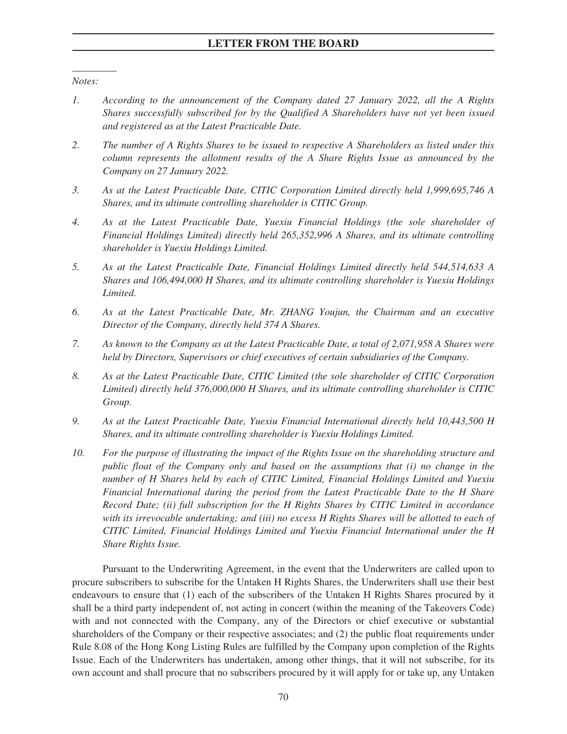*Notes:*

1. *According to the announcement of the Company dated 27 January 2022, all the A Rights Shares successfully subscribed for by the Qualified A Shareholders have not yet been issued and registered as at the Latest Practicable Date.*

2. *The number of A Rights Shares to be issued to respective A Shareholders as listed under this column represents the allotment results of the A Share Rights Issue as announced by the Company on 27 January 2022.*

3. *As at the Latest Practicable Date, CITIC Corporation Limited directly held 1,999,695,746 A Shares, and its ultimate controlling shareholder is CITIC Group.*

4. *As at the Latest Practicable Date, Yuexiu Financial Holdings (the sole shareholder of Financial Holdings Limited) directly held 265,352,996 A Shares, and its ultimate controlling shareholder is Yuexiu Holdings Limited.*

5. *As at the Latest Practicable Date, Financial Holdings Limited directly held 544,514,633 A Shares and 106,494,000 H Shares, and its ultimate controlling shareholder is Yuexiu Holdings Limited.*

6. *As at the Latest Practicable Date, Mr. ZHANG Youjun, the Chairman and an executive Director of the Company, directly held 374 A Shares.*

7. *As known to the Company as at the Latest Practicable Date, a total of 2,071,958 A Shares were held by Directors, Supervisors or chief executives of certain subsidiaries of the Company.*

8. *As at the Latest Practicable Date, CITIC Limited (the sole shareholder of CITIC Corporation Limited) directly held 376,000,000 H Shares, and its ultimate controlling shareholder is CITIC Group.*

9. *As at the Latest Practicable Date, Yuexiu Financial International directly held 10,443,500 H Shares, and its ultimate controlling shareholder is Yuexiu Holdings Limited.*

10. *For the purpose of illustrating the impact of the Rights Issue on the shareholding structure and public float of the Company only and based on the assumptions that (i) no change in the number of H Shares held by each of CITIC Limited, Financial Holdings Limited and Yuexiu Financial International during the period from the Latest Practicable Date to the H Share Record Date; (ii) full subscription for the H Rights Shares by CITIC Limited in accordance with its irrevocable undertaking; and (iii) no excess H Rights Shares will be allotted to each of CITIC Limited, Financial Holdings Limited and Yuexiu Financial International under the H Share Rights Issue.*

Pursuant to the Underwriting Agreement, in the event that the Underwriters are called upon to procure subscribers to subscribe for the Untaken H Rights Shares, the Underwriters shall use their best endeavours to ensure that (1) each of the subscribers of the Untaken H Rights Shares procured by it shall be a third party independent of, not acting in concert (within the meaning of the Takeovers Code) with and not connected with the Company, any of the Directors or chief executive or substantial shareholders of the Company or their respective associates; and (2) the public float requirements under Rule 8.08 of the Hong Kong Listing Rules are fulfilled by the Company upon completion of the Rights Issue. Each of the Underwriters has undertaken, among other things, that it will not subscribe, for its own account and shall procure that no subscribers procured by it will apply for or take up, any Untaken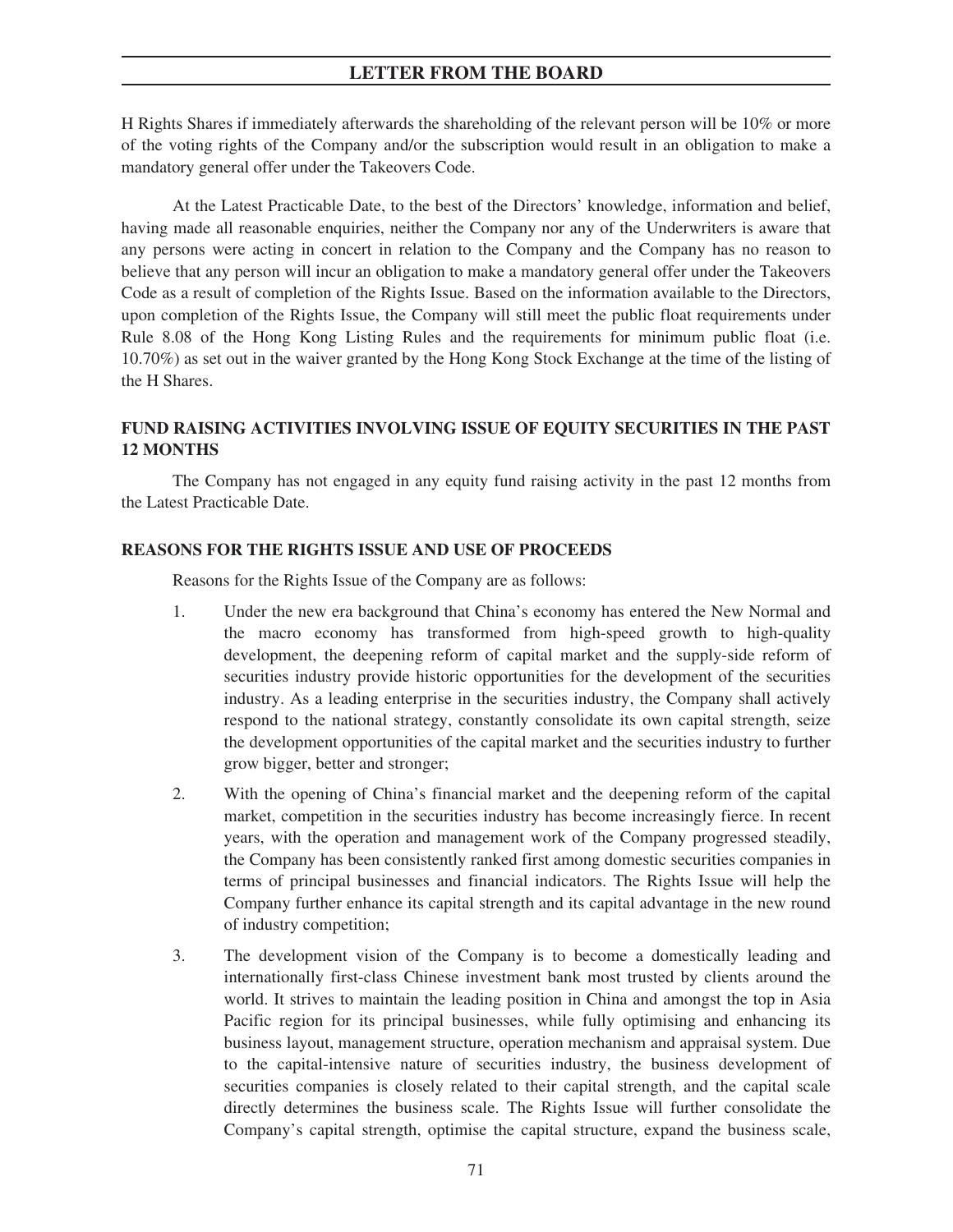H Rights Shares if immediately afterwards the shareholding of the relevant person will be 10% or more of the voting rights of the Company and/or the subscription would result in an obligation to make a mandatory general offer under the Takeovers Code.

At the Latest Practicable Date, to the best of the Directors' knowledge, information and belief, having made all reasonable enquiries, neither the Company nor any of the Underwriters is aware that any persons were acting in concert in relation to the Company and the Company has no reason to believe that any person will incur an obligation to make a mandatory general offer under the Takeovers Code as a result of completion of the Rights Issue. Based on the information available to the Directors, upon completion of the Rights Issue, the Company will still meet the public float requirements under Rule 8.08 of the Hong Kong Listing Rules and the requirements for minimum public float (i.e. 10.70%) as set out in the waiver granted by the Hong Kong Stock Exchange at the time of the listing of the H Shares.

## FUND RAISING ACTIVITIES INVOLVING ISSUE OF EQUITY SECURITIES IN THE PAST 12 MONTHS

The Company has not engaged in any equity fund raising activity in the past 12 months from the Latest Practicable Date.

## REASONS FOR THE RIGHTS ISSUE AND USE OF PROCEEDS

Reasons for the Rights Issue of the Company are as follows:

1. Under the new era background that China's economy has entered the New Normal and the macro economy has transformed from high-speed growth to high-quality development, the deepening reform of capital market and the supply-side reform of securities industry provide historic opportunities for the development of the securities industry. As a leading enterprise in the securities industry, the Company shall actively respond to the national strategy, constantly consolidate its own capital strength, seize the development opportunities of the capital market and the securities industry to further grow bigger, better and stronger;

2. With the opening of China's financial market and the deepening reform of the capital market, competition in the securities industry has become increasingly fierce. In recent years, with the operation and management work of the Company progressed steadily, the Company has been consistently ranked first among domestic securities companies in terms of principal businesses and financial indicators. The Rights Issue will help the Company further enhance its capital strength and its capital advantage in the new round of industry competition;

3. The development vision of the Company is to become a domestically leading and internationally first-class Chinese investment bank most trusted by clients around the world. It strives to maintain the leading position in China and amongst the top in Asia Pacific region for its principal businesses, while fully optimising and enhancing its business layout, management structure, operation mechanism and appraisal system. Due to the capital-intensive nature of securities industry, the business development of securities companies is closely related to their capital strength, and the capital scale directly determines the business scale. The Rights Issue will further consolidate the Company's capital strength, optimise the capital structure, expand the business scale,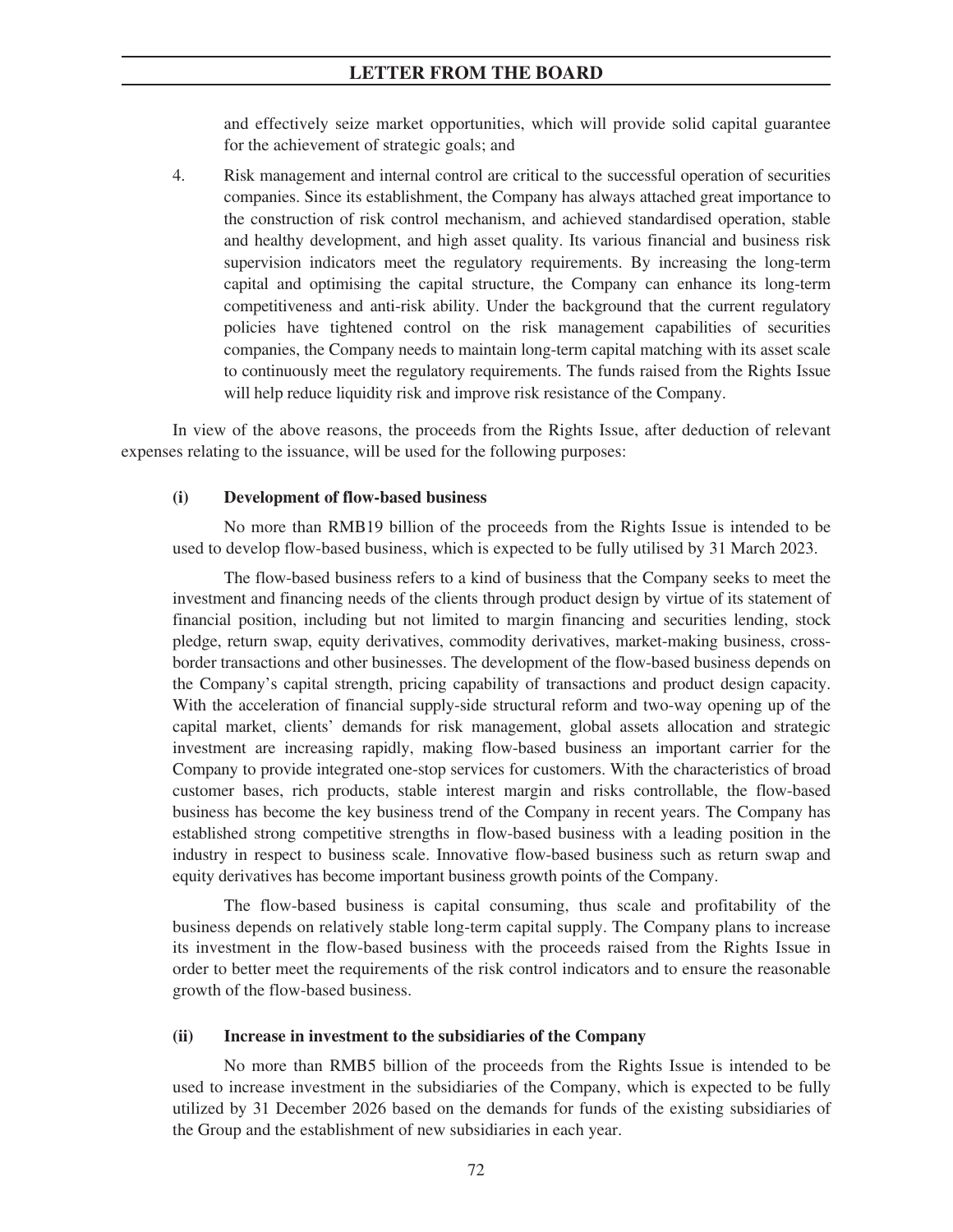and effectively seize market opportunities, which will provide solid capital guarantee for the achievement of strategic goals; and

4. Risk management and internal control are critical to the successful operation of securities companies. Since its establishment, the Company has always attached great importance to the construction of risk control mechanism, and achieved standardised operation, stable and healthy development, and high asset quality. Its various financial and business risk supervision indicators meet the regulatory requirements. By increasing the long-term capital and optimising the capital structure, the Company can enhance its long-term competitiveness and anti-risk ability. Under the background that the current regulatory policies have tightened control on the risk management capabilities of securities companies, the Company needs to maintain long-term capital matching with its asset scale to continuously meet the regulatory requirements. The funds raised from the Rights Issue will help reduce liquidity risk and improve risk resistance of the Company.

In view of the above reasons, the proceeds from the Rights Issue, after deduction of relevant expenses relating to the issuance, will be used for the following purposes:

**(i) Development of flow-based business**

No more than RMB19 billion of the proceeds from the Rights Issue is intended to be used to develop flow-based business, which is expected to be fully utilised by 31 March 2023.

The flow-based business refers to a kind of business that the Company seeks to meet the investment and financing needs of the clients through product design by virtue of its statement of financial position, including but not limited to margin financing and securities lending, stock pledge, return swap, equity derivatives, commodity derivatives, market-making business, cross-border transactions and other businesses. The development of the flow-based business depends on the Company's capital strength, pricing capability of transactions and product design capacity. With the acceleration of financial supply-side structural reform and two-way opening up of the capital market, clients' demands for risk management, global assets allocation and strategic investment are increasing rapidly, making flow-based business an important carrier for the Company to provide integrated one-stop services for customers. With the characteristics of broad customer bases, rich products, stable interest margin and risks controllable, the flow-based business has become the key business trend of the Company in recent years. The Company has established strong competitive strengths in flow-based business with a leading position in the industry in respect to business scale. Innovative flow-based business such as return swap and equity derivatives has become important business growth points of the Company.

The flow-based business is capital consuming, thus scale and profitability of the business depends on relatively stable long-term capital supply. The Company plans to increase its investment in the flow-based business with the proceeds raised from the Rights Issue in order to better meet the requirements of the risk control indicators and to ensure the reasonable growth of the flow-based business.

**(ii) Increase in investment to the subsidiaries of the Company**

No more than RMB5 billion of the proceeds from the Rights Issue is intended to be used to increase investment in the subsidiaries of the Company, which is expected to be fully utilized by 31 December 2026 based on the demands for funds of the existing subsidiaries of the Group and the establishment of new subsidiaries in each year.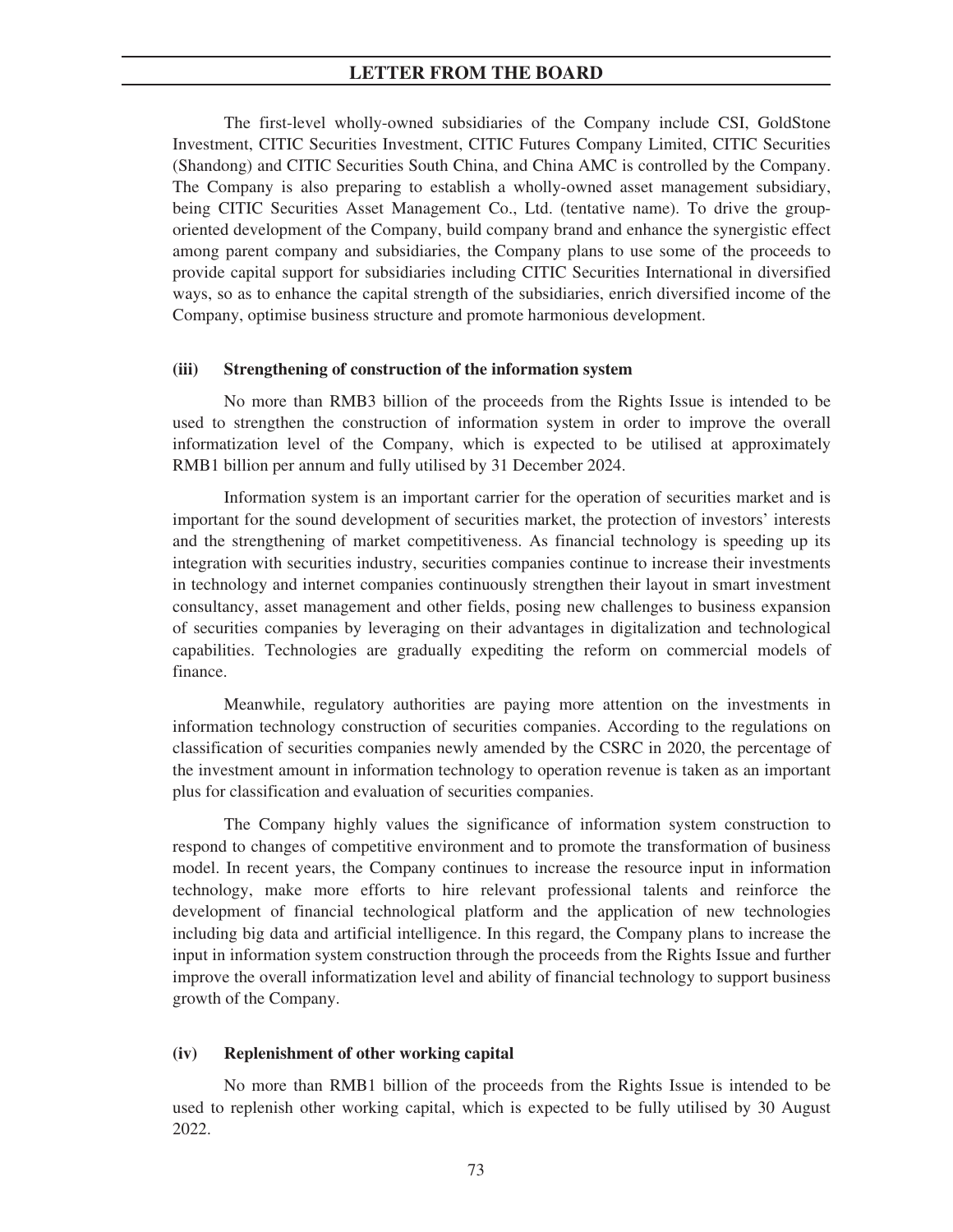The first-level wholly-owned subsidiaries of the Company include CSI, GoldStone Investment, CITIC Securities Investment, CITIC Futures Company Limited, CITIC Securities (Shandong) and CITIC Securities South China, and China AMC is controlled by the Company. The Company is also preparing to establish a wholly-owned asset management subsidiary, being CITIC Securities Asset Management Co., Ltd. (tentative name). To drive the group-oriented development of the Company, build company brand and enhance the synergistic effect among parent company and subsidiaries, the Company plans to use some of the proceeds to provide capital support for subsidiaries including CITIC Securities International in diversified ways, so as to enhance the capital strength of the subsidiaries, enrich diversified income of the Company, optimise business structure and promote harmonious development.

**(iii) Strengthening of construction of the information system**

No more than RMB3 billion of the proceeds from the Rights Issue is intended to be used to strengthen the construction of information system in order to improve the overall informatization level of the Company, which is expected to be utilised at approximately RMB1 billion per annum and fully utilised by 31 December 2024.

Information system is an important carrier for the operation of securities market and is important for the sound development of securities market, the protection of investors' interests and the strengthening of market competitiveness. As financial technology is speeding up its integration with securities industry, securities companies continue to increase their investments in technology and internet companies continuously strengthen their layout in smart investment consultancy, asset management and other fields, posing new challenges to business expansion of securities companies by leveraging on their advantages in digitalization and technological capabilities. Technologies are gradually expediting the reform on commercial models of finance.

Meanwhile, regulatory authorities are paying more attention on the investments in information technology construction of securities companies. According to the regulations on classification of securities companies newly amended by the CSRC in 2020, the percentage of the investment amount in information technology to operation revenue is taken as an important plus for classification and evaluation of securities companies.

The Company highly values the significance of information system construction to respond to changes of competitive environment and to promote the transformation of business model. In recent years, the Company continues to increase the resource input in information technology, make more efforts to hire relevant professional talents and reinforce the development of financial technological platform and the application of new technologies including big data and artificial intelligence. In this regard, the Company plans to increase the input in information system construction through the proceeds from the Rights Issue and further improve the overall informatization level and ability of financial technology to support business growth of the Company.

**(iv) Replenishment of other working capital**

No more than RMB1 billion of the proceeds from the Rights Issue is intended to be used to replenish other working capital, which is expected to be fully utilised by 30 August 2022.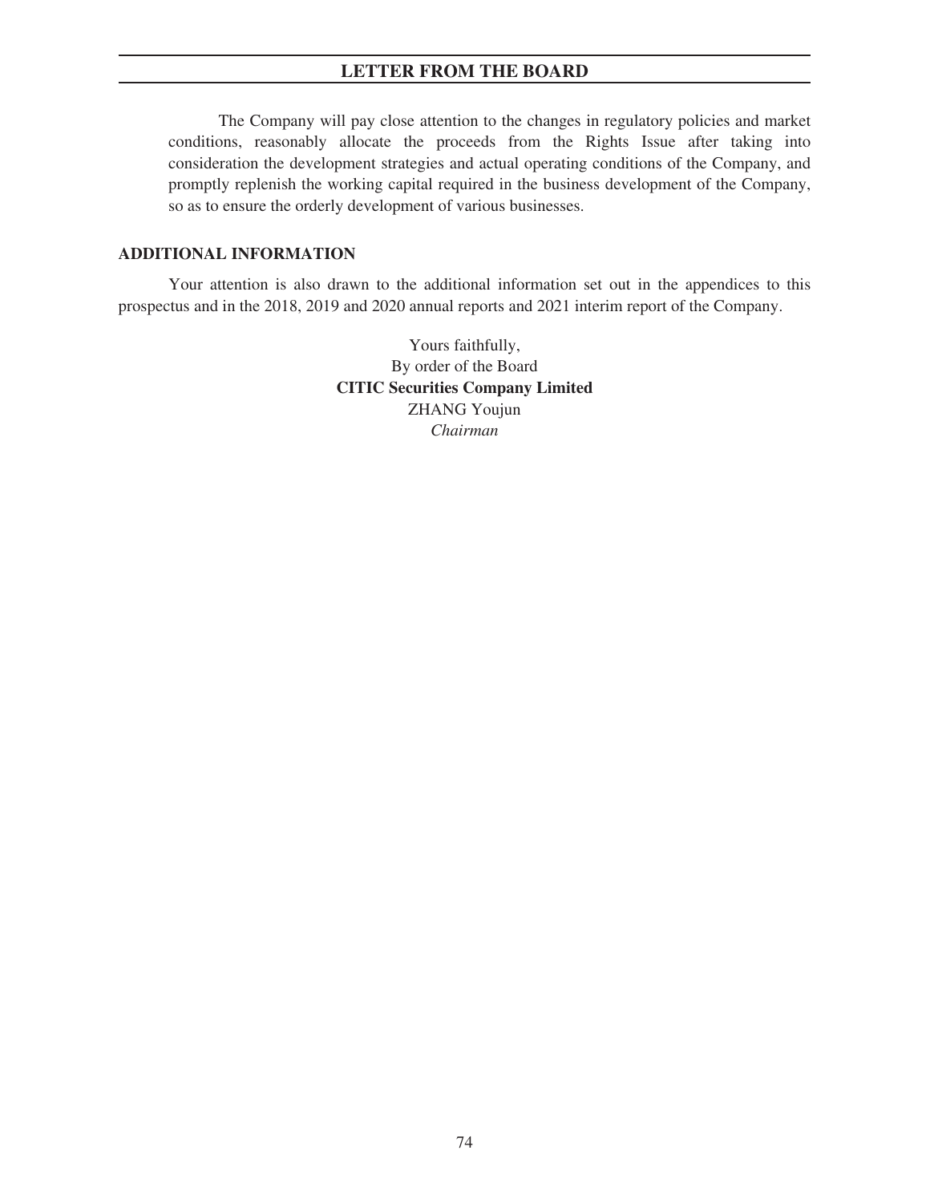The Company will pay close attention to the changes in regulatory policies and market conditions, reasonably allocate the proceeds from the Rights Issue after taking into consideration the development strategies and actual operating conditions of the Company, and promptly replenish the working capital required in the business development of the Company, so as to ensure the orderly development of various businesses.

## ADDITIONAL INFORMATION

Your attention is also drawn to the additional information set out in the appendices to this prospectus and in the 2018, 2019 and 2020 annual reports and 2021 interim report of the Company.

Yours faithfully,
By order of the Board
**CITIC Securities Company Limited**
ZHANG Youjun
*Chairman*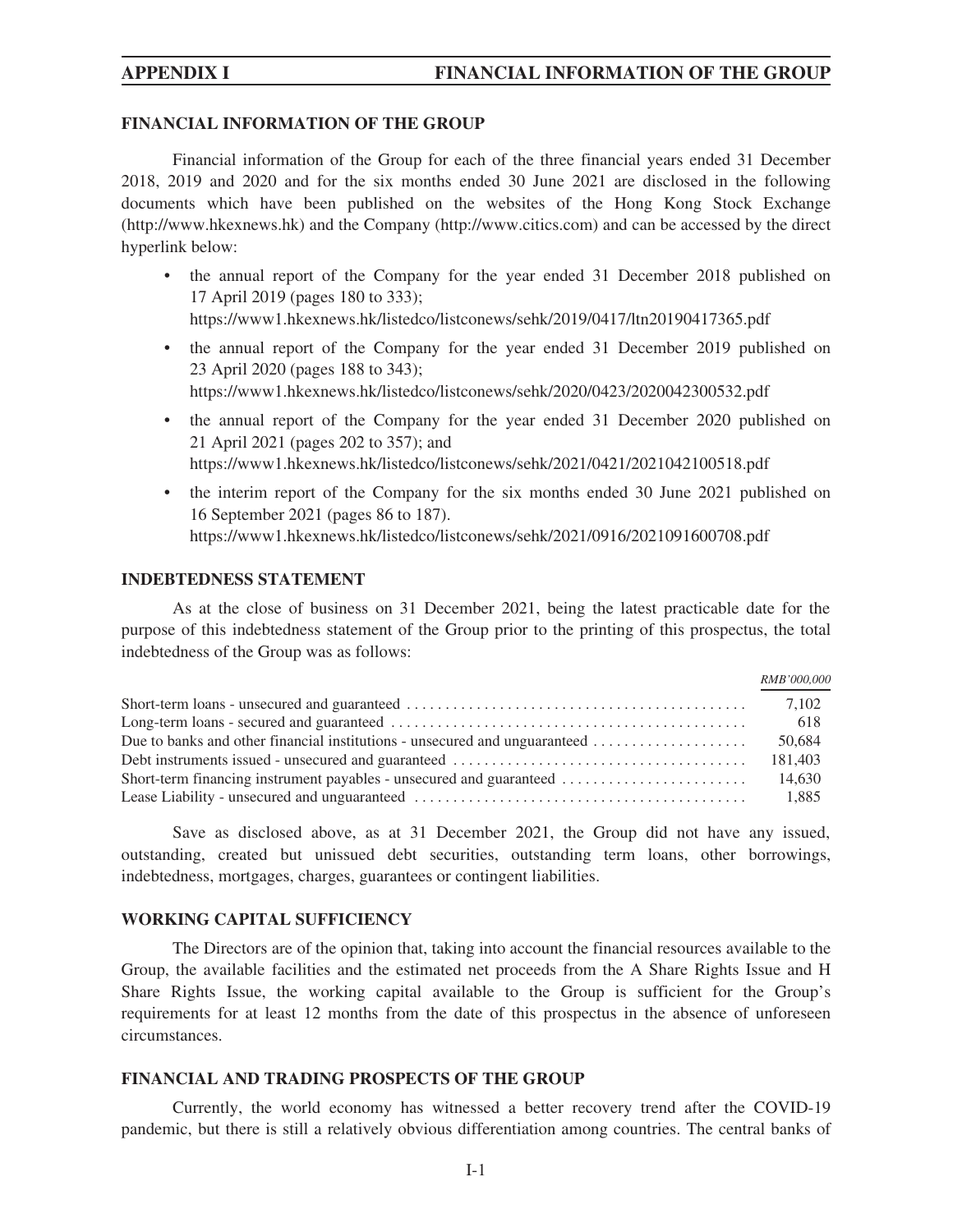## FINANCIAL INFORMATION OF THE GROUP

Financial information of the Group for each of the three financial years ended 31 December 2018, 2019 and 2020 and for the six months ended 30 June 2021 are disclosed in the following documents which have been published on the websites of the Hong Kong Stock Exchange (http://www.hkexnews.hk) and the Company (http://www.citics.com) and can be accessed by the direct hyperlink below:

- the annual report of the Company for the year ended 31 December 2018 published on 17 April 2019 (pages 180 to 333);
  https://www1.hkexnews.hk/listedco/listconews/sehk/2019/0417/ltn20190417365.pdf
- the annual report of the Company for the year ended 31 December 2019 published on 23 April 2020 (pages 188 to 343);
  https://www1.hkexnews.hk/listedco/listconews/sehk/2020/0423/2020042300532.pdf
- the annual report of the Company for the year ended 31 December 2020 published on 21 April 2021 (pages 202 to 357); and
  https://www1.hkexnews.hk/listedco/listconews/sehk/2021/0421/2021042100518.pdf
- the interim report of the Company for the six months ended 30 June 2021 published on 16 September 2021 (pages 86 to 187).
  https://www1.hkexnews.hk/listedco/listconews/sehk/2021/0916/2021091600708.pdf

## INDEBTEDNESS STATEMENT

As at the close of business on 31 December 2021, being the latest practicable date for the purpose of this indebtedness statement of the Group prior to the printing of this prospectus, the total indebtedness of the Group was as follows:

| | *RMB'000,000* |
|---|---|
| Short-term loans - unsecured and guaranteed | 7,102 |
| Long-term loans - secured and guaranteed | 618 |
| Due to banks and other financial institutions - unsecured and unguaranteed | 50,684 |
| Debt instruments issued - unsecured and guaranteed | 181,403 |
| Short-term financing instrument payables - unsecured and guaranteed | 14,630 |
| Lease Liability - unsecured and unguaranteed | 1,885 |

Save as disclosed above, as at 31 December 2021, the Group did not have any issued, outstanding, created but unissued debt securities, outstanding term loans, other borrowings, indebtedness, mortgages, charges, guarantees or contingent liabilities.

## WORKING CAPITAL SUFFICIENCY

The Directors are of the opinion that, taking into account the financial resources available to the Group, the available facilities and the estimated net proceeds from the A Share Rights Issue and H Share Rights Issue, the working capital available to the Group is sufficient for the Group's requirements for at least 12 months from the date of this prospectus in the absence of unforeseen circumstances.

## FINANCIAL AND TRADING PROSPECTS OF THE GROUP

Currently, the world economy has witnessed a better recovery trend after the COVID-19 pandemic, but there is still a relatively obvious differentiation among countries. The central banks of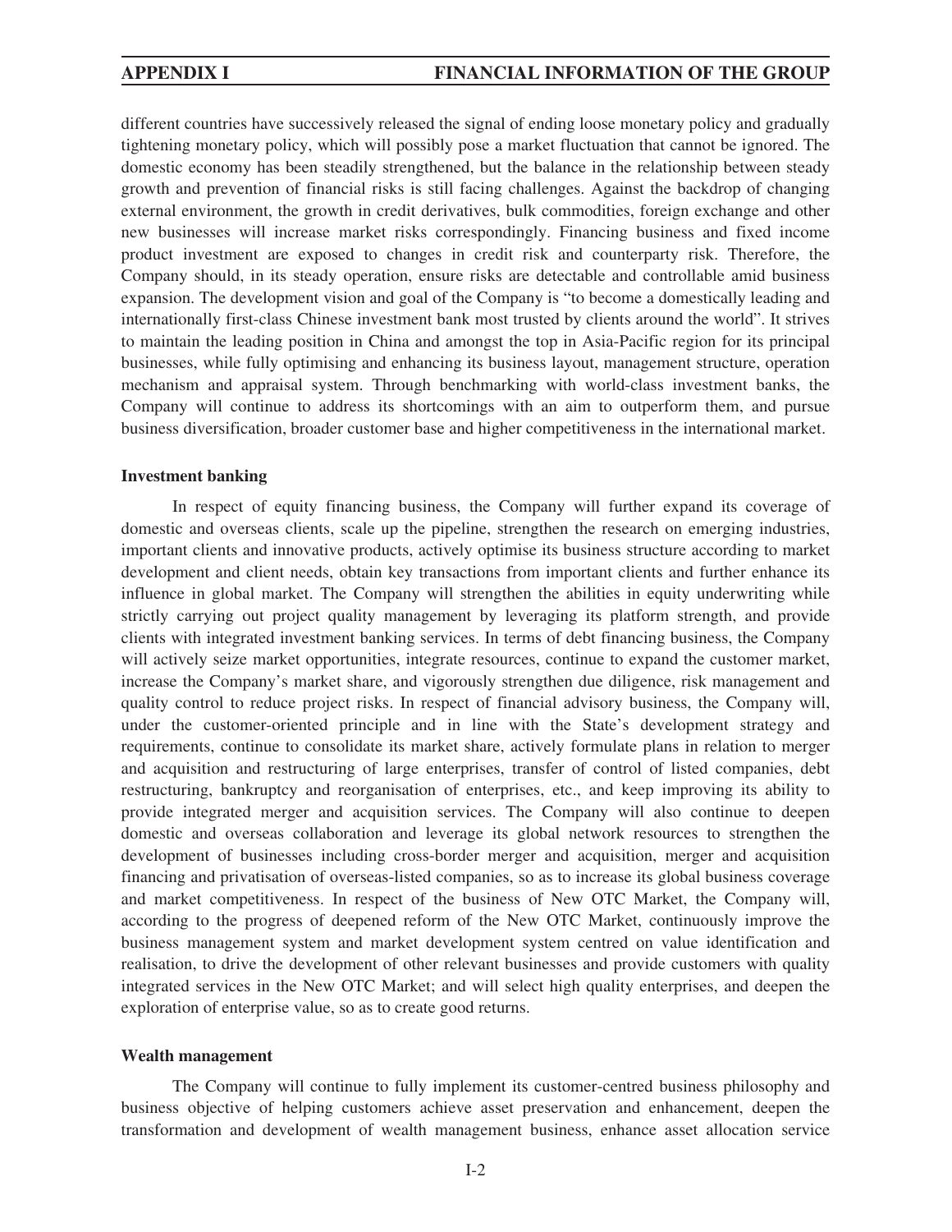different countries have successively released the signal of ending loose monetary policy and gradually tightening monetary policy, which will possibly pose a market fluctuation that cannot be ignored. The domestic economy has been steadily strengthened, but the balance in the relationship between steady growth and prevention of financial risks is still facing challenges. Against the backdrop of changing external environment, the growth in credit derivatives, bulk commodities, foreign exchange and other new businesses will increase market risks correspondingly. Financing business and fixed income product investment are exposed to changes in credit risk and counterparty risk. Therefore, the Company should, in its steady operation, ensure risks are detectable and controllable amid business expansion. The development vision and goal of the Company is "to become a domestically leading and internationally first-class Chinese investment bank most trusted by clients around the world". It strives to maintain the leading position in China and amongst the top in Asia-Pacific region for its principal businesses, while fully optimising and enhancing its business layout, management structure, operation mechanism and appraisal system. Through benchmarking with world-class investment banks, the Company will continue to address its shortcomings with an aim to outperform them, and pursue business diversification, broader customer base and higher competitiveness in the international market.

**Investment banking**

In respect of equity financing business, the Company will further expand its coverage of domestic and overseas clients, scale up the pipeline, strengthen the research on emerging industries, important clients and innovative products, actively optimise its business structure according to market development and client needs, obtain key transactions from important clients and further enhance its influence in global market. The Company will strengthen the abilities in equity underwriting while strictly carrying out project quality management by leveraging its platform strength, and provide clients with integrated investment banking services. In terms of debt financing business, the Company will actively seize market opportunities, integrate resources, continue to expand the customer market, increase the Company's market share, and vigorously strengthen due diligence, risk management and quality control to reduce project risks. In respect of financial advisory business, the Company will, under the customer-oriented principle and in line with the State's development strategy and requirements, continue to consolidate its market share, actively formulate plans in relation to merger and acquisition and restructuring of large enterprises, transfer of control of listed companies, debt restructuring, bankruptcy and reorganisation of enterprises, etc., and keep improving its ability to provide integrated merger and acquisition services. The Company will also continue to deepen domestic and overseas collaboration and leverage its global network resources to strengthen the development of businesses including cross-border merger and acquisition, merger and acquisition financing and privatisation of overseas-listed companies, so as to increase its global business coverage and market competitiveness. In respect of the business of New OTC Market, the Company will, according to the progress of deepened reform of the New OTC Market, continuously improve the business management system and market development system centred on value identification and realisation, to drive the development of other relevant businesses and provide customers with quality integrated services in the New OTC Market; and will select high quality enterprises, and deepen the exploration of enterprise value, so as to create good returns.

**Wealth management**

The Company will continue to fully implement its customer-centred business philosophy and business objective of helping customers achieve asset preservation and enhancement, deepen the transformation and development of wealth management business, enhance asset allocation service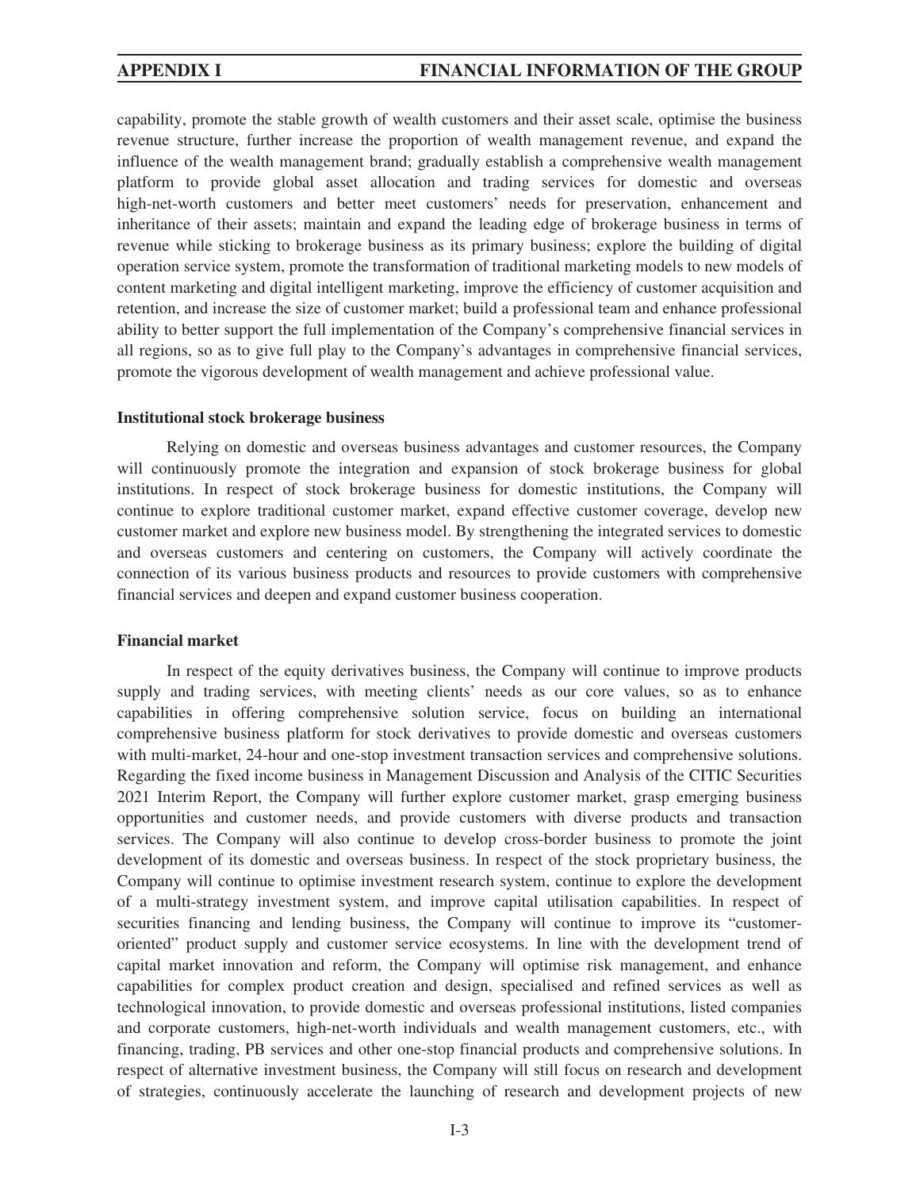capability, promote the stable growth of wealth customers and their asset scale, optimise the business revenue structure, further increase the proportion of wealth management revenue, and expand the influence of the wealth management brand; gradually establish a comprehensive wealth management platform to provide global asset allocation and trading services for domestic and overseas high-net-worth customers and better meet customers' needs for preservation, enhancement and inheritance of their assets; maintain and expand the leading edge of brokerage business in terms of revenue while sticking to brokerage business as its primary business; explore the building of digital operation service system, promote the transformation of traditional marketing models to new models of content marketing and digital intelligent marketing, improve the efficiency of customer acquisition and retention, and increase the size of customer market; build a professional team and enhance professional ability to better support the full implementation of the Company's comprehensive financial services in all regions, so as to give full play to the Company's advantages in comprehensive financial services, promote the vigorous development of wealth management and achieve professional value.

**Institutional stock brokerage business**

Relying on domestic and overseas business advantages and customer resources, the Company will continuously promote the integration and expansion of stock brokerage business for global institutions. In respect of stock brokerage business for domestic institutions, the Company will continue to explore traditional customer market, expand effective customer coverage, develop new customer market and explore new business model. By strengthening the integrated services to domestic and overseas customers and centering on customers, the Company will actively coordinate the connection of its various business products and resources to provide customers with comprehensive financial services and deepen and expand customer business cooperation.

**Financial market**

In respect of the equity derivatives business, the Company will continue to improve products supply and trading services, with meeting clients' needs as our core values, so as to enhance capabilities in offering comprehensive solution service, focus on building an international comprehensive business platform for stock derivatives to provide domestic and overseas customers with multi-market, 24-hour and one-stop investment transaction services and comprehensive solutions. Regarding the fixed income business in Management Discussion and Analysis of the CITIC Securities 2021 Interim Report, the Company will further explore customer market, grasp emerging business opportunities and customer needs, and provide customers with diverse products and transaction services. The Company will also continue to develop cross-border business to promote the joint development of its domestic and overseas business. In respect of the stock proprietary business, the Company will continue to optimise investment research system, continue to explore the development of a multi-strategy investment system, and improve capital utilisation capabilities. In respect of securities financing and lending business, the Company will continue to improve its "customer-oriented" product supply and customer service ecosystems. In line with the development trend of capital market innovation and reform, the Company will optimise risk management, and enhance capabilities for complex product creation and design, specialised and refined services as well as technological innovation, to provide domestic and overseas professional institutions, listed companies and corporate customers, high-net-worth individuals and wealth management customers, etc., with financing, trading, PB services and other one-stop financial products and comprehensive solutions. In respect of alternative investment business, the Company will still focus on research and development of strategies, continuously accelerate the launching of research and development projects of new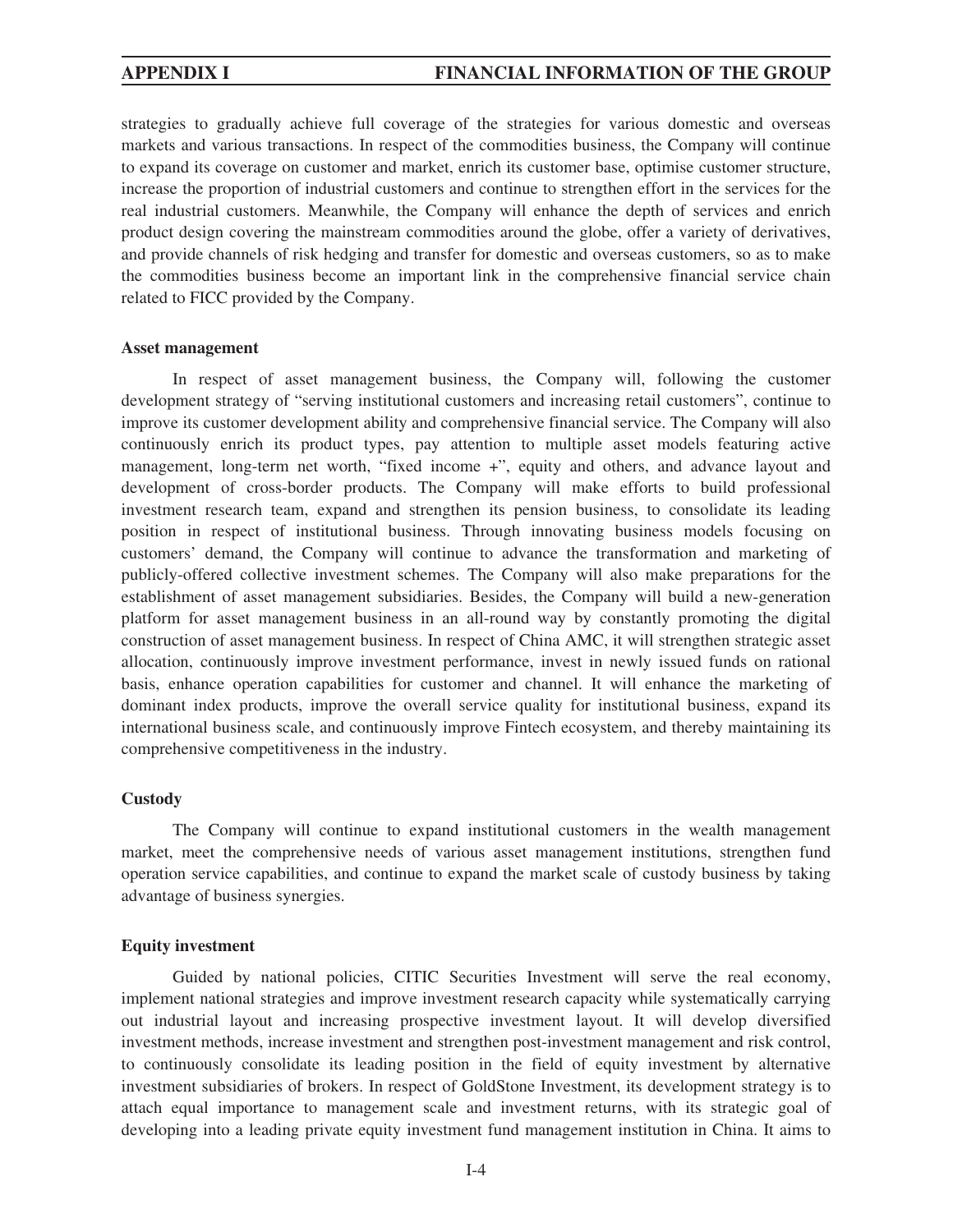strategies to gradually achieve full coverage of the strategies for various domestic and overseas markets and various transactions. In respect of the commodities business, the Company will continue to expand its coverage on customer and market, enrich its customer base, optimise customer structure, increase the proportion of industrial customers and continue to strengthen effort in the services for the real industrial customers. Meanwhile, the Company will enhance the depth of services and enrich product design covering the mainstream commodities around the globe, offer a variety of derivatives, and provide channels of risk hedging and transfer for domestic and overseas customers, so as to make the commodities business become an important link in the comprehensive financial service chain related to FICC provided by the Company.

**Asset management**

In respect of asset management business, the Company will, following the customer development strategy of "serving institutional customers and increasing retail customers", continue to improve its customer development ability and comprehensive financial service. The Company will also continuously enrich its product types, pay attention to multiple asset models featuring active management, long-term net worth, "fixed income +", equity and others, and advance layout and development of cross-border products. The Company will make efforts to build professional investment research team, expand and strengthen its pension business, to consolidate its leading position in respect of institutional business. Through innovating business models focusing on customers' demand, the Company will continue to advance the transformation and marketing of publicly-offered collective investment schemes. The Company will also make preparations for the establishment of asset management subsidiaries. Besides, the Company will build a new-generation platform for asset management business in an all-round way by constantly promoting the digital construction of asset management business. In respect of China AMC, it will strengthen strategic asset allocation, continuously improve investment performance, invest in newly issued funds on rational basis, enhance operation capabilities for customer and channel. It will enhance the marketing of dominant index products, improve the overall service quality for institutional business, expand its international business scale, and continuously improve Fintech ecosystem, and thereby maintaining its comprehensive competitiveness in the industry.

**Custody**

The Company will continue to expand institutional customers in the wealth management market, meet the comprehensive needs of various asset management institutions, strengthen fund operation service capabilities, and continue to expand the market scale of custody business by taking advantage of business synergies.

**Equity investment**

Guided by national policies, CITIC Securities Investment will serve the real economy, implement national strategies and improve investment research capacity while systematically carrying out industrial layout and increasing prospective investment layout. It will develop diversified investment methods, increase investment and strengthen post-investment management and risk control, to continuously consolidate its leading position in the field of equity investment by alternative investment subsidiaries of brokers. In respect of GoldStone Investment, its development strategy is to attach equal importance to management scale and investment returns, with its strategic goal of developing into a leading private equity investment fund management institution in China. It aims to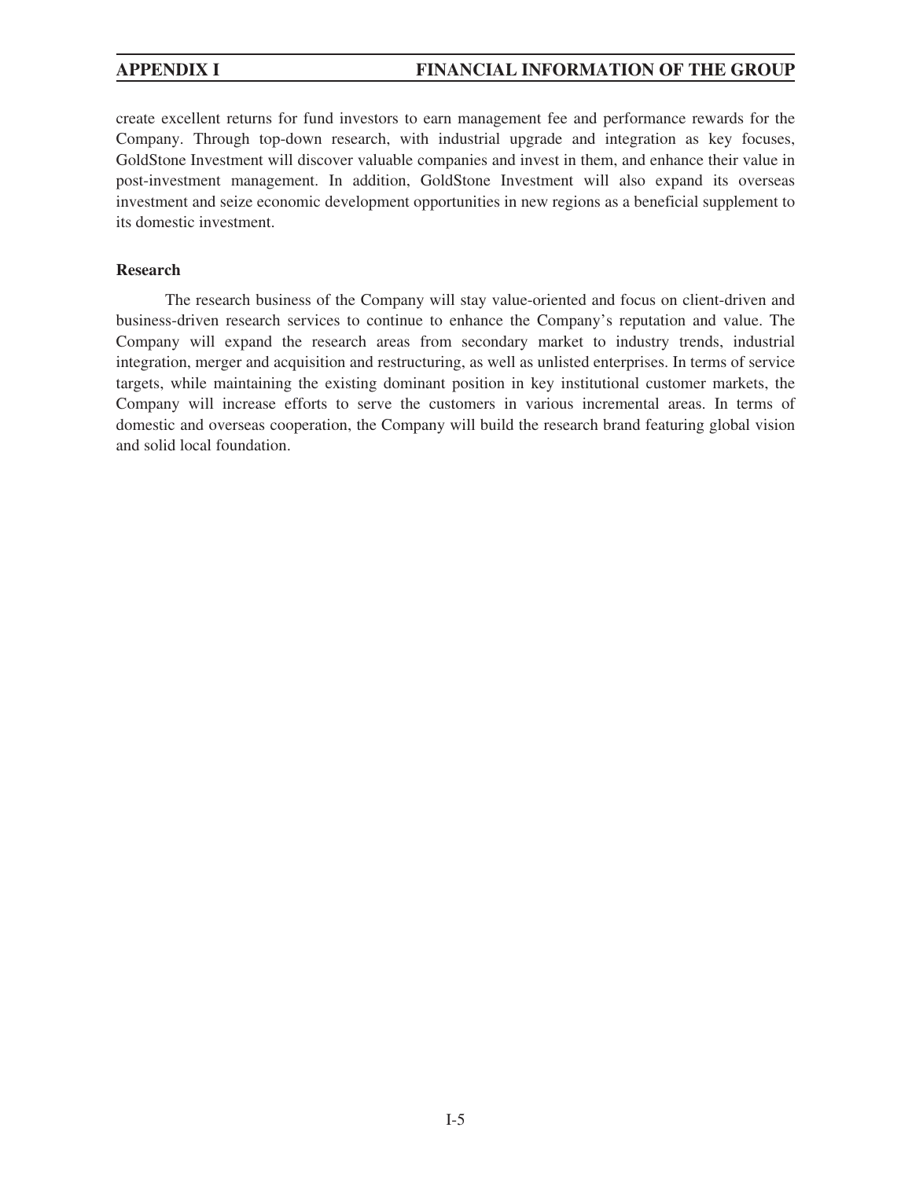create excellent returns for fund investors to earn management fee and performance rewards for the Company. Through top-down research, with industrial upgrade and integration as key focuses, GoldStone Investment will discover valuable companies and invest in them, and enhance their value in post-investment management. In addition, GoldStone Investment will also expand its overseas investment and seize economic development opportunities in new regions as a beneficial supplement to its domestic investment.

**Research**

The research business of the Company will stay value-oriented and focus on client-driven and business-driven research services to continue to enhance the Company's reputation and value. The Company will expand the research areas from secondary market to industry trends, industrial integration, merger and acquisition and restructuring, as well as unlisted enterprises. In terms of service targets, while maintaining the existing dominant position in key institutional customer markets, the Company will increase efforts to serve the customers in various incremental areas. In terms of domestic and overseas cooperation, the Company will build the research brand featuring global vision and solid local foundation.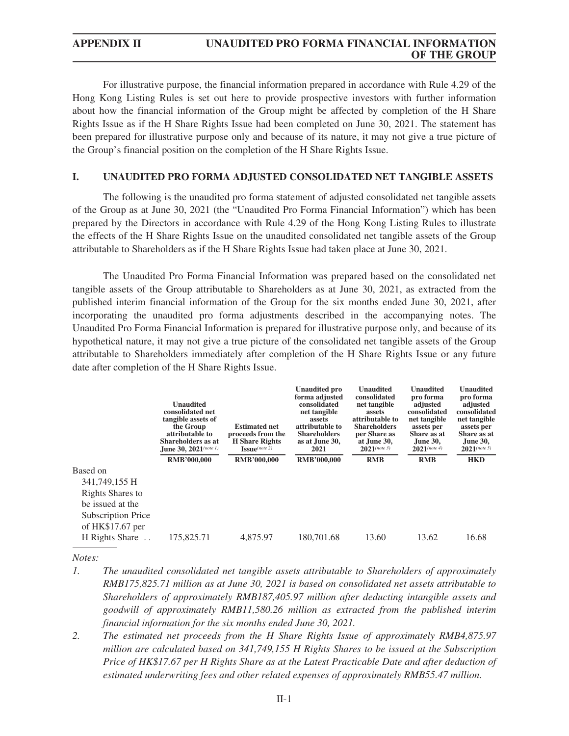For illustrative purpose, the financial information prepared in accordance with Rule 4.29 of the Hong Kong Listing Rules is set out here to provide prospective investors with further information about how the financial information of the Group might be affected by completion of the H Share Rights Issue as if the H Share Rights Issue had been completed on June 30, 2021. The statement has been prepared for illustrative purpose only and because of its nature, it may not give a true picture of the Group's financial position on the completion of the H Share Rights Issue.

## I. UNAUDITED PRO FORMA ADJUSTED CONSOLIDATED NET TANGIBLE ASSETS

The following is the unaudited pro forma statement of adjusted consolidated net tangible assets of the Group as at June 30, 2021 (the "Unaudited Pro Forma Financial Information") which has been prepared by the Directors in accordance with Rule 4.29 of the Hong Kong Listing Rules to illustrate the effects of the H Share Rights Issue on the unaudited consolidated net tangible assets of the Group attributable to Shareholders as if the H Share Rights Issue had taken place at June 30, 2021.

The Unaudited Pro Forma Financial Information was prepared based on the consolidated net tangible assets of the Group attributable to Shareholders as at June 30, 2021, as extracted from the published interim financial information of the Group for the six months ended June 30, 2021, after incorporating the unaudited pro forma adjustments described in the accompanying notes. The Unaudited Pro Forma Financial Information is prepared for illustrative purpose only, and because of its hypothetical nature, it may not give a true picture of the consolidated net tangible assets of the Group attributable to Shareholders immediately after completion of the H Share Rights Issue or any future date after completion of the H Share Rights Issue.

| | Unaudited consolidated net tangible assets of the Group attributable to Shareholders as at June 30, 2021 *(note 1)* | Estimated net proceeds from the H Share Rights Issue *(note 2)* | Unaudited pro forma adjusted consolidated net tangible assets attributable to Shareholders as at June 30, 2021 | Unaudited consolidated net tangible assets attributable to Shareholders per Share as at June 30, 2021 *(note 3)* | Unaudited pro forma adjusted consolidated net tangible assets per Share as at June 30, 2021 *(note 4)* | Unaudited pro forma adjusted consolidated net tangible assets per Share as at June 30, 2021 *(note 5)* |
|---|---|---|---|---|---|---|
| | **RMB'000,000** | **RMB'000,000** | **RMB'000,000** | **RMB** | **RMB** | **HKD** |
| Based on 341,749,155 H Rights Shares to be issued at the Subscription Price of HK$17.67 per H Rights Share | 175,825.71 | 4,875.97 | 180,701.68 | 13.60 | 13.62 | 16.68 |

*Notes:*

1. *The unaudited consolidated net tangible assets attributable to Shareholders of approximately RMB175,825.71 million as at June 30, 2021 is based on consolidated net assets attributable to Shareholders of approximately RMB187,405.97 million after deducting intangible assets and goodwill of approximately RMB11,580.26 million as extracted from the published interim financial information for the six months ended June 30, 2021.*

2. *The estimated net proceeds from the H Share Rights Issue of approximately RMB4,875.97 million are calculated based on 341,749,155 H Rights Shares to be issued at the Subscription Price of HK$17.67 per H Rights Share as at the Latest Practicable Date and after deduction of estimated underwriting fees and other related expenses of approximately RMB55.47 million.*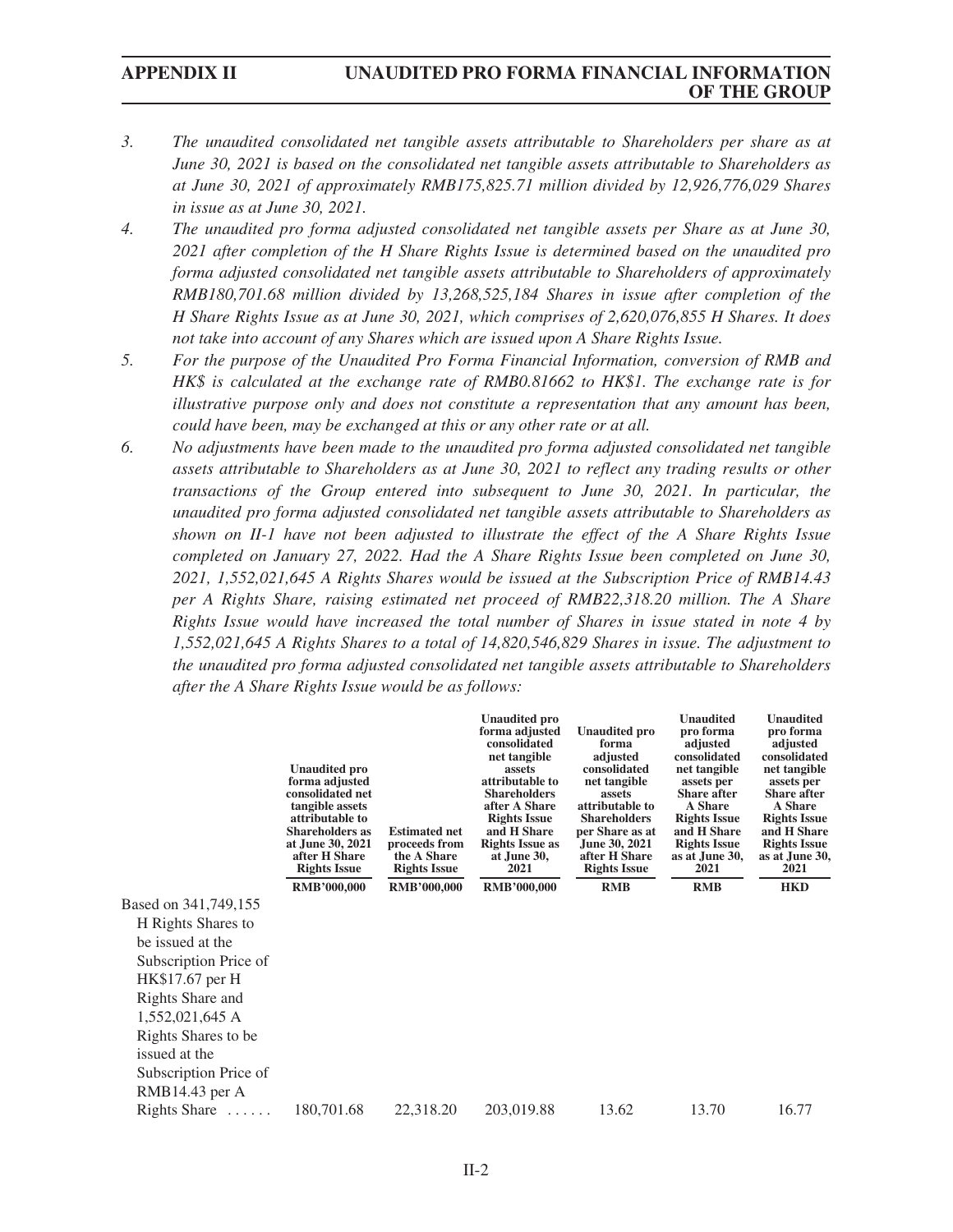3. *The unaudited consolidated net tangible assets attributable to Shareholders per share as at June 30, 2021 is based on the consolidated net tangible assets attributable to Shareholders as at June 30, 2021 of approximately RMB175,825.71 million divided by 12,926,776,029 Shares in issue as at June 30, 2021.*
4. *The unaudited pro forma adjusted consolidated net tangible assets per Share as at June 30, 2021 after completion of the H Share Rights Issue is determined based on the unaudited pro forma adjusted consolidated net tangible assets attributable to Shareholders of approximately RMB180,701.68 million divided by 13,268,525,184 Shares in issue after completion of the H Share Rights Issue as at June 30, 2021, which comprises of 2,620,076,855 H Shares. It does not take into account of any Shares which are issued upon A Share Rights Issue.*
5. *For the purpose of the Unaudited Pro Forma Financial Information, conversion of RMB and HK$ is calculated at the exchange rate of RMB0.81662 to HK$1. The exchange rate is for illustrative purpose only and does not constitute a representation that any amount has been, could have been, may be exchanged at this or any other rate or at all.*
6. *No adjustments have been made to the unaudited pro forma adjusted consolidated net tangible assets attributable to Shareholders as at June 30, 2021 to reflect any trading results or other transactions of the Group entered into subsequent to June 30, 2021. In particular, the unaudited pro forma adjusted consolidated net tangible assets attributable to Shareholders as shown on II-1 have not been adjusted to illustrate the effect of the A Share Rights Issue completed on January 27, 2022. Had the A Share Rights Issue been completed on June 30, 2021, 1,552,021,645 A Rights Shares would be issued at the Subscription Price of RMB14.43 per A Rights Share, raising estimated net proceed of RMB22,318.20 million. The A Share Rights Issue would have increased the total number of Shares in issue stated in note 4 by 1,552,021,645 A Rights Shares to a total of 14,820,546,829 Shares in issue. The adjustment to the unaudited pro forma adjusted consolidated net tangible assets attributable to Shareholders after the A Share Rights Issue would be as follows:*

| | Unaudited pro forma adjusted consolidated net tangible assets attributable to Shareholders as at June 30, 2021 after H Share Rights Issue | Estimated net proceeds from the A Share Rights Issue | Unaudited pro forma adjusted consolidated net tangible assets attributable to Shareholders after A Share Rights Issue and H Share Rights Issue as at June 30, 2021 | Unaudited pro forma adjusted consolidated net tangible assets attributable to Shareholders per Share as at June 30, 2021 after H Share Rights Issue | Unaudited pro forma adjusted consolidated net tangible assets per Share after A Share Rights Issue and H Share Rights Issue as at June 30, 2021 | Unaudited pro forma adjusted consolidated net tangible assets per Share after A Share Rights Issue and H Share Rights Issue as at June 30, 2021 |
|---|---|---|---|---|---|---|
| | RMB'000,000 | RMB'000,000 | RMB'000,000 | RMB | RMB | HKD |
| Based on 341,749,155 H Rights Shares to be issued at the Subscription Price of HK$17.67 per H Rights Share and 1,552,021,645 A Rights Shares to be issued at the Subscription Price of RMB14.43 per A Rights Share | 180,701.68 | 22,318.20 | 203,019.88 | 13.62 | 13.70 | 16.77 |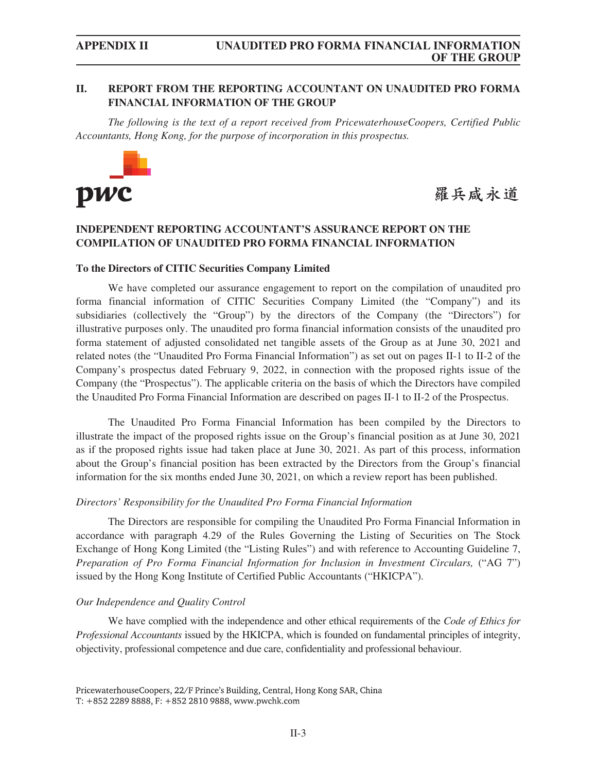## II. REPORT FROM THE REPORTING ACCOUNTANT ON UNAUDITED PRO FORMA FINANCIAL INFORMATION OF THE GROUP

*The following is the text of a report received from PricewaterhouseCoopers, Certified Public Accountants, Hong Kong, for the purpose of incorporation in this prospectus.*

pwc

羅兵咸永道

### INDEPENDENT REPORTING ACCOUNTANT'S ASSURANCE REPORT ON THE COMPILATION OF UNAUDITED PRO FORMA FINANCIAL INFORMATION

**To the Directors of CITIC Securities Company Limited**

We have completed our assurance engagement to report on the compilation of unaudited pro forma financial information of CITIC Securities Company Limited (the "Company") and its subsidiaries (collectively the "Group") by the directors of the Company (the "Directors") for illustrative purposes only. The unaudited pro forma financial information consists of the unaudited pro forma statement of adjusted consolidated net tangible assets of the Group as at June 30, 2021 and related notes (the "Unaudited Pro Forma Financial Information") as set out on pages II-1 to II-2 of the Company's prospectus dated February 9, 2022, in connection with the proposed rights issue of the Company (the "Prospectus"). The applicable criteria on the basis of which the Directors have compiled the Unaudited Pro Forma Financial Information are described on pages II-1 to II-2 of the Prospectus.

The Unaudited Pro Forma Financial Information has been compiled by the Directors to illustrate the impact of the proposed rights issue on the Group's financial position as at June 30, 2021 as if the proposed rights issue had taken place at June 30, 2021. As part of this process, information about the Group's financial position has been extracted by the Directors from the Group's financial information for the six months ended June 30, 2021, on which a review report has been published.

*Directors' Responsibility for the Unaudited Pro Forma Financial Information*

The Directors are responsible for compiling the Unaudited Pro Forma Financial Information in accordance with paragraph 4.29 of the Rules Governing the Listing of Securities on The Stock Exchange of Hong Kong Limited (the "Listing Rules") and with reference to Accounting Guideline 7, *Preparation of Pro Forma Financial Information for Inclusion in Investment Circulars,* ("AG 7") issued by the Hong Kong Institute of Certified Public Accountants ("HKICPA").

*Our Independence and Quality Control*

We have complied with the independence and other ethical requirements of the *Code of Ethics for Professional Accountants* issued by the HKICPA, which is founded on fundamental principles of integrity, objectivity, professional competence and due care, confidentiality and professional behaviour.

PricewaterhouseCoopers, 22/F Prince's Building, Central, Hong Kong SAR, China
T: +852 2289 8888, F: +852 2810 9888, www.pwchk.com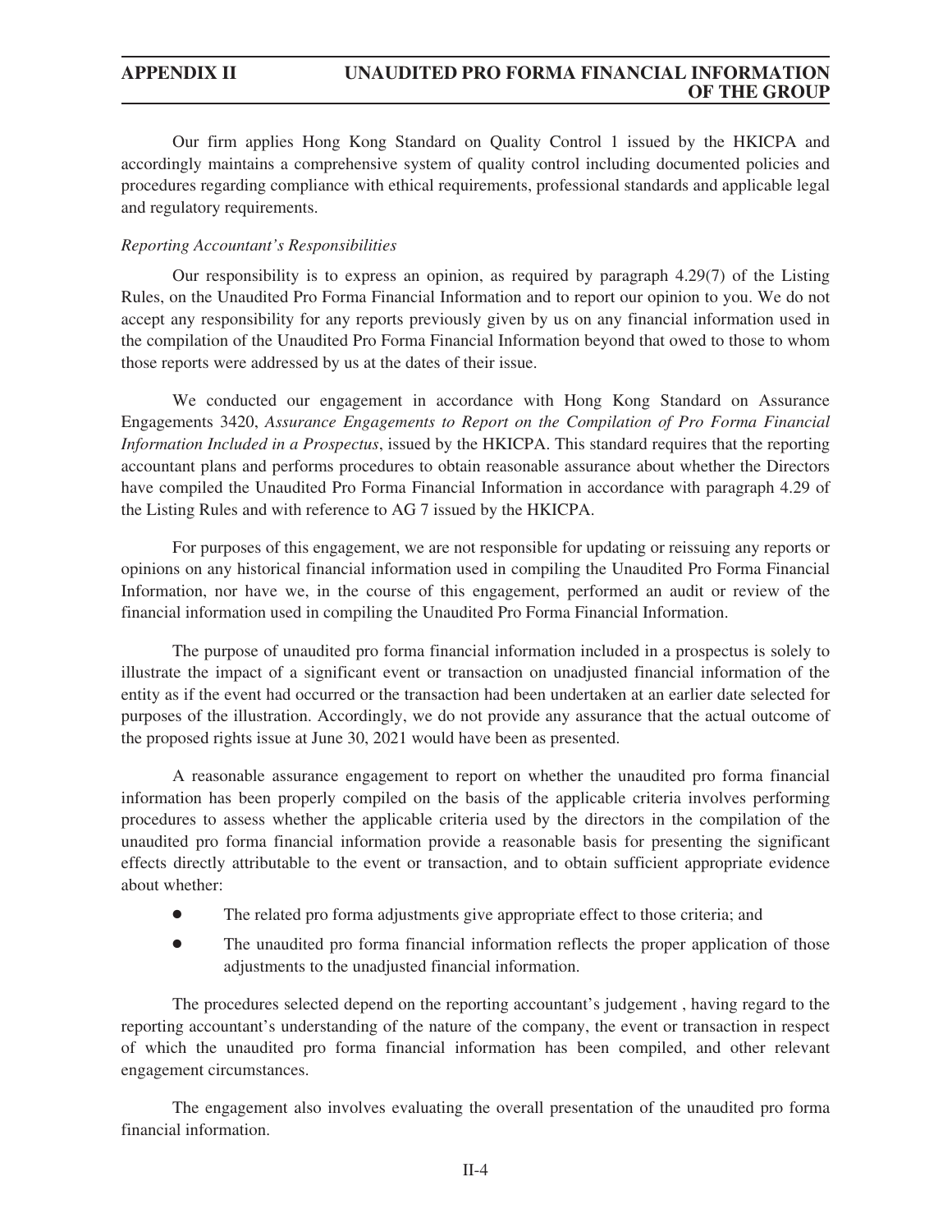Our firm applies Hong Kong Standard on Quality Control 1 issued by the HKICPA and accordingly maintains a comprehensive system of quality control including documented policies and procedures regarding compliance with ethical requirements, professional standards and applicable legal and regulatory requirements.

*Reporting Accountant's Responsibilities*

Our responsibility is to express an opinion, as required by paragraph 4.29(7) of the Listing Rules, on the Unaudited Pro Forma Financial Information and to report our opinion to you. We do not accept any responsibility for any reports previously given by us on any financial information used in the compilation of the Unaudited Pro Forma Financial Information beyond that owed to those to whom those reports were addressed by us at the dates of their issue.

We conducted our engagement in accordance with Hong Kong Standard on Assurance Engagements 3420, *Assurance Engagements to Report on the Compilation of Pro Forma Financial Information Included in a Prospectus*, issued by the HKICPA. This standard requires that the reporting accountant plans and performs procedures to obtain reasonable assurance about whether the Directors have compiled the Unaudited Pro Forma Financial Information in accordance with paragraph 4.29 of the Listing Rules and with reference to AG 7 issued by the HKICPA.

For purposes of this engagement, we are not responsible for updating or reissuing any reports or opinions on any historical financial information used in compiling the Unaudited Pro Forma Financial Information, nor have we, in the course of this engagement, performed an audit or review of the financial information used in compiling the Unaudited Pro Forma Financial Information.

The purpose of unaudited pro forma financial information included in a prospectus is solely to illustrate the impact of a significant event or transaction on unadjusted financial information of the entity as if the event had occurred or the transaction had been undertaken at an earlier date selected for purposes of the illustration. Accordingly, we do not provide any assurance that the actual outcome of the proposed rights issue at June 30, 2021 would have been as presented.

A reasonable assurance engagement to report on whether the unaudited pro forma financial information has been properly compiled on the basis of the applicable criteria involves performing procedures to assess whether the applicable criteria used by the directors in the compilation of the unaudited pro forma financial information provide a reasonable basis for presenting the significant effects directly attributable to the event or transaction, and to obtain sufficient appropriate evidence about whether:

- The related pro forma adjustments give appropriate effect to those criteria; and
- The unaudited pro forma financial information reflects the proper application of those adjustments to the unadjusted financial information.

The procedures selected depend on the reporting accountant's judgement , having regard to the reporting accountant's understanding of the nature of the company, the event or transaction in respect of which the unaudited pro forma financial information has been compiled, and other relevant engagement circumstances.

The engagement also involves evaluating the overall presentation of the unaudited pro forma financial information.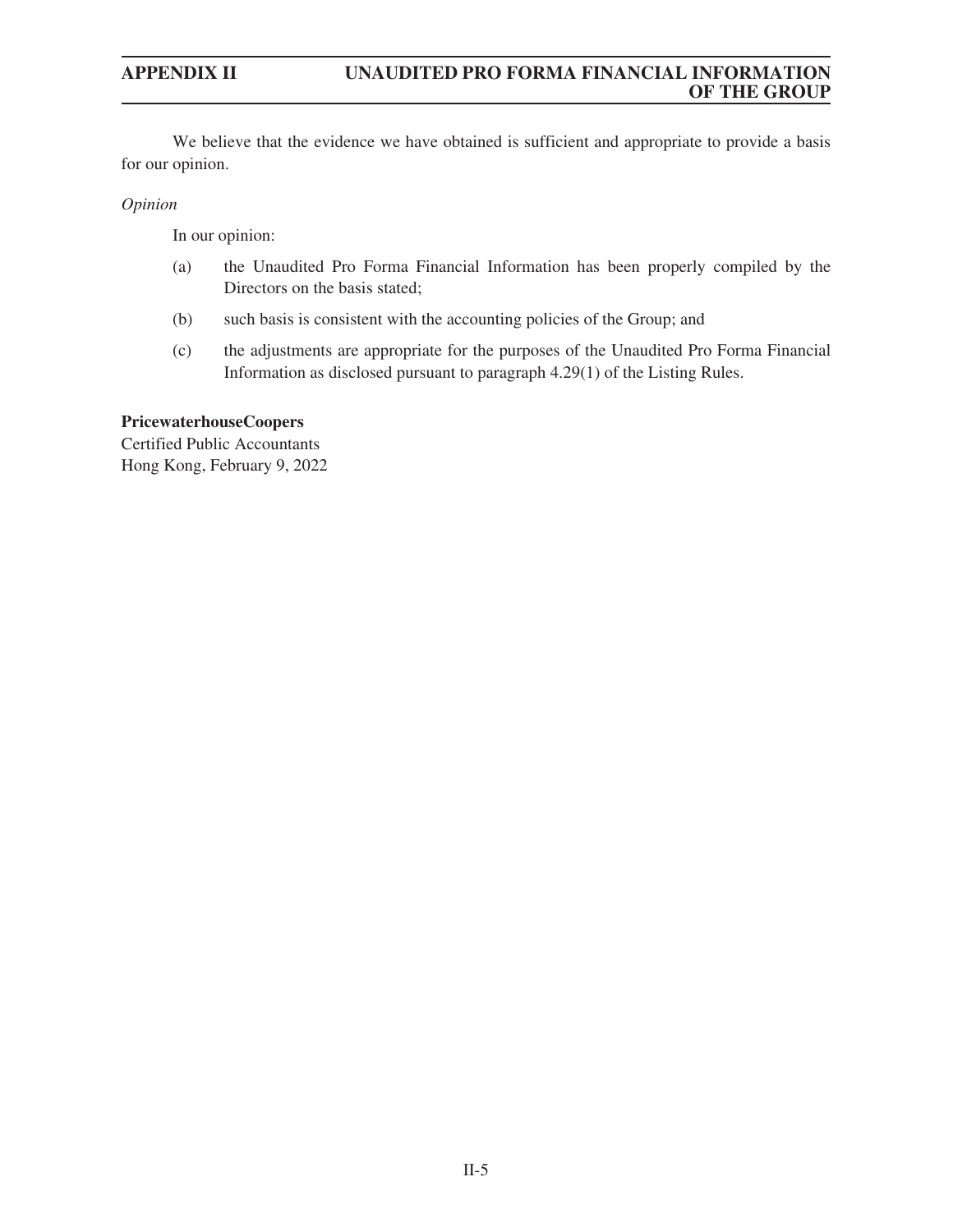We believe that the evidence we have obtained is sufficient and appropriate to provide a basis for our opinion.

*Opinion*

In our opinion:

(a) the Unaudited Pro Forma Financial Information has been properly compiled by the Directors on the basis stated;

(b) such basis is consistent with the accounting policies of the Group; and

(c) the adjustments are appropriate for the purposes of the Unaudited Pro Forma Financial Information as disclosed pursuant to paragraph 4.29(1) of the Listing Rules.

**PricewaterhouseCoopers**
Certified Public Accountants
Hong Kong, February 9, 2022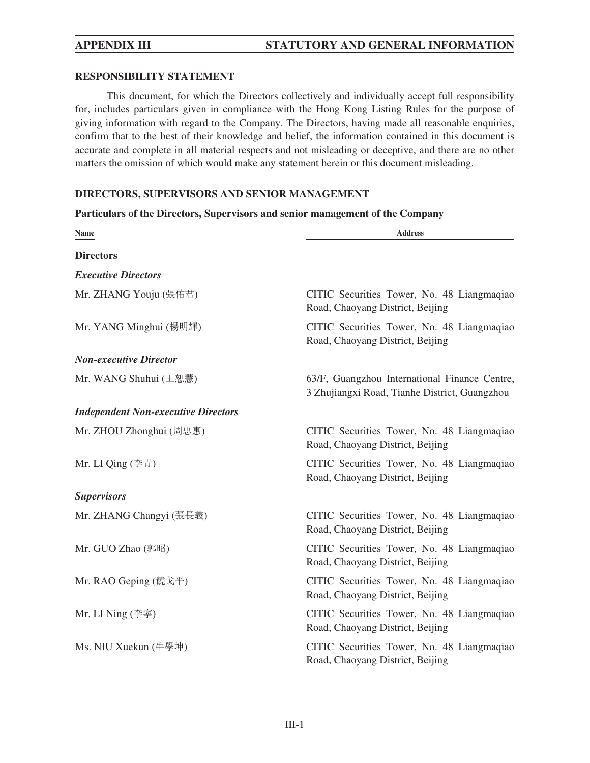## RESPONSIBILITY STATEMENT

This document, for which the Directors collectively and individually accept full responsibility for, includes particulars given in compliance with the Hong Kong Listing Rules for the purpose of giving information with regard to the Company. The Directors, having made all reasonable enquiries, confirm that to the best of their knowledge and belief, the information contained in this document is accurate and complete in all material respects and not misleading or deceptive, and there are no other matters the omission of which would make any statement herein or this document misleading.

## DIRECTORS, SUPERVISORS AND SENIOR MANAGEMENT

### Particulars of the Directors, Supervisors and senior management of the Company

| Name | Address |
|---|---|
| **Directors** | |
| ***Executive Directors*** | |
| Mr. ZHANG Youju (張佑君) | CITIC Securities Tower, No. 48 Liangmaqiao Road, Chaoyang District, Beijing |
| Mr. YANG Minghui (楊明輝) | CITIC Securities Tower, No. 48 Liangmaqiao Road, Chaoyang District, Beijing |
| ***Non-executive Director*** | |
| Mr. WANG Shuhui (王恕慧) | 63/F, Guangzhou International Finance Centre, 3 Zhujiangxi Road, Tianhe District, Guangzhou |
| ***Independent Non-executive Directors*** | |
| Mr. ZHOU Zhonghui (周忠惠) | CITIC Securities Tower, No. 48 Liangmaqiao Road, Chaoyang District, Beijing |
| Mr. LI Qing (李青) | CITIC Securities Tower, No. 48 Liangmaqiao Road, Chaoyang District, Beijing |
| ***Supervisors*** | |
| Mr. ZHANG Changyi (張長義) | CITIC Securities Tower, No. 48 Liangmaqiao Road, Chaoyang District, Beijing |
| Mr. GUO Zhao (郭昭) | CITIC Securities Tower, No. 48 Liangmaqiao Road, Chaoyang District, Beijing |
| Mr. RAO Geping (饒戈平) | CITIC Securities Tower, No. 48 Liangmaqiao Road, Chaoyang District, Beijing |
| Mr. LI Ning (李寧) | CITIC Securities Tower, No. 48 Liangmaqiao Road, Chaoyang District, Beijing |
| Ms. NIU Xuekun (牛學坤) | CITIC Securities Tower, No. 48 Liangmaqiao Road, Chaoyang District, Beijing |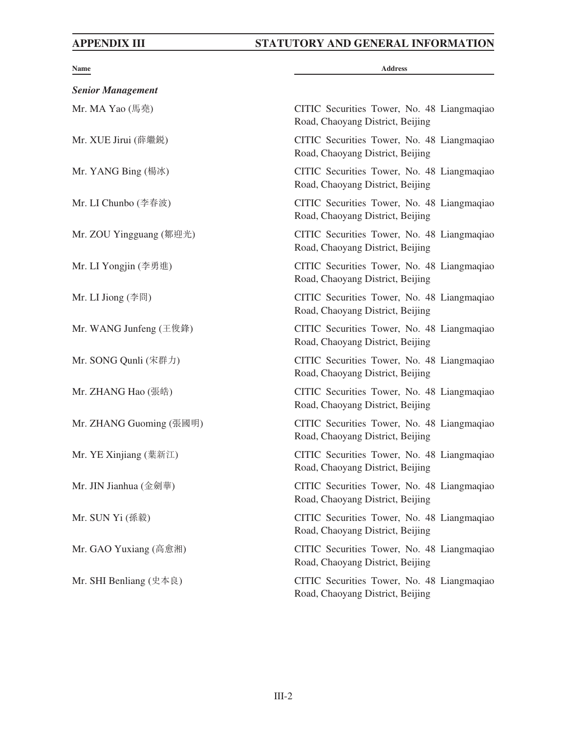| Name | Address |
|---|---|
| ***Senior Management*** | |
| Mr. MA Yao (馬堯) | CITIC Securities Tower, No. 48 Liangmaqiao Road, Chaoyang District, Beijing |
| Mr. XUE Jirui (薛繼銳) | CITIC Securities Tower, No. 48 Liangmaqiao Road, Chaoyang District, Beijing |
| Mr. YANG Bing (楊冰) | CITIC Securities Tower, No. 48 Liangmaqiao Road, Chaoyang District, Beijing |
| Mr. LI Chunbo (李春波) | CITIC Securities Tower, No. 48 Liangmaqiao Road, Chaoyang District, Beijing |
| Mr. ZOU Yingguang (鄒迎光) | CITIC Securities Tower, No. 48 Liangmaqiao Road, Chaoyang District, Beijing |
| Mr. LI Yongjin (李勇進) | CITIC Securities Tower, No. 48 Liangmaqiao Road, Chaoyang District, Beijing |
| Mr. LI Jiong (李冏) | CITIC Securities Tower, No. 48 Liangmaqiao Road, Chaoyang District, Beijing |
| Mr. WANG Junfeng (王俊鋒) | CITIC Securities Tower, No. 48 Liangmaqiao Road, Chaoyang District, Beijing |
| Mr. SONG Qunli (宋群力) | CITIC Securities Tower, No. 48 Liangmaqiao Road, Chaoyang District, Beijing |
| Mr. ZHANG Hao (張皓) | CITIC Securities Tower, No. 48 Liangmaqiao Road, Chaoyang District, Beijing |
| Mr. ZHANG Guoming (張國明) | CITIC Securities Tower, No. 48 Liangmaqiao Road, Chaoyang District, Beijing |
| Mr. YE Xinjiang (葉新江) | CITIC Securities Tower, No. 48 Liangmaqiao Road, Chaoyang District, Beijing |
| Mr. JIN Jianhua (金劍華) | CITIC Securities Tower, No. 48 Liangmaqiao Road, Chaoyang District, Beijing |
| Mr. SUN Yi (孫毅) | CITIC Securities Tower, No. 48 Liangmaqiao Road, Chaoyang District, Beijing |
| Mr. GAO Yuxiang (高愈湘) | CITIC Securities Tower, No. 48 Liangmaqiao Road, Chaoyang District, Beijing |
| Mr. SHI Benliang (史本良) | CITIC Securities Tower, No. 48 Liangmaqiao Road, Chaoyang District, Beijing |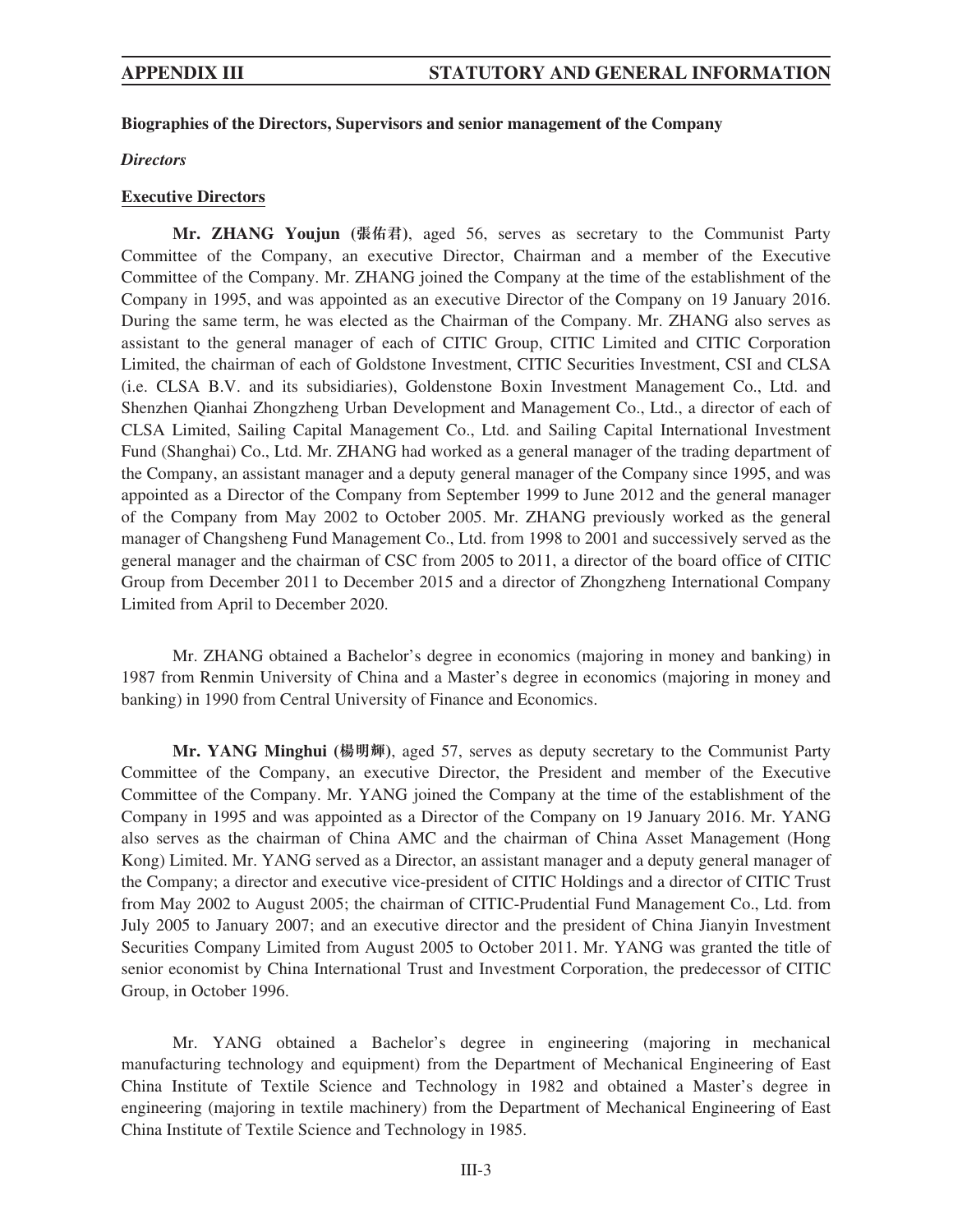**Biographies of the Directors, Supervisors and senior management of the Company**

***Directors***

**Executive Directors**

**Mr. ZHANG Youjun (張佑君)**, aged 56, serves as secretary to the Communist Party Committee of the Company, an executive Director, Chairman and a member of the Executive Committee of the Company. Mr. ZHANG joined the Company at the time of the establishment of the Company in 1995, and was appointed as an executive Director of the Company on 19 January 2016. During the same term, he was elected as the Chairman of the Company. Mr. ZHANG also serves as assistant to the general manager of each of CITIC Group, CITIC Limited and CITIC Corporation Limited, the chairman of each of Goldstone Investment, CITIC Securities Investment, CSI and CLSA (i.e. CLSA B.V. and its subsidiaries), Goldenstone Boxin Investment Management Co., Ltd. and Shenzhen Qianhai Zhongzheng Urban Development and Management Co., Ltd., a director of each of CLSA Limited, Sailing Capital Management Co., Ltd. and Sailing Capital International Investment Fund (Shanghai) Co., Ltd. Mr. ZHANG had worked as a general manager of the trading department of the Company, an assistant manager and a deputy general manager of the Company since 1995, and was appointed as a Director of the Company from September 1999 to June 2012 and the general manager of the Company from May 2002 to October 2005. Mr. ZHANG previously worked as the general manager of Changsheng Fund Management Co., Ltd. from 1998 to 2001 and successively served as the general manager and the chairman of CSC from 2005 to 2011, a director of the board office of CITIC Group from December 2011 to December 2015 and a director of Zhongzheng International Company Limited from April to December 2020.

Mr. ZHANG obtained a Bachelor's degree in economics (majoring in money and banking) in 1987 from Renmin University of China and a Master's degree in economics (majoring in money and banking) in 1990 from Central University of Finance and Economics.

**Mr. YANG Minghui (楊明輝)**, aged 57, serves as deputy secretary to the Communist Party Committee of the Company, an executive Director, the President and member of the Executive Committee of the Company. Mr. YANG joined the Company at the time of the establishment of the Company in 1995 and was appointed as a Director of the Company on 19 January 2016. Mr. YANG also serves as the chairman of China AMC and the chairman of China Asset Management (Hong Kong) Limited. Mr. YANG served as a Director, an assistant manager and a deputy general manager of the Company; a director and executive vice-president of CITIC Holdings and a director of CITIC Trust from May 2002 to August 2005; the chairman of CITIC-Prudential Fund Management Co., Ltd. from July 2005 to January 2007; and an executive director and the president of China Jianyin Investment Securities Company Limited from August 2005 to October 2011. Mr. YANG was granted the title of senior economist by China International Trust and Investment Corporation, the predecessor of CITIC Group, in October 1996.

Mr. YANG obtained a Bachelor's degree in engineering (majoring in mechanical manufacturing technology and equipment) from the Department of Mechanical Engineering of East China Institute of Textile Science and Technology in 1982 and obtained a Master's degree in engineering (majoring in textile machinery) from the Department of Mechanical Engineering of East China Institute of Textile Science and Technology in 1985.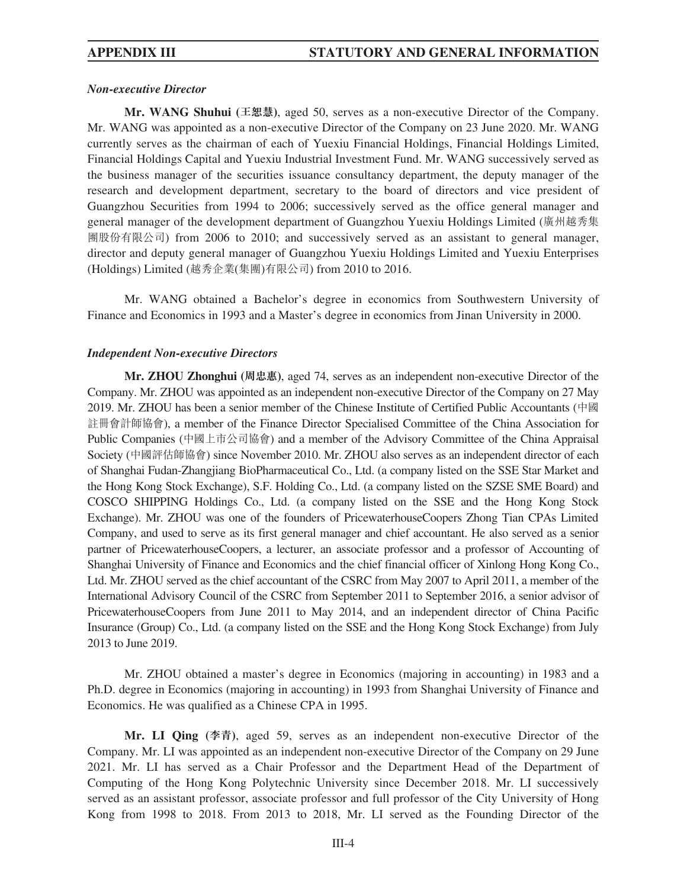### *Non-executive Director*

**Mr. WANG Shuhui (王恕慧)**, aged 50, serves as a non-executive Director of the Company. Mr. WANG was appointed as a non-executive Director of the Company on 23 June 2020. Mr. WANG currently serves as the chairman of each of Yuexiu Financial Holdings, Financial Holdings Limited, Financial Holdings Capital and Yuexiu Industrial Investment Fund. Mr. WANG successively served as the business manager of the securities issuance consultancy department, the deputy manager of the research and development department, secretary to the board of directors and vice president of Guangzhou Securities from 1994 to 2006; successively served as the office general manager and general manager of the development department of Guangzhou Yuexiu Holdings Limited (廣州越秀集團股份有限公司) from 2006 to 2010; and successively served as an assistant to general manager, director and deputy general manager of Guangzhou Yuexiu Holdings Limited and Yuexiu Enterprises (Holdings) Limited (越秀企業(集團)有限公司) from 2010 to 2016.

Mr. WANG obtained a Bachelor's degree in economics from Southwestern University of Finance and Economics in 1993 and a Master's degree in economics from Jinan University in 2000.

### *Independent Non-executive Directors*

**Mr. ZHOU Zhonghui (周忠惠)**, aged 74, serves as an independent non-executive Director of the Company. Mr. ZHOU was appointed as an independent non-executive Director of the Company on 27 May 2019. Mr. ZHOU has been a senior member of the Chinese Institute of Certified Public Accountants (中國註冊會計師協會), a member of the Finance Director Specialised Committee of the China Association for Public Companies (中國上市公司協會) and a member of the Advisory Committee of the China Appraisal Society (中國評估師協會) since November 2010. Mr. ZHOU also serves as an independent director of each of Shanghai Fudan-Zhangjiang BioPharmaceutical Co., Ltd. (a company listed on the SSE Star Market and the Hong Kong Stock Exchange), S.F. Holding Co., Ltd. (a company listed on the SZSE SME Board) and COSCO SHIPPING Holdings Co., Ltd. (a company listed on the SSE and the Hong Kong Stock Exchange). Mr. ZHOU was one of the founders of PricewaterhouseCoopers Zhong Tian CPAs Limited Company, and used to serve as its first general manager and chief accountant. He also served as a senior partner of PricewaterhouseCoopers, a lecturer, an associate professor and a professor of Accounting of Shanghai University of Finance and Economics and the chief financial officer of Xinlong Hong Kong Co., Ltd. Mr. ZHOU served as the chief accountant of the CSRC from May 2007 to April 2011, a member of the International Advisory Council of the CSRC from September 2011 to September 2016, a senior advisor of PricewaterhouseCoopers from June 2011 to May 2014, and an independent director of China Pacific Insurance (Group) Co., Ltd. (a company listed on the SSE and the Hong Kong Stock Exchange) from July 2013 to June 2019.

Mr. ZHOU obtained a master's degree in Economics (majoring in accounting) in 1983 and a Ph.D. degree in Economics (majoring in accounting) in 1993 from Shanghai University of Finance and Economics. He was qualified as a Chinese CPA in 1995.

**Mr. LI Qing (李青)**, aged 59, serves as an independent non-executive Director of the Company. Mr. LI was appointed as an independent non-executive Director of the Company on 29 June 2021. Mr. LI has served as a Chair Professor and the Department Head of the Department of Computing of the Hong Kong Polytechnic University since December 2018. Mr. LI successively served as an assistant professor, associate professor and full professor of the City University of Hong Kong from 1998 to 2018. From 2013 to 2018, Mr. LI served as the Founding Director of the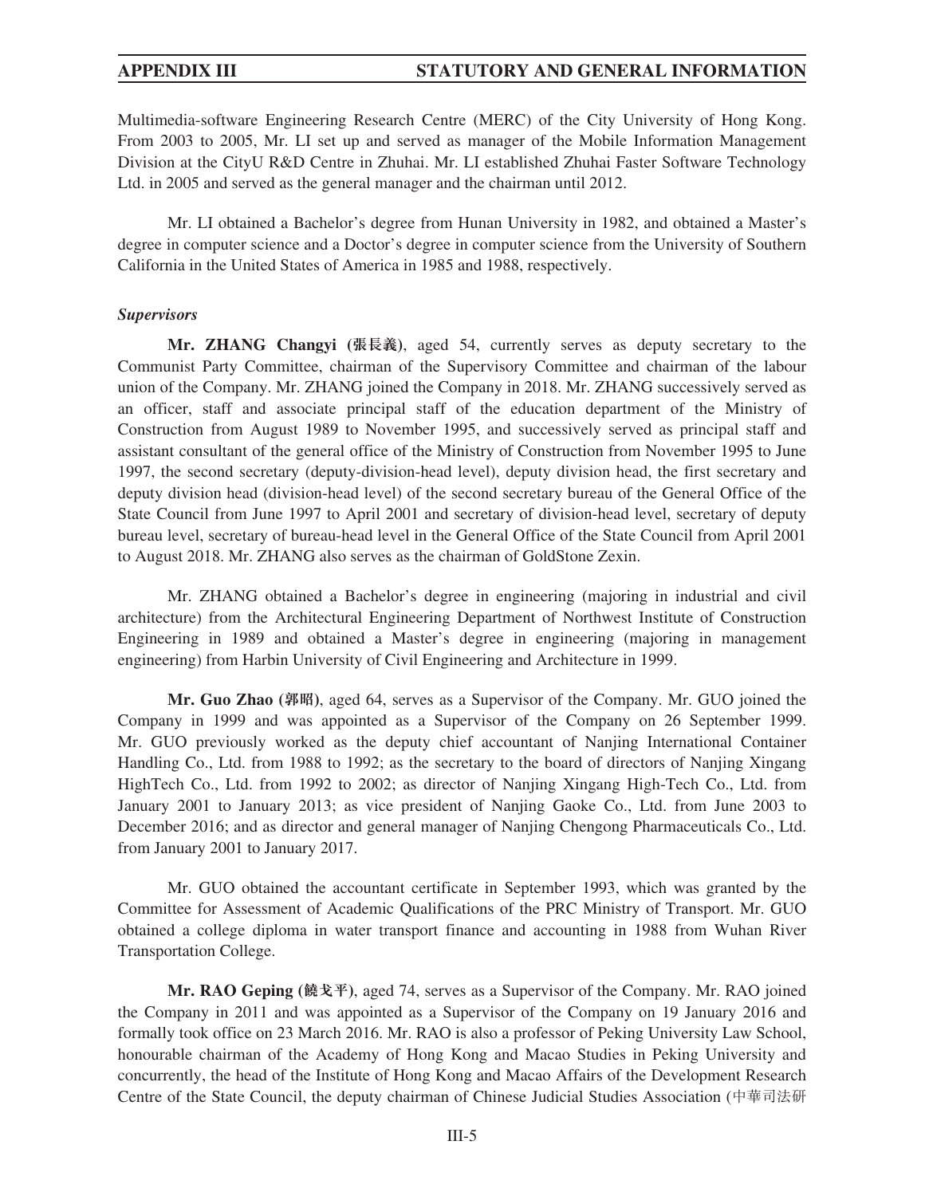Multimedia-software Engineering Research Centre (MERC) of the City University of Hong Kong. From 2003 to 2005, Mr. LI set up and served as manager of the Mobile Information Management Division at the CityU R&D Centre in Zhuhai. Mr. LI established Zhuhai Faster Software Technology Ltd. in 2005 and served as the general manager and the chairman until 2012.

Mr. LI obtained a Bachelor's degree from Hunan University in 1982, and obtained a Master's degree in computer science and a Doctor's degree in computer science from the University of Southern California in the United States of America in 1985 and 1988, respectively.

***Supervisors***

**Mr. ZHANG Changyi (張長義)**, aged 54, currently serves as deputy secretary to the Communist Party Committee, chairman of the Supervisory Committee and chairman of the labour union of the Company. Mr. ZHANG joined the Company in 2018. Mr. ZHANG successively served as an officer, staff and associate principal staff of the education department of the Ministry of Construction from August 1989 to November 1995, and successively served as principal staff and assistant consultant of the general office of the Ministry of Construction from November 1995 to June 1997, the second secretary (deputy-division-head level), deputy division head, the first secretary and deputy division head (division-head level) of the second secretary bureau of the General Office of the State Council from June 1997 to April 2001 and secretary of division-head level, secretary of deputy bureau level, secretary of bureau-head level in the General Office of the State Council from April 2001 to August 2018. Mr. ZHANG also serves as the chairman of GoldStone Zexin.

Mr. ZHANG obtained a Bachelor's degree in engineering (majoring in industrial and civil architecture) from the Architectural Engineering Department of Northwest Institute of Construction Engineering in 1989 and obtained a Master's degree in engineering (majoring in management engineering) from Harbin University of Civil Engineering and Architecture in 1999.

**Mr. Guo Zhao (郭昭)**, aged 64, serves as a Supervisor of the Company. Mr. GUO joined the Company in 1999 and was appointed as a Supervisor of the Company on 26 September 1999. Mr. GUO previously worked as the deputy chief accountant of Nanjing International Container Handling Co., Ltd. from 1988 to 1992; as the secretary to the board of directors of Nanjing Xingang HighTech Co., Ltd. from 1992 to 2002; as director of Nanjing Xingang High-Tech Co., Ltd. from January 2001 to January 2013; as vice president of Nanjing Gaoke Co., Ltd. from June 2003 to December 2016; and as director and general manager of Nanjing Chengong Pharmaceuticals Co., Ltd. from January 2001 to January 2017.

Mr. GUO obtained the accountant certificate in September 1993, which was granted by the Committee for Assessment of Academic Qualifications of the PRC Ministry of Transport. Mr. GUO obtained a college diploma in water transport finance and accounting in 1988 from Wuhan River Transportation College.

**Mr. RAO Geping (饒戈平)**, aged 74, serves as a Supervisor of the Company. Mr. RAO joined the Company in 2011 and was appointed as a Supervisor of the Company on 19 January 2016 and formally took office on 23 March 2016. Mr. RAO is also a professor of Peking University Law School, honourable chairman of the Academy of Hong Kong and Macao Studies in Peking University and concurrently, the head of the Institute of Hong Kong and Macao Affairs of the Development Research Centre of the State Council, the deputy chairman of Chinese Judicial Studies Association (中華司法研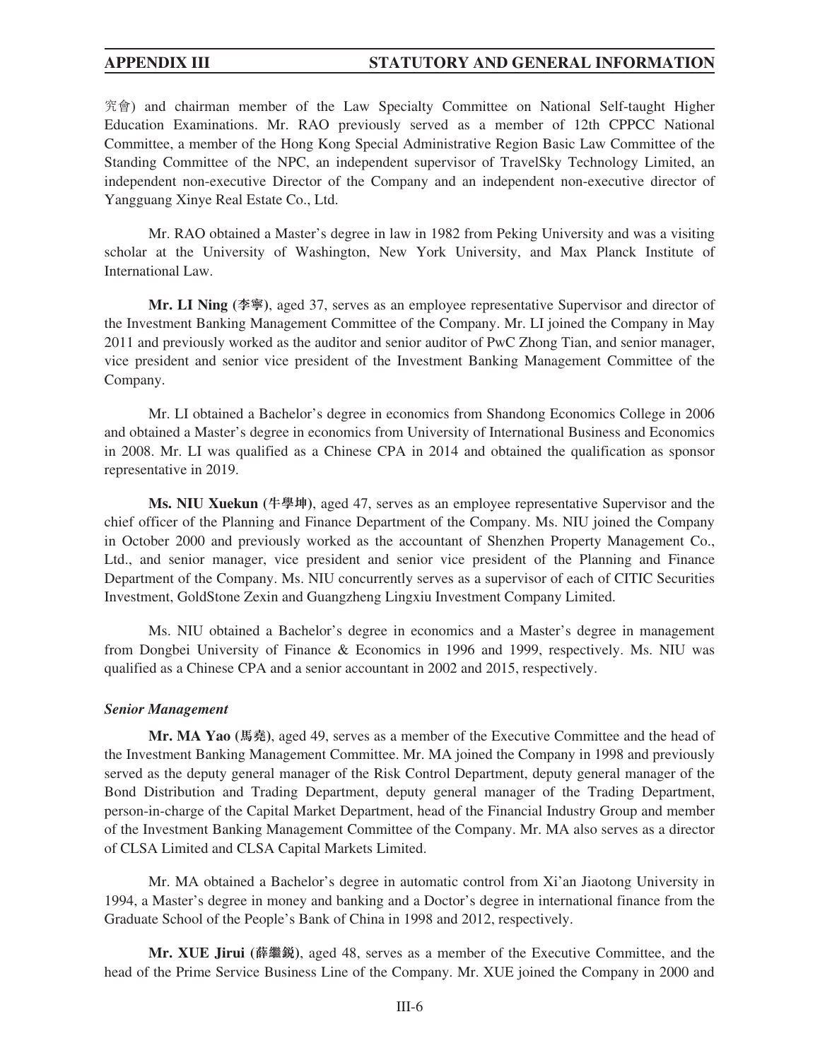究會) and chairman member of the Law Specialty Committee on National Self-taught Higher Education Examinations. Mr. RAO previously served as a member of 12th CPPCC National Committee, a member of the Hong Kong Special Administrative Region Basic Law Committee of the Standing Committee of the NPC, an independent supervisor of TravelSky Technology Limited, an independent non-executive Director of the Company and an independent non-executive director of Yangguang Xinye Real Estate Co., Ltd.

Mr. RAO obtained a Master's degree in law in 1982 from Peking University and was a visiting scholar at the University of Washington, New York University, and Max Planck Institute of International Law.

**Mr. LI Ning (李寧)**, aged 37, serves as an employee representative Supervisor and director of the Investment Banking Management Committee of the Company. Mr. LI joined the Company in May 2011 and previously worked as the auditor and senior auditor of PwC Zhong Tian, and senior manager, vice president and senior vice president of the Investment Banking Management Committee of the Company.

Mr. LI obtained a Bachelor's degree in economics from Shandong Economics College in 2006 and obtained a Master's degree in economics from University of International Business and Economics in 2008. Mr. LI was qualified as a Chinese CPA in 2014 and obtained the qualification as sponsor representative in 2019.

**Ms. NIU Xuekun (牛學坤)**, aged 47, serves as an employee representative Supervisor and the chief officer of the Planning and Finance Department of the Company. Ms. NIU joined the Company in October 2000 and previously worked as the accountant of Shenzhen Property Management Co., Ltd., and senior manager, vice president and senior vice president of the Planning and Finance Department of the Company. Ms. NIU concurrently serves as a supervisor of each of CITIC Securities Investment, GoldStone Zexin and Guangzheng Lingxiu Investment Company Limited.

Ms. NIU obtained a Bachelor's degree in economics and a Master's degree in management from Dongbei University of Finance & Economics in 1996 and 1999, respectively. Ms. NIU was qualified as a Chinese CPA and a senior accountant in 2002 and 2015, respectively.

***Senior Management***

**Mr. MA Yao (馬堯)**, aged 49, serves as a member of the Executive Committee and the head of the Investment Banking Management Committee. Mr. MA joined the Company in 1998 and previously served as the deputy general manager of the Risk Control Department, deputy general manager of the Bond Distribution and Trading Department, deputy general manager of the Trading Department, person-in-charge of the Capital Market Department, head of the Financial Industry Group and member of the Investment Banking Management Committee of the Company. Mr. MA also serves as a director of CLSA Limited and CLSA Capital Markets Limited.

Mr. MA obtained a Bachelor's degree in automatic control from Xi'an Jiaotong University in 1994, a Master's degree in money and banking and a Doctor's degree in international finance from the Graduate School of the People's Bank of China in 1998 and 2012, respectively.

**Mr. XUE Jirui (薛繼銳)**, aged 48, serves as a member of the Executive Committee, and the head of the Prime Service Business Line of the Company. Mr. XUE joined the Company in 2000 and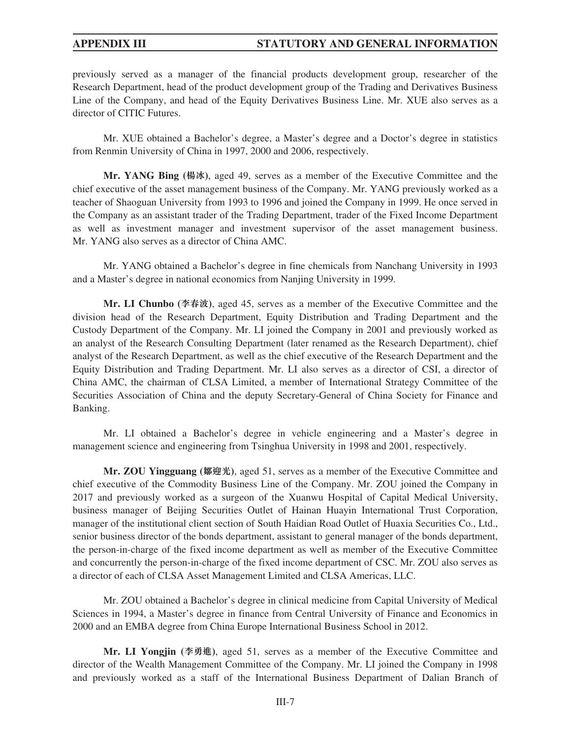previously served as a manager of the financial products development group, researcher of the Research Department, head of the product development group of the Trading and Derivatives Business Line of the Company, and head of the Equity Derivatives Business Line. Mr. XUE also serves as a director of CITIC Futures.

Mr. XUE obtained a Bachelor's degree, a Master's degree and a Doctor's degree in statistics from Renmin University of China in 1997, 2000 and 2006, respectively.

**Mr. YANG Bing (楊冰)**, aged 49, serves as a member of the Executive Committee and the chief executive of the asset management business of the Company. Mr. YANG previously worked as a teacher of Shaoguan University from 1993 to 1996 and joined the Company in 1999. He once served in the Company as an assistant trader of the Trading Department, trader of the Fixed Income Department as well as investment manager and investment supervisor of the asset management business. Mr. YANG also serves as a director of China AMC.

Mr. YANG obtained a Bachelor's degree in fine chemicals from Nanchang University in 1993 and a Master's degree in national economics from Nanjing University in 1999.

**Mr. LI Chunbo (李春波)**, aged 45, serves as a member of the Executive Committee and the division head of the Research Department, Equity Distribution and Trading Department and the Custody Department of the Company. Mr. LI joined the Company in 2001 and previously worked as an analyst of the Research Consulting Department (later renamed as the Research Department), chief analyst of the Research Department, as well as the chief executive of the Research Department and the Equity Distribution and Trading Department. Mr. LI also serves as a director of CSI, a director of China AMC, the chairman of CLSA Limited, a member of International Strategy Committee of the Securities Association of China and the deputy Secretary-General of China Society for Finance and Banking.

Mr. LI obtained a Bachelor's degree in vehicle engineering and a Master's degree in management science and engineering from Tsinghua University in 1998 and 2001, respectively.

**Mr. ZOU Yingguang (鄒迎光)**, aged 51, serves as a member of the Executive Committee and chief executive of the Commodity Business Line of the Company. Mr. ZOU joined the Company in 2017 and previously worked as a surgeon of the Xuanwu Hospital of Capital Medical University, business manager of Beijing Securities Outlet of Hainan Huayin International Trust Corporation, manager of the institutional client section of South Haidian Road Outlet of Huaxia Securities Co., Ltd., senior business director of the bonds department, assistant to general manager of the bonds department, the person-in-charge of the fixed income department as well as member of the Executive Committee and concurrently the person-in-charge of the fixed income department of CSC. Mr. ZOU also serves as a director of each of CLSA Asset Management Limited and CLSA Americas, LLC.

Mr. ZOU obtained a Bachelor's degree in clinical medicine from Capital University of Medical Sciences in 1994, a Master's degree in finance from Central University of Finance and Economics in 2000 and an EMBA degree from China Europe International Business School in 2012.

**Mr. LI Yongjin (李勇進)**, aged 51, serves as a member of the Executive Committee and director of the Wealth Management Committee of the Company. Mr. LI joined the Company in 1998 and previously worked as a staff of the International Business Department of Dalian Branch of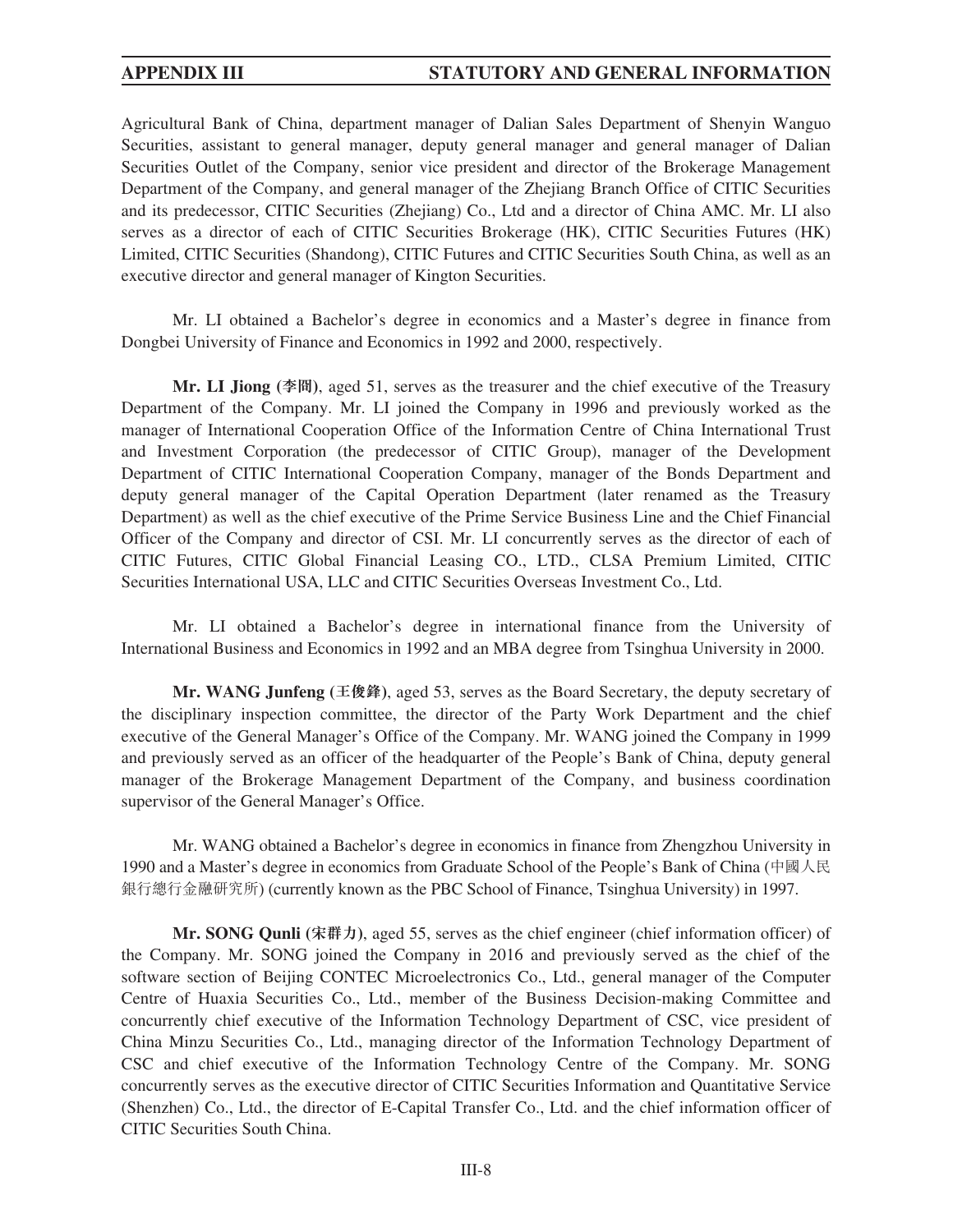Agricultural Bank of China, department manager of Dalian Sales Department of Shenyin Wanguo Securities, assistant to general manager, deputy general manager and general manager of Dalian Securities Outlet of the Company, senior vice president and director of the Brokerage Management Department of the Company, and general manager of the Zhejiang Branch Office of CITIC Securities and its predecessor, CITIC Securities (Zhejiang) Co., Ltd and a director of China AMC. Mr. LI also serves as a director of each of CITIC Securities Brokerage (HK), CITIC Securities Futures (HK) Limited, CITIC Securities (Shandong), CITIC Futures and CITIC Securities South China, as well as an executive director and general manager of Kington Securities.

Mr. LI obtained a Bachelor's degree in economics and a Master's degree in finance from Dongbei University of Finance and Economics in 1992 and 2000, respectively.

**Mr. LI Jiong (李冏)**, aged 51, serves as the treasurer and the chief executive of the Treasury Department of the Company. Mr. LI joined the Company in 1996 and previously worked as the manager of International Cooperation Office of the Information Centre of China International Trust and Investment Corporation (the predecessor of CITIC Group), manager of the Development Department of CITIC International Cooperation Company, manager of the Bonds Department and deputy general manager of the Capital Operation Department (later renamed as the Treasury Department) as well as the chief executive of the Prime Service Business Line and the Chief Financial Officer of the Company and director of CSI. Mr. LI concurrently serves as the director of each of CITIC Futures, CITIC Global Financial Leasing CO., LTD., CLSA Premium Limited, CITIC Securities International USA, LLC and CITIC Securities Overseas Investment Co., Ltd.

Mr. LI obtained a Bachelor's degree in international finance from the University of International Business and Economics in 1992 and an MBA degree from Tsinghua University in 2000.

**Mr. WANG Junfeng (王俊鋒)**, aged 53, serves as the Board Secretary, the deputy secretary of the disciplinary inspection committee, the director of the Party Work Department and the chief executive of the General Manager's Office of the Company. Mr. WANG joined the Company in 1999 and previously served as an officer of the headquarter of the People's Bank of China, deputy general manager of the Brokerage Management Department of the Company, and business coordination supervisor of the General Manager's Office.

Mr. WANG obtained a Bachelor's degree in economics in finance from Zhengzhou University in 1990 and a Master's degree in economics from Graduate School of the People's Bank of China (中國人民銀行總行金融研究所) (currently known as the PBC School of Finance, Tsinghua University) in 1997.

**Mr. SONG Qunli (宋群力)**, aged 55, serves as the chief engineer (chief information officer) of the Company. Mr. SONG joined the Company in 2016 and previously served as the chief of the software section of Beijing CONTEC Microelectronics Co., Ltd., general manager of the Computer Centre of Huaxia Securities Co., Ltd., member of the Business Decision-making Committee and concurrently chief executive of the Information Technology Department of CSC, vice president of China Minzu Securities Co., Ltd., managing director of the Information Technology Department of CSC and chief executive of the Information Technology Centre of the Company. Mr. SONG concurrently serves as the executive director of CITIC Securities Information and Quantitative Service (Shenzhen) Co., Ltd., the director of E-Capital Transfer Co., Ltd. and the chief information officer of CITIC Securities South China.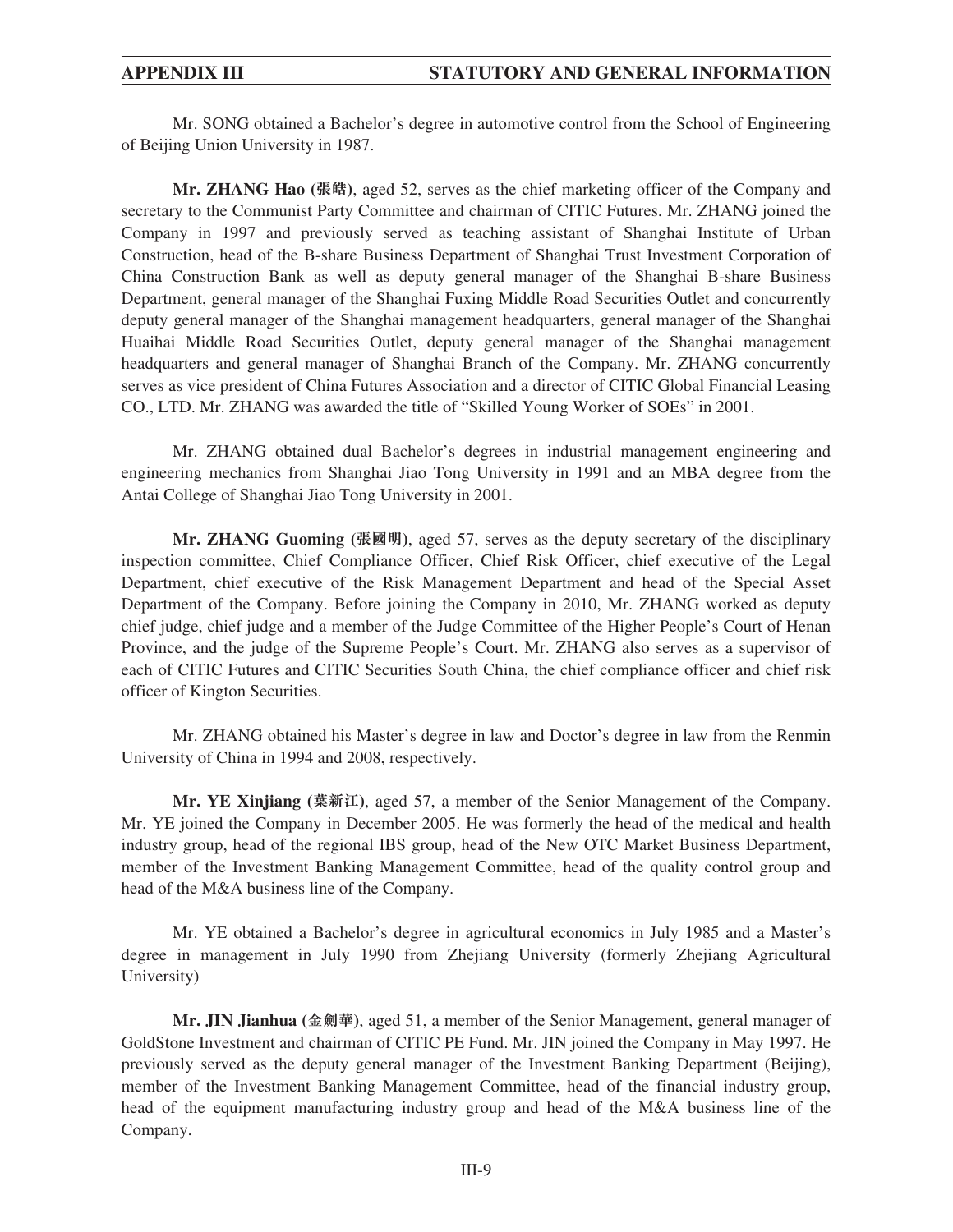Mr. SONG obtained a Bachelor's degree in automotive control from the School of Engineering of Beijing Union University in 1987.

**Mr. ZHANG Hao (張皓)**, aged 52, serves as the chief marketing officer of the Company and secretary to the Communist Party Committee and chairman of CITIC Futures. Mr. ZHANG joined the Company in 1997 and previously served as teaching assistant of Shanghai Institute of Urban Construction, head of the B-share Business Department of Shanghai Trust Investment Corporation of China Construction Bank as well as deputy general manager of the Shanghai B-share Business Department, general manager of the Shanghai Fuxing Middle Road Securities Outlet and concurrently deputy general manager of the Shanghai management headquarters, general manager of the Shanghai Huaihai Middle Road Securities Outlet, deputy general manager of the Shanghai management headquarters and general manager of Shanghai Branch of the Company. Mr. ZHANG concurrently serves as vice president of China Futures Association and a director of CITIC Global Financial Leasing CO., LTD. Mr. ZHANG was awarded the title of "Skilled Young Worker of SOEs" in 2001.

Mr. ZHANG obtained dual Bachelor's degrees in industrial management engineering and engineering mechanics from Shanghai Jiao Tong University in 1991 and an MBA degree from the Antai College of Shanghai Jiao Tong University in 2001.

**Mr. ZHANG Guoming (張國明)**, aged 57, serves as the deputy secretary of the disciplinary inspection committee, Chief Compliance Officer, Chief Risk Officer, chief executive of the Legal Department, chief executive of the Risk Management Department and head of the Special Asset Department of the Company. Before joining the Company in 2010, Mr. ZHANG worked as deputy chief judge, chief judge and a member of the Judge Committee of the Higher People's Court of Henan Province, and the judge of the Supreme People's Court. Mr. ZHANG also serves as a supervisor of each of CITIC Futures and CITIC Securities South China, the chief compliance officer and chief risk officer of Kington Securities.

Mr. ZHANG obtained his Master's degree in law and Doctor's degree in law from the Renmin University of China in 1994 and 2008, respectively.

**Mr. YE Xinjiang (葉新江)**, aged 57, a member of the Senior Management of the Company. Mr. YE joined the Company in December 2005. He was formerly the head of the medical and health industry group, head of the regional IBS group, head of the New OTC Market Business Department, member of the Investment Banking Management Committee, head of the quality control group and head of the M&A business line of the Company.

Mr. YE obtained a Bachelor's degree in agricultural economics in July 1985 and a Master's degree in management in July 1990 from Zhejiang University (formerly Zhejiang Agricultural University)

**Mr. JIN Jianhua (金劍華)**, aged 51, a member of the Senior Management, general manager of GoldStone Investment and chairman of CITIC PE Fund. Mr. JIN joined the Company in May 1997. He previously served as the deputy general manager of the Investment Banking Department (Beijing), member of the Investment Banking Management Committee, head of the financial industry group, head of the equipment manufacturing industry group and head of the M&A business line of the Company.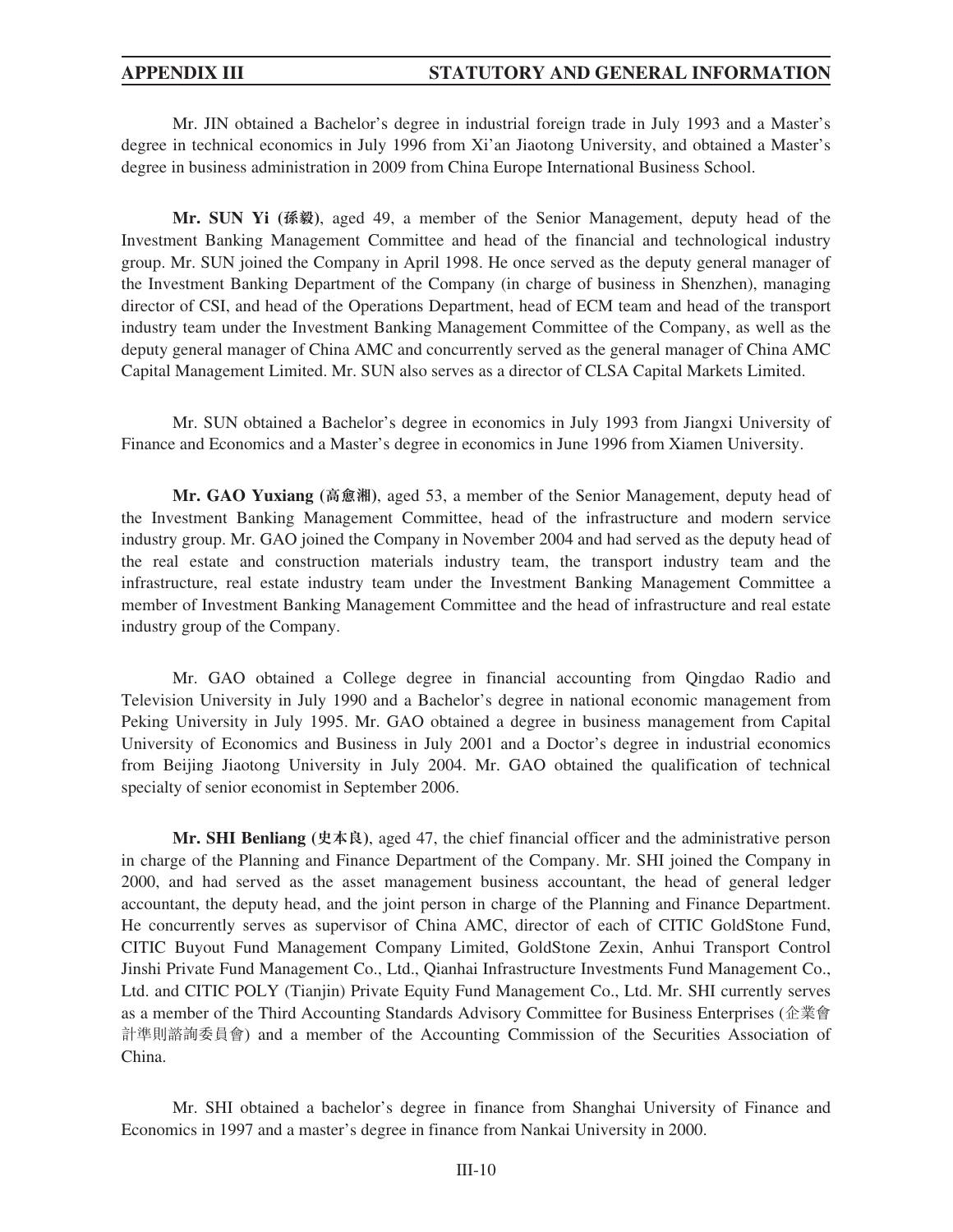Mr. JIN obtained a Bachelor's degree in industrial foreign trade in July 1993 and a Master's degree in technical economics in July 1996 from Xi'an Jiaotong University, and obtained a Master's degree in business administration in 2009 from China Europe International Business School.

**Mr. SUN Yi (孫毅)**, aged 49, a member of the Senior Management, deputy head of the Investment Banking Management Committee and head of the financial and technological industry group. Mr. SUN joined the Company in April 1998. He once served as the deputy general manager of the Investment Banking Department of the Company (in charge of business in Shenzhen), managing director of CSI, and head of the Operations Department, head of ECM team and head of the transport industry team under the Investment Banking Management Committee of the Company, as well as the deputy general manager of China AMC and concurrently served as the general manager of China AMC Capital Management Limited. Mr. SUN also serves as a director of CLSA Capital Markets Limited.

Mr. SUN obtained a Bachelor's degree in economics in July 1993 from Jiangxi University of Finance and Economics and a Master's degree in economics in June 1996 from Xiamen University.

**Mr. GAO Yuxiang (高愈湘)**, aged 53, a member of the Senior Management, deputy head of the Investment Banking Management Committee, head of the infrastructure and modern service industry group. Mr. GAO joined the Company in November 2004 and had served as the deputy head of the real estate and construction materials industry team, the transport industry team and the infrastructure, real estate industry team under the Investment Banking Management Committee a member of Investment Banking Management Committee and the head of infrastructure and real estate industry group of the Company.

Mr. GAO obtained a College degree in financial accounting from Qingdao Radio and Television University in July 1990 and a Bachelor's degree in national economic management from Peking University in July 1995. Mr. GAO obtained a degree in business management from Capital University of Economics and Business in July 2001 and a Doctor's degree in industrial economics from Beijing Jiaotong University in July 2004. Mr. GAO obtained the qualification of technical specialty of senior economist in September 2006.

**Mr. SHI Benliang (史本良)**, aged 47, the chief financial officer and the administrative person in charge of the Planning and Finance Department of the Company. Mr. SHI joined the Company in 2000, and had served as the asset management business accountant, the head of general ledger accountant, the deputy head, and the joint person in charge of the Planning and Finance Department. He concurrently serves as supervisor of China AMC, director of each of CITIC GoldStone Fund, CITIC Buyout Fund Management Company Limited, GoldStone Zexin, Anhui Transport Control Jinshi Private Fund Management Co., Ltd., Qianhai Infrastructure Investments Fund Management Co., Ltd. and CITIC POLY (Tianjin) Private Equity Fund Management Co., Ltd. Mr. SHI currently serves as a member of the Third Accounting Standards Advisory Committee for Business Enterprises (企業會計準則諮詢委員會) and a member of the Accounting Commission of the Securities Association of China.

Mr. SHI obtained a bachelor's degree in finance from Shanghai University of Finance and Economics in 1997 and a master's degree in finance from Nankai University in 2000.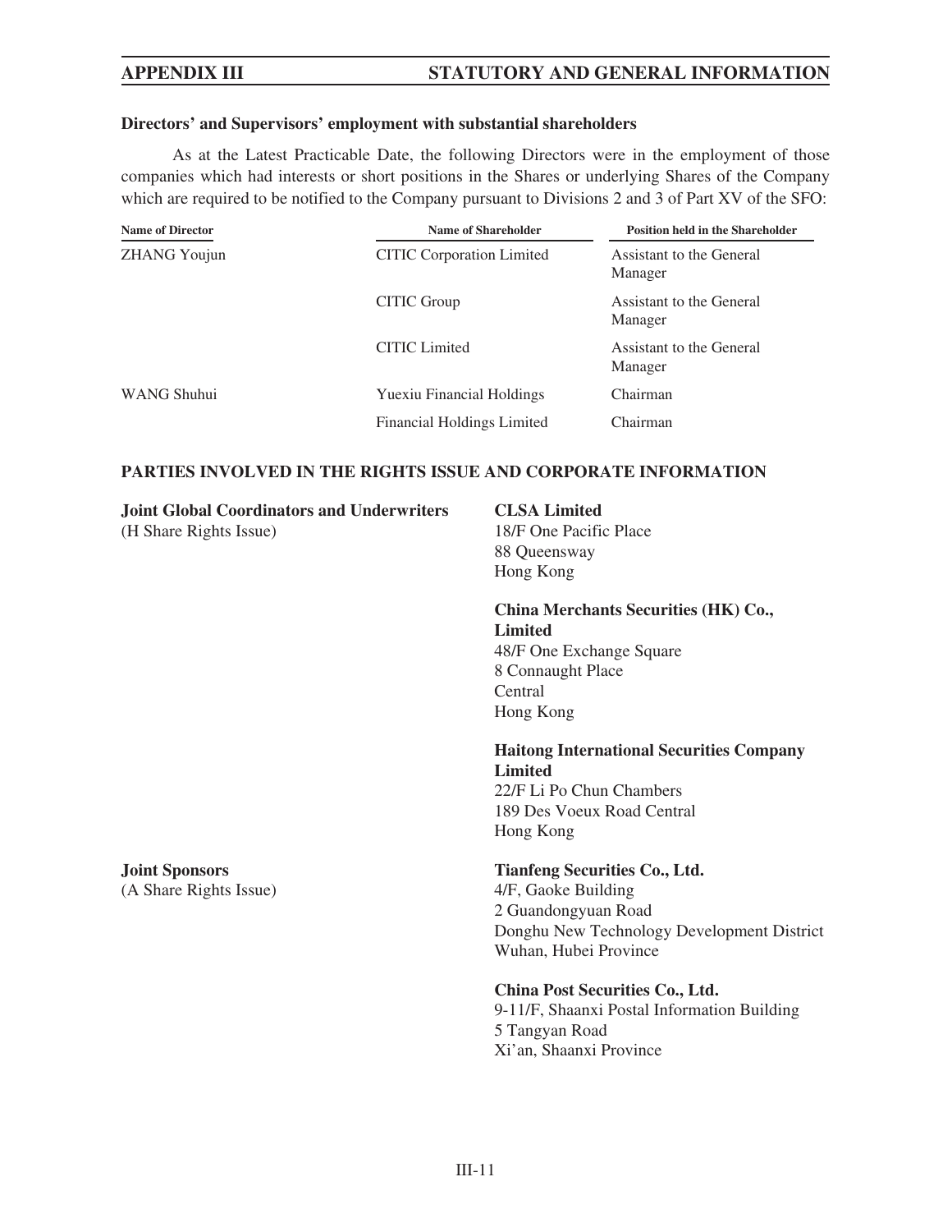**Directors' and Supervisors' employment with substantial shareholders**

As at the Latest Practicable Date, the following Directors were in the employment of those companies which had interests or short positions in the Shares or underlying Shares of the Company which are required to be notified to the Company pursuant to Divisions 2 and 3 of Part XV of the SFO:

| Name of Director | Name of Shareholder | Position held in the Shareholder |
|---|---|---|
| ZHANG Youjun | CITIC Corporation Limited | Assistant to the General Manager |
| | CITIC Group | Assistant to the General Manager |
| | CITIC Limited | Assistant to the General Manager |
| WANG Shuhui | Yuexiu Financial Holdings | Chairman |
| | Financial Holdings Limited | Chairman |

## PARTIES INVOLVED IN THE RIGHTS ISSUE AND CORPORATE INFORMATION

**Joint Global Coordinators and Underwriters**
(H Share Rights Issue)

**CLSA Limited**
18/F One Pacific Place
88 Queensway
Hong Kong

**China Merchants Securities (HK) Co., Limited**
48/F One Exchange Square
8 Connaught Place
Central
Hong Kong

**Haitong International Securities Company Limited**
22/F Li Po Chun Chambers
189 Des Voeux Road Central
Hong Kong

**Joint Sponsors**
(A Share Rights Issue)

**Tianfeng Securities Co., Ltd.**
4/F, Gaoke Building
2 Guandongyuan Road
Donghu New Technology Development District
Wuhan, Hubei Province

**China Post Securities Co., Ltd.**
9-11/F, Shaanxi Postal Information Building
5 Tangyan Road
Xi'an, Shaanxi Province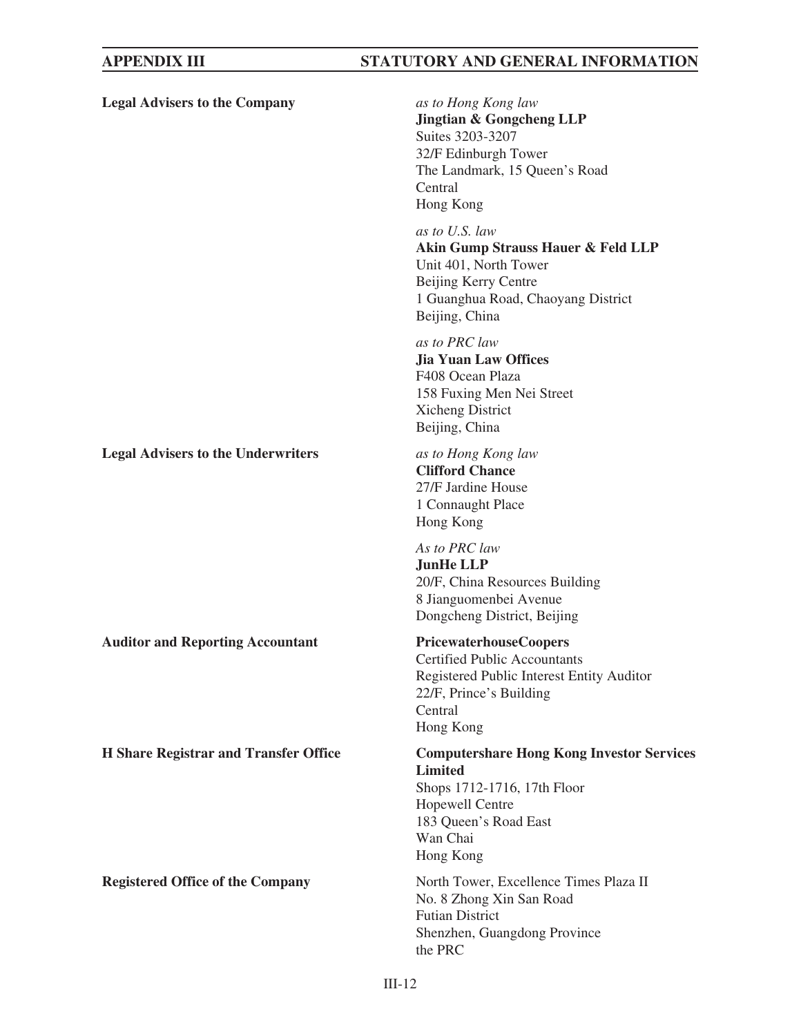**Legal Advisers to the Company**

*as to Hong Kong law*
**Jingtian & Gongcheng LLP**
Suites 3203-3207
32/F Edinburgh Tower
The Landmark, 15 Queen's Road
Central
Hong Kong

*as to U.S. law*
**Akin Gump Strauss Hauer & Feld LLP**
Unit 401, North Tower
Beijing Kerry Centre
1 Guanghua Road, Chaoyang District
Beijing, China

*as to PRC law*
**Jia Yuan Law Offices**
F408 Ocean Plaza
158 Fuxing Men Nei Street
Xicheng District
Beijing, China

**Legal Advisers to the Underwriters**

*as to Hong Kong law*
**Clifford Chance**
27/F Jardine House
1 Connaught Place
Hong Kong

*As to PRC law*
**JunHe LLP**
20/F, China Resources Building
8 Jianguomenbei Avenue
Dongcheng District, Beijing

**Auditor and Reporting Accountant**

**PricewaterhouseCoopers**
Certified Public Accountants
Registered Public Interest Entity Auditor
22/F, Prince's Building
Central
Hong Kong

**H Share Registrar and Transfer Office**

**Computershare Hong Kong Investor Services Limited**
Shops 1712-1716, 17th Floor
Hopewell Centre
183 Queen's Road East
Wan Chai
Hong Kong

**Registered Office of the Company**

North Tower, Excellence Times Plaza II
No. 8 Zhong Xin San Road
Futian District
Shenzhen, Guangdong Province
the PRC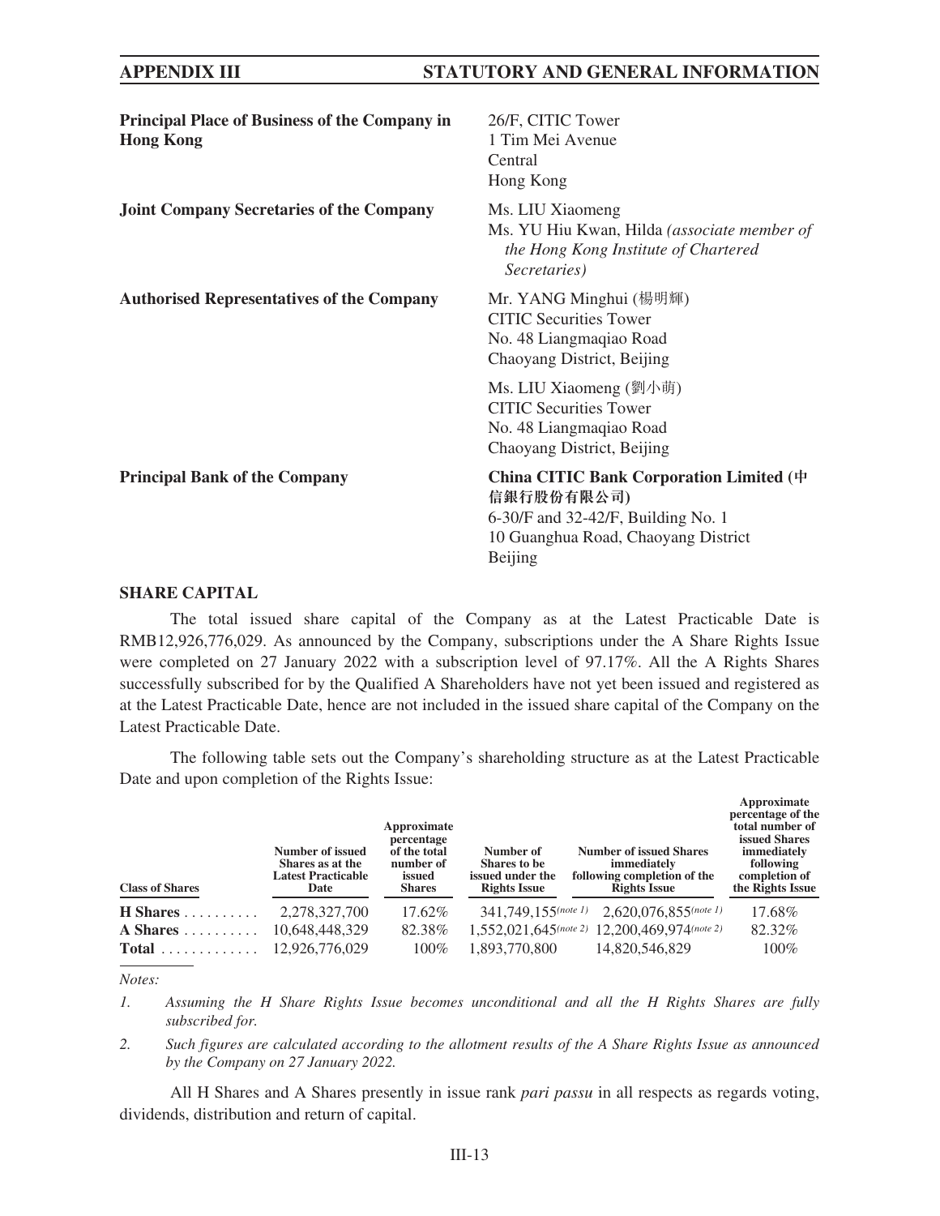| | |
|---|---|
| **Principal Place of Business of the Company in Hong Kong** | 26/F, CITIC Tower<br>1 Tim Mei Avenue<br>Central<br>Hong Kong |
| **Joint Company Secretaries of the Company** | Ms. LIU Xiaomeng<br>Ms. YU Hiu Kwan, Hilda *(associate member of the Hong Kong Institute of Chartered Secretaries)* |
| **Authorised Representatives of the Company** | Mr. YANG Minghui (楊明輝)<br>CITIC Securities Tower<br>No. 48 Liangmaqiao Road<br>Chaoyang District, Beijing<br><br>Ms. LIU Xiaomeng (劉小萌)<br>CITIC Securities Tower<br>No. 48 Liangmaqiao Road<br>Chaoyang District, Beijing |
| **Principal Bank of the Company** | **China CITIC Bank Corporation Limited (中信銀行股份有限公司)**<br>6-30/F and 32-42/F, Building No. 1<br>10 Guanghua Road, Chaoyang District<br>Beijing |

## SHARE CAPITAL

The total issued share capital of the Company as at the Latest Practicable Date is RMB12,926,776,029. As announced by the Company, subscriptions under the A Share Rights Issue were completed on 27 January 2022 with a subscription level of 97.17%. All the A Rights Shares successfully subscribed for by the Qualified A Shareholders have not yet been issued and registered as at the Latest Practicable Date, hence are not included in the issued share capital of the Company on the Latest Practicable Date.

The following table sets out the Company's shareholding structure as at the Latest Practicable Date and upon completion of the Rights Issue:

| Class of Shares | Number of issued Shares as at the Latest Practicable Date | Approximate percentage of the total number of issued Shares | Number of Shares to be issued under the Rights Issue | Number of issued Shares immediately following completion of the Rights Issue | Approximate percentage of the total number of issued Shares immediately following completion of the Rights Issue |
|---|---|---|---|---|---|
| **H Shares** | 2,278,327,700 | 17.62% | 341,749,155*(note 1)* | 2,620,076,855*(note 1)* | 17.68% |
| **A Shares** | 10,648,448,329 | 82.38% | 1,552,021,645*(note 2)* | 12,200,469,974*(note 2)* | 82.32% |
| **Total** | 12,926,776,029 | 100% | 1,893,770,800 | 14,820,546,829 | 100% |

*Notes:*

1. *Assuming the H Share Rights Issue becomes unconditional and all the H Rights Shares are fully subscribed for.*
2. *Such figures are calculated according to the allotment results of the A Share Rights Issue as announced by the Company on 27 January 2022.*

All H Shares and A Shares presently in issue rank *pari passu* in all respects as regards voting, dividends, distribution and return of capital.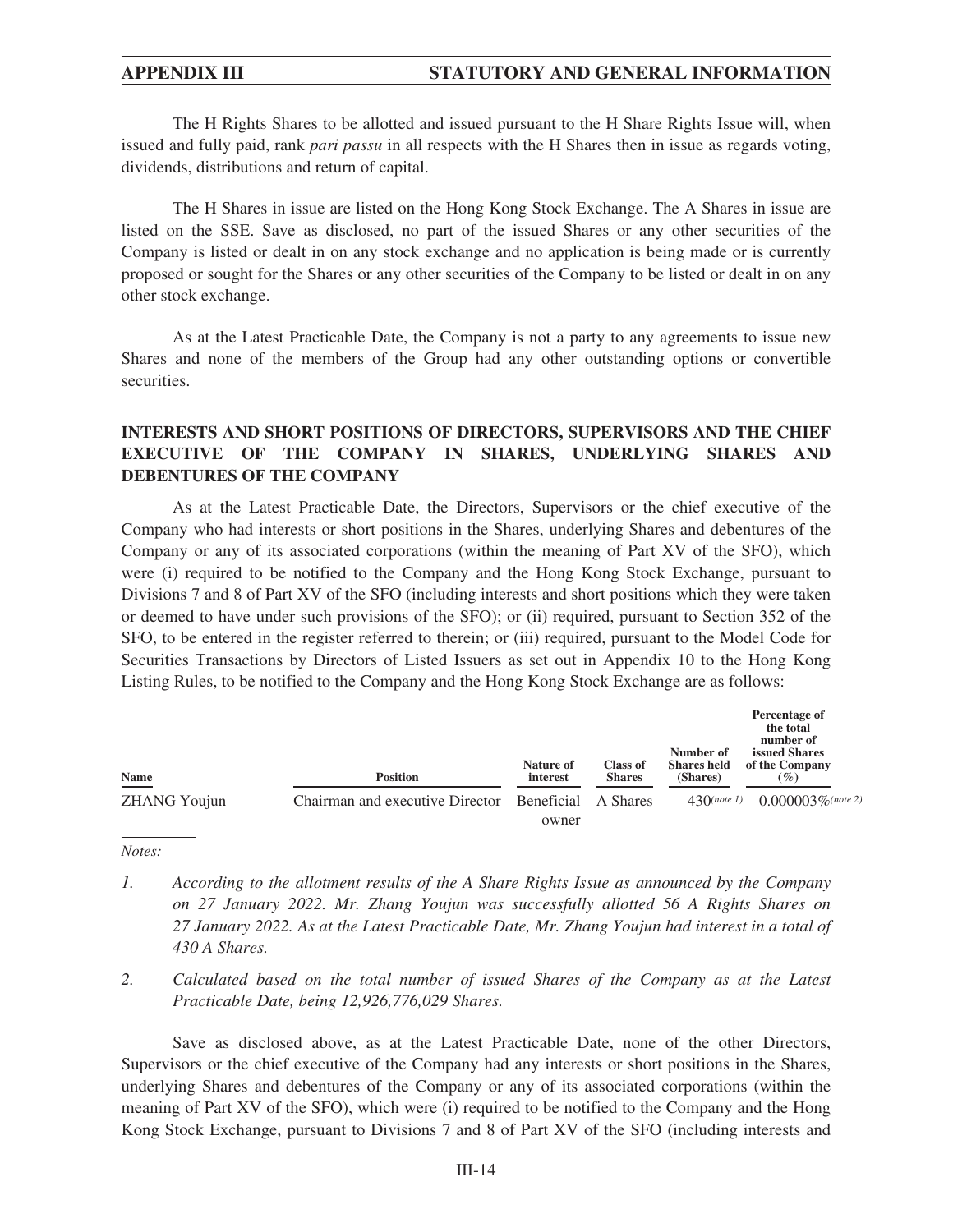The H Rights Shares to be allotted and issued pursuant to the H Share Rights Issue will, when issued and fully paid, rank *pari passu* in all respects with the H Shares then in issue as regards voting, dividends, distributions and return of capital.

The H Shares in issue are listed on the Hong Kong Stock Exchange. The A Shares in issue are listed on the SSE. Save as disclosed, no part of the issued Shares or any other securities of the Company is listed or dealt in on any stock exchange and no application is being made or is currently proposed or sought for the Shares or any other securities of the Company to be listed or dealt in on any other stock exchange.

As at the Latest Practicable Date, the Company is not a party to any agreements to issue new Shares and none of the members of the Group had any other outstanding options or convertible securities.

## INTERESTS AND SHORT POSITIONS OF DIRECTORS, SUPERVISORS AND THE CHIEF EXECUTIVE OF THE COMPANY IN SHARES, UNDERLYING SHARES AND DEBENTURES OF THE COMPANY

As at the Latest Practicable Date, the Directors, Supervisors or the chief executive of the Company who had interests or short positions in the Shares, underlying Shares and debentures of the Company or any of its associated corporations (within the meaning of Part XV of the SFO), which were (i) required to be notified to the Company and the Hong Kong Stock Exchange, pursuant to Divisions 7 and 8 of Part XV of the SFO (including interests and short positions which they were taken or deemed to have under such provisions of the SFO); or (ii) required, pursuant to Section 352 of the SFO, to be entered in the register referred to therein; or (iii) required, pursuant to the Model Code for Securities Transactions by Directors of Listed Issuers as set out in Appendix 10 to the Hong Kong Listing Rules, to be notified to the Company and the Hong Kong Stock Exchange are as follows:

| Name | Position | Nature of interest | Class of Shares | Number of Shares held (Shares) | Percentage of the total number of issued Shares of the Company (%) |
|---|---|---|---|---|---|
| ZHANG Youjun | Chairman and executive Director | Beneficial owner | A Shares | 430 (note 1) | 0.000003% (note 2) |

*Notes:*

1. *According to the allotment results of the A Share Rights Issue as announced by the Company on 27 January 2022. Mr. Zhang Youjun was successfully allotted 56 A Rights Shares on 27 January 2022. As at the Latest Practicable Date, Mr. Zhang Youjun had interest in a total of 430 A Shares.*

2. *Calculated based on the total number of issued Shares of the Company as at the Latest Practicable Date, being 12,926,776,029 Shares.*

Save as disclosed above, as at the Latest Practicable Date, none of the other Directors, Supervisors or the chief executive of the Company had any interests or short positions in the Shares, underlying Shares and debentures of the Company or any of its associated corporations (within the meaning of Part XV of the SFO), which were (i) required to be notified to the Company and the Hong Kong Stock Exchange, pursuant to Divisions 7 and 8 of Part XV of the SFO (including interests and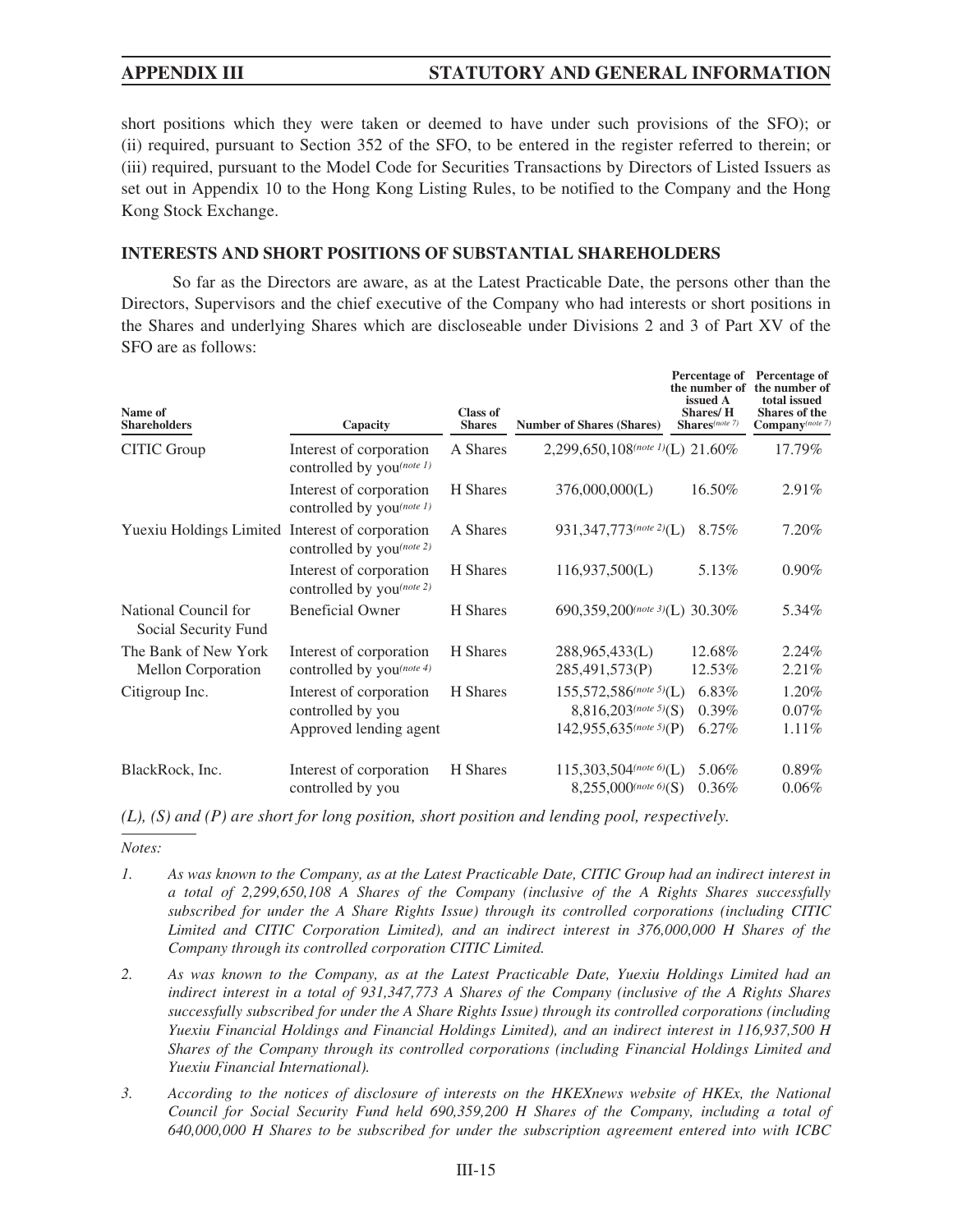short positions which they were taken or deemed to have under such provisions of the SFO); or (ii) required, pursuant to Section 352 of the SFO, to be entered in the register referred to therein; or (iii) required, pursuant to the Model Code for Securities Transactions by Directors of Listed Issuers as set out in Appendix 10 to the Hong Kong Listing Rules, to be notified to the Company and the Hong Kong Stock Exchange.

## INTERESTS AND SHORT POSITIONS OF SUBSTANTIAL SHAREHOLDERS

So far as the Directors are aware, as at the Latest Practicable Date, the persons other than the Directors, Supervisors and the chief executive of the Company who had interests or short positions in the Shares and underlying Shares which are discloseable under Divisions 2 and 3 of Part XV of the SFO are as follows:

| Name of Shareholders | Capacity | Class of Shares | Number of Shares (Shares) | Percentage of the number of issued A Shares/ H Shares(note 7) | Percentage of the number of total issued Shares of the Company(note 7) |
|---|---|---|---|---|---|
| CITIC Group | Interest of corporation controlled by you(note 1) | A Shares | 2,299,650,108(note 1)(L) | 21.60% | 17.79% |
| | Interest of corporation controlled by you(note 1) | H Shares | 376,000,000(L) | 16.50% | 2.91% |
| Yuexiu Holdings Limited | Interest of corporation controlled by you(note 2) | A Shares | 931,347,773(note 2)(L) | 8.75% | 7.20% |
| | Interest of corporation controlled by you(note 2) | H Shares | 116,937,500(L) | 5.13% | 0.90% |
| National Council for Social Security Fund | Beneficial Owner | H Shares | 690,359,200(note 3)(L) | 30.30% | 5.34% |
| The Bank of New York Mellon Corporation | Interest of corporation controlled by you(note 4) | H Shares | 288,965,433(L)<br>285,491,573(P) | 12.68%<br>12.53% | 2.24%<br>2.21% |
| Citigroup Inc. | Interest of corporation controlled by you<br>Approved lending agent | H Shares | 155,572,586(note 5)(L)<br>8,816,203(note 5)(S)<br>142,955,635(note 5)(P) | 6.83%<br>0.39%<br>6.27% | 1.20%<br>0.07%<br>1.11% |
| BlackRock, Inc. | Interest of corporation controlled by you | H Shares | 115,303,504(note 6)(L)<br>8,255,000(note 6)(S) | 5.06%<br>0.36% | 0.89%<br>0.06% |

*(L), (S) and (P) are short for long position, short position and lending pool, respectively.*

*Notes:*

1. *As was known to the Company, as at the Latest Practicable Date, CITIC Group had an indirect interest in a total of 2,299,650,108 A Shares of the Company (inclusive of the A Rights Shares successfully subscribed for under the A Share Rights Issue) through its controlled corporations (including CITIC Limited and CITIC Corporation Limited), and an indirect interest in 376,000,000 H Shares of the Company through its controlled corporation CITIC Limited.*

2. *As was known to the Company, as at the Latest Practicable Date, Yuexiu Holdings Limited had an indirect interest in a total of 931,347,773 A Shares of the Company (inclusive of the A Rights Shares successfully subscribed for under the A Share Rights Issue) through its controlled corporations (including Yuexiu Financial Holdings and Financial Holdings Limited), and an indirect interest in 116,937,500 H Shares of the Company through its controlled corporations (including Financial Holdings Limited and Yuexiu Financial International).*

3. *According to the notices of disclosure of interests on the HKEXnews website of HKEx, the National Council for Social Security Fund held 690,359,200 H Shares of the Company, including a total of 640,000,000 H Shares to be subscribed for under the subscription agreement entered into with ICBC*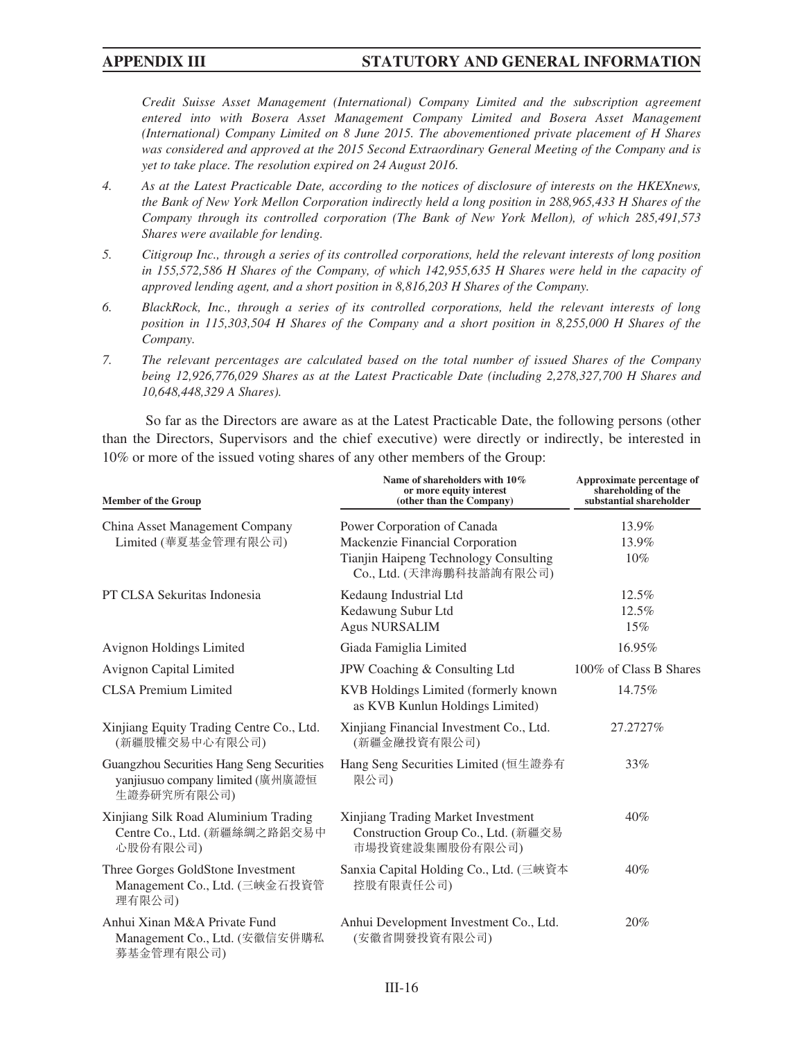*Credit Suisse Asset Management (International) Company Limited and the subscription agreement entered into with Bosera Asset Management Company Limited and Bosera Asset Management (International) Company Limited on 8 June 2015. The abovementioned private placement of H Shares was considered and approved at the 2015 Second Extraordinary General Meeting of the Company and is yet to take place. The resolution expired on 24 August 2016.*

4. *As at the Latest Practicable Date, according to the notices of disclosure of interests on the HKEXnews, the Bank of New York Mellon Corporation indirectly held a long position in 288,965,433 H Shares of the Company through its controlled corporation (The Bank of New York Mellon), of which 285,491,573 Shares were available for lending.*

5. *Citigroup Inc., through a series of its controlled corporations, held the relevant interests of long position in 155,572,586 H Shares of the Company, of which 142,955,635 H Shares were held in the capacity of approved lending agent, and a short position in 8,816,203 H Shares of the Company.*

6. *BlackRock, Inc., through a series of its controlled corporations, held the relevant interests of long position in 115,303,504 H Shares of the Company and a short position in 8,255,000 H Shares of the Company.*

7. *The relevant percentages are calculated based on the total number of issued Shares of the Company being 12,926,776,029 Shares as at the Latest Practicable Date (including 2,278,327,700 H Shares and 10,648,448,329 A Shares).*

So far as the Directors are aware as at the Latest Practicable Date, the following persons (other than the Directors, Supervisors and the chief executive) were directly or indirectly, be interested in 10% or more of the issued voting shares of any other members of the Group:

| Member of the Group | Name of shareholders with 10% or more equity interest (other than the Company) | Approximate percentage of shareholding of the substantial shareholder |
|---|---|---|
| China Asset Management Company Limited (華夏基金管理有限公司) | Power Corporation of Canada | 13.9% |
| | Mackenzie Financial Corporation | 13.9% |
| | Tianjin Haipeng Technology Consulting Co., Ltd. (天津海鵬科技諮詢有限公司) | 10% |
| PT CLSA Sekuritas Indonesia | Kedaung Industrial Ltd | 12.5% |
| | Kedawung Subur Ltd | 12.5% |
| | Agus NURSALIM | 15% |
| Avignon Holdings Limited | Giada Famiglia Limited | 16.95% |
| Avignon Capital Limited | JPW Coaching & Consulting Ltd | 100% of Class B Shares |
| CLSA Premium Limited | KVB Holdings Limited (formerly known as KVB Kunlun Holdings Limited) | 14.75% |
| Xinjiang Equity Trading Centre Co., Ltd. (新疆股權交易中心有限公司) | Xinjiang Financial Investment Co., Ltd. (新疆金融投資有限公司) | 27.2727% |
| Guangzhou Securities Hang Seng Securities yanjiusuo company limited (廣州廣證恒生證券研究所有限公司) | Hang Seng Securities Limited (恒生證券有限公司) | 33% |
| Xinjiang Silk Road Aluminium Trading Centre Co., Ltd. (新疆絲綢之路鋁交易中心股份有限公司) | Xinjiang Trading Market Investment Construction Group Co., Ltd. (新疆交易市場投資建設集團股份有限公司) | 40% |
| Three Gorges GoldStone Investment Management Co., Ltd. (三峽金石投資管理有限公司) | Sanxia Capital Holding Co., Ltd. (三峽資本控股有限責任公司) | 40% |
| Anhui Xinan M&A Private Fund Management Co., Ltd. (安徽信安併購私募基金管理有限公司) | Anhui Development Investment Co., Ltd. (安徽省開發投資有限公司) | 20% |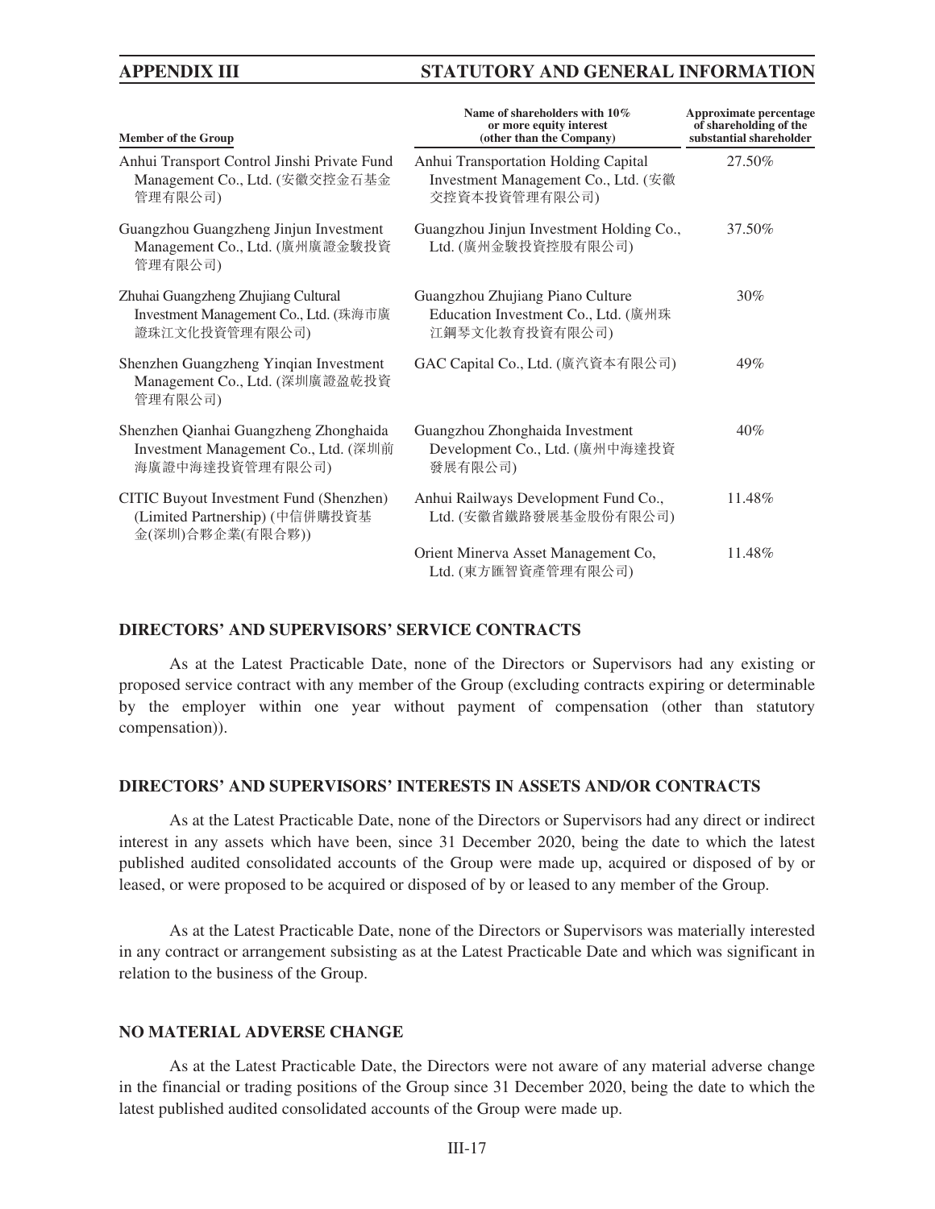| Member of the Group | Name of shareholders with 10% or more equity interest (other than the Company) | Approximate percentage of shareholding of the substantial shareholder |
|---|---|---|
| Anhui Transport Control Jinshi Private Fund Management Co., Ltd. (安徽交控金石基金管理有限公司) | Anhui Transportation Holding Capital Investment Management Co., Ltd. (安徽交控資本投資管理有限公司) | 27.50% |
| Guangzhou Guangzheng Jinjun Investment Management Co., Ltd. (廣州廣證金駿投資管理有限公司) | Guangzhou Jinjun Investment Holding Co., Ltd. (廣州金駿投資控股有限公司) | 37.50% |
| Zhuhai Guangzheng Zhujiang Cultural Investment Management Co., Ltd. (珠海市廣證珠江文化投資管理有限公司) | Guangzhou Zhujiang Piano Culture Education Investment Co., Ltd. (廣州珠江鋼琴文化教育投資有限公司) | 30% |
| Shenzhen Guangzheng Yinqian Investment Management Co., Ltd. (深圳廣證盈乾投資管理有限公司) | GAC Capital Co., Ltd. (廣汽資本有限公司) | 49% |
| Shenzhen Qianhai Guangzheng Zhonghaida Investment Management Co., Ltd. (深圳前海廣證中海達投資管理有限公司) | Guangzhou Zhonghaida Investment Development Co., Ltd. (廣州中海達投資發展有限公司) | 40% |
| CITIC Buyout Investment Fund (Shenzhen) (Limited Partnership) (中信併購投資基金(深圳)合夥企業(有限合夥)) | Anhui Railways Development Fund Co., Ltd. (安徽省鐵路發展基金股份有限公司) | 11.48% |
| | Orient Minerva Asset Management Co, Ltd. (東方匯智資產管理有限公司) | 11.48% |

## DIRECTORS' AND SUPERVISORS' SERVICE CONTRACTS

As at the Latest Practicable Date, none of the Directors or Supervisors had any existing or proposed service contract with any member of the Group (excluding contracts expiring or determinable by the employer within one year without payment of compensation (other than statutory compensation)).

## DIRECTORS' AND SUPERVISORS' INTERESTS IN ASSETS AND/OR CONTRACTS

As at the Latest Practicable Date, none of the Directors or Supervisors had any direct or indirect interest in any assets which have been, since 31 December 2020, being the date to which the latest published audited consolidated accounts of the Group were made up, acquired or disposed of by or leased, or were proposed to be acquired or disposed of by or leased to any member of the Group.

As at the Latest Practicable Date, none of the Directors or Supervisors was materially interested in any contract or arrangement subsisting as at the Latest Practicable Date and which was significant in relation to the business of the Group.

## NO MATERIAL ADVERSE CHANGE

As at the Latest Practicable Date, the Directors were not aware of any material adverse change in the financial or trading positions of the Group since 31 December 2020, being the date to which the latest published audited consolidated accounts of the Group were made up.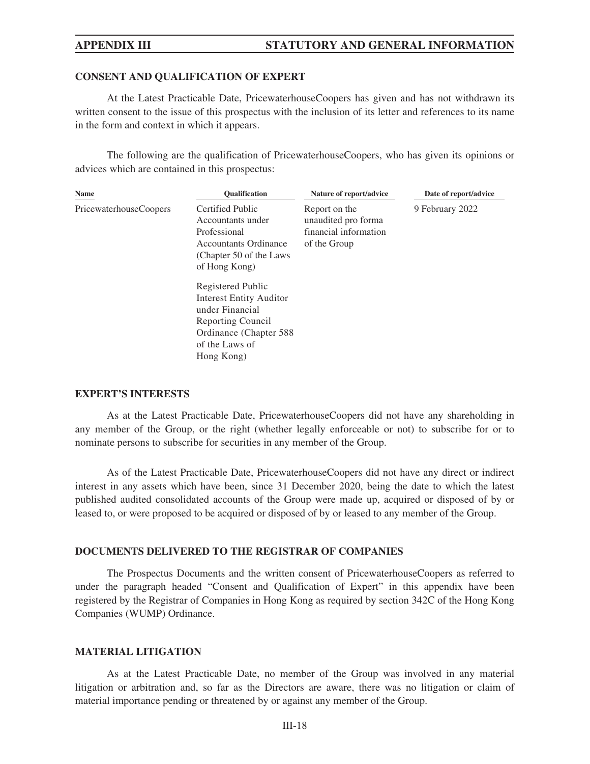## CONSENT AND QUALIFICATION OF EXPERT

At the Latest Practicable Date, PricewaterhouseCoopers has given and has not withdrawn its written consent to the issue of this prospectus with the inclusion of its letter and references to its name in the form and context in which it appears.

The following are the qualification of PricewaterhouseCoopers, who has given its opinions or advices which are contained in this prospectus:

| Name | Qualification | Nature of report/advice | Date of report/advice |
|---|---|---|---|
| PricewaterhouseCoopers | Certified Public Accountants under Professional Accountants Ordinance (Chapter 50 of the Laws of Hong Kong) | Report on the unaudited pro forma financial information of the Group | 9 February 2022 |
| | Registered Public Interest Entity Auditor under Financial Reporting Council Ordinance (Chapter 588 of the Laws of Hong Kong) | | |

## EXPERT'S INTERESTS

As at the Latest Practicable Date, PricewaterhouseCoopers did not have any shareholding in any member of the Group, or the right (whether legally enforceable or not) to subscribe for or to nominate persons to subscribe for securities in any member of the Group.

As of the Latest Practicable Date, PricewaterhouseCoopers did not have any direct or indirect interest in any assets which have been, since 31 December 2020, being the date to which the latest published audited consolidated accounts of the Group were made up, acquired or disposed of by or leased to, or were proposed to be acquired or disposed of by or leased to any member of the Group.

## DOCUMENTS DELIVERED TO THE REGISTRAR OF COMPANIES

The Prospectus Documents and the written consent of PricewaterhouseCoopers as referred to under the paragraph headed "Consent and Qualification of Expert" in this appendix have been registered by the Registrar of Companies in Hong Kong as required by section 342C of the Hong Kong Companies (WUMP) Ordinance.

## MATERIAL LITIGATION

As at the Latest Practicable Date, no member of the Group was involved in any material litigation or arbitration and, so far as the Directors are aware, there was no litigation or claim of material importance pending or threatened by or against any member of the Group.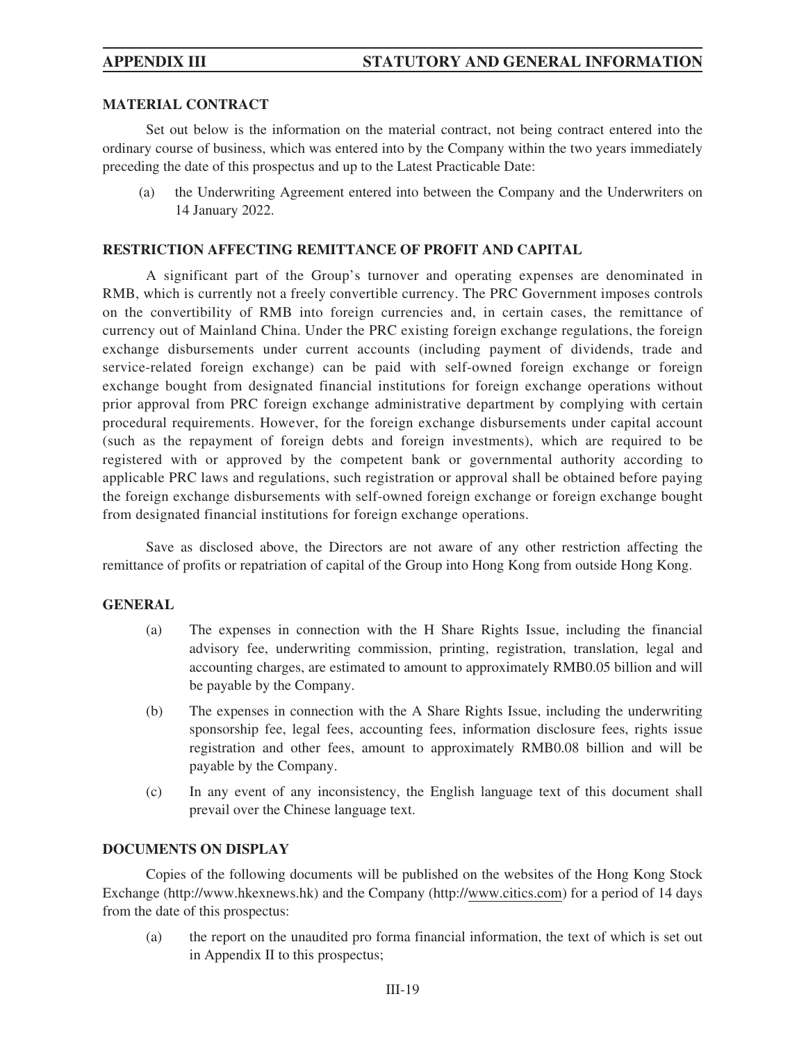## MATERIAL CONTRACT

Set out below is the information on the material contract, not being contract entered into the ordinary course of business, which was entered into by the Company within the two years immediately preceding the date of this prospectus and up to the Latest Practicable Date:

(a) the Underwriting Agreement entered into between the Company and the Underwriters on 14 January 2022.

## RESTRICTION AFFECTING REMITTANCE OF PROFIT AND CAPITAL

A significant part of the Group's turnover and operating expenses are denominated in RMB, which is currently not a freely convertible currency. The PRC Government imposes controls on the convertibility of RMB into foreign currencies and, in certain cases, the remittance of currency out of Mainland China. Under the PRC existing foreign exchange regulations, the foreign exchange disbursements under current accounts (including payment of dividends, trade and service-related foreign exchange) can be paid with self-owned foreign exchange or foreign exchange bought from designated financial institutions for foreign exchange operations without prior approval from PRC foreign exchange administrative department by complying with certain procedural requirements. However, for the foreign exchange disbursements under capital account (such as the repayment of foreign debts and foreign investments), which are required to be registered with or approved by the competent bank or governmental authority according to applicable PRC laws and regulations, such registration or approval shall be obtained before paying the foreign exchange disbursements with self-owned foreign exchange or foreign exchange bought from designated financial institutions for foreign exchange operations.

Save as disclosed above, the Directors are not aware of any other restriction affecting the remittance of profits or repatriation of capital of the Group into Hong Kong from outside Hong Kong.

## GENERAL

(a) The expenses in connection with the H Share Rights Issue, including the financial advisory fee, underwriting commission, printing, registration, translation, legal and accounting charges, are estimated to amount to approximately RMB0.05 billion and will be payable by the Company.

(b) The expenses in connection with the A Share Rights Issue, including the underwriting sponsorship fee, legal fees, accounting fees, information disclosure fees, rights issue registration and other fees, amount to approximately RMB0.08 billion and will be payable by the Company.

(c) In any event of any inconsistency, the English language text of this document shall prevail over the Chinese language text.

## DOCUMENTS ON DISPLAY

Copies of the following documents will be published on the websites of the Hong Kong Stock Exchange (http://www.hkexnews.hk) and the Company (http://www.citics.com) for a period of 14 days from the date of this prospectus:

(a) the report on the unaudited pro forma financial information, the text of which is set out in Appendix II to this prospectus;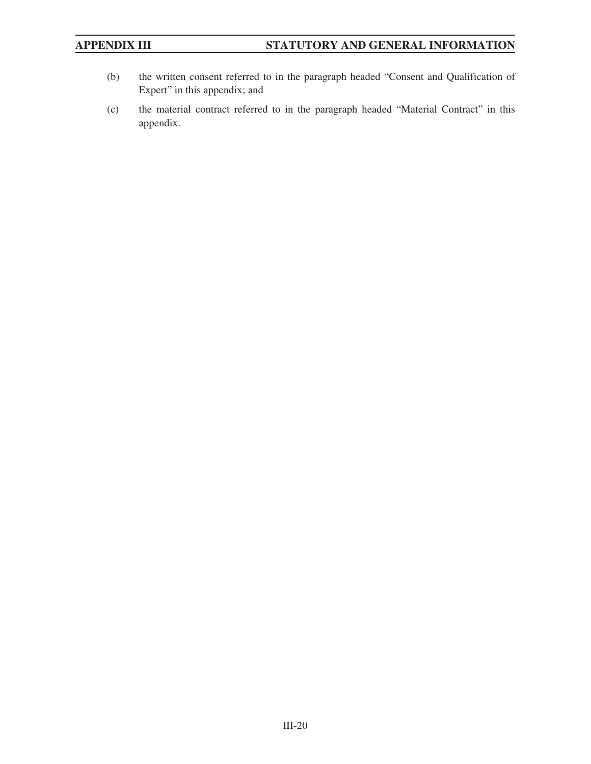(b) the written consent referred to in the paragraph headed "Consent and Qualification of Expert" in this appendix; and

(c) the material contract referred to in the paragraph headed "Material Contract" in this appendix.